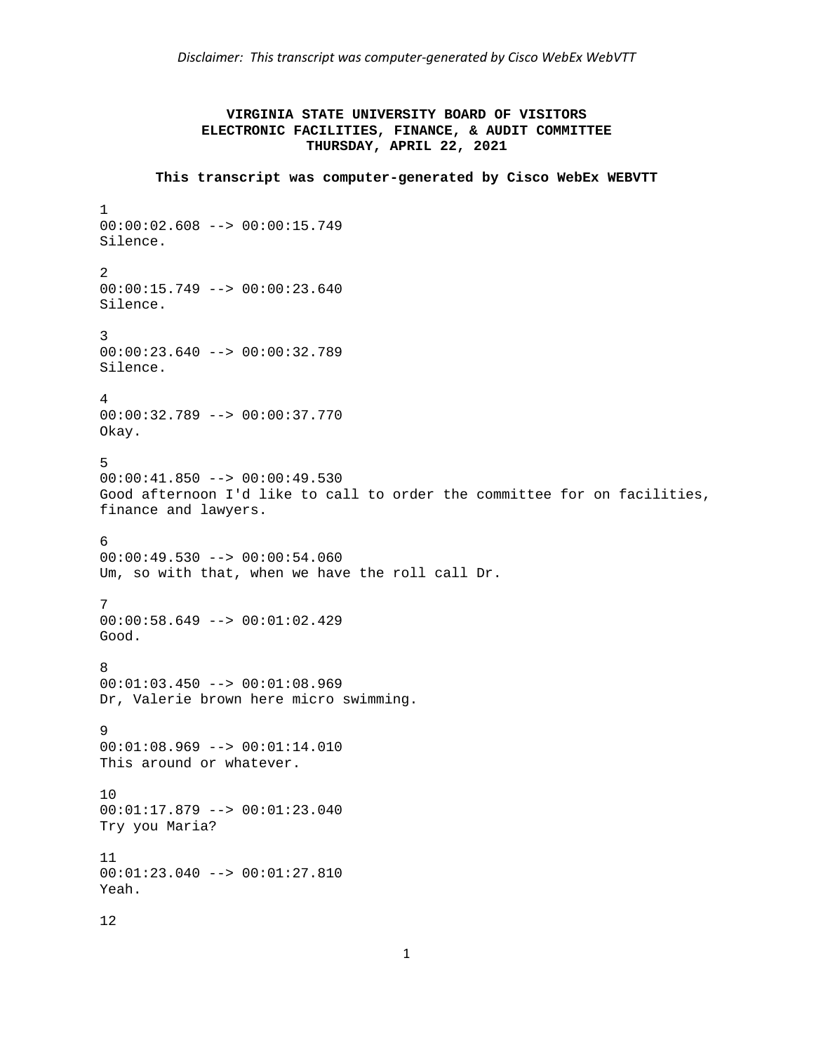*Disclaimer: This transcript was computer-generated by Cisco WebEx WebVTT*

**VIRGINIA STATE UNIVERSITY BOARD OF VISITORS**
**ELECTRONIC FACILITIES, FINANCE, & AUDIT COMMITTEE**
**THURSDAY, APRIL 22, 2021**

**This transcript was computer-generated by Cisco WebEx WEBVTT**

```
1
00:00:02.608 --> 00:00:15.749
Silence.

2
00:00:15.749 --> 00:00:23.640
Silence.

3
00:00:23.640 --> 00:00:32.789
Silence.

4
00:00:32.789 --> 00:00:37.770
Okay.

5
00:00:41.850 --> 00:00:49.530
Good afternoon I'd like to call to order the committee for on facilities,
finance and lawyers.

6
00:00:49.530 --> 00:00:54.060
Um, so with that, when we have the roll call Dr.

7
00:00:58.649 --> 00:01:02.429
Good.

8
00:01:03.450 --> 00:01:08.969
Dr, Valerie brown here micro swimming.

9
00:01:08.969 --> 00:01:14.010
This around or whatever.

10
00:01:17.879 --> 00:01:23.040
Try you Maria?

11
00:01:23.040 --> 00:01:27.810
Yeah.

12
```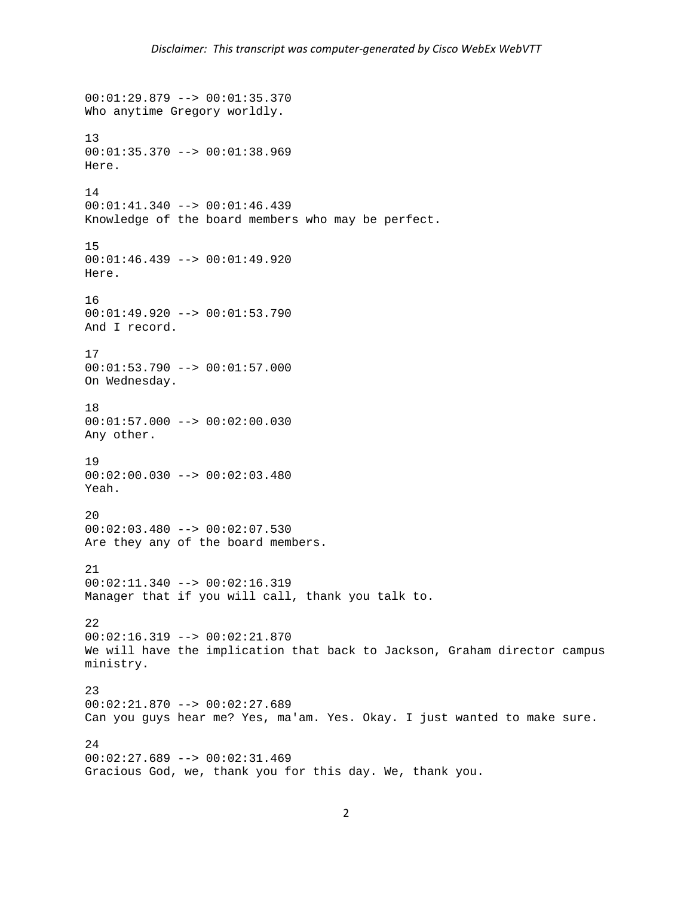00:01:29.879 --> 00:01:35.370
Who anytime Gregory worldly.

13
00:01:35.370 --> 00:01:38.969
Here.

14
00:01:41.340 --> 00:01:46.439
Knowledge of the board members who may be perfect.

15
00:01:46.439 --> 00:01:49.920
Here.

16
00:01:49.920 --> 00:01:53.790
And I record.

17
00:01:53.790 --> 00:01:57.000
On Wednesday.

18
00:01:57.000 --> 00:02:00.030
Any other.

19
00:02:00.030 --> 00:02:03.480
Yeah.

20
00:02:03.480 --> 00:02:07.530
Are they any of the board members.

21
00:02:11.340 --> 00:02:16.319
Manager that if you will call, thank you talk to.

22
00:02:16.319 --> 00:02:21.870
We will have the implication that back to Jackson, Graham director campus ministry.

23
00:02:21.870 --> 00:02:27.689
Can you guys hear me? Yes, ma'am. Yes. Okay. I just wanted to make sure.

24
00:02:27.689 --> 00:02:31.469
Gracious God, we, thank you for this day. We, thank you.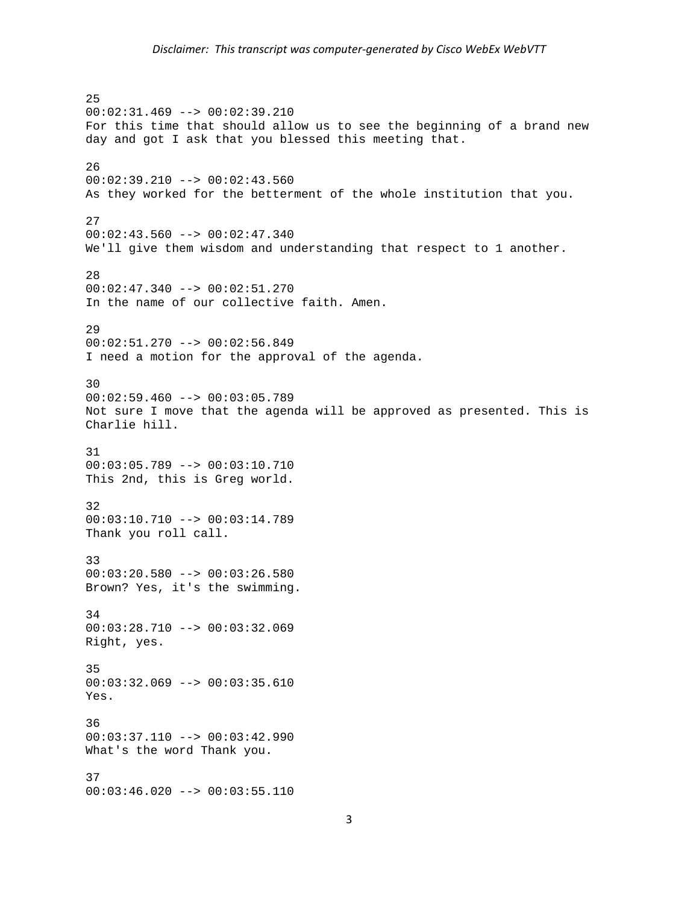25
00:02:31.469 --> 00:02:39.210
For this time that should allow us to see the beginning of a brand new day and got I ask that you blessed this meeting that.

26
00:02:39.210 --> 00:02:43.560
As they worked for the betterment of the whole institution that you.

27
00:02:43.560 --> 00:02:47.340
We'll give them wisdom and understanding that respect to 1 another.

28
00:02:47.340 --> 00:02:51.270
In the name of our collective faith. Amen.

29
00:02:51.270 --> 00:02:56.849
I need a motion for the approval of the agenda.

30
00:02:59.460 --> 00:03:05.789
Not sure I move that the agenda will be approved as presented. This is Charlie hill.

31
00:03:05.789 --> 00:03:10.710
This 2nd, this is Greg world.

32
00:03:10.710 --> 00:03:14.789
Thank you roll call.

33
00:03:20.580 --> 00:03:26.580
Brown? Yes, it's the swimming.

34
00:03:28.710 --> 00:03:32.069
Right, yes.

35
00:03:32.069 --> 00:03:35.610
Yes.

36
00:03:37.110 --> 00:03:42.990
What's the word Thank you.

37
00:03:46.020 --> 00:03:55.110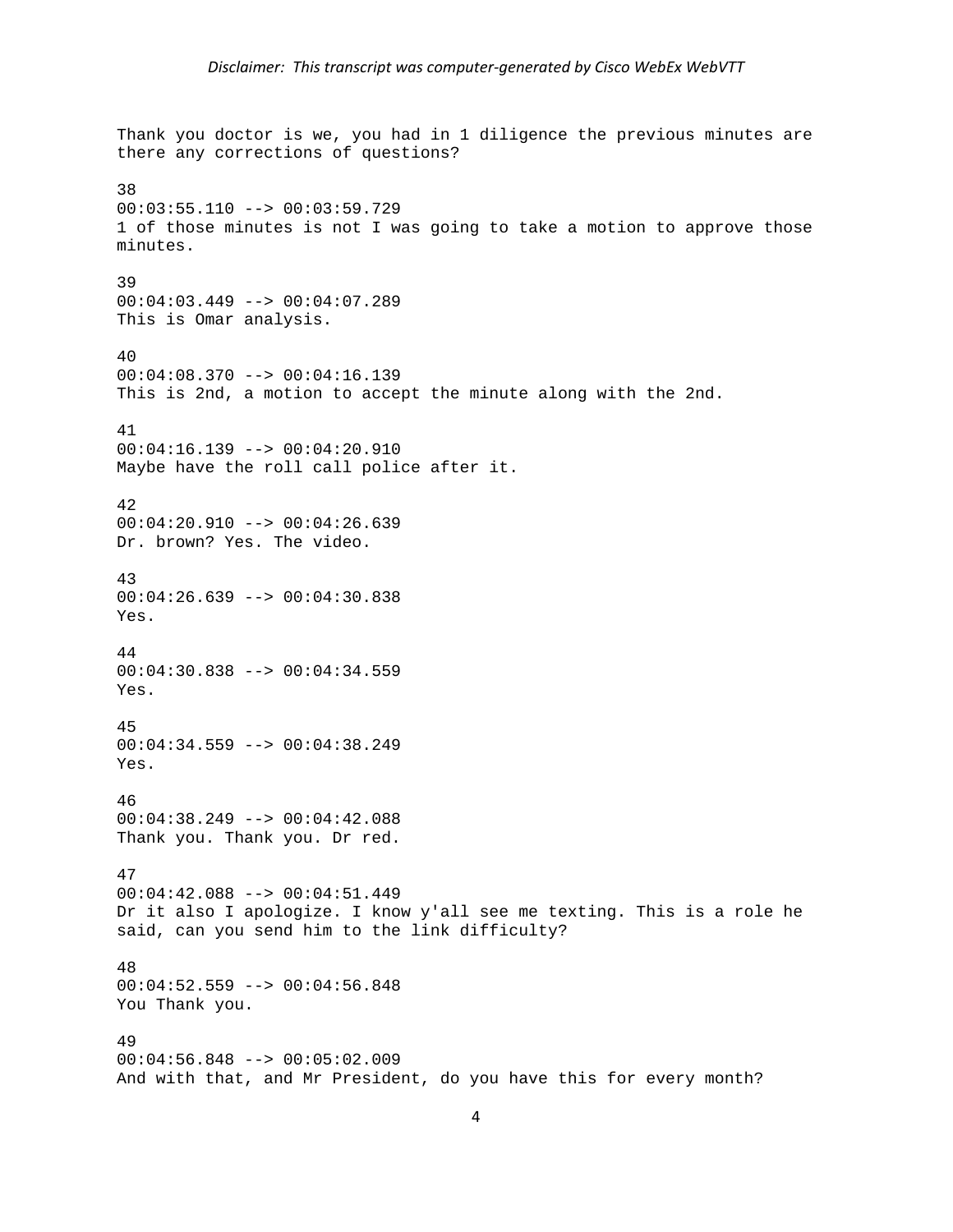Thank you doctor is we, you had in 1 diligence the previous minutes are there any corrections of questions?

38
00:03:55.110 --> 00:03:59.729
1 of those minutes is not I was going to take a motion to approve those minutes.

39
00:04:03.449 --> 00:04:07.289
This is Omar analysis.

40
00:04:08.370 --> 00:04:16.139
This is 2nd, a motion to accept the minute along with the 2nd.

41
00:04:16.139 --> 00:04:20.910
Maybe have the roll call police after it.

42
00:04:20.910 --> 00:04:26.639
Dr. brown? Yes. The video.

43
00:04:26.639 --> 00:04:30.838
Yes.

44
00:04:30.838 --> 00:04:34.559
Yes.

45
00:04:34.559 --> 00:04:38.249
Yes.

46
00:04:38.249 --> 00:04:42.088
Thank you. Thank you. Dr red.

47
00:04:42.088 --> 00:04:51.449
Dr it also I apologize. I know y'all see me texting. This is a role he said, can you send him to the link difficulty?

48
00:04:52.559 --> 00:04:56.848
You Thank you.

49
00:04:56.848 --> 00:05:02.009
And with that, and Mr President, do you have this for every month?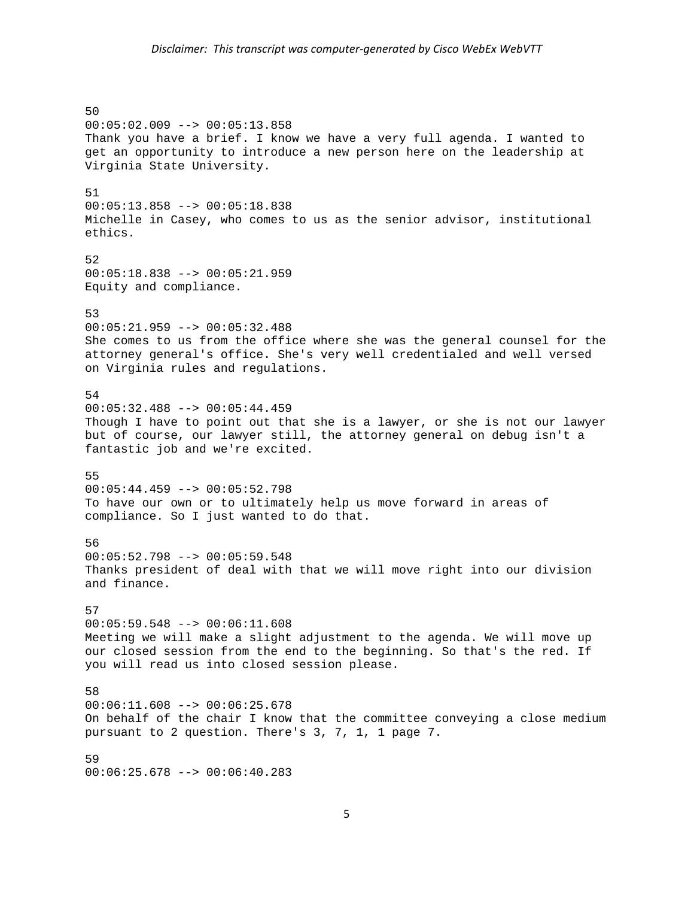50
00:05:02.009 --> 00:05:13.858
Thank you have a brief. I know we have a very full agenda. I wanted to get an opportunity to introduce a new person here on the leadership at Virginia State University.

51
00:05:13.858 --> 00:05:18.838
Michelle in Casey, who comes to us as the senior advisor, institutional ethics.

52
00:05:18.838 --> 00:05:21.959
Equity and compliance.

53
00:05:21.959 --> 00:05:32.488
She comes to us from the office where she was the general counsel for the attorney general's office. She's very well credentialed and well versed on Virginia rules and regulations.

54
00:05:32.488 --> 00:05:44.459
Though I have to point out that she is a lawyer, or she is not our lawyer but of course, our lawyer still, the attorney general on debug isn't a fantastic job and we're excited.

55
00:05:44.459 --> 00:05:52.798
To have our own or to ultimately help us move forward in areas of compliance. So I just wanted to do that.

56
00:05:52.798 --> 00:05:59.548
Thanks president of deal with that we will move right into our division and finance.

57
00:05:59.548 --> 00:06:11.608
Meeting we will make a slight adjustment to the agenda. We will move up our closed session from the end to the beginning. So that's the red. If you will read us into closed session please.

58
00:06:11.608 --> 00:06:25.678
On behalf of the chair I know that the committee conveying a close medium pursuant to 2 question. There's 3, 7, 1, 1 page 7.

59
00:06:25.678 --> 00:06:40.283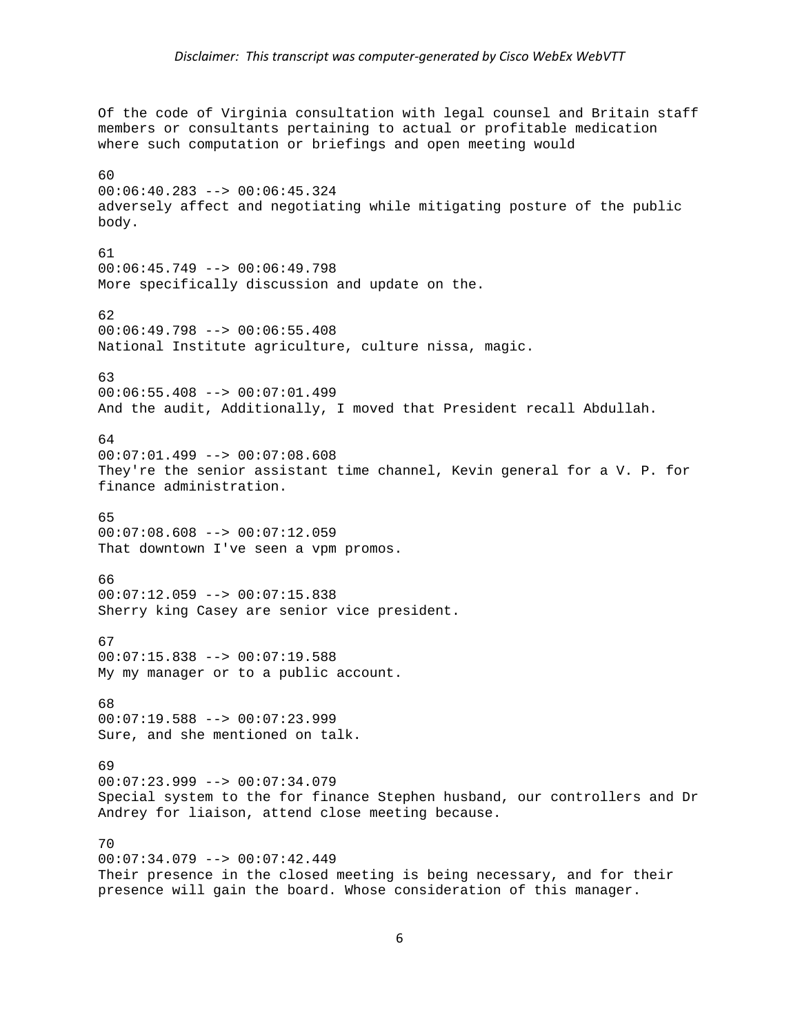*Disclaimer: This transcript was computer-generated by Cisco WebEx WebVTT*

Of the code of Virginia consultation with legal counsel and Britain staff members or consultants pertaining to actual or profitable medication where such computation or briefings and open meeting would

60
00:06:40.283 --> 00:06:45.324
adversely affect and negotiating while mitigating posture of the public body.

61
00:06:45.749 --> 00:06:49.798
More specifically discussion and update on the.

62
00:06:49.798 --> 00:06:55.408
National Institute agriculture, culture nissa, magic.

63
00:06:55.408 --> 00:07:01.499
And the audit, Additionally, I moved that President recall Abdullah.

64
00:07:01.499 --> 00:07:08.608
They're the senior assistant time channel, Kevin general for a V. P. for finance administration.

65
00:07:08.608 --> 00:07:12.059
That downtown I've seen a vpm promos.

66
00:07:12.059 --> 00:07:15.838
Sherry king Casey are senior vice president.

67
00:07:15.838 --> 00:07:19.588
My my manager or to a public account.

68
00:07:19.588 --> 00:07:23.999
Sure, and she mentioned on talk.

69
00:07:23.999 --> 00:07:34.079
Special system to the for finance Stephen husband, our controllers and Dr Andrey for liaison, attend close meeting because.

70
00:07:34.079 --> 00:07:42.449
Their presence in the closed meeting is being necessary, and for their presence will gain the board. Whose consideration of this manager.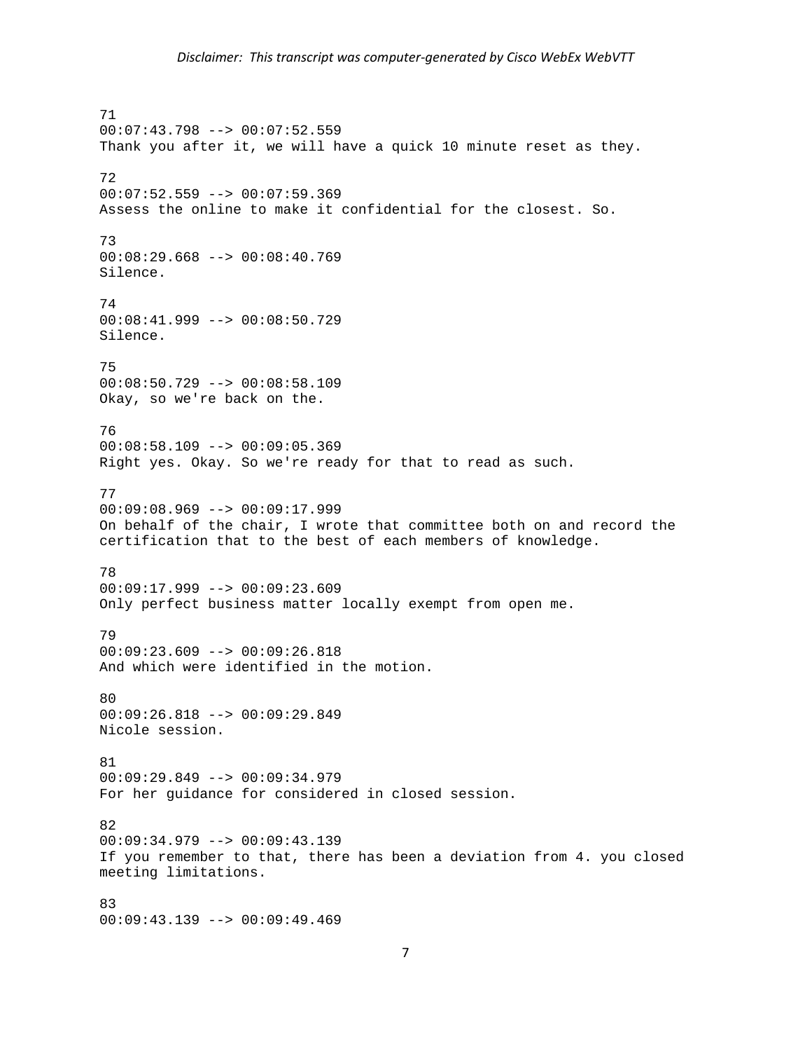71
00:07:43.798 --> 00:07:52.559
Thank you after it, we will have a quick 10 minute reset as they.

72
00:07:52.559 --> 00:07:59.369
Assess the online to make it confidential for the closest. So.

73
00:08:29.668 --> 00:08:40.769
Silence.

74
00:08:41.999 --> 00:08:50.729
Silence.

75
00:08:50.729 --> 00:08:58.109
Okay, so we're back on the.

76
00:08:58.109 --> 00:09:05.369
Right yes. Okay. So we're ready for that to read as such.

77
00:09:08.969 --> 00:09:17.999
On behalf of the chair, I wrote that committee both on and record the certification that to the best of each members of knowledge.

78
00:09:17.999 --> 00:09:23.609
Only perfect business matter locally exempt from open me.

79
00:09:23.609 --> 00:09:26.818
And which were identified in the motion.

80
00:09:26.818 --> 00:09:29.849
Nicole session.

81
00:09:29.849 --> 00:09:34.979
For her guidance for considered in closed session.

82
00:09:34.979 --> 00:09:43.139
If you remember to that, there has been a deviation from 4. you closed meeting limitations.

83
00:09:43.139 --> 00:09:49.469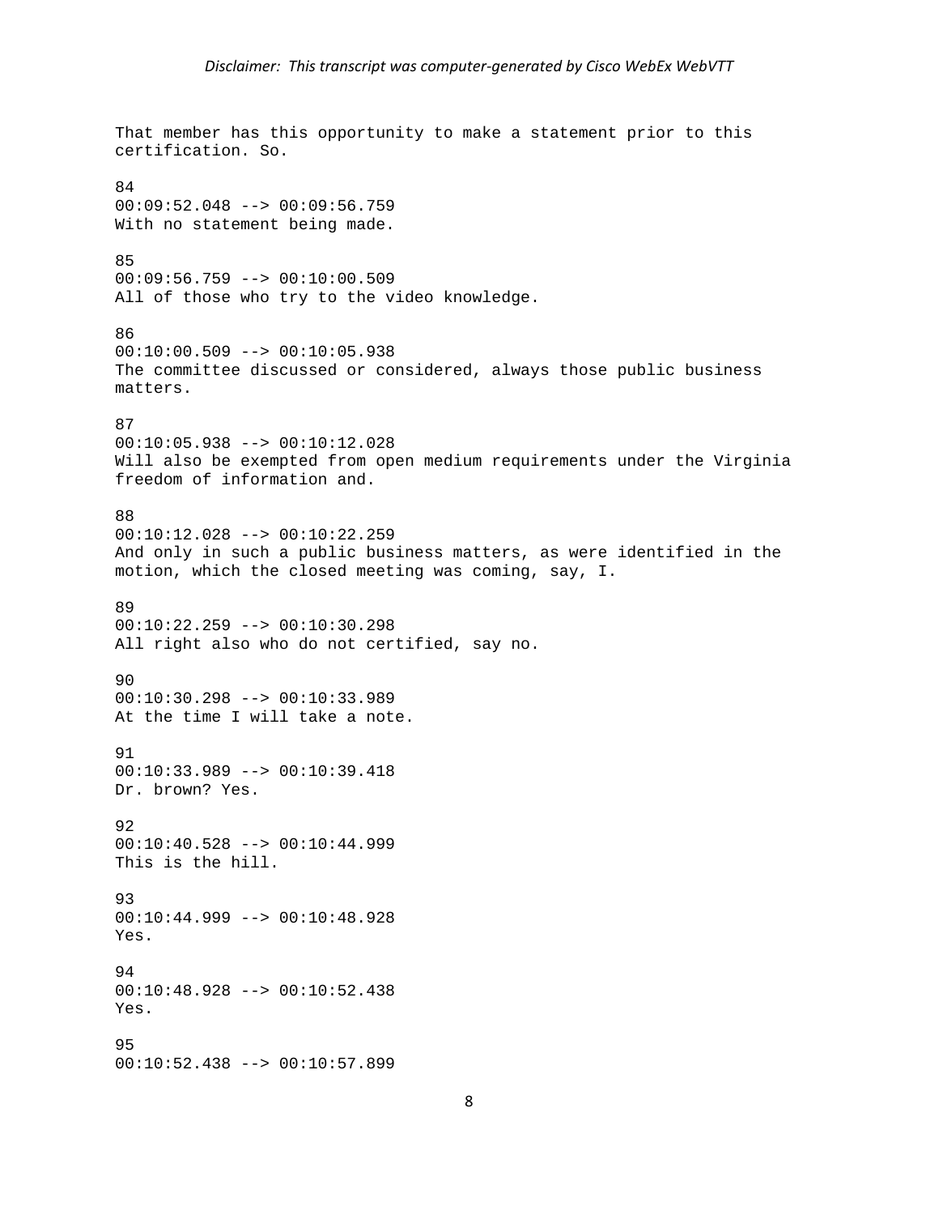That member has this opportunity to make a statement prior to this certification. So.

84
00:09:52.048 --> 00:09:56.759
With no statement being made.

85
00:09:56.759 --> 00:10:00.509
All of those who try to the video knowledge.

86
00:10:00.509 --> 00:10:05.938
The committee discussed or considered, always those public business matters.

87
00:10:05.938 --> 00:10:12.028
Will also be exempted from open medium requirements under the Virginia freedom of information and.

88
00:10:12.028 --> 00:10:22.259
And only in such a public business matters, as were identified in the motion, which the closed meeting was coming, say, I.

89
00:10:22.259 --> 00:10:30.298
All right also who do not certified, say no.

90
00:10:30.298 --> 00:10:33.989
At the time I will take a note.

91
00:10:33.989 --> 00:10:39.418
Dr. brown? Yes.

92
00:10:40.528 --> 00:10:44.999
This is the hill.

93
00:10:44.999 --> 00:10:48.928
Yes.

94
00:10:48.928 --> 00:10:52.438
Yes.

95
00:10:52.438 --> 00:10:57.899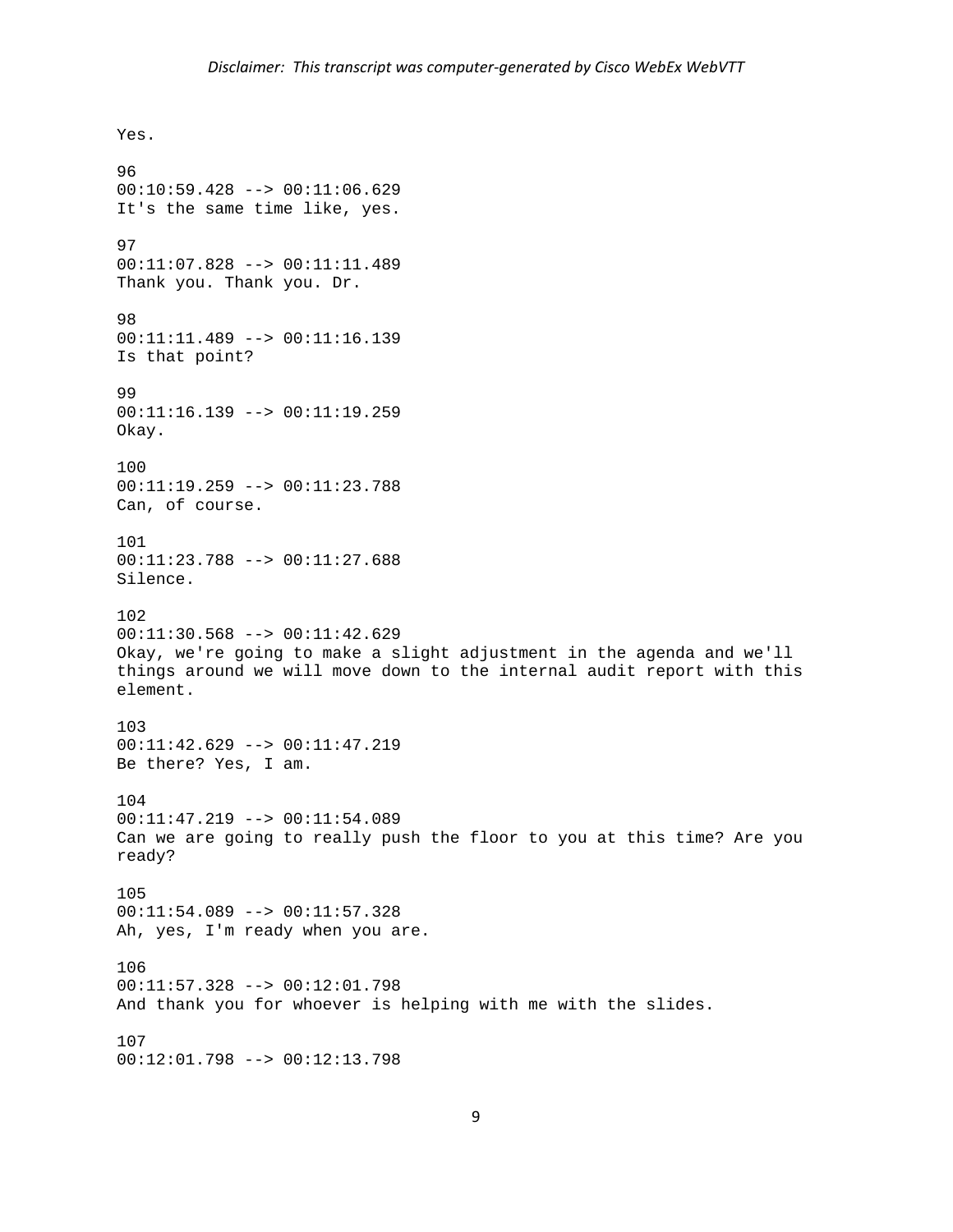Yes.

96
00:10:59.428 --> 00:11:06.629
It's the same time like, yes.

97
00:11:07.828 --> 00:11:11.489
Thank you. Thank you. Dr.

98
00:11:11.489 --> 00:11:16.139
Is that point?

99
00:11:16.139 --> 00:11:19.259
Okay.

100
00:11:19.259 --> 00:11:23.788
Can, of course.

101
00:11:23.788 --> 00:11:27.688
Silence.

102
00:11:30.568 --> 00:11:42.629
Okay, we're going to make a slight adjustment in the agenda and we'll things around we will move down to the internal audit report with this element.

103
00:11:42.629 --> 00:11:47.219
Be there? Yes, I am.

104
00:11:47.219 --> 00:11:54.089
Can we are going to really push the floor to you at this time? Are you ready?

105
00:11:54.089 --> 00:11:57.328
Ah, yes, I'm ready when you are.

106
00:11:57.328 --> 00:12:01.798
And thank you for whoever is helping with me with the slides.

107
00:12:01.798 --> 00:12:13.798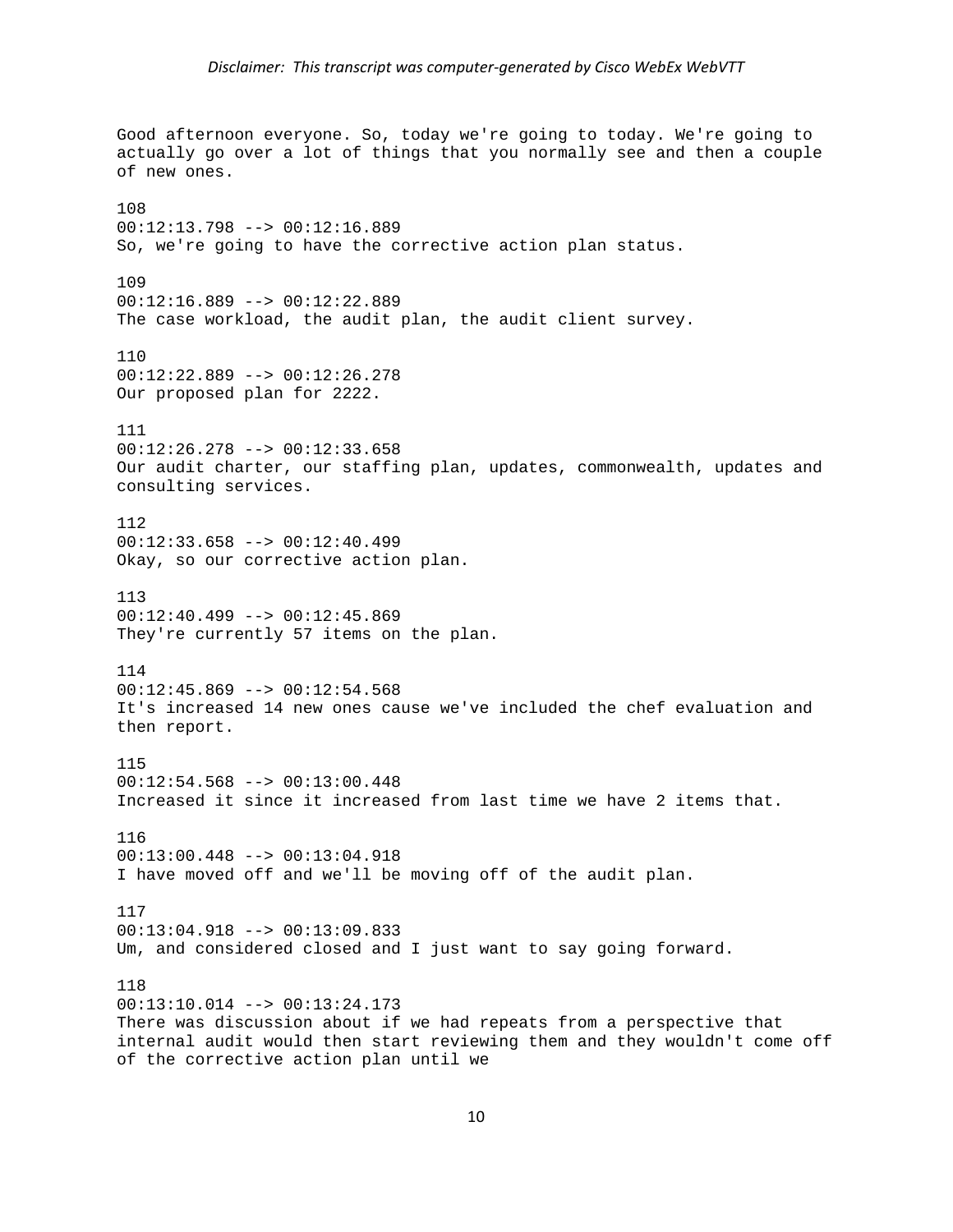Good afternoon everyone. So, today we're going to today. We're going to actually go over a lot of things that you normally see and then a couple of new ones.

108
00:12:13.798 --> 00:12:16.889
So, we're going to have the corrective action plan status.

109
00:12:16.889 --> 00:12:22.889
The case workload, the audit plan, the audit client survey.

110
00:12:22.889 --> 00:12:26.278
Our proposed plan for 2222.

111
00:12:26.278 --> 00:12:33.658
Our audit charter, our staffing plan, updates, commonwealth, updates and consulting services.

112
00:12:33.658 --> 00:12:40.499
Okay, so our corrective action plan.

113
00:12:40.499 --> 00:12:45.869
They're currently 57 items on the plan.

114
00:12:45.869 --> 00:12:54.568
It's increased 14 new ones cause we've included the chef evaluation and then report.

115
00:12:54.568 --> 00:13:00.448
Increased it since it increased from last time we have 2 items that.

116
00:13:00.448 --> 00:13:04.918
I have moved off and we'll be moving off of the audit plan.

117
00:13:04.918 --> 00:13:09.833
Um, and considered closed and I just want to say going forward.

118
00:13:10.014 --> 00:13:24.173
There was discussion about if we had repeats from a perspective that internal audit would then start reviewing them and they wouldn't come off of the corrective action plan until we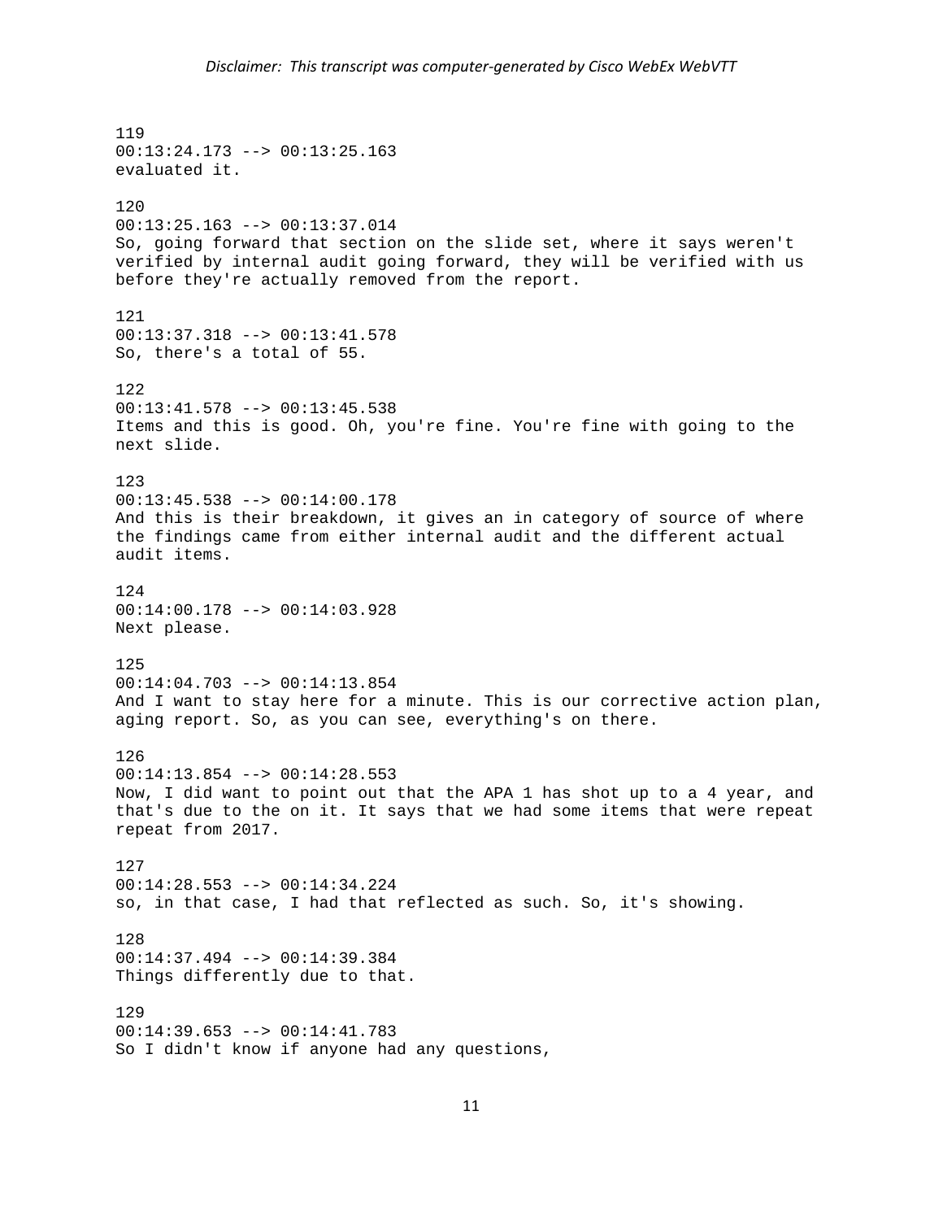119
00:13:24.173 --> 00:13:25.163
evaluated it.

120
00:13:25.163 --> 00:13:37.014
So, going forward that section on the slide set, where it says weren't verified by internal audit going forward, they will be verified with us before they're actually removed from the report.

121
00:13:37.318 --> 00:13:41.578
So, there's a total of 55.

122
00:13:41.578 --> 00:13:45.538
Items and this is good. Oh, you're fine. You're fine with going to the next slide.

123
00:13:45.538 --> 00:14:00.178
And this is their breakdown, it gives an in category of source of where the findings came from either internal audit and the different actual audit items.

124
00:14:00.178 --> 00:14:03.928
Next please.

125
00:14:04.703 --> 00:14:13.854
And I want to stay here for a minute. This is our corrective action plan, aging report. So, as you can see, everything's on there.

126
00:14:13.854 --> 00:14:28.553
Now, I did want to point out that the APA 1 has shot up to a 4 year, and that's due to the on it. It says that we had some items that were repeat repeat from 2017.

127
00:14:28.553 --> 00:14:34.224
so, in that case, I had that reflected as such. So, it's showing.

128
00:14:37.494 --> 00:14:39.384
Things differently due to that.

129
00:14:39.653 --> 00:14:41.783
So I didn't know if anyone had any questions,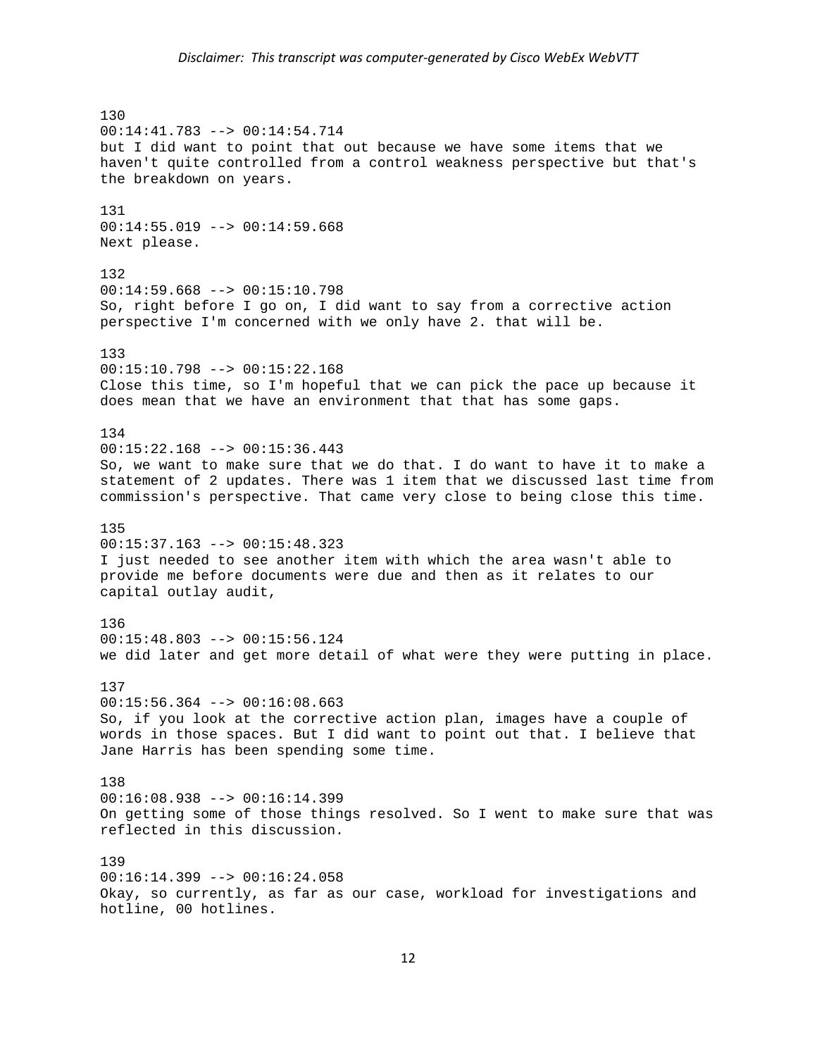130
00:14:41.783 --> 00:14:54.714
but I did want to point that out because we have some items that we haven't quite controlled from a control weakness perspective but that's the breakdown on years.

131
00:14:55.019 --> 00:14:59.668
Next please.

132
00:14:59.668 --> 00:15:10.798
So, right before I go on, I did want to say from a corrective action perspective I'm concerned with we only have 2. that will be.

133
00:15:10.798 --> 00:15:22.168
Close this time, so I'm hopeful that we can pick the pace up because it does mean that we have an environment that that has some gaps.

134
00:15:22.168 --> 00:15:36.443
So, we want to make sure that we do that. I do want to have it to make a statement of 2 updates. There was 1 item that we discussed last time from commission's perspective. That came very close to being close this time.

135
00:15:37.163 --> 00:15:48.323
I just needed to see another item with which the area wasn't able to provide me before documents were due and then as it relates to our capital outlay audit,

136
00:15:48.803 --> 00:15:56.124
we did later and get more detail of what were they were putting in place.

137
00:15:56.364 --> 00:16:08.663
So, if you look at the corrective action plan, images have a couple of words in those spaces. But I did want to point out that. I believe that Jane Harris has been spending some time.

138
00:16:08.938 --> 00:16:14.399
On getting some of those things resolved. So I went to make sure that was reflected in this discussion.

139
00:16:14.399 --> 00:16:24.058
Okay, so currently, as far as our case, workload for investigations and hotline, 00 hotlines.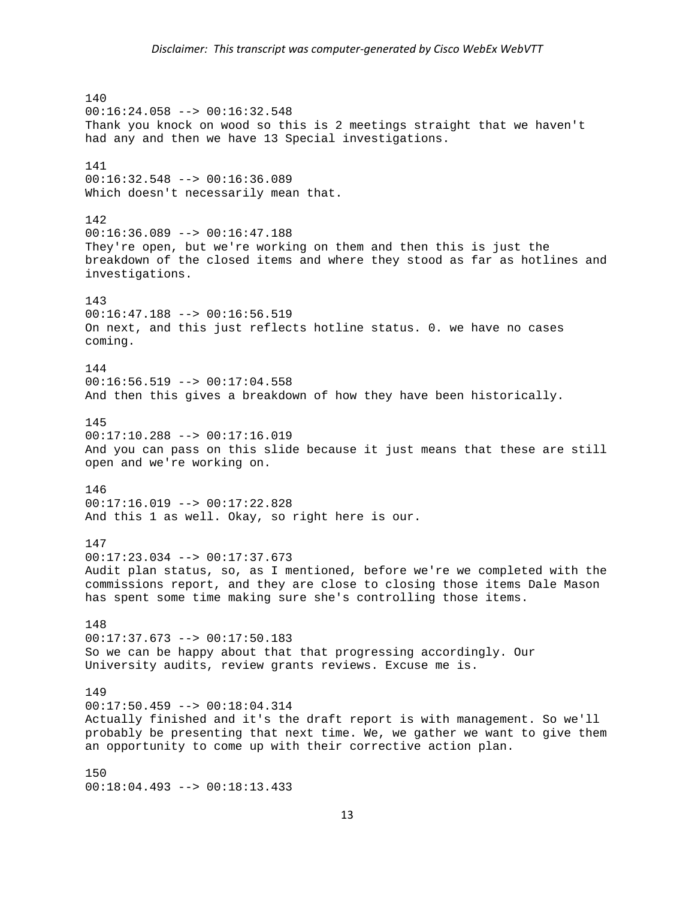*Disclaimer: This transcript was computer-generated by Cisco WebEx WebVTT*

140
00:16:24.058 --> 00:16:32.548
Thank you knock on wood so this is 2 meetings straight that we haven't had any and then we have 13 Special investigations.

141
00:16:32.548 --> 00:16:36.089
Which doesn't necessarily mean that.

142
00:16:36.089 --> 00:16:47.188
They're open, but we're working on them and then this is just the breakdown of the closed items and where they stood as far as hotlines and investigations.

143
00:16:47.188 --> 00:16:56.519
On next, and this just reflects hotline status. 0. we have no cases coming.

144
00:16:56.519 --> 00:17:04.558
And then this gives a breakdown of how they have been historically.

145
00:17:10.288 --> 00:17:16.019
And you can pass on this slide because it just means that these are still open and we're working on.

146
00:17:16.019 --> 00:17:22.828
And this 1 as well. Okay, so right here is our.

147
00:17:23.034 --> 00:17:37.673
Audit plan status, so, as I mentioned, before we're we completed with the commissions report, and they are close to closing those items Dale Mason has spent some time making sure she's controlling those items.

148
00:17:37.673 --> 00:17:50.183
So we can be happy about that that progressing accordingly. Our University audits, review grants reviews. Excuse me is.

149
00:17:50.459 --> 00:18:04.314
Actually finished and it's the draft report is with management. So we'll probably be presenting that next time. We, we gather we want to give them an opportunity to come up with their corrective action plan.

150
00:18:04.493 --> 00:18:13.433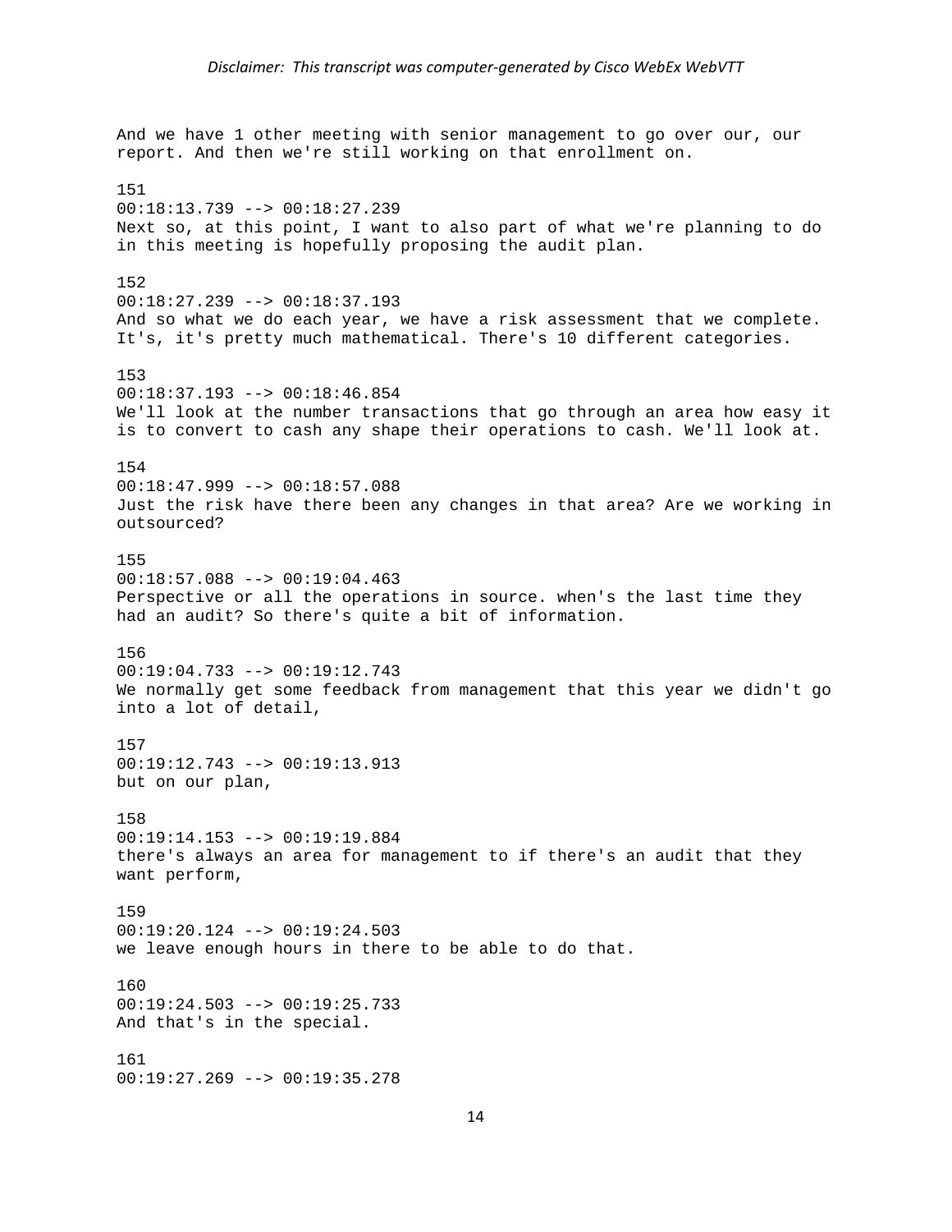And we have 1 other meeting with senior management to go over our, our report. And then we're still working on that enrollment on.

151
00:18:13.739 --> 00:18:27.239
Next so, at this point, I want to also part of what we're planning to do in this meeting is hopefully proposing the audit plan.

152
00:18:27.239 --> 00:18:37.193
And so what we do each year, we have a risk assessment that we complete. It's, it's pretty much mathematical. There's 10 different categories.

153
00:18:37.193 --> 00:18:46.854
We'll look at the number transactions that go through an area how easy it is to convert to cash any shape their operations to cash. We'll look at.

154
00:18:47.999 --> 00:18:57.088
Just the risk have there been any changes in that area? Are we working in outsourced?

155
00:18:57.088 --> 00:19:04.463
Perspective or all the operations in source. when's the last time they had an audit? So there's quite a bit of information.

156
00:19:04.733 --> 00:19:12.743
We normally get some feedback from management that this year we didn't go into a lot of detail,

157
00:19:12.743 --> 00:19:13.913
but on our plan,

158
00:19:14.153 --> 00:19:19.884
there's always an area for management to if there's an audit that they want perform,

159
00:19:20.124 --> 00:19:24.503
we leave enough hours in there to be able to do that.

160
00:19:24.503 --> 00:19:25.733
And that's in the special.

161
00:19:27.269 --> 00:19:35.278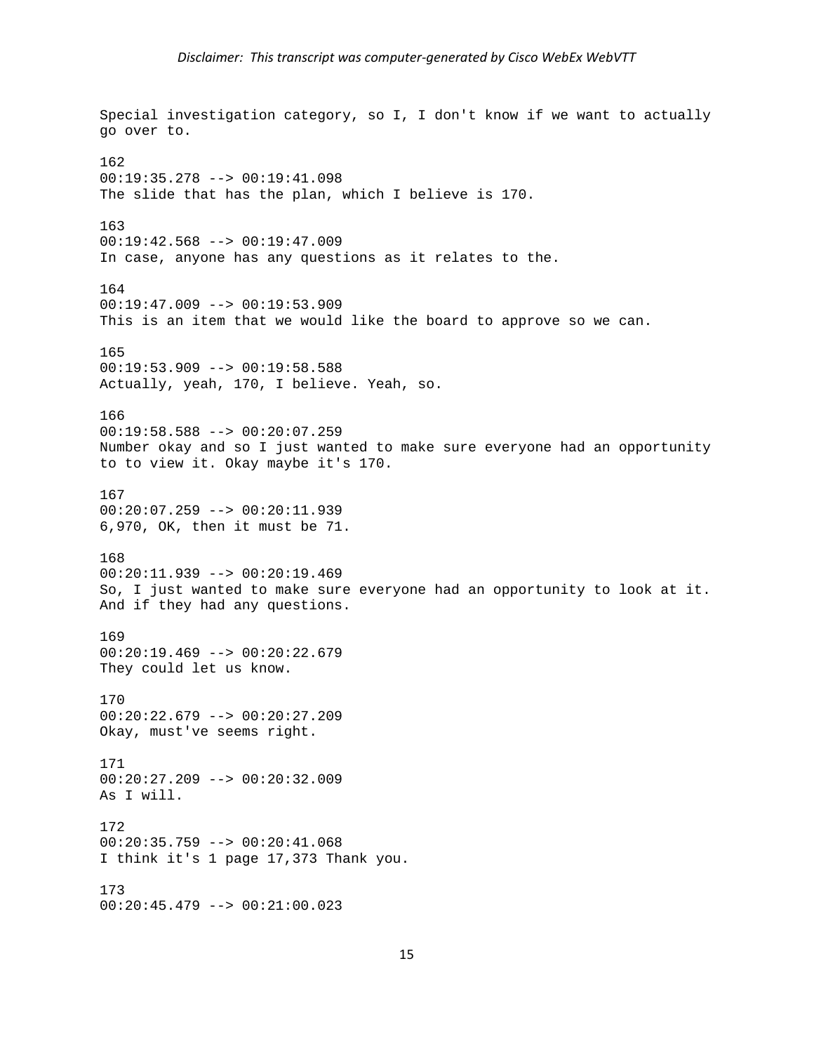Special investigation category, so I, I don't know if we want to actually go over to.

162
00:19:35.278 --> 00:19:41.098
The slide that has the plan, which I believe is 170.

163
00:19:42.568 --> 00:19:47.009
In case, anyone has any questions as it relates to the.

164
00:19:47.009 --> 00:19:53.909
This is an item that we would like the board to approve so we can.

165
00:19:53.909 --> 00:19:58.588
Actually, yeah, 170, I believe. Yeah, so.

166
00:19:58.588 --> 00:20:07.259
Number okay and so I just wanted to make sure everyone had an opportunity to to view it. Okay maybe it's 170.

167
00:20:07.259 --> 00:20:11.939
6,970, OK, then it must be 71.

168
00:20:11.939 --> 00:20:19.469
So, I just wanted to make sure everyone had an opportunity to look at it. And if they had any questions.

169
00:20:19.469 --> 00:20:22.679
They could let us know.

170
00:20:22.679 --> 00:20:27.209
Okay, must've seems right.

171
00:20:27.209 --> 00:20:32.009
As I will.

172
00:20:35.759 --> 00:20:41.068
I think it's 1 page 17,373 Thank you.

173
00:20:45.479 --> 00:21:00.023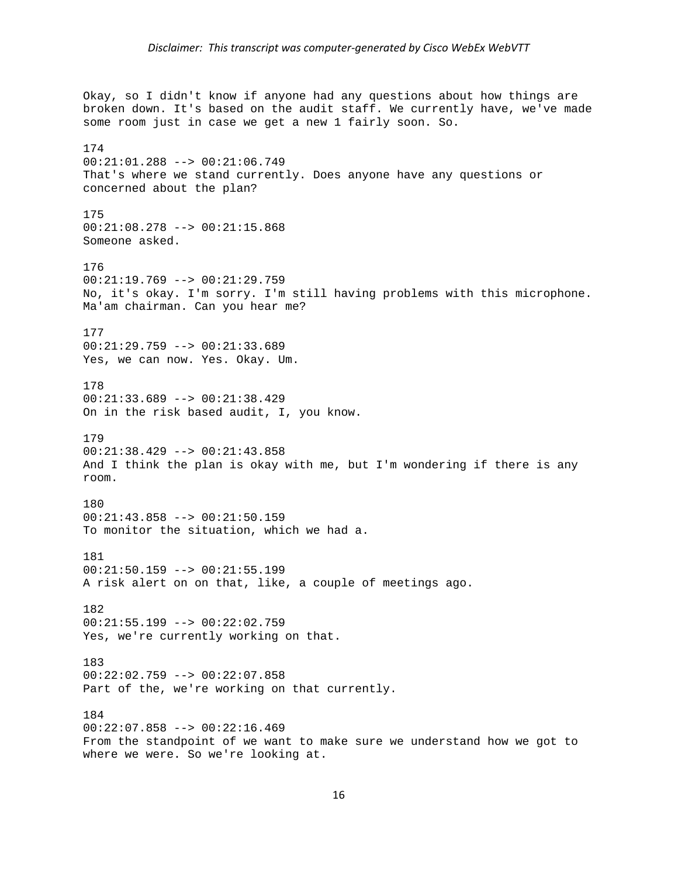Okay, so I didn't know if anyone had any questions about how things are broken down. It's based on the audit staff. We currently have, we've made some room just in case we get a new 1 fairly soon. So.

174
00:21:01.288 --> 00:21:06.749
That's where we stand currently. Does anyone have any questions or concerned about the plan?

175
00:21:08.278 --> 00:21:15.868
Someone asked.

176
00:21:19.769 --> 00:21:29.759
No, it's okay. I'm sorry. I'm still having problems with this microphone. Ma'am chairman. Can you hear me?

177
00:21:29.759 --> 00:21:33.689
Yes, we can now. Yes. Okay. Um.

178
00:21:33.689 --> 00:21:38.429
On in the risk based audit, I, you know.

179
00:21:38.429 --> 00:21:43.858
And I think the plan is okay with me, but I'm wondering if there is any room.

180
00:21:43.858 --> 00:21:50.159
To monitor the situation, which we had a.

181
00:21:50.159 --> 00:21:55.199
A risk alert on on that, like, a couple of meetings ago.

182
00:21:55.199 --> 00:22:02.759
Yes, we're currently working on that.

183
00:22:02.759 --> 00:22:07.858
Part of the, we're working on that currently.

184
00:22:07.858 --> 00:22:16.469
From the standpoint of we want to make sure we understand how we got to where we were. So we're looking at.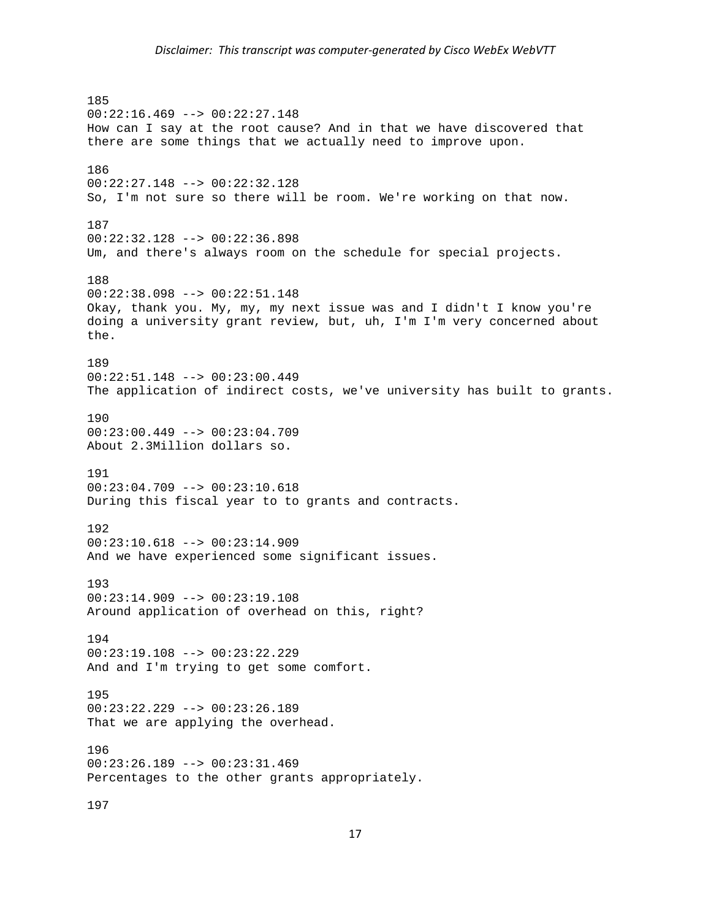185
00:22:16.469 --> 00:22:27.148
How can I say at the root cause? And in that we have discovered that there are some things that we actually need to improve upon.

186
00:22:27.148 --> 00:22:32.128
So, I'm not sure so there will be room. We're working on that now.

187
00:22:32.128 --> 00:22:36.898
Um, and there's always room on the schedule for special projects.

188
00:22:38.098 --> 00:22:51.148
Okay, thank you. My, my, my next issue was and I didn't I know you're doing a university grant review, but, uh, I'm I'm very concerned about the.

189
00:22:51.148 --> 00:23:00.449
The application of indirect costs, we've university has built to grants.

190
00:23:00.449 --> 00:23:04.709
About 2.3Million dollars so.

191
00:23:04.709 --> 00:23:10.618
During this fiscal year to to grants and contracts.

192
00:23:10.618 --> 00:23:14.909
And we have experienced some significant issues.

193
00:23:14.909 --> 00:23:19.108
Around application of overhead on this, right?

194
00:23:19.108 --> 00:23:22.229
And and I'm trying to get some comfort.

195
00:23:22.229 --> 00:23:26.189
That we are applying the overhead.

196
00:23:26.189 --> 00:23:31.469
Percentages to the other grants appropriately.

197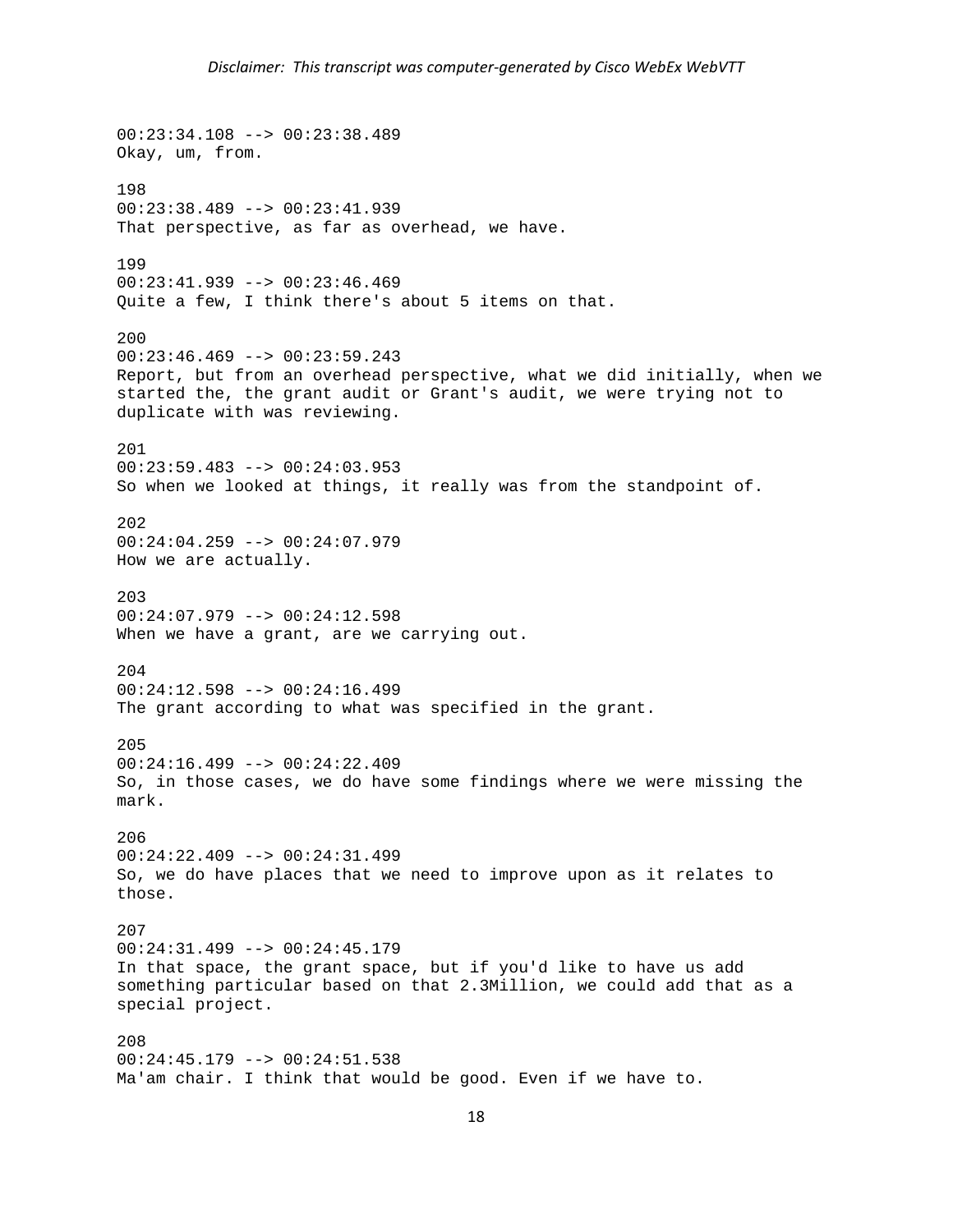00:23:34.108 --> 00:23:38.489
Okay, um, from.

198
00:23:38.489 --> 00:23:41.939
That perspective, as far as overhead, we have.

199
00:23:41.939 --> 00:23:46.469
Quite a few, I think there's about 5 items on that.

200
00:23:46.469 --> 00:23:59.243
Report, but from an overhead perspective, what we did initially, when we started the, the grant audit or Grant's audit, we were trying not to duplicate with was reviewing.

201
00:23:59.483 --> 00:24:03.953
So when we looked at things, it really was from the standpoint of.

202
00:24:04.259 --> 00:24:07.979
How we are actually.

203
00:24:07.979 --> 00:24:12.598
When we have a grant, are we carrying out.

204
00:24:12.598 --> 00:24:16.499
The grant according to what was specified in the grant.

205
00:24:16.499 --> 00:24:22.409
So, in those cases, we do have some findings where we were missing the mark.

206
00:24:22.409 --> 00:24:31.499
So, we do have places that we need to improve upon as it relates to those.

207
00:24:31.499 --> 00:24:45.179
In that space, the grant space, but if you'd like to have us add something particular based on that 2.3Million, we could add that as a special project.

208
00:24:45.179 --> 00:24:51.538
Ma'am chair. I think that would be good. Even if we have to.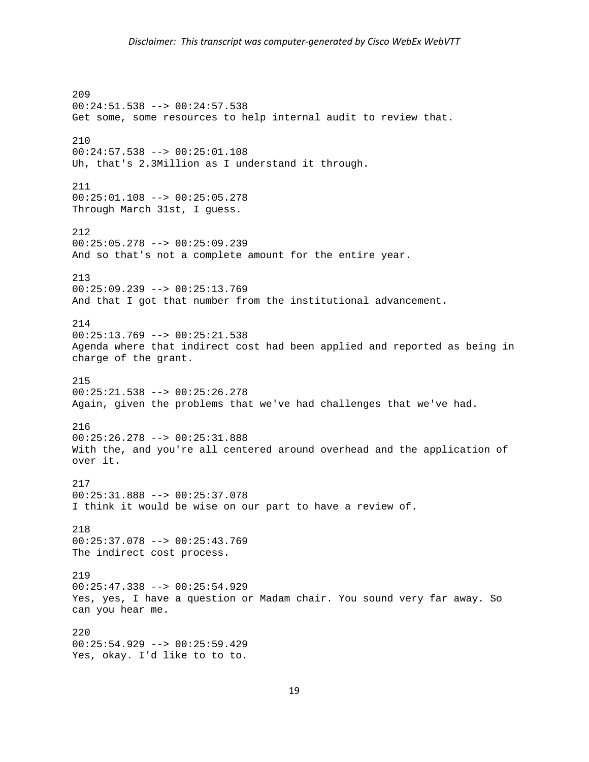209
00:24:51.538 --> 00:24:57.538
Get some, some resources to help internal audit to review that.

210
00:24:57.538 --> 00:25:01.108
Uh, that's 2.3Million as I understand it through.

211
00:25:01.108 --> 00:25:05.278
Through March 31st, I guess.

212
00:25:05.278 --> 00:25:09.239
And so that's not a complete amount for the entire year.

213
00:25:09.239 --> 00:25:13.769
And that I got that number from the institutional advancement.

214
00:25:13.769 --> 00:25:21.538
Agenda where that indirect cost had been applied and reported as being in charge of the grant.

215
00:25:21.538 --> 00:25:26.278
Again, given the problems that we've had challenges that we've had.

216
00:25:26.278 --> 00:25:31.888
With the, and you're all centered around overhead and the application of over it.

217
00:25:31.888 --> 00:25:37.078
I think it would be wise on our part to have a review of.

218
00:25:37.078 --> 00:25:43.769
The indirect cost process.

219
00:25:47.338 --> 00:25:54.929
Yes, yes, I have a question or Madam chair. You sound very far away. So can you hear me.

220
00:25:54.929 --> 00:25:59.429
Yes, okay. I'd like to to to.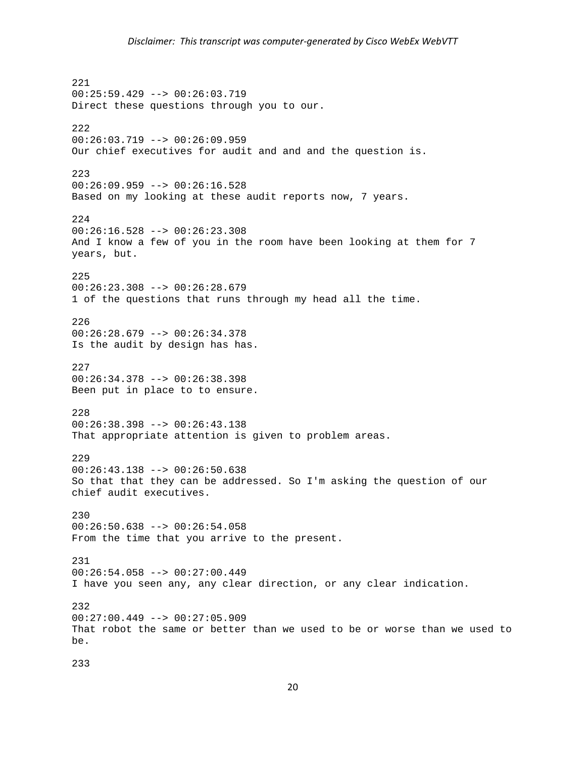221
00:25:59.429 --> 00:26:03.719
Direct these questions through you to our.

222
00:26:03.719 --> 00:26:09.959
Our chief executives for audit and and and the question is.

223
00:26:09.959 --> 00:26:16.528
Based on my looking at these audit reports now, 7 years.

224
00:26:16.528 --> 00:26:23.308
And I know a few of you in the room have been looking at them for 7 years, but.

225
00:26:23.308 --> 00:26:28.679
1 of the questions that runs through my head all the time.

226
00:26:28.679 --> 00:26:34.378
Is the audit by design has has.

227
00:26:34.378 --> 00:26:38.398
Been put in place to to ensure.

228
00:26:38.398 --> 00:26:43.138
That appropriate attention is given to problem areas.

229
00:26:43.138 --> 00:26:50.638
So that that they can be addressed. So I'm asking the question of our chief audit executives.

230
00:26:50.638 --> 00:26:54.058
From the time that you arrive to the present.

231
00:26:54.058 --> 00:27:00.449
I have you seen any, any clear direction, or any clear indication.

232
00:27:00.449 --> 00:27:05.909
That robot the same or better than we used to be or worse than we used to be.

233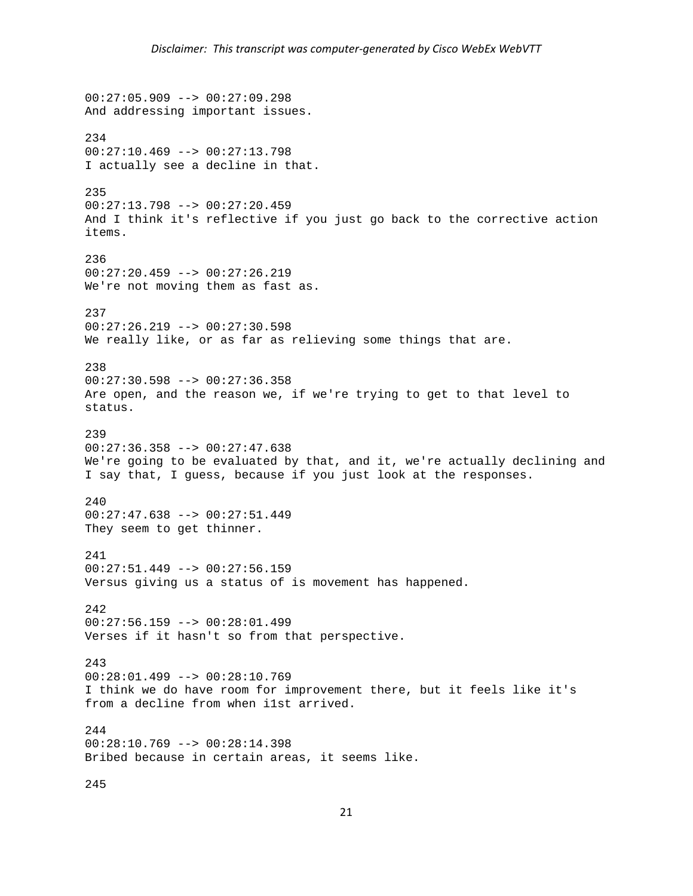00:27:05.909 --> 00:27:09.298
And addressing important issues.

234
00:27:10.469 --> 00:27:13.798
I actually see a decline in that.

235
00:27:13.798 --> 00:27:20.459
And I think it's reflective if you just go back to the corrective action items.

236
00:27:20.459 --> 00:27:26.219
We're not moving them as fast as.

237
00:27:26.219 --> 00:27:30.598
We really like, or as far as relieving some things that are.

238
00:27:30.598 --> 00:27:36.358
Are open, and the reason we, if we're trying to get to that level to status.

239
00:27:36.358 --> 00:27:47.638
We're going to be evaluated by that, and it, we're actually declining and I say that, I guess, because if you just look at the responses.

240
00:27:47.638 --> 00:27:51.449
They seem to get thinner.

241
00:27:51.449 --> 00:27:56.159
Versus giving us a status of is movement has happened.

242
00:27:56.159 --> 00:28:01.499
Verses if it hasn't so from that perspective.

243
00:28:01.499 --> 00:28:10.769
I think we do have room for improvement there, but it feels like it's from a decline from when i1st arrived.

244
00:28:10.769 --> 00:28:14.398
Bribed because in certain areas, it seems like.

245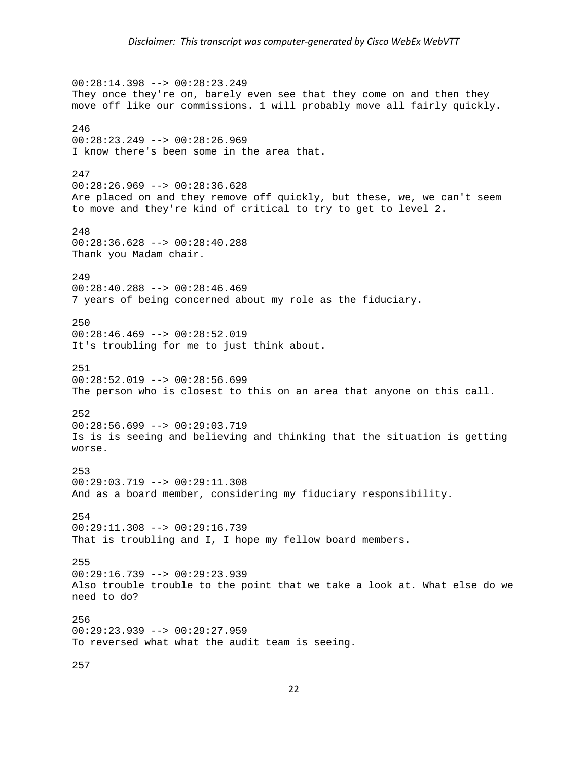*Disclaimer: This transcript was computer-generated by Cisco WebEx WebVTT*

00:28:14.398 --> 00:28:23.249
They once they're on, barely even see that they come on and then they move off like our commissions. 1 will probably move all fairly quickly.

246
00:28:23.249 --> 00:28:26.969
I know there's been some in the area that.

247
00:28:26.969 --> 00:28:36.628
Are placed on and they remove off quickly, but these, we, we can't seem to move and they're kind of critical to try to get to level 2.

248
00:28:36.628 --> 00:28:40.288
Thank you Madam chair.

249
00:28:40.288 --> 00:28:46.469
7 years of being concerned about my role as the fiduciary.

250
00:28:46.469 --> 00:28:52.019
It's troubling for me to just think about.

251
00:28:52.019 --> 00:28:56.699
The person who is closest to this on an area that anyone on this call.

252
00:28:56.699 --> 00:29:03.719
Is is is seeing and believing and thinking that the situation is getting worse.

253
00:29:03.719 --> 00:29:11.308
And as a board member, considering my fiduciary responsibility.

254
00:29:11.308 --> 00:29:16.739
That is troubling and I, I hope my fellow board members.

255
00:29:16.739 --> 00:29:23.939
Also trouble trouble to the point that we take a look at. What else do we need to do?

256
00:29:23.939 --> 00:29:27.959
To reversed what what the audit team is seeing.

257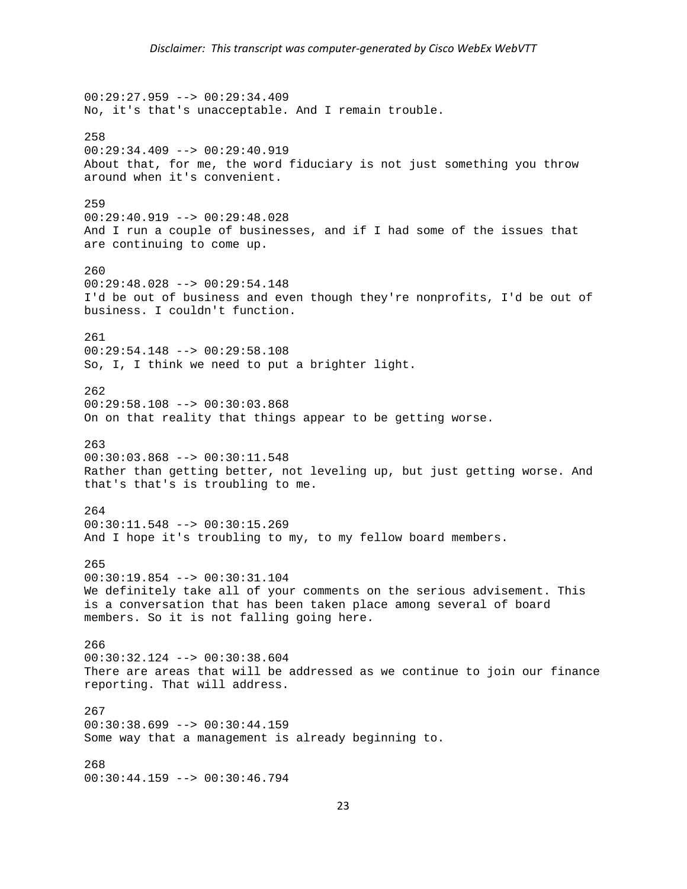00:29:27.959 --> 00:29:34.409
No, it's that's unacceptable. And I remain trouble.

258
00:29:34.409 --> 00:29:40.919
About that, for me, the word fiduciary is not just something you throw around when it's convenient.

259
00:29:40.919 --> 00:29:48.028
And I run a couple of businesses, and if I had some of the issues that are continuing to come up.

260
00:29:48.028 --> 00:29:54.148
I'd be out of business and even though they're nonprofits, I'd be out of business. I couldn't function.

261
00:29:54.148 --> 00:29:58.108
So, I, I think we need to put a brighter light.

262
00:29:58.108 --> 00:30:03.868
On on that reality that things appear to be getting worse.

263
00:30:03.868 --> 00:30:11.548
Rather than getting better, not leveling up, but just getting worse. And that's that's is troubling to me.

264
00:30:11.548 --> 00:30:15.269
And I hope it's troubling to my, to my fellow board members.

265
00:30:19.854 --> 00:30:31.104
We definitely take all of your comments on the serious advisement. This is a conversation that has been taken place among several of board members. So it is not falling going here.

266
00:30:32.124 --> 00:30:38.604
There are areas that will be addressed as we continue to join our finance reporting. That will address.

267
00:30:38.699 --> 00:30:44.159
Some way that a management is already beginning to.

268
00:30:44.159 --> 00:30:46.794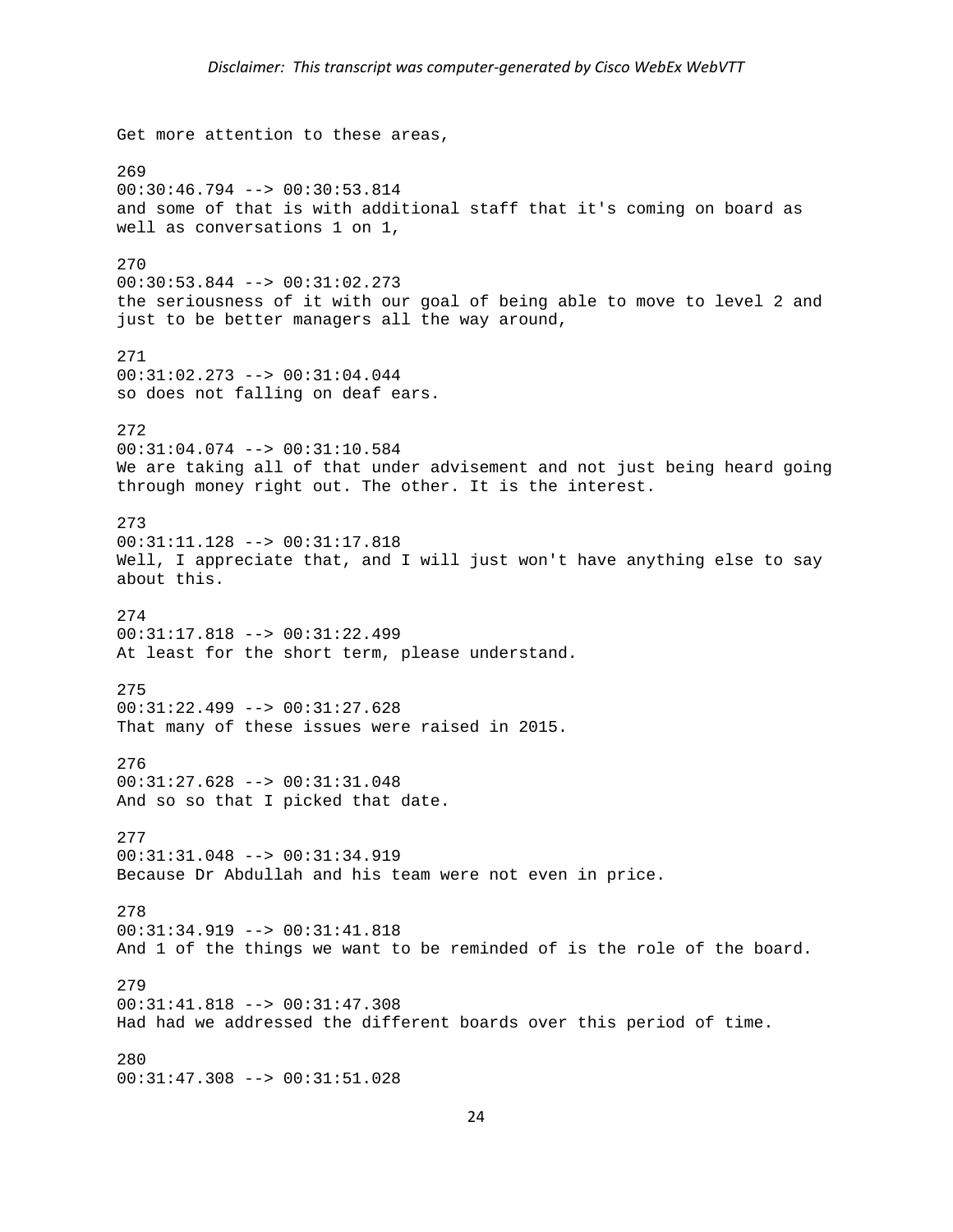Get more attention to these areas,

269
00:30:46.794 --> 00:30:53.814
and some of that is with additional staff that it's coming on board as well as conversations 1 on 1,

270
00:30:53.844 --> 00:31:02.273
the seriousness of it with our goal of being able to move to level 2 and just to be better managers all the way around,

271
00:31:02.273 --> 00:31:04.044
so does not falling on deaf ears.

272
00:31:04.074 --> 00:31:10.584
We are taking all of that under advisement and not just being heard going through money right out. The other. It is the interest.

273
00:31:11.128 --> 00:31:17.818
Well, I appreciate that, and I will just won't have anything else to say about this.

274
00:31:17.818 --> 00:31:22.499
At least for the short term, please understand.

275
00:31:22.499 --> 00:31:27.628
That many of these issues were raised in 2015.

276
00:31:27.628 --> 00:31:31.048
And so so that I picked that date.

277
00:31:31.048 --> 00:31:34.919
Because Dr Abdullah and his team were not even in price.

278
00:31:34.919 --> 00:31:41.818
And 1 of the things we want to be reminded of is the role of the board.

279
00:31:41.818 --> 00:31:47.308
Had had we addressed the different boards over this period of time.

280
00:31:47.308 --> 00:31:51.028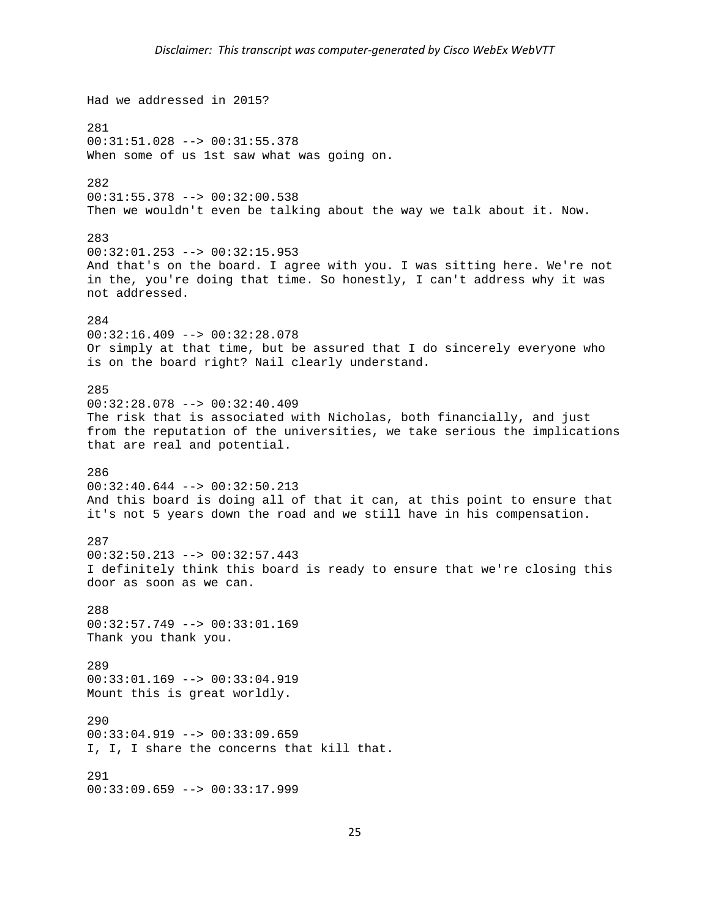Had we addressed in 2015?

281
00:31:51.028 --> 00:31:55.378
When some of us 1st saw what was going on.

282
00:31:55.378 --> 00:32:00.538
Then we wouldn't even be talking about the way we talk about it. Now.

283
00:32:01.253 --> 00:32:15.953
And that's on the board. I agree with you. I was sitting here. We're not in the, you're doing that time. So honestly, I can't address why it was not addressed.

284
00:32:16.409 --> 00:32:28.078
Or simply at that time, but be assured that I do sincerely everyone who is on the board right? Nail clearly understand.

285
00:32:28.078 --> 00:32:40.409
The risk that is associated with Nicholas, both financially, and just from the reputation of the universities, we take serious the implications that are real and potential.

286
00:32:40.644 --> 00:32:50.213
And this board is doing all of that it can, at this point to ensure that it's not 5 years down the road and we still have in his compensation.

287
00:32:50.213 --> 00:32:57.443
I definitely think this board is ready to ensure that we're closing this door as soon as we can.

288
00:32:57.749 --> 00:33:01.169
Thank you thank you.

289
00:33:01.169 --> 00:33:04.919
Mount this is great worldly.

290
00:33:04.919 --> 00:33:09.659
I, I, I share the concerns that kill that.

291
00:33:09.659 --> 00:33:17.999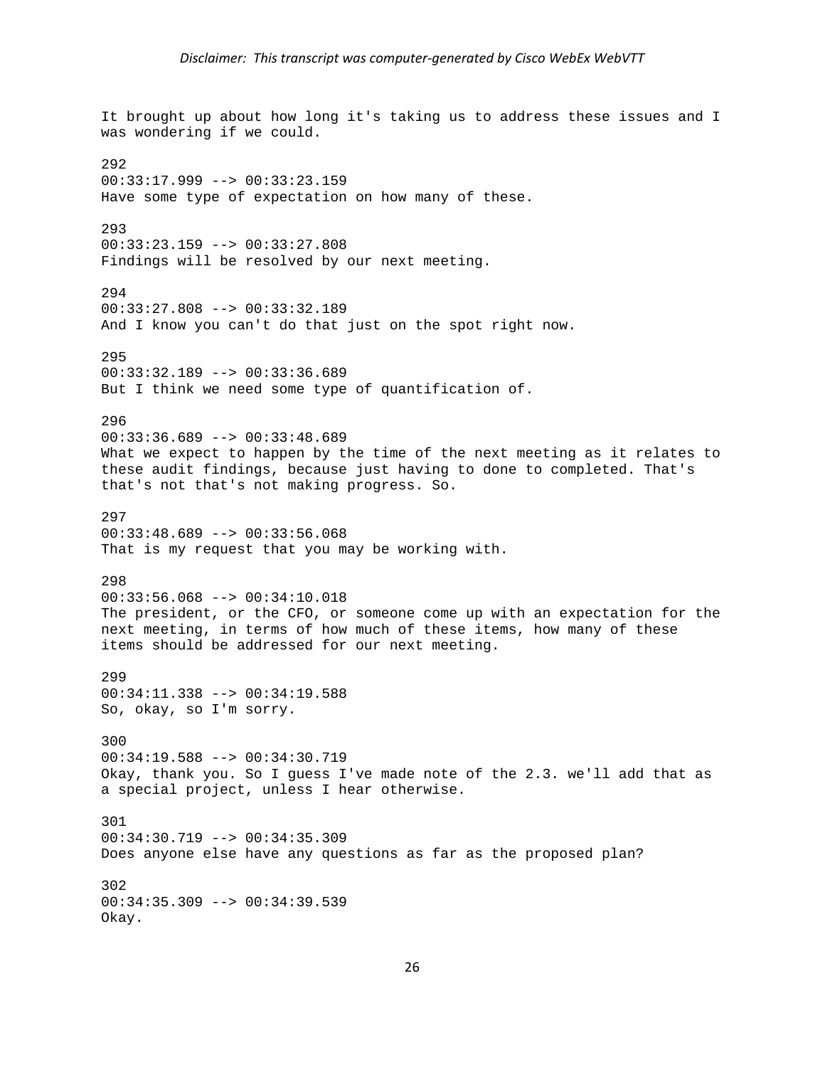It brought up about how long it's taking us to address these issues and I was wondering if we could.

292
00:33:17.999 --> 00:33:23.159
Have some type of expectation on how many of these.

293
00:33:23.159 --> 00:33:27.808
Findings will be resolved by our next meeting.

294
00:33:27.808 --> 00:33:32.189
And I know you can't do that just on the spot right now.

295
00:33:32.189 --> 00:33:36.689
But I think we need some type of quantification of.

296
00:33:36.689 --> 00:33:48.689
What we expect to happen by the time of the next meeting as it relates to these audit findings, because just having to done to completed. That's that's not that's not making progress. So.

297
00:33:48.689 --> 00:33:56.068
That is my request that you may be working with.

298
00:33:56.068 --> 00:34:10.018
The president, or the CFO, or someone come up with an expectation for the next meeting, in terms of how much of these items, how many of these items should be addressed for our next meeting.

299
00:34:11.338 --> 00:34:19.588
So, okay, so I'm sorry.

300
00:34:19.588 --> 00:34:30.719
Okay, thank you. So I guess I've made note of the 2.3. we'll add that as a special project, unless I hear otherwise.

301
00:34:30.719 --> 00:34:35.309
Does anyone else have any questions as far as the proposed plan?

302
00:34:35.309 --> 00:34:39.539
Okay.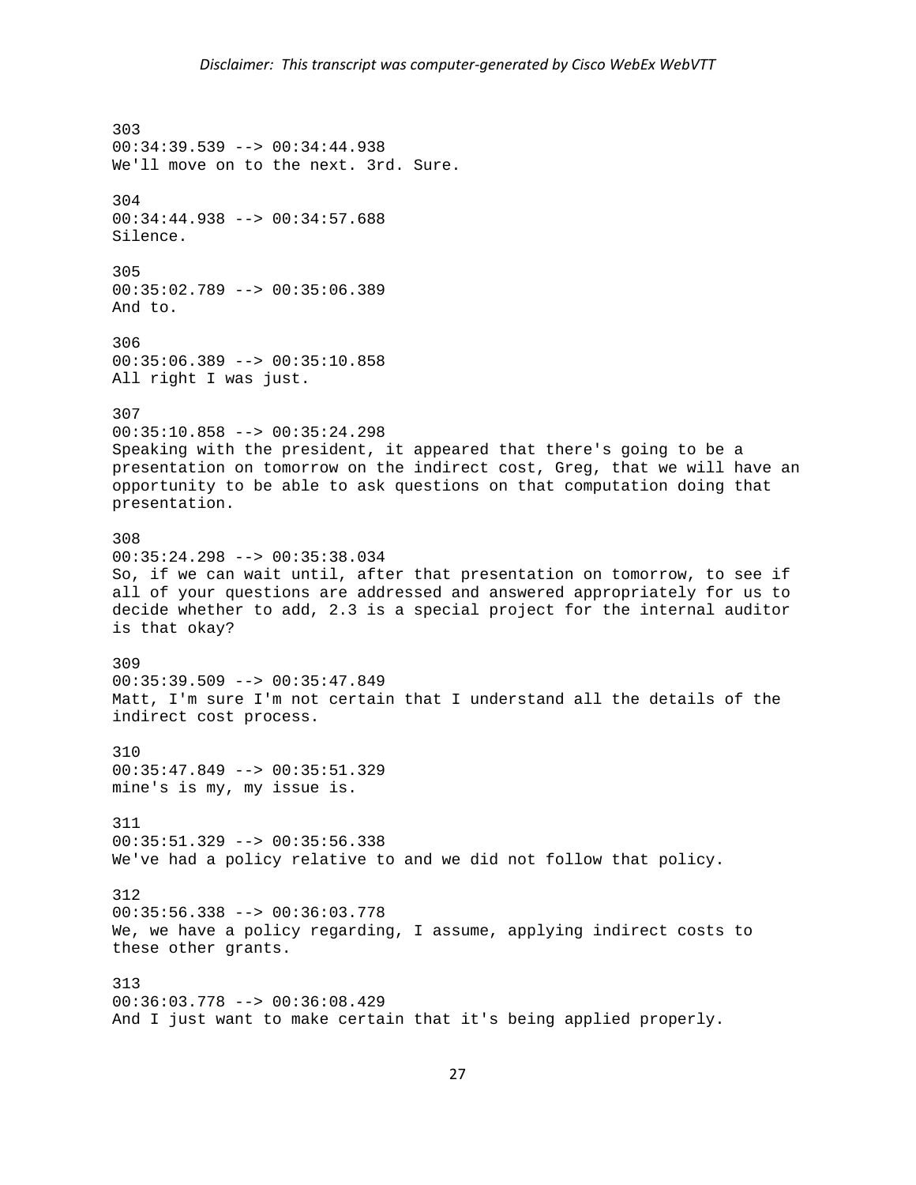303
00:34:39.539 --> 00:34:44.938
We'll move on to the next. 3rd. Sure.

304
00:34:44.938 --> 00:34:57.688
Silence.

305
00:35:02.789 --> 00:35:06.389
And to.

306
00:35:06.389 --> 00:35:10.858
All right I was just.

307
00:35:10.858 --> 00:35:24.298
Speaking with the president, it appeared that there's going to be a presentation on tomorrow on the indirect cost, Greg, that we will have an opportunity to be able to ask questions on that computation doing that presentation.

308
00:35:24.298 --> 00:35:38.034
So, if we can wait until, after that presentation on tomorrow, to see if all of your questions are addressed and answered appropriately for us to decide whether to add, 2.3 is a special project for the internal auditor is that okay?

309
00:35:39.509 --> 00:35:47.849
Matt, I'm sure I'm not certain that I understand all the details of the indirect cost process.

310
00:35:47.849 --> 00:35:51.329
mine's is my, my issue is.

311
00:35:51.329 --> 00:35:56.338
We've had a policy relative to and we did not follow that policy.

312
00:35:56.338 --> 00:36:03.778
We, we have a policy regarding, I assume, applying indirect costs to these other grants.

313
00:36:03.778 --> 00:36:08.429
And I just want to make certain that it's being applied properly.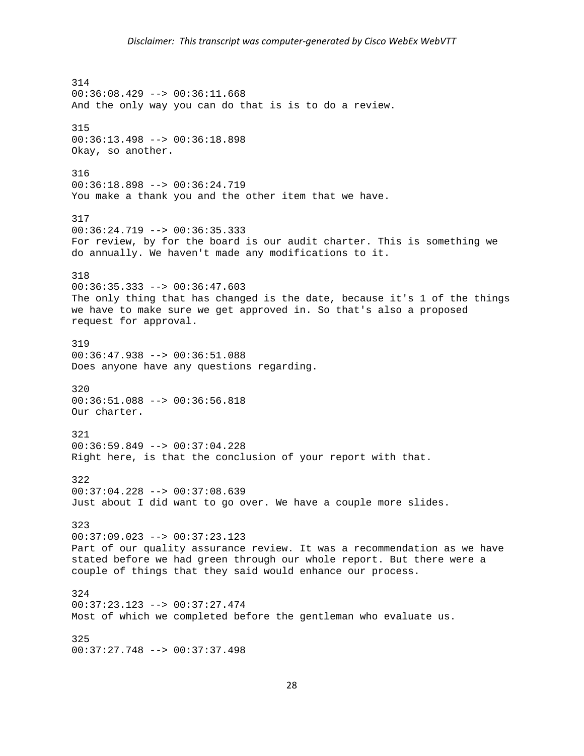314
00:36:08.429 --> 00:36:11.668
And the only way you can do that is is to do a review.

315
00:36:13.498 --> 00:36:18.898
Okay, so another.

316
00:36:18.898 --> 00:36:24.719
You make a thank you and the other item that we have.

317
00:36:24.719 --> 00:36:35.333
For review, by for the board is our audit charter. This is something we do annually. We haven't made any modifications to it.

318
00:36:35.333 --> 00:36:47.603
The only thing that has changed is the date, because it's 1 of the things we have to make sure we get approved in. So that's also a proposed request for approval.

319
00:36:47.938 --> 00:36:51.088
Does anyone have any questions regarding.

320
00:36:51.088 --> 00:36:56.818
Our charter.

321
00:36:59.849 --> 00:37:04.228
Right here, is that the conclusion of your report with that.

322
00:37:04.228 --> 00:37:08.639
Just about I did want to go over. We have a couple more slides.

323
00:37:09.023 --> 00:37:23.123
Part of our quality assurance review. It was a recommendation as we have stated before we had green through our whole report. But there were a couple of things that they said would enhance our process.

324
00:37:23.123 --> 00:37:27.474
Most of which we completed before the gentleman who evaluate us.

325
00:37:27.748 --> 00:37:37.498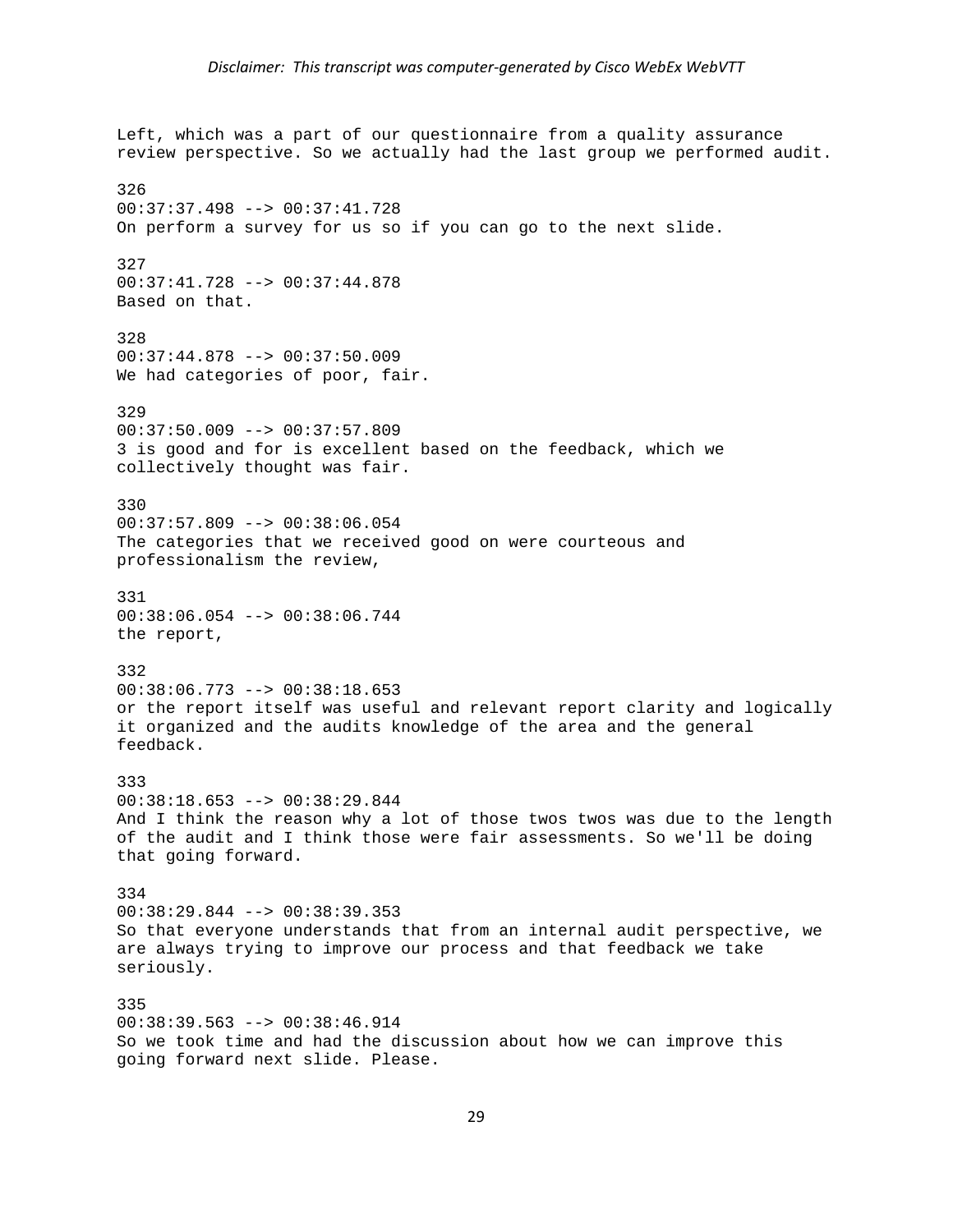Left, which was a part of our questionnaire from a quality assurance review perspective. So we actually had the last group we performed audit.

326
00:37:37.498 --> 00:37:41.728
On perform a survey for us so if you can go to the next slide.

327
00:37:41.728 --> 00:37:44.878
Based on that.

328
00:37:44.878 --> 00:37:50.009
We had categories of poor, fair.

329
00:37:50.009 --> 00:37:57.809
3 is good and for is excellent based on the feedback, which we collectively thought was fair.

330
00:37:57.809 --> 00:38:06.054
The categories that we received good on were courteous and professionalism the review,

331
00:38:06.054 --> 00:38:06.744
the report,

332
00:38:06.773 --> 00:38:18.653
or the report itself was useful and relevant report clarity and logically it organized and the audits knowledge of the area and the general feedback.

333
00:38:18.653 --> 00:38:29.844
And I think the reason why a lot of those twos twos was due to the length of the audit and I think those were fair assessments. So we'll be doing that going forward.

334
00:38:29.844 --> 00:38:39.353
So that everyone understands that from an internal audit perspective, we are always trying to improve our process and that feedback we take seriously.

335
00:38:39.563 --> 00:38:46.914
So we took time and had the discussion about how we can improve this going forward next slide. Please.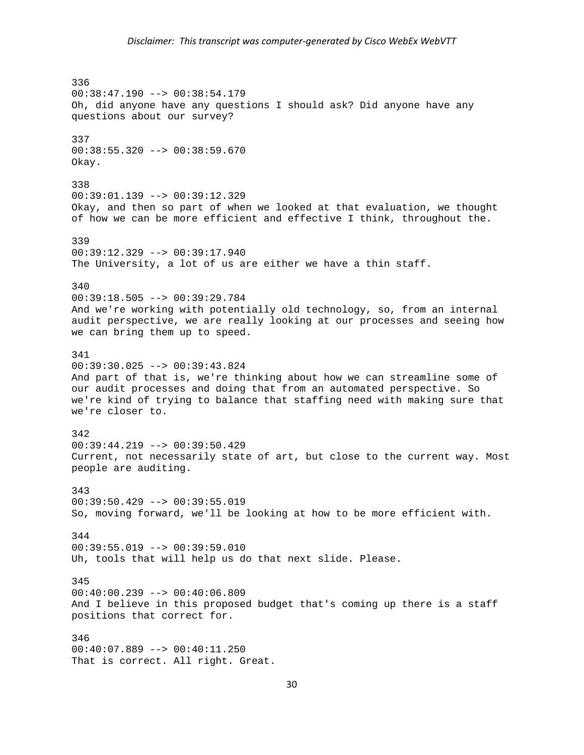336
00:38:47.190 --> 00:38:54.179
Oh, did anyone have any questions I should ask? Did anyone have any questions about our survey?

337
00:38:55.320 --> 00:38:59.670
Okay.

338
00:39:01.139 --> 00:39:12.329
Okay, and then so part of when we looked at that evaluation, we thought of how we can be more efficient and effective I think, throughout the.

339
00:39:12.329 --> 00:39:17.940
The University, a lot of us are either we have a thin staff.

340
00:39:18.505 --> 00:39:29.784
And we're working with potentially old technology, so, from an internal audit perspective, we are really looking at our processes and seeing how we can bring them up to speed.

341
00:39:30.025 --> 00:39:43.824
And part of that is, we're thinking about how we can streamline some of our audit processes and doing that from an automated perspective. So we're kind of trying to balance that staffing need with making sure that we're closer to.

342
00:39:44.219 --> 00:39:50.429
Current, not necessarily state of art, but close to the current way. Most people are auditing.

343
00:39:50.429 --> 00:39:55.019
So, moving forward, we'll be looking at how to be more efficient with.

344
00:39:55.019 --> 00:39:59.010
Uh, tools that will help us do that next slide. Please.

345
00:40:00.239 --> 00:40:06.809
And I believe in this proposed budget that's coming up there is a staff positions that correct for.

346
00:40:07.889 --> 00:40:11.250
That is correct. All right. Great.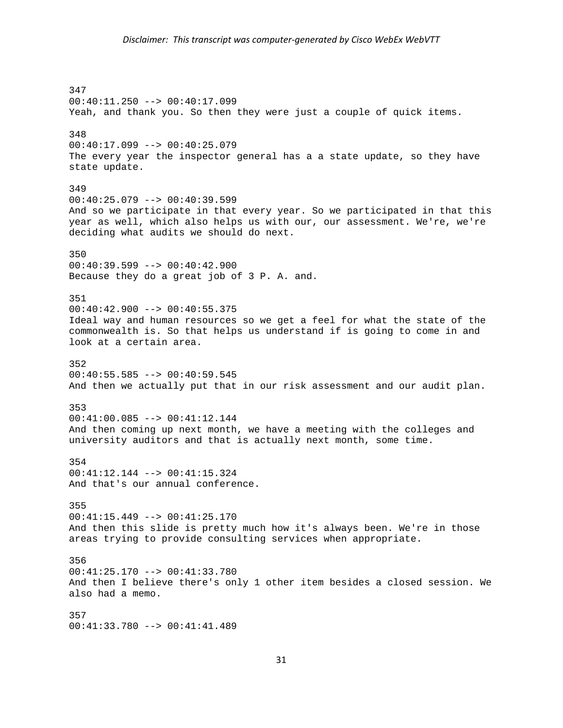347
00:40:11.250 --> 00:40:17.099
Yeah, and thank you. So then they were just a couple of quick items.

348
00:40:17.099 --> 00:40:25.079
The every year the inspector general has a a state update, so they have state update.

349
00:40:25.079 --> 00:40:39.599
And so we participate in that every year. So we participated in that this year as well, which also helps us with our, our assessment. We're, we're deciding what audits we should do next.

350
00:40:39.599 --> 00:40:42.900
Because they do a great job of 3 P. A. and.

351
00:40:42.900 --> 00:40:55.375
Ideal way and human resources so we get a feel for what the state of the commonwealth is. So that helps us understand if is going to come in and look at a certain area.

352
00:40:55.585 --> 00:40:59.545
And then we actually put that in our risk assessment and our audit plan.

353
00:41:00.085 --> 00:41:12.144
And then coming up next month, we have a meeting with the colleges and university auditors and that is actually next month, some time.

354
00:41:12.144 --> 00:41:15.324
And that's our annual conference.

355
00:41:15.449 --> 00:41:25.170
And then this slide is pretty much how it's always been. We're in those areas trying to provide consulting services when appropriate.

356
00:41:25.170 --> 00:41:33.780
And then I believe there's only 1 other item besides a closed session. We also had a memo.

357
00:41:33.780 --> 00:41:41.489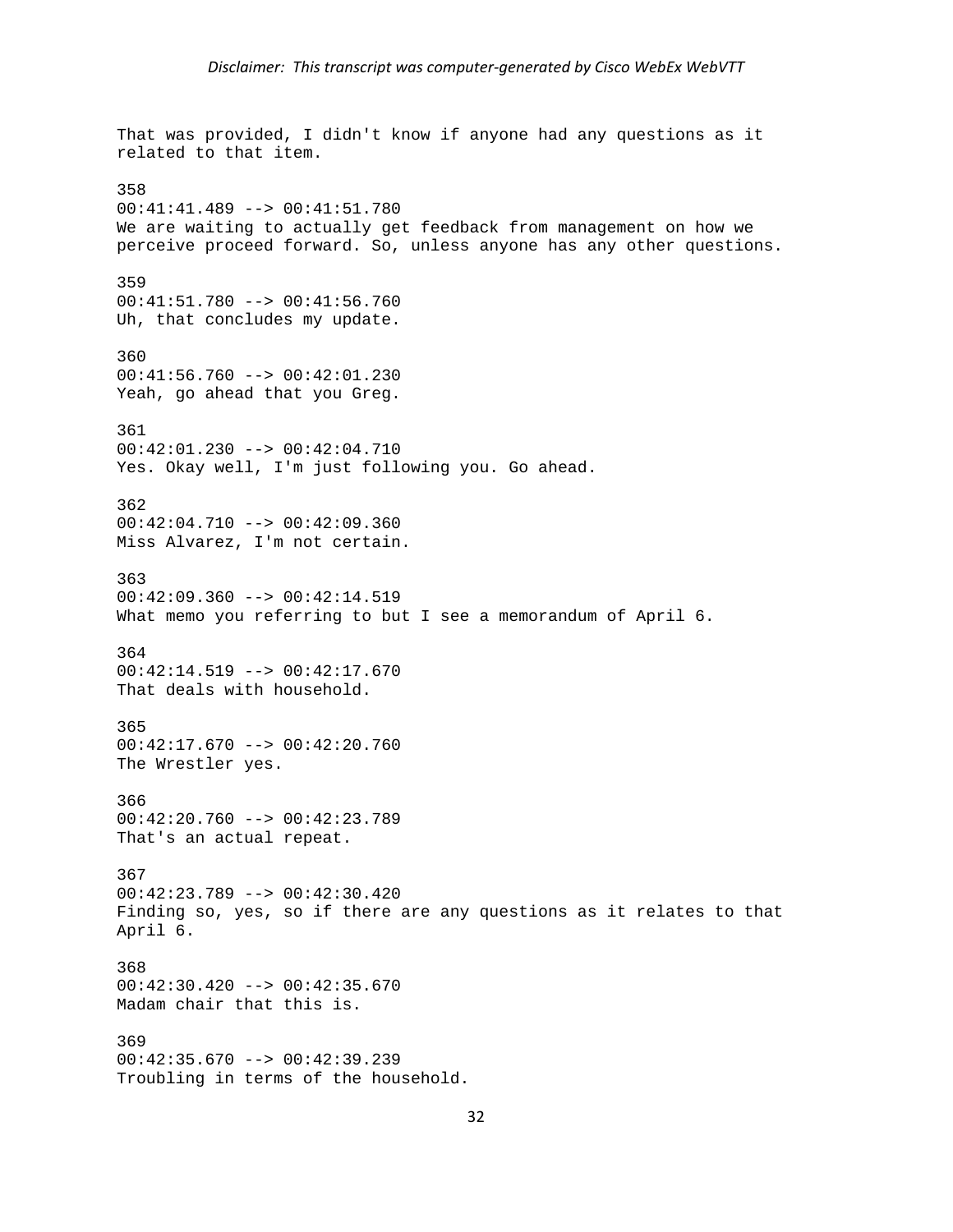That was provided, I didn't know if anyone had any questions as it related to that item.

358
00:41:41.489 --> 00:41:51.780
We are waiting to actually get feedback from management on how we perceive proceed forward. So, unless anyone has any other questions.

359
00:41:51.780 --> 00:41:56.760
Uh, that concludes my update.

360
00:41:56.760 --> 00:42:01.230
Yeah, go ahead that you Greg.

361
00:42:01.230 --> 00:42:04.710
Yes. Okay well, I'm just following you. Go ahead.

362
00:42:04.710 --> 00:42:09.360
Miss Alvarez, I'm not certain.

363
00:42:09.360 --> 00:42:14.519
What memo you referring to but I see a memorandum of April 6.

364
00:42:14.519 --> 00:42:17.670
That deals with household.

365
00:42:17.670 --> 00:42:20.760
The Wrestler yes.

366
00:42:20.760 --> 00:42:23.789
That's an actual repeat.

367
00:42:23.789 --> 00:42:30.420
Finding so, yes, so if there are any questions as it relates to that April 6.

368
00:42:30.420 --> 00:42:35.670
Madam chair that this is.

369
00:42:35.670 --> 00:42:39.239
Troubling in terms of the household.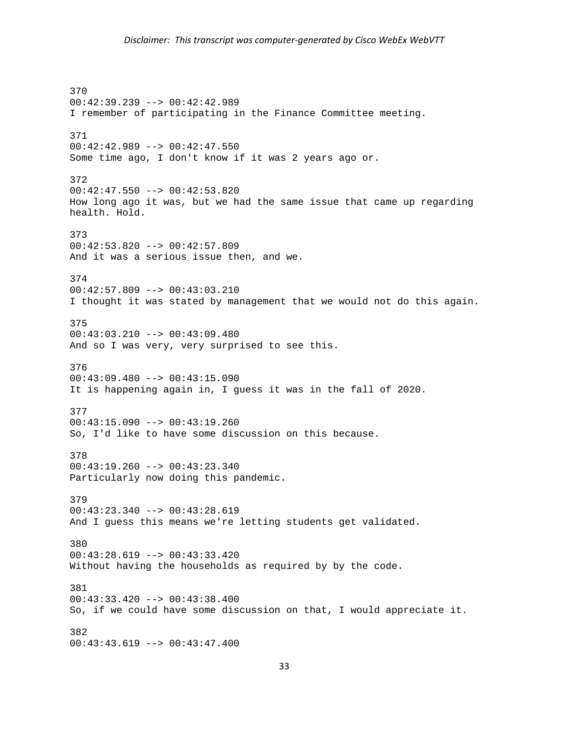370
00:42:39.239 --> 00:42:42.989
I remember of participating in the Finance Committee meeting.

371
00:42:42.989 --> 00:42:47.550
Some time ago, I don't know if it was 2 years ago or.

372
00:42:47.550 --> 00:42:53.820
How long ago it was, but we had the same issue that came up regarding health. Hold.

373
00:42:53.820 --> 00:42:57.809
And it was a serious issue then, and we.

374
00:42:57.809 --> 00:43:03.210
I thought it was stated by management that we would not do this again.

375
00:43:03.210 --> 00:43:09.480
And so I was very, very surprised to see this.

376
00:43:09.480 --> 00:43:15.090
It is happening again in, I guess it was in the fall of 2020.

377
00:43:15.090 --> 00:43:19.260
So, I'd like to have some discussion on this because.

378
00:43:19.260 --> 00:43:23.340
Particularly now doing this pandemic.

379
00:43:23.340 --> 00:43:28.619
And I guess this means we're letting students get validated.

380
00:43:28.619 --> 00:43:33.420
Without having the households as required by by the code.

381
00:43:33.420 --> 00:43:38.400
So, if we could have some discussion on that, I would appreciate it.

382
00:43:43.619 --> 00:43:47.400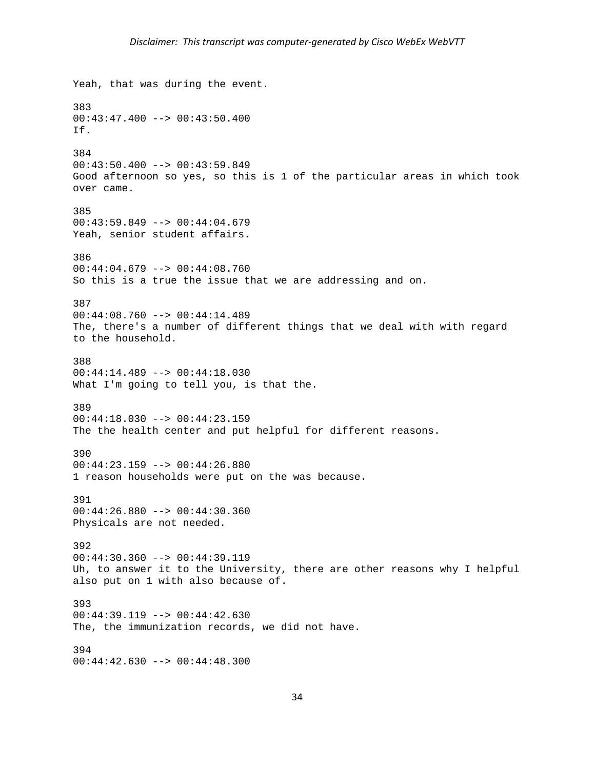*Disclaimer: This transcript was computer-generated by Cisco WebEx WebVTT*

Yeah, that was during the event.

383
00:43:47.400 --> 00:43:50.400
If.

384
00:43:50.400 --> 00:43:59.849
Good afternoon so yes, so this is 1 of the particular areas in which took over came.

385
00:43:59.849 --> 00:44:04.679
Yeah, senior student affairs.

386
00:44:04.679 --> 00:44:08.760
So this is a true the issue that we are addressing and on.

387
00:44:08.760 --> 00:44:14.489
The, there's a number of different things that we deal with with regard to the household.

388
00:44:14.489 --> 00:44:18.030
What I'm going to tell you, is that the.

389
00:44:18.030 --> 00:44:23.159
The the health center and put helpful for different reasons.

390
00:44:23.159 --> 00:44:26.880
1 reason households were put on the was because.

391
00:44:26.880 --> 00:44:30.360
Physicals are not needed.

392
00:44:30.360 --> 00:44:39.119
Uh, to answer it to the University, there are other reasons why I helpful also put on 1 with also because of.

393
00:44:39.119 --> 00:44:42.630
The, the immunization records, we did not have.

394
00:44:42.630 --> 00:44:48.300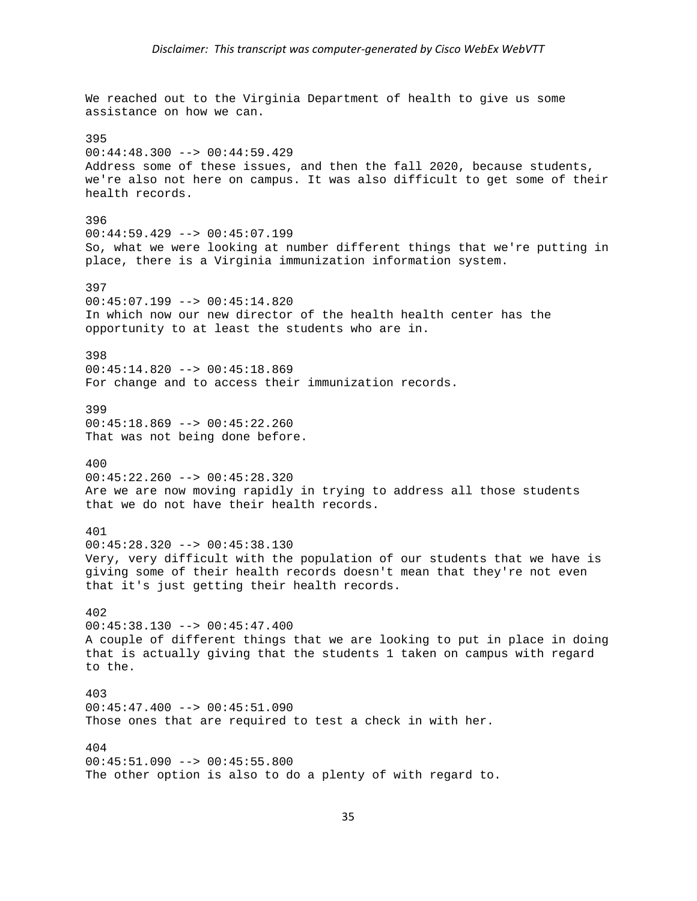We reached out to the Virginia Department of health to give us some assistance on how we can.

395
00:44:48.300 --> 00:44:59.429
Address some of these issues, and then the fall 2020, because students, we're also not here on campus. It was also difficult to get some of their health records.

396
00:44:59.429 --> 00:45:07.199
So, what we were looking at number different things that we're putting in place, there is a Virginia immunization information system.

397
00:45:07.199 --> 00:45:14.820
In which now our new director of the health health center has the opportunity to at least the students who are in.

398
00:45:14.820 --> 00:45:18.869
For change and to access their immunization records.

399
00:45:18.869 --> 00:45:22.260
That was not being done before.

400
00:45:22.260 --> 00:45:28.320
Are we are now moving rapidly in trying to address all those students that we do not have their health records.

401
00:45:28.320 --> 00:45:38.130
Very, very difficult with the population of our students that we have is giving some of their health records doesn't mean that they're not even that it's just getting their health records.

402
00:45:38.130 --> 00:45:47.400
A couple of different things that we are looking to put in place in doing that is actually giving that the students 1 taken on campus with regard to the.

403
00:45:47.400 --> 00:45:51.090
Those ones that are required to test a check in with her.

404
00:45:51.090 --> 00:45:55.800
The other option is also to do a plenty of with regard to.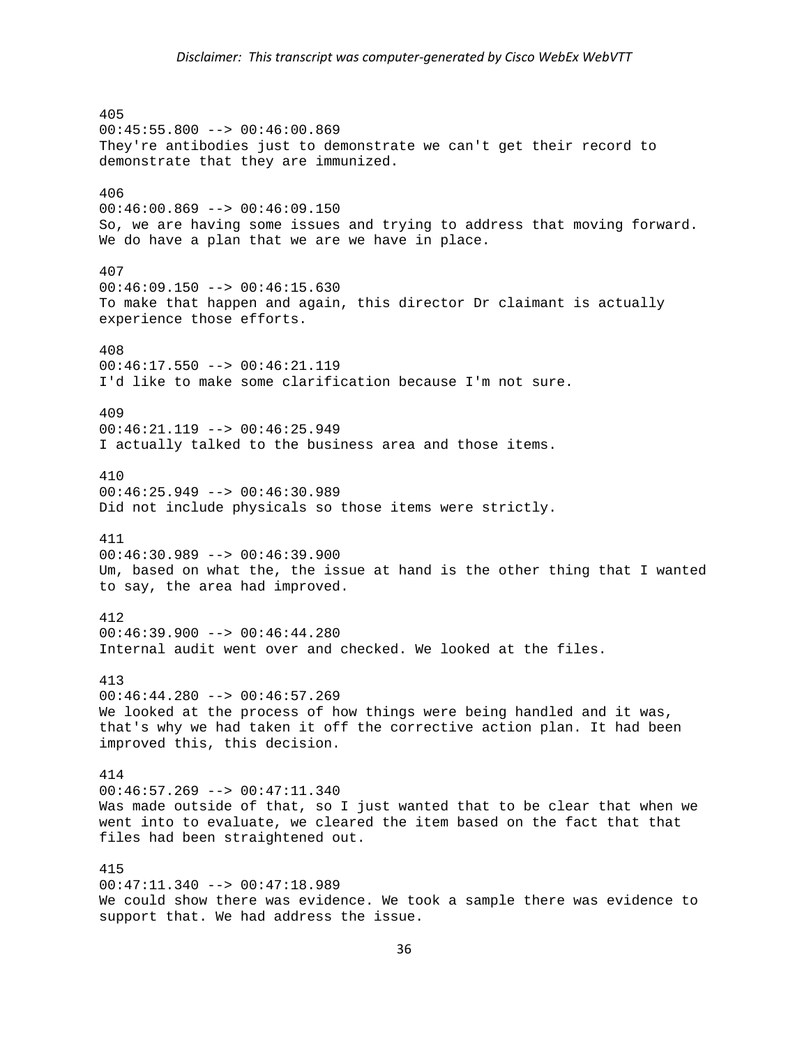405
00:45:55.800 --> 00:46:00.869
They're antibodies just to demonstrate we can't get their record to demonstrate that they are immunized.

406
00:46:00.869 --> 00:46:09.150
So, we are having some issues and trying to address that moving forward. We do have a plan that we are we have in place.

407
00:46:09.150 --> 00:46:15.630
To make that happen and again, this director Dr claimant is actually experience those efforts.

408
00:46:17.550 --> 00:46:21.119
I'd like to make some clarification because I'm not sure.

409
00:46:21.119 --> 00:46:25.949
I actually talked to the business area and those items.

410
00:46:25.949 --> 00:46:30.989
Did not include physicals so those items were strictly.

411
00:46:30.989 --> 00:46:39.900
Um, based on what the, the issue at hand is the other thing that I wanted to say, the area had improved.

412
00:46:39.900 --> 00:46:44.280
Internal audit went over and checked. We looked at the files.

413
00:46:44.280 --> 00:46:57.269
We looked at the process of how things were being handled and it was, that's why we had taken it off the corrective action plan. It had been improved this, this decision.

414
00:46:57.269 --> 00:47:11.340
Was made outside of that, so I just wanted that to be clear that when we went into to evaluate, we cleared the item based on the fact that that files had been straightened out.

415
00:47:11.340 --> 00:47:18.989
We could show there was evidence. We took a sample there was evidence to support that. We had address the issue.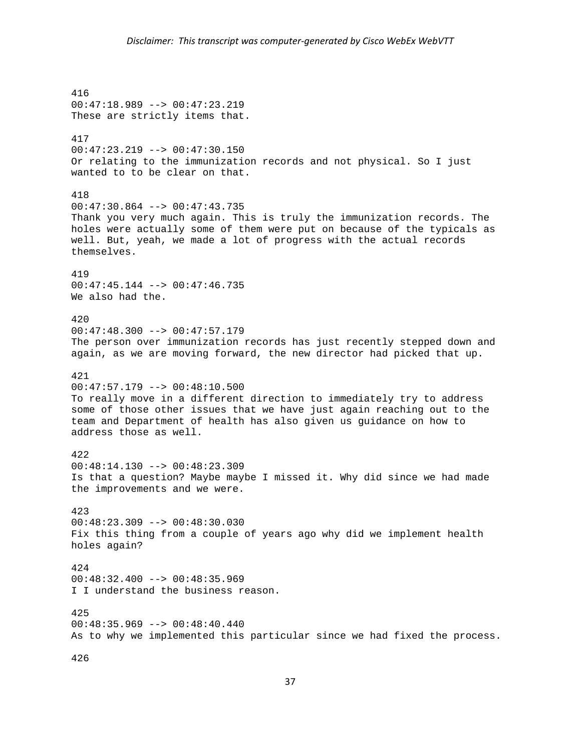416
00:47:18.989 --> 00:47:23.219
These are strictly items that.

417
00:47:23.219 --> 00:47:30.150
Or relating to the immunization records and not physical. So I just wanted to to be clear on that.

418
00:47:30.864 --> 00:47:43.735
Thank you very much again. This is truly the immunization records. The holes were actually some of them were put on because of the typicals as well. But, yeah, we made a lot of progress with the actual records themselves.

419
00:47:45.144 --> 00:47:46.735
We also had the.

420
00:47:48.300 --> 00:47:57.179
The person over immunization records has just recently stepped down and again, as we are moving forward, the new director had picked that up.

421
00:47:57.179 --> 00:48:10.500
To really move in a different direction to immediately try to address some of those other issues that we have just again reaching out to the team and Department of health has also given us guidance on how to address those as well.

422
00:48:14.130 --> 00:48:23.309
Is that a question? Maybe maybe I missed it. Why did since we had made the improvements and we were.

423
00:48:23.309 --> 00:48:30.030
Fix this thing from a couple of years ago why did we implement health holes again?

424
00:48:32.400 --> 00:48:35.969
I I understand the business reason.

425
00:48:35.969 --> 00:48:40.440
As to why we implemented this particular since we had fixed the process.

426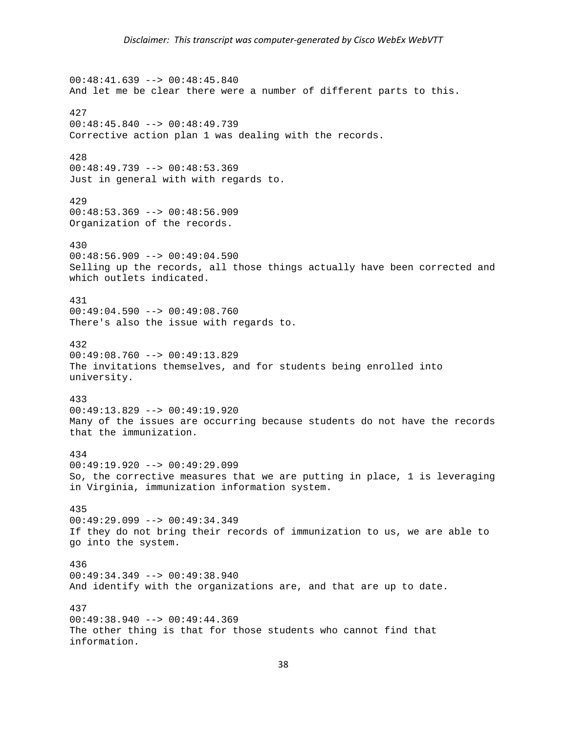00:48:41.639 --> 00:48:45.840
And let me be clear there were a number of different parts to this.

427
00:48:45.840 --> 00:48:49.739
Corrective action plan 1 was dealing with the records.

428
00:48:49.739 --> 00:48:53.369
Just in general with with regards to.

429
00:48:53.369 --> 00:48:56.909
Organization of the records.

430
00:48:56.909 --> 00:49:04.590
Selling up the records, all those things actually have been corrected and which outlets indicated.

431
00:49:04.590 --> 00:49:08.760
There's also the issue with regards to.

432
00:49:08.760 --> 00:49:13.829
The invitations themselves, and for students being enrolled into university.

433
00:49:13.829 --> 00:49:19.920
Many of the issues are occurring because students do not have the records that the immunization.

434
00:49:19.920 --> 00:49:29.099
So, the corrective measures that we are putting in place, 1 is leveraging in Virginia, immunization information system.

435
00:49:29.099 --> 00:49:34.349
If they do not bring their records of immunization to us, we are able to go into the system.

436
00:49:34.349 --> 00:49:38.940
And identify with the organizations are, and that are up to date.

437
00:49:38.940 --> 00:49:44.369
The other thing is that for those students who cannot find that information.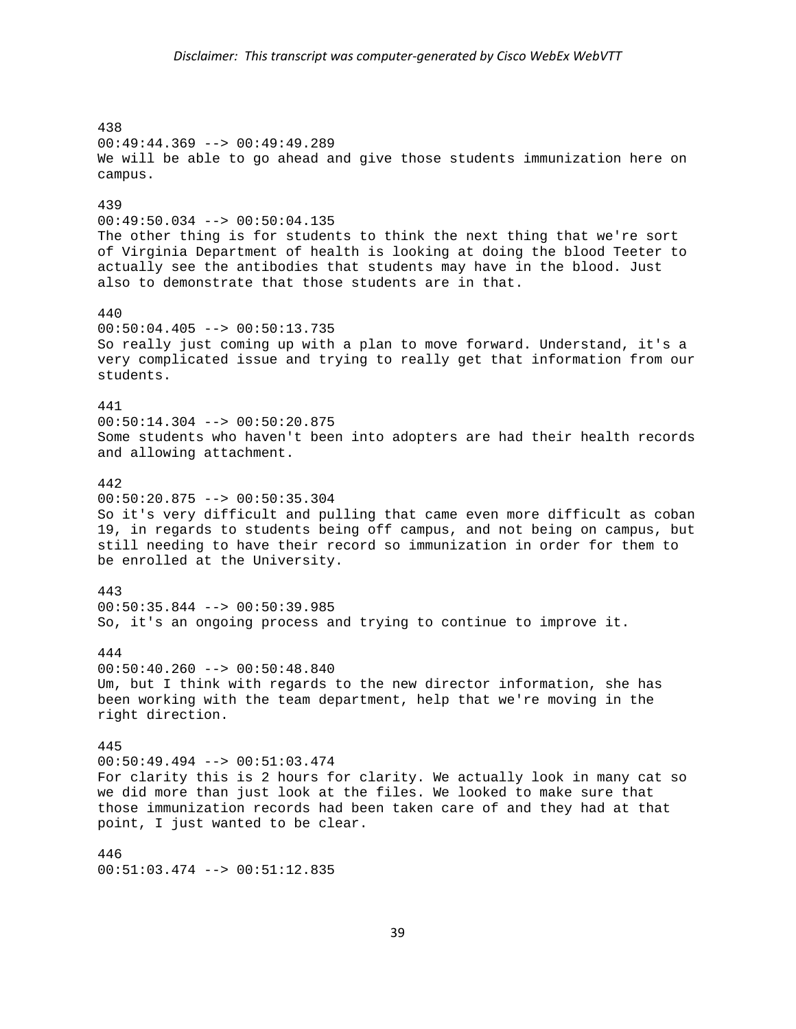438
00:49:44.369 --> 00:49:49.289
We will be able to go ahead and give those students immunization here on campus.

439
00:49:50.034 --> 00:50:04.135
The other thing is for students to think the next thing that we're sort of Virginia Department of health is looking at doing the blood Teeter to actually see the antibodies that students may have in the blood. Just also to demonstrate that those students are in that.

440
00:50:04.405 --> 00:50:13.735
So really just coming up with a plan to move forward. Understand, it's a very complicated issue and trying to really get that information from our students.

441
00:50:14.304 --> 00:50:20.875
Some students who haven't been into adopters are had their health records and allowing attachment.

442
00:50:20.875 --> 00:50:35.304
So it's very difficult and pulling that came even more difficult as coban 19, in regards to students being off campus, and not being on campus, but still needing to have their record so immunization in order for them to be enrolled at the University.

443
00:50:35.844 --> 00:50:39.985
So, it's an ongoing process and trying to continue to improve it.

444
00:50:40.260 --> 00:50:48.840
Um, but I think with regards to the new director information, she has been working with the team department, help that we're moving in the right direction.

445
00:50:49.494 --> 00:51:03.474
For clarity this is 2 hours for clarity. We actually look in many cat so we did more than just look at the files. We looked to make sure that those immunization records had been taken care of and they had at that point, I just wanted to be clear.

446
00:51:03.474 --> 00:51:12.835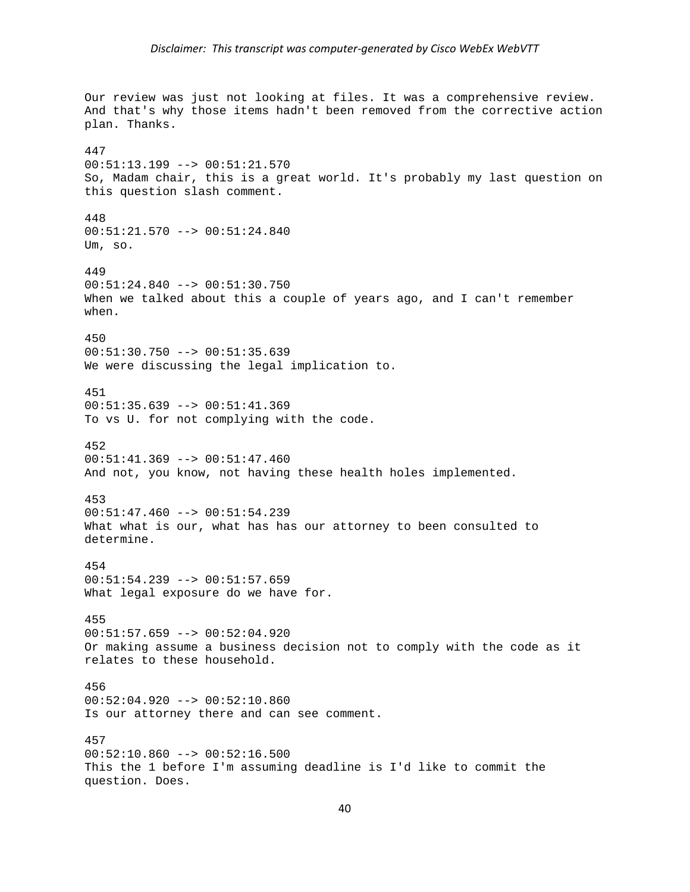Our review was just not looking at files. It was a comprehensive review. And that's why those items hadn't been removed from the corrective action plan. Thanks.

447
00:51:13.199 --> 00:51:21.570
So, Madam chair, this is a great world. It's probably my last question on this question slash comment.

448
00:51:21.570 --> 00:51:24.840
Um, so.

449
00:51:24.840 --> 00:51:30.750
When we talked about this a couple of years ago, and I can't remember when.

450
00:51:30.750 --> 00:51:35.639
We were discussing the legal implication to.

451
00:51:35.639 --> 00:51:41.369
To vs U. for not complying with the code.

452
00:51:41.369 --> 00:51:47.460
And not, you know, not having these health holes implemented.

453
00:51:47.460 --> 00:51:54.239
What what is our, what has has our attorney to been consulted to determine.

454
00:51:54.239 --> 00:51:57.659
What legal exposure do we have for.

455
00:51:57.659 --> 00:52:04.920
Or making assume a business decision not to comply with the code as it relates to these household.

456
00:52:04.920 --> 00:52:10.860
Is our attorney there and can see comment.

457
00:52:10.860 --> 00:52:16.500
This the 1 before I'm assuming deadline is I'd like to commit the question. Does.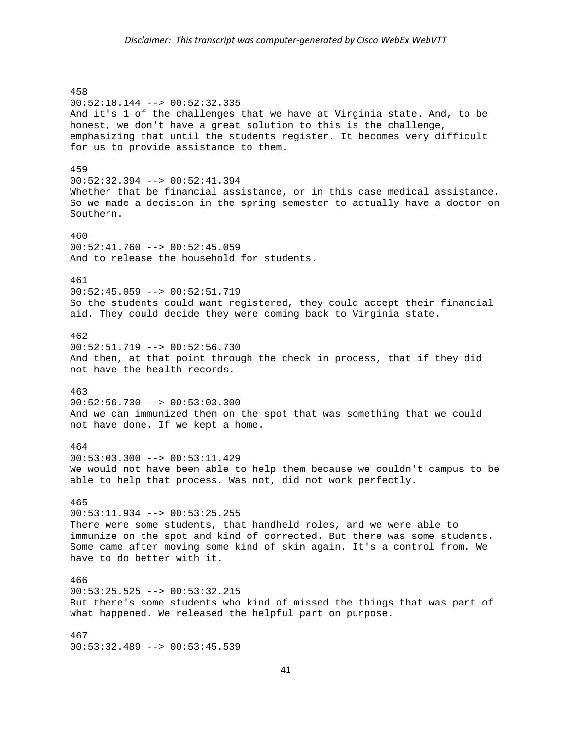458
00:52:18.144 --> 00:52:32.335
And it's 1 of the challenges that we have at Virginia state. And, to be honest, we don't have a great solution to this is the challenge, emphasizing that until the students register. It becomes very difficult for us to provide assistance to them.

459
00:52:32.394 --> 00:52:41.394
Whether that be financial assistance, or in this case medical assistance. So we made a decision in the spring semester to actually have a doctor on Southern.

460
00:52:41.760 --> 00:52:45.059
And to release the household for students.

461
00:52:45.059 --> 00:52:51.719
So the students could want registered, they could accept their financial aid. They could decide they were coming back to Virginia state.

462
00:52:51.719 --> 00:52:56.730
And then, at that point through the check in process, that if they did not have the health records.

463
00:52:56.730 --> 00:53:03.300
And we can immunized them on the spot that was something that we could not have done. If we kept a home.

464
00:53:03.300 --> 00:53:11.429
We would not have been able to help them because we couldn't campus to be able to help that process. Was not, did not work perfectly.

465
00:53:11.934 --> 00:53:25.255
There were some students, that handheld roles, and we were able to immunize on the spot and kind of corrected. But there was some students. Some came after moving some kind of skin again. It's a control from. We have to do better with it.

466
00:53:25.525 --> 00:53:32.215
But there's some students who kind of missed the things that was part of what happened. We released the helpful part on purpose.

467
00:53:32.489 --> 00:53:45.539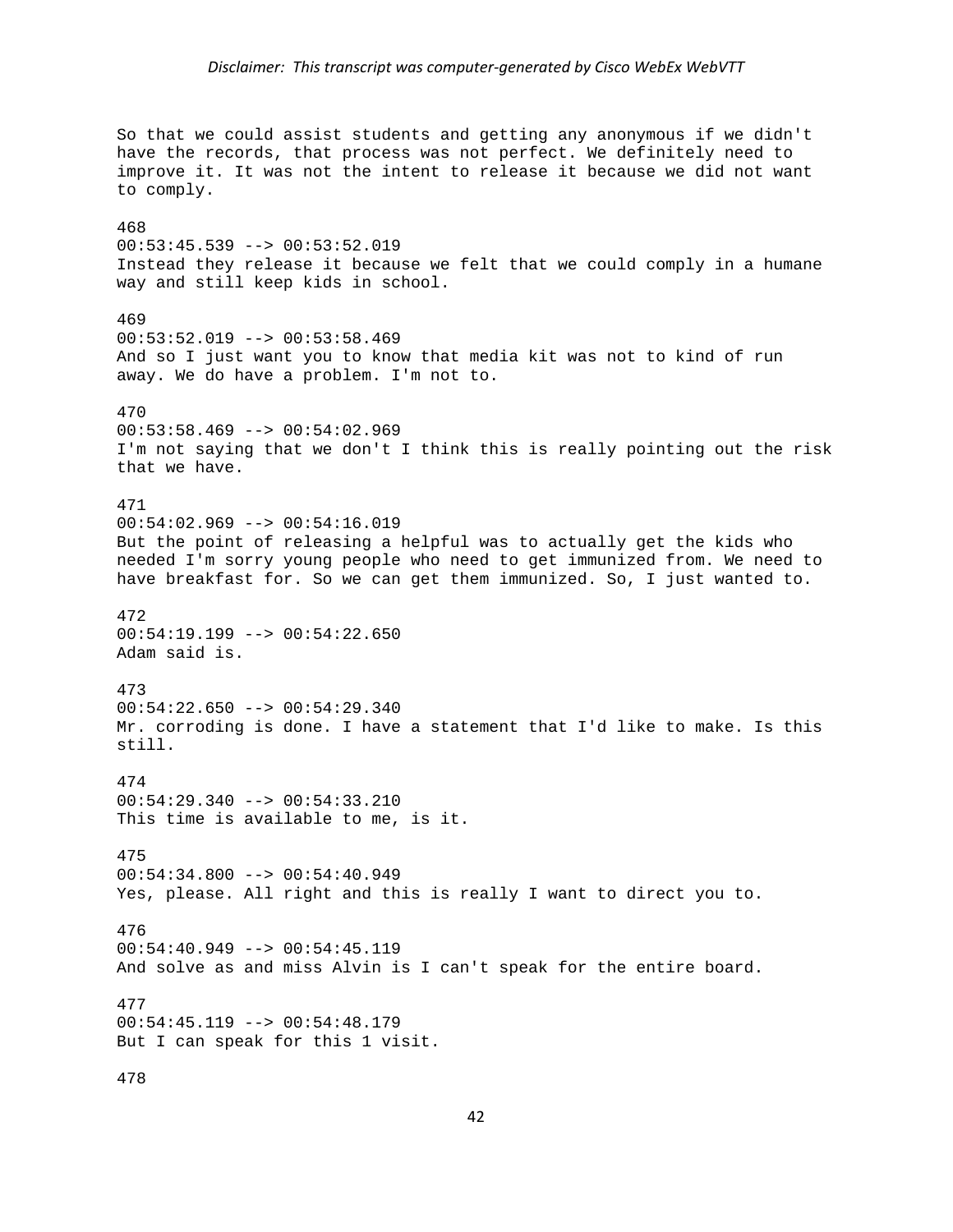So that we could assist students and getting any anonymous if we didn't have the records, that process was not perfect. We definitely need to improve it. It was not the intent to release it because we did not want to comply.

468
00:53:45.539 --> 00:53:52.019
Instead they release it because we felt that we could comply in a humane way and still keep kids in school.

469
00:53:52.019 --> 00:53:58.469
And so I just want you to know that media kit was not to kind of run away. We do have a problem. I'm not to.

470
00:53:58.469 --> 00:54:02.969
I'm not saying that we don't I think this is really pointing out the risk that we have.

471
00:54:02.969 --> 00:54:16.019
But the point of releasing a helpful was to actually get the kids who needed I'm sorry young people who need to get immunized from. We need to have breakfast for. So we can get them immunized. So, I just wanted to.

472
00:54:19.199 --> 00:54:22.650
Adam said is.

473
00:54:22.650 --> 00:54:29.340
Mr. corroding is done. I have a statement that I'd like to make. Is this still.

474
00:54:29.340 --> 00:54:33.210
This time is available to me, is it.

475
00:54:34.800 --> 00:54:40.949
Yes, please. All right and this is really I want to direct you to.

476
00:54:40.949 --> 00:54:45.119
And solve as and miss Alvin is I can't speak for the entire board.

477
00:54:45.119 --> 00:54:48.179
But I can speak for this 1 visit.

478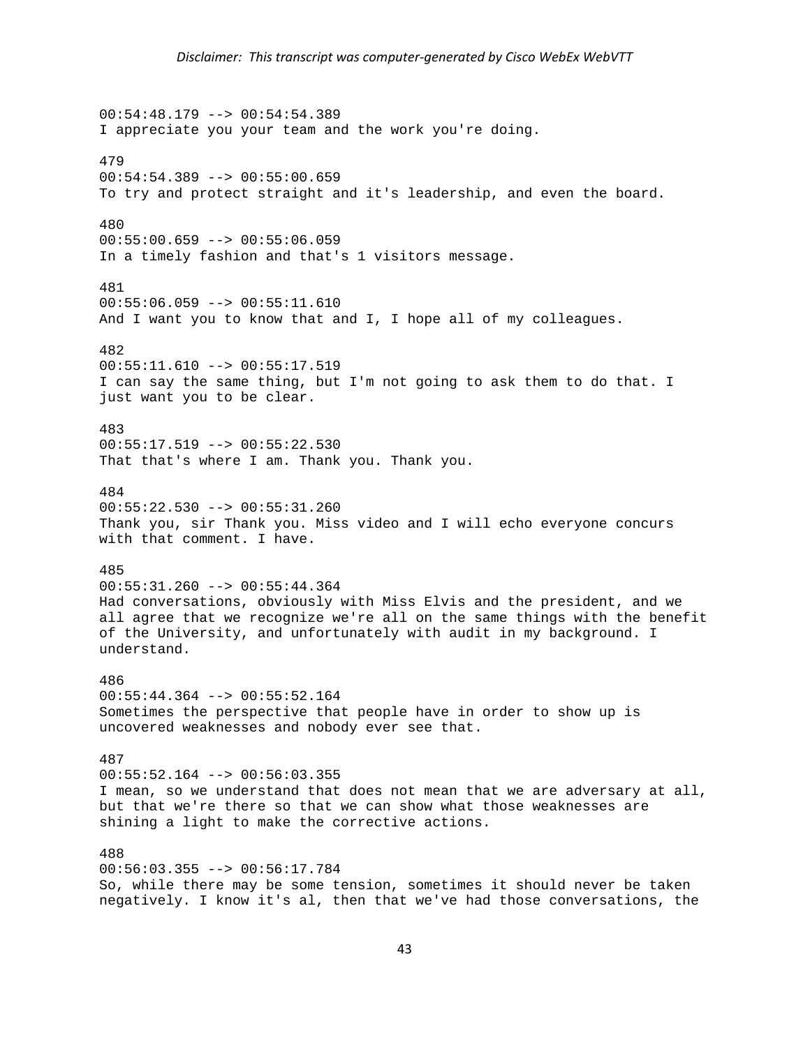*Disclaimer: This transcript was computer-generated by Cisco WebEx WebVTT*

00:54:48.179 --> 00:54:54.389
I appreciate you your team and the work you're doing.

479
00:54:54.389 --> 00:55:00.659
To try and protect straight and it's leadership, and even the board.

480
00:55:00.659 --> 00:55:06.059
In a timely fashion and that's 1 visitors message.

481
00:55:06.059 --> 00:55:11.610
And I want you to know that and I, I hope all of my colleagues.

482
00:55:11.610 --> 00:55:17.519
I can say the same thing, but I'm not going to ask them to do that. I just want you to be clear.

483
00:55:17.519 --> 00:55:22.530
That that's where I am. Thank you. Thank you.

484
00:55:22.530 --> 00:55:31.260
Thank you, sir Thank you. Miss video and I will echo everyone concurs with that comment. I have.

485
00:55:31.260 --> 00:55:44.364
Had conversations, obviously with Miss Elvis and the president, and we all agree that we recognize we're all on the same things with the benefit of the University, and unfortunately with audit in my background. I understand.

486
00:55:44.364 --> 00:55:52.164
Sometimes the perspective that people have in order to show up is uncovered weaknesses and nobody ever see that.

487
00:55:52.164 --> 00:56:03.355
I mean, so we understand that does not mean that we are adversary at all, but that we're there so that we can show what those weaknesses are shining a light to make the corrective actions.

488
00:56:03.355 --> 00:56:17.784
So, while there may be some tension, sometimes it should never be taken negatively. I know it's al, then that we've had those conversations, the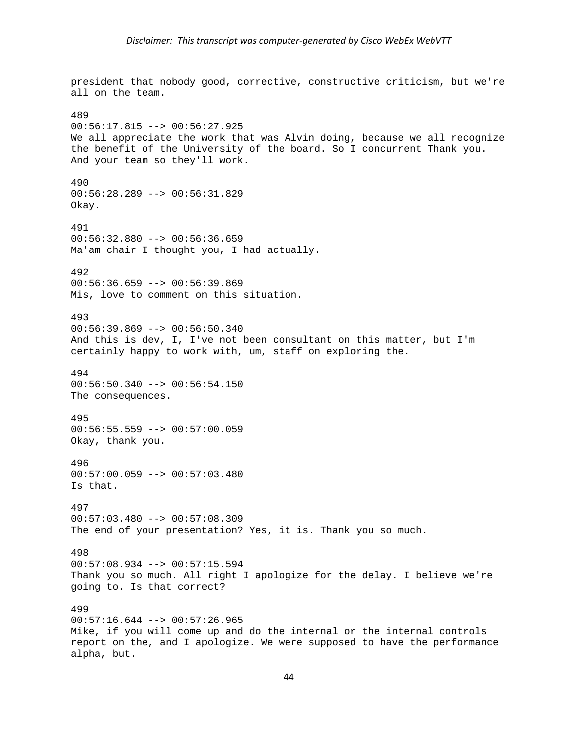president that nobody good, corrective, constructive criticism, but we're all on the team.

489
00:56:17.815 --> 00:56:27.925
We all appreciate the work that was Alvin doing, because we all recognize the benefit of the University of the board. So I concurrent Thank you. And your team so they'll work.

490
00:56:28.289 --> 00:56:31.829
Okay.

491
00:56:32.880 --> 00:56:36.659
Ma'am chair I thought you, I had actually.

492
00:56:36.659 --> 00:56:39.869
Mis, love to comment on this situation.

493
00:56:39.869 --> 00:56:50.340
And this is dev, I, I've not been consultant on this matter, but I'm certainly happy to work with, um, staff on exploring the.

494
00:56:50.340 --> 00:56:54.150
The consequences.

495
00:56:55.559 --> 00:57:00.059
Okay, thank you.

496
00:57:00.059 --> 00:57:03.480
Is that.

497
00:57:03.480 --> 00:57:08.309
The end of your presentation? Yes, it is. Thank you so much.

498
00:57:08.934 --> 00:57:15.594
Thank you so much. All right I apologize for the delay. I believe we're going to. Is that correct?

499
00:57:16.644 --> 00:57:26.965
Mike, if you will come up and do the internal or the internal controls report on the, and I apologize. We were supposed to have the performance alpha, but.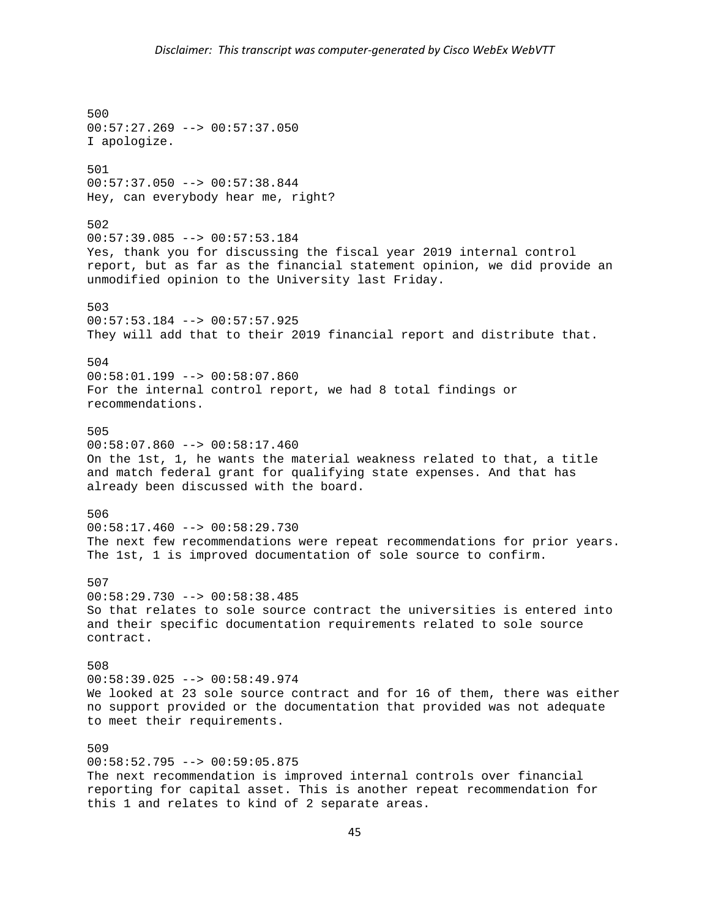*Disclaimer: This transcript was computer-generated by Cisco WebEx WebVTT*

500
00:57:27.269 --> 00:57:37.050
I apologize.

501
00:57:37.050 --> 00:57:38.844
Hey, can everybody hear me, right?

502
00:57:39.085 --> 00:57:53.184
Yes, thank you for discussing the fiscal year 2019 internal control report, but as far as the financial statement opinion, we did provide an unmodified opinion to the University last Friday.

503
00:57:53.184 --> 00:57:57.925
They will add that to their 2019 financial report and distribute that.

504
00:58:01.199 --> 00:58:07.860
For the internal control report, we had 8 total findings or recommendations.

505
00:58:07.860 --> 00:58:17.460
On the 1st, 1, he wants the material weakness related to that, a title and match federal grant for qualifying state expenses. And that has already been discussed with the board.

506
00:58:17.460 --> 00:58:29.730
The next few recommendations were repeat recommendations for prior years. The 1st, 1 is improved documentation of sole source to confirm.

507
00:58:29.730 --> 00:58:38.485
So that relates to sole source contract the universities is entered into and their specific documentation requirements related to sole source contract.

508
00:58:39.025 --> 00:58:49.974
We looked at 23 sole source contract and for 16 of them, there was either no support provided or the documentation that provided was not adequate to meet their requirements.

509
00:58:52.795 --> 00:59:05.875
The next recommendation is improved internal controls over financial reporting for capital asset. This is another repeat recommendation for this 1 and relates to kind of 2 separate areas.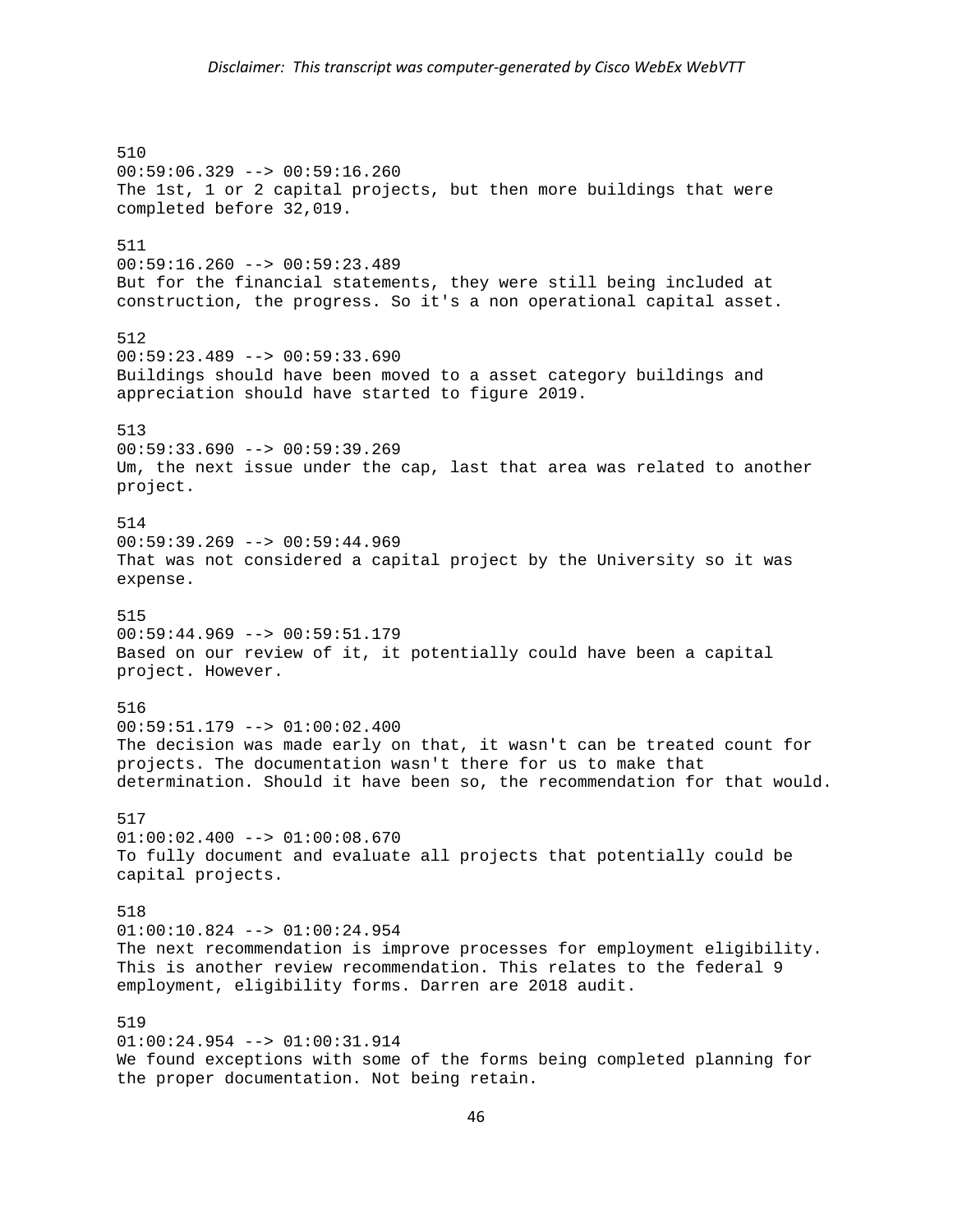510
00:59:06.329 --> 00:59:16.260
The 1st, 1 or 2 capital projects, but then more buildings that were completed before 32,019.

511
00:59:16.260 --> 00:59:23.489
But for the financial statements, they were still being included at construction, the progress. So it's a non operational capital asset.

512
00:59:23.489 --> 00:59:33.690
Buildings should have been moved to a asset category buildings and appreciation should have started to figure 2019.

513
00:59:33.690 --> 00:59:39.269
Um, the next issue under the cap, last that area was related to another project.

514
00:59:39.269 --> 00:59:44.969
That was not considered a capital project by the University so it was expense.

515
00:59:44.969 --> 00:59:51.179
Based on our review of it, it potentially could have been a capital project. However.

516
00:59:51.179 --> 01:00:02.400
The decision was made early on that, it wasn't can be treated count for projects. The documentation wasn't there for us to make that determination. Should it have been so, the recommendation for that would.

517
01:00:02.400 --> 01:00:08.670
To fully document and evaluate all projects that potentially could be capital projects.

518
01:00:10.824 --> 01:00:24.954
The next recommendation is improve processes for employment eligibility. This is another review recommendation. This relates to the federal 9 employment, eligibility forms. Darren are 2018 audit.

519
01:00:24.954 --> 01:00:31.914
We found exceptions with some of the forms being completed planning for the proper documentation. Not being retain.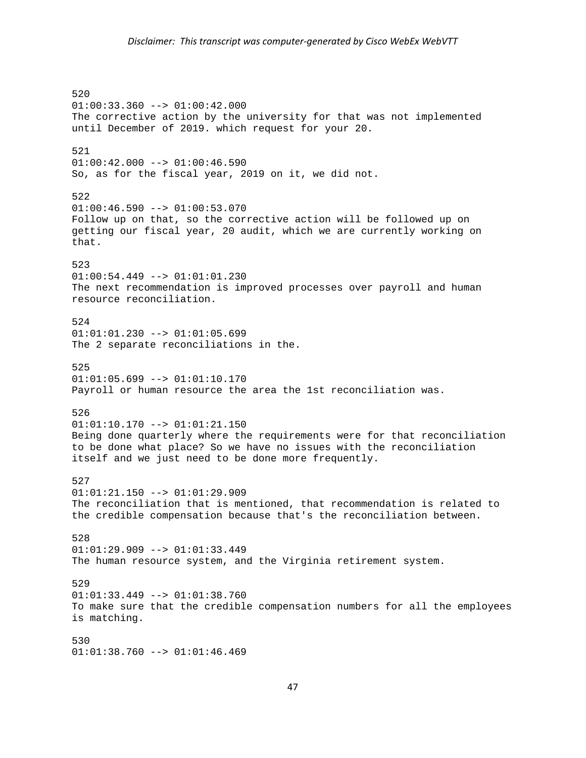520
01:00:33.360 --> 01:00:42.000
The corrective action by the university for that was not implemented until December of 2019. which request for your 20.

521
01:00:42.000 --> 01:00:46.590
So, as for the fiscal year, 2019 on it, we did not.

522
01:00:46.590 --> 01:00:53.070
Follow up on that, so the corrective action will be followed up on getting our fiscal year, 20 audit, which we are currently working on that.

523
01:00:54.449 --> 01:01:01.230
The next recommendation is improved processes over payroll and human resource reconciliation.

524
01:01:01.230 --> 01:01:05.699
The 2 separate reconciliations in the.

525
01:01:05.699 --> 01:01:10.170
Payroll or human resource the area the 1st reconciliation was.

526
01:01:10.170 --> 01:01:21.150
Being done quarterly where the requirements were for that reconciliation to be done what place? So we have no issues with the reconciliation itself and we just need to be done more frequently.

527
01:01:21.150 --> 01:01:29.909
The reconciliation that is mentioned, that recommendation is related to the credible compensation because that's the reconciliation between.

528
01:01:29.909 --> 01:01:33.449
The human resource system, and the Virginia retirement system.

529
01:01:33.449 --> 01:01:38.760
To make sure that the credible compensation numbers for all the employees is matching.

530
01:01:38.760 --> 01:01:46.469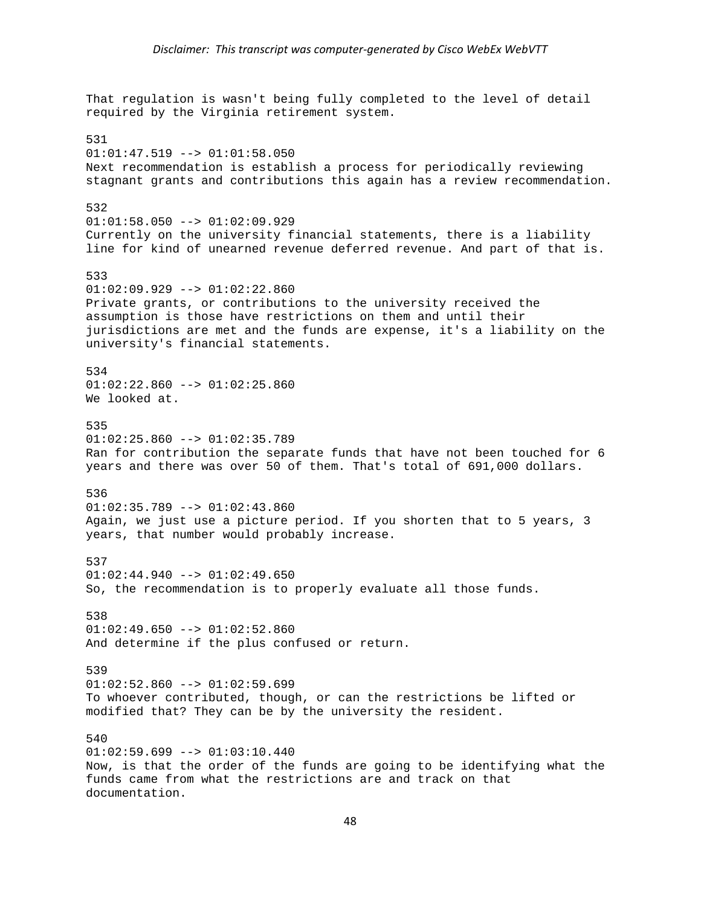That regulation is wasn't being fully completed to the level of detail required by the Virginia retirement system.

531
01:01:47.519 --> 01:01:58.050
Next recommendation is establish a process for periodically reviewing stagnant grants and contributions this again has a review recommendation.

532
01:01:58.050 --> 01:02:09.929
Currently on the university financial statements, there is a liability line for kind of unearned revenue deferred revenue. And part of that is.

533
01:02:09.929 --> 01:02:22.860
Private grants, or contributions to the university received the assumption is those have restrictions on them and until their jurisdictions are met and the funds are expense, it's a liability on the university's financial statements.

534
01:02:22.860 --> 01:02:25.860
We looked at.

535
01:02:25.860 --> 01:02:35.789
Ran for contribution the separate funds that have not been touched for 6 years and there was over 50 of them. That's total of 691,000 dollars.

536
01:02:35.789 --> 01:02:43.860
Again, we just use a picture period. If you shorten that to 5 years, 3 years, that number would probably increase.

537
01:02:44.940 --> 01:02:49.650
So, the recommendation is to properly evaluate all those funds.

538
01:02:49.650 --> 01:02:52.860
And determine if the plus confused or return.

539
01:02:52.860 --> 01:02:59.699
To whoever contributed, though, or can the restrictions be lifted or modified that? They can be by the university the resident.

540
01:02:59.699 --> 01:03:10.440
Now, is that the order of the funds are going to be identifying what the funds came from what the restrictions are and track on that documentation.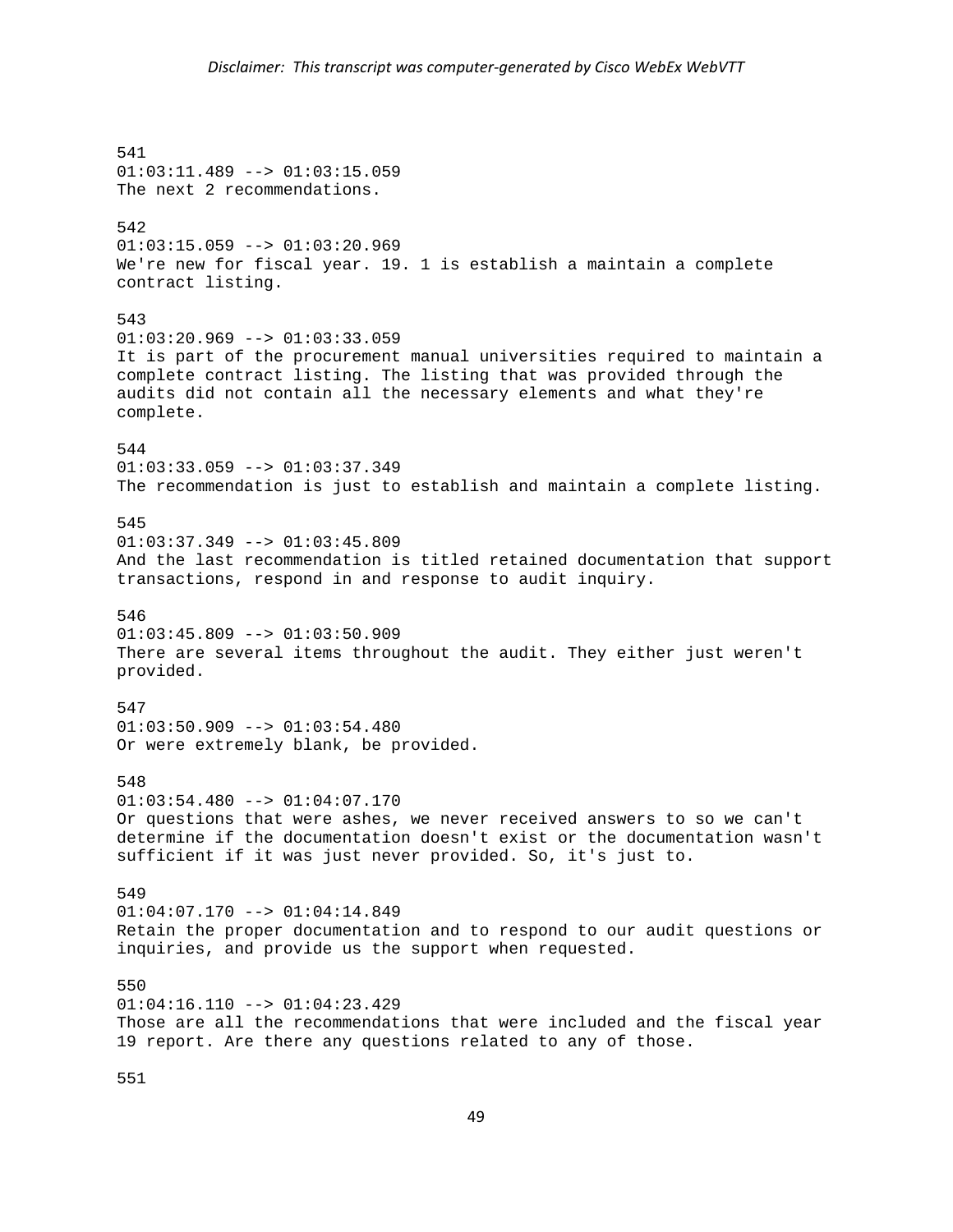541
01:03:11.489 --> 01:03:15.059
The next 2 recommendations.

542
01:03:15.059 --> 01:03:20.969
We're new for fiscal year. 19. 1 is establish a maintain a complete contract listing.

543
01:03:20.969 --> 01:03:33.059
It is part of the procurement manual universities required to maintain a complete contract listing. The listing that was provided through the audits did not contain all the necessary elements and what they're complete.

544
01:03:33.059 --> 01:03:37.349
The recommendation is just to establish and maintain a complete listing.

545
01:03:37.349 --> 01:03:45.809
And the last recommendation is titled retained documentation that support transactions, respond in and response to audit inquiry.

546
01:03:45.809 --> 01:03:50.909
There are several items throughout the audit. They either just weren't provided.

547
01:03:50.909 --> 01:03:54.480
Or were extremely blank, be provided.

548
01:03:54.480 --> 01:04:07.170
Or questions that were ashes, we never received answers to so we can't determine if the documentation doesn't exist or the documentation wasn't sufficient if it was just never provided. So, it's just to.

549
01:04:07.170 --> 01:04:14.849
Retain the proper documentation and to respond to our audit questions or inquiries, and provide us the support when requested.

550
01:04:16.110 --> 01:04:23.429
Those are all the recommendations that were included and the fiscal year 19 report. Are there any questions related to any of those.

551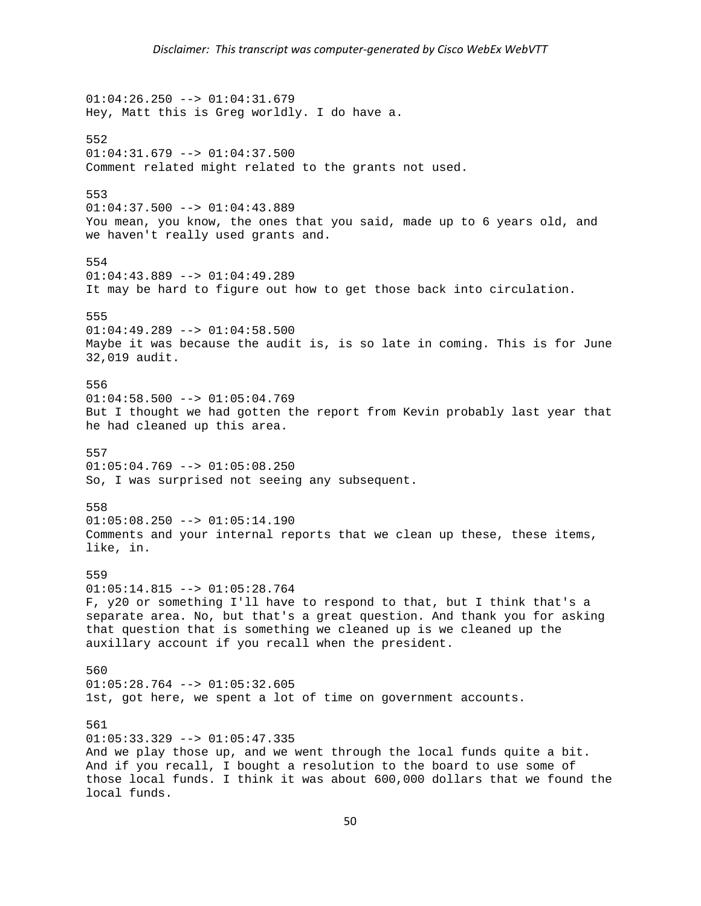*Disclaimer: This transcript was computer-generated by Cisco WebEx WebVTT*

01:04:26.250 --> 01:04:31.679
Hey, Matt this is Greg worldly. I do have a.

552
01:04:31.679 --> 01:04:37.500
Comment related might related to the grants not used.

553
01:04:37.500 --> 01:04:43.889
You mean, you know, the ones that you said, made up to 6 years old, and we haven't really used grants and.

554
01:04:43.889 --> 01:04:49.289
It may be hard to figure out how to get those back into circulation.

555
01:04:49.289 --> 01:04:58.500
Maybe it was because the audit is, is so late in coming. This is for June 32,019 audit.

556
01:04:58.500 --> 01:05:04.769
But I thought we had gotten the report from Kevin probably last year that he had cleaned up this area.

557
01:05:04.769 --> 01:05:08.250
So, I was surprised not seeing any subsequent.

558
01:05:08.250 --> 01:05:14.190
Comments and your internal reports that we clean up these, these items, like, in.

559
01:05:14.815 --> 01:05:28.764
F, y20 or something I'll have to respond to that, but I think that's a separate area. No, but that's a great question. And thank you for asking that question that is something we cleaned up is we cleaned up the auxillary account if you recall when the president.

560
01:05:28.764 --> 01:05:32.605
1st, got here, we spent a lot of time on government accounts.

561
01:05:33.329 --> 01:05:47.335
And we play those up, and we went through the local funds quite a bit. And if you recall, I bought a resolution to the board to use some of those local funds. I think it was about 600,000 dollars that we found the local funds.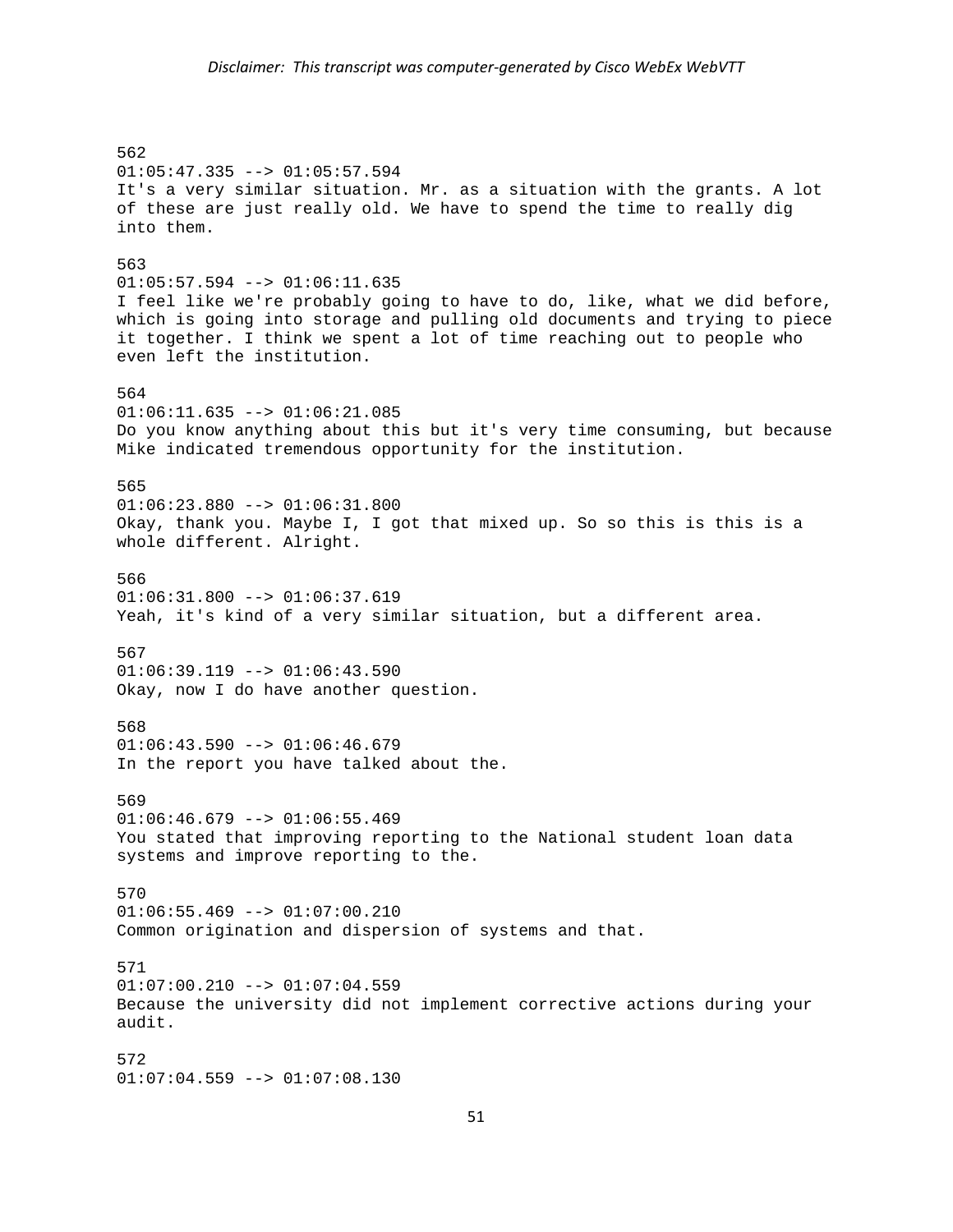562
01:05:47.335 --> 01:05:57.594
It's a very similar situation. Mr. as a situation with the grants. A lot of these are just really old. We have to spend the time to really dig into them.

563
01:05:57.594 --> 01:06:11.635
I feel like we're probably going to have to do, like, what we did before, which is going into storage and pulling old documents and trying to piece it together. I think we spent a lot of time reaching out to people who even left the institution.

564
01:06:11.635 --> 01:06:21.085
Do you know anything about this but it's very time consuming, but because Mike indicated tremendous opportunity for the institution.

565
01:06:23.880 --> 01:06:31.800
Okay, thank you. Maybe I, I got that mixed up. So so this is this is a whole different. Alright.

566
01:06:31.800 --> 01:06:37.619
Yeah, it's kind of a very similar situation, but a different area.

567
01:06:39.119 --> 01:06:43.590
Okay, now I do have another question.

568
01:06:43.590 --> 01:06:46.679
In the report you have talked about the.

569
01:06:46.679 --> 01:06:55.469
You stated that improving reporting to the National student loan data systems and improve reporting to the.

570
01:06:55.469 --> 01:07:00.210
Common origination and dispersion of systems and that.

571
01:07:00.210 --> 01:07:04.559
Because the university did not implement corrective actions during your audit.

572
01:07:04.559 --> 01:07:08.130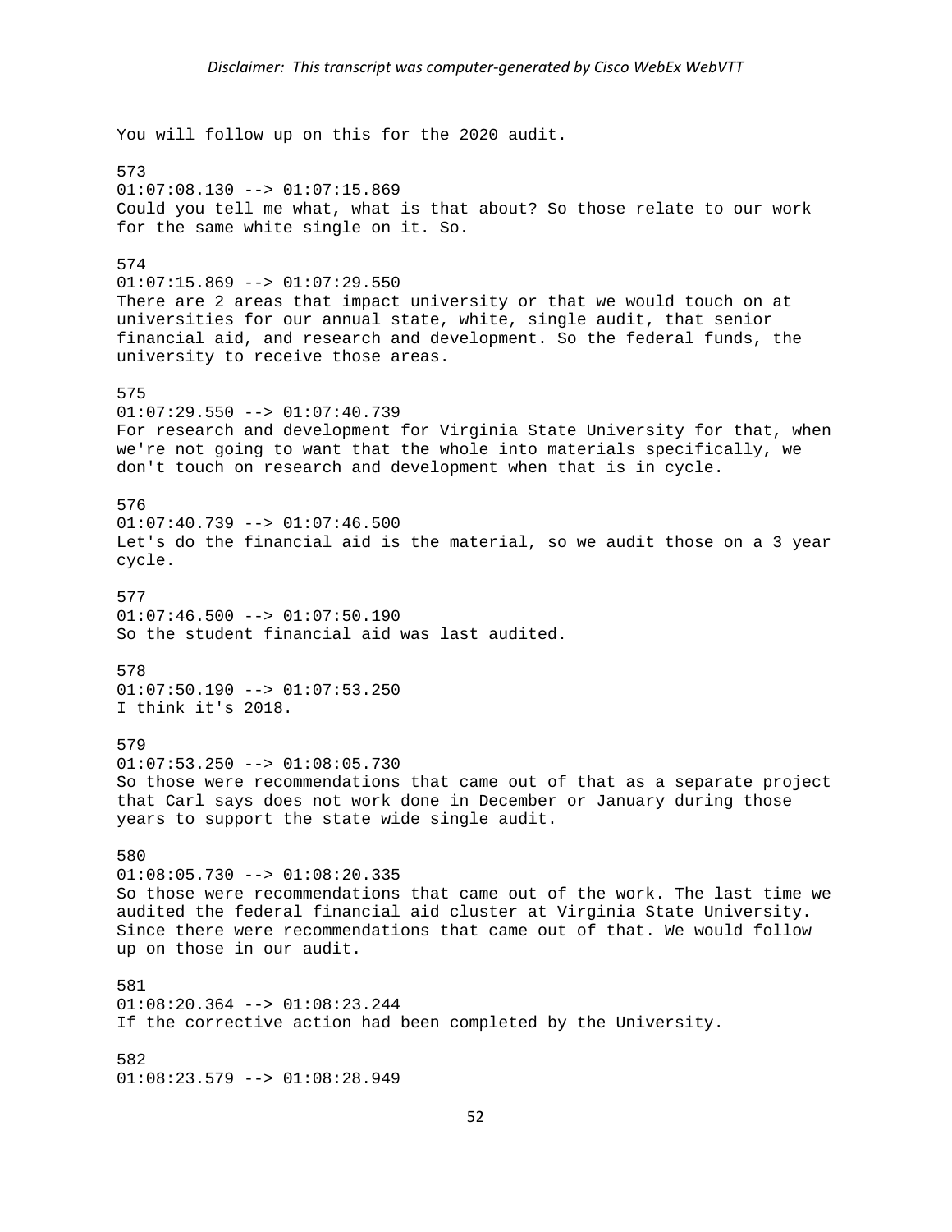*Disclaimer: This transcript was computer-generated by Cisco WebEx WebVTT*

You will follow up on this for the 2020 audit.

573
01:07:08.130 --> 01:07:15.869
Could you tell me what, what is that about? So those relate to our work for the same white single on it. So.

574
01:07:15.869 --> 01:07:29.550
There are 2 areas that impact university or that we would touch on at universities for our annual state, white, single audit, that senior financial aid, and research and development. So the federal funds, the university to receive those areas.

575
01:07:29.550 --> 01:07:40.739
For research and development for Virginia State University for that, when we're not going to want that the whole into materials specifically, we don't touch on research and development when that is in cycle.

576
01:07:40.739 --> 01:07:46.500
Let's do the financial aid is the material, so we audit those on a 3 year cycle.

577
01:07:46.500 --> 01:07:50.190
So the student financial aid was last audited.

578
01:07:50.190 --> 01:07:53.250
I think it's 2018.

579
01:07:53.250 --> 01:08:05.730
So those were recommendations that came out of that as a separate project that Carl says does not work done in December or January during those years to support the state wide single audit.

580
01:08:05.730 --> 01:08:20.335
So those were recommendations that came out of the work. The last time we audited the federal financial aid cluster at Virginia State University. Since there were recommendations that came out of that. We would follow up on those in our audit.

581
01:08:20.364 --> 01:08:23.244
If the corrective action had been completed by the University.

582
01:08:23.579 --> 01:08:28.949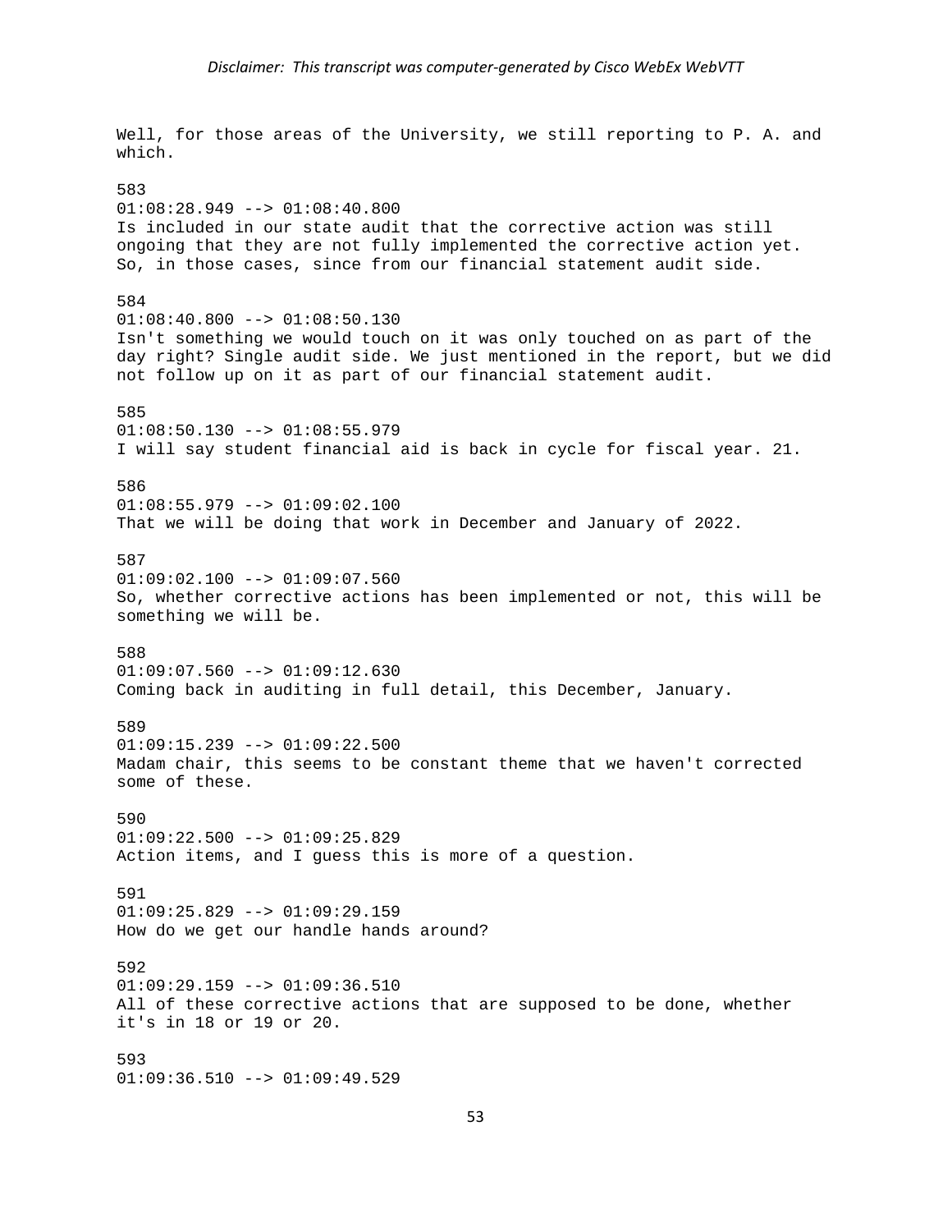Well, for those areas of the University, we still reporting to P. A. and which.

583
01:08:28.949 --> 01:08:40.800
Is included in our state audit that the corrective action was still ongoing that they are not fully implemented the corrective action yet. So, in those cases, since from our financial statement audit side.

584
01:08:40.800 --> 01:08:50.130
Isn't something we would touch on it was only touched on as part of the day right? Single audit side. We just mentioned in the report, but we did not follow up on it as part of our financial statement audit.

585
01:08:50.130 --> 01:08:55.979
I will say student financial aid is back in cycle for fiscal year. 21.

586
01:08:55.979 --> 01:09:02.100
That we will be doing that work in December and January of 2022.

587
01:09:02.100 --> 01:09:07.560
So, whether corrective actions has been implemented or not, this will be something we will be.

588
01:09:07.560 --> 01:09:12.630
Coming back in auditing in full detail, this December, January.

589
01:09:15.239 --> 01:09:22.500
Madam chair, this seems to be constant theme that we haven't corrected some of these.

590
01:09:22.500 --> 01:09:25.829
Action items, and I guess this is more of a question.

591
01:09:25.829 --> 01:09:29.159
How do we get our handle hands around?

592
01:09:29.159 --> 01:09:36.510
All of these corrective actions that are supposed to be done, whether it's in 18 or 19 or 20.

593
01:09:36.510 --> 01:09:49.529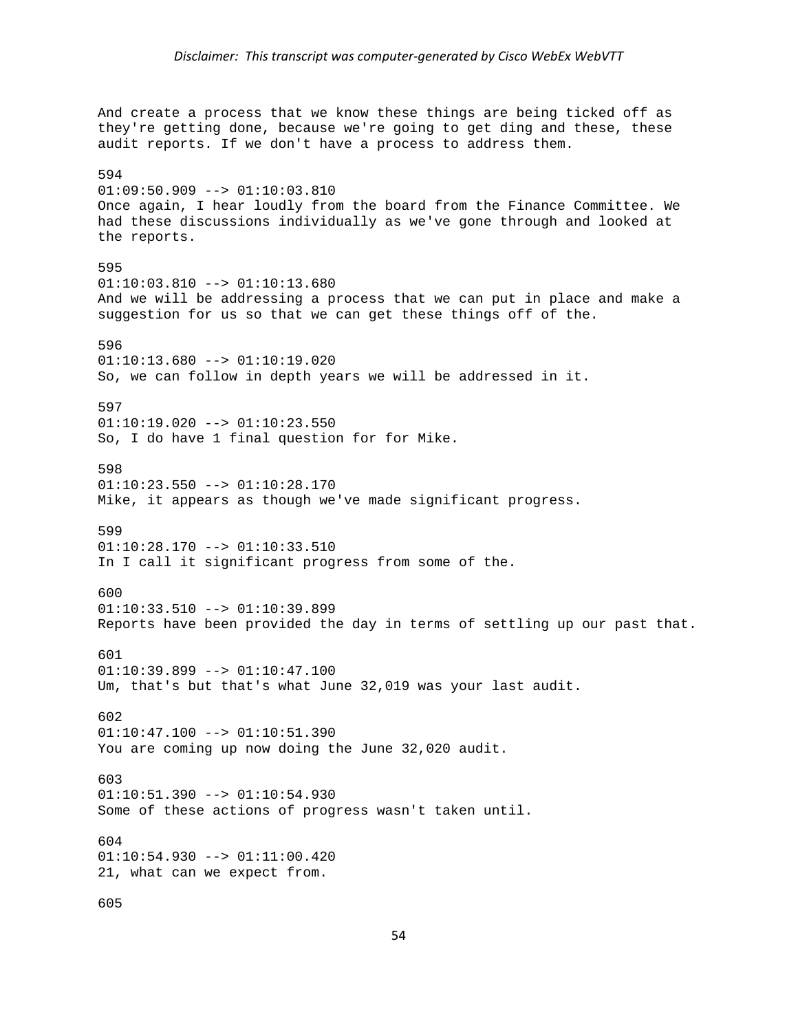And create a process that we know these things are being ticked off as they're getting done, because we're going to get ding and these, these audit reports. If we don't have a process to address them.

594
01:09:50.909 --> 01:10:03.810
Once again, I hear loudly from the board from the Finance Committee. We had these discussions individually as we've gone through and looked at the reports.

595
01:10:03.810 --> 01:10:13.680
And we will be addressing a process that we can put in place and make a suggestion for us so that we can get these things off of the.

596
01:10:13.680 --> 01:10:19.020
So, we can follow in depth years we will be addressed in it.

597
01:10:19.020 --> 01:10:23.550
So, I do have 1 final question for for Mike.

598
01:10:23.550 --> 01:10:28.170
Mike, it appears as though we've made significant progress.

599
01:10:28.170 --> 01:10:33.510
In I call it significant progress from some of the.

600
01:10:33.510 --> 01:10:39.899
Reports have been provided the day in terms of settling up our past that.

601
01:10:39.899 --> 01:10:47.100
Um, that's but that's what June 32,019 was your last audit.

602
01:10:47.100 --> 01:10:51.390
You are coming up now doing the June 32,020 audit.

603
01:10:51.390 --> 01:10:54.930
Some of these actions of progress wasn't taken until.

604
01:10:54.930 --> 01:11:00.420
21, what can we expect from.

605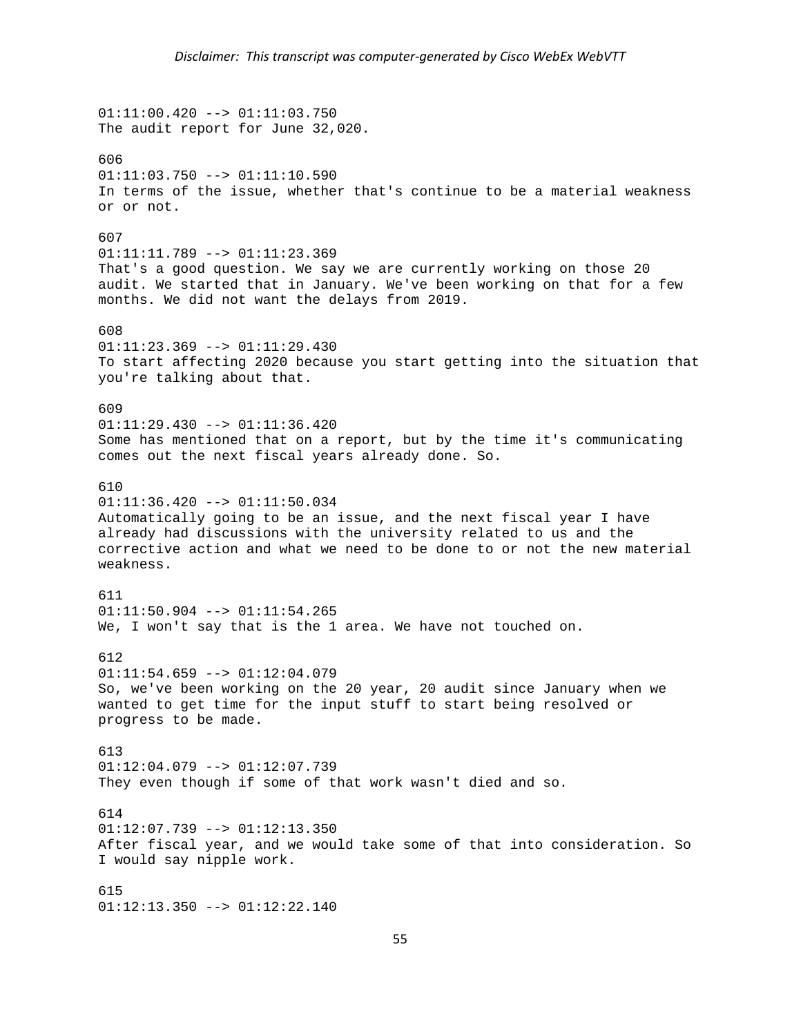*Disclaimer: This transcript was computer-generated by Cisco WebEx WebVTT*

01:11:00.420 --> 01:11:03.750
The audit report for June 32,020.

606
01:11:03.750 --> 01:11:10.590
In terms of the issue, whether that's continue to be a material weakness or or not.

607
01:11:11.789 --> 01:11:23.369
That's a good question. We say we are currently working on those 20 audit. We started that in January. We've been working on that for a few months. We did not want the delays from 2019.

608
01:11:23.369 --> 01:11:29.430
To start affecting 2020 because you start getting into the situation that you're talking about that.

609
01:11:29.430 --> 01:11:36.420
Some has mentioned that on a report, but by the time it's communicating comes out the next fiscal years already done. So.

610
01:11:36.420 --> 01:11:50.034
Automatically going to be an issue, and the next fiscal year I have already had discussions with the university related to us and the corrective action and what we need to be done to or not the new material weakness.

611
01:11:50.904 --> 01:11:54.265
We, I won't say that is the 1 area. We have not touched on.

612
01:11:54.659 --> 01:12:04.079
So, we've been working on the 20 year, 20 audit since January when we wanted to get time for the input stuff to start being resolved or progress to be made.

613
01:12:04.079 --> 01:12:07.739
They even though if some of that work wasn't died and so.

614
01:12:07.739 --> 01:12:13.350
After fiscal year, and we would take some of that into consideration. So I would say nipple work.

615
01:12:13.350 --> 01:12:22.140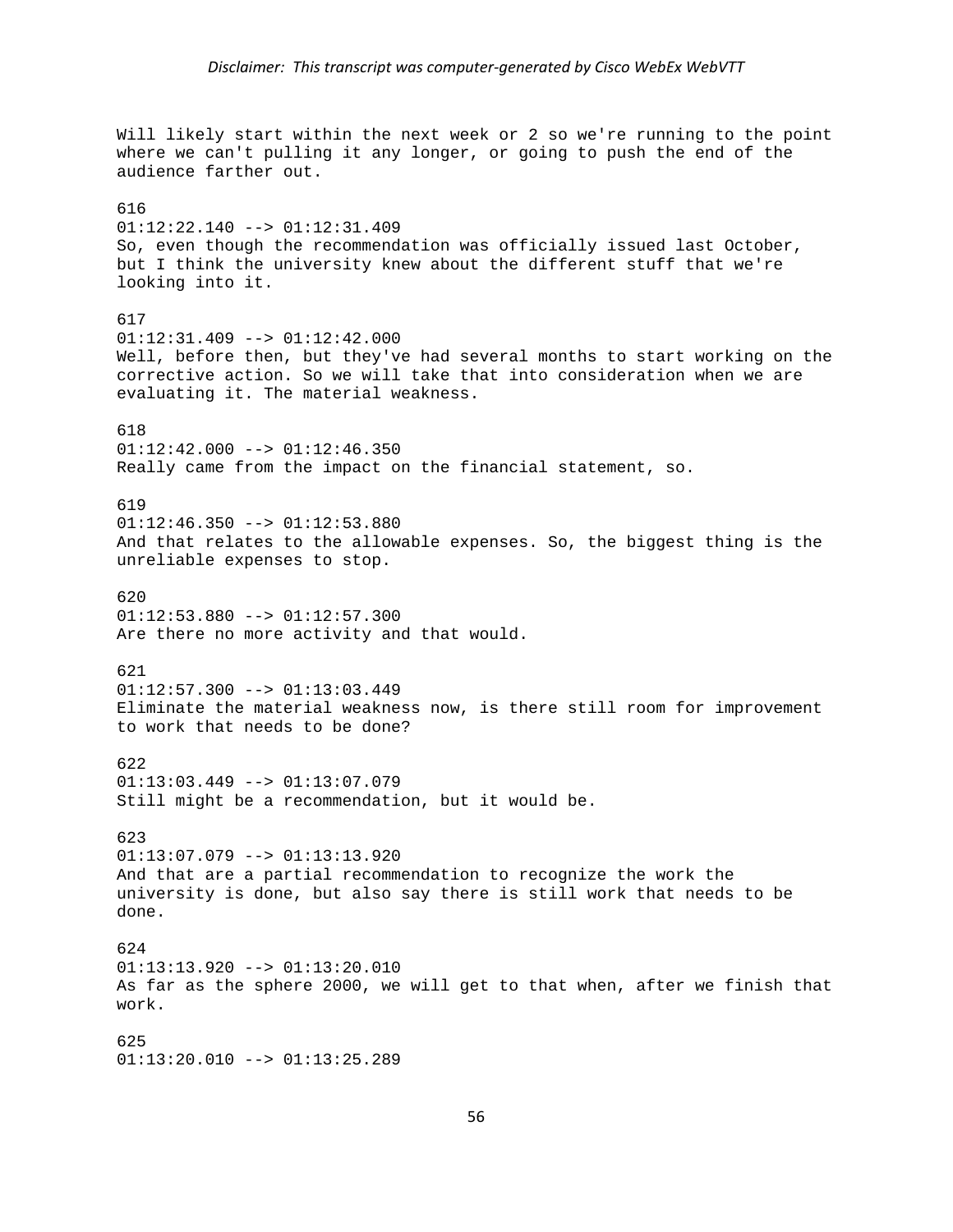Will likely start within the next week or 2 so we're running to the point where we can't pulling it any longer, or going to push the end of the audience farther out.

616
01:12:22.140 --> 01:12:31.409
So, even though the recommendation was officially issued last October, but I think the university knew about the different stuff that we're looking into it.

617
01:12:31.409 --> 01:12:42.000
Well, before then, but they've had several months to start working on the corrective action. So we will take that into consideration when we are evaluating it. The material weakness.

618
01:12:42.000 --> 01:12:46.350
Really came from the impact on the financial statement, so.

619
01:12:46.350 --> 01:12:53.880
And that relates to the allowable expenses. So, the biggest thing is the unreliable expenses to stop.

620
01:12:53.880 --> 01:12:57.300
Are there no more activity and that would.

621
01:12:57.300 --> 01:13:03.449
Eliminate the material weakness now, is there still room for improvement to work that needs to be done?

622
01:13:03.449 --> 01:13:07.079
Still might be a recommendation, but it would be.

623
01:13:07.079 --> 01:13:13.920
And that are a partial recommendation to recognize the work the university is done, but also say there is still work that needs to be done.

624
01:13:13.920 --> 01:13:20.010
As far as the sphere 2000, we will get to that when, after we finish that work.

625
01:13:20.010 --> 01:13:25.289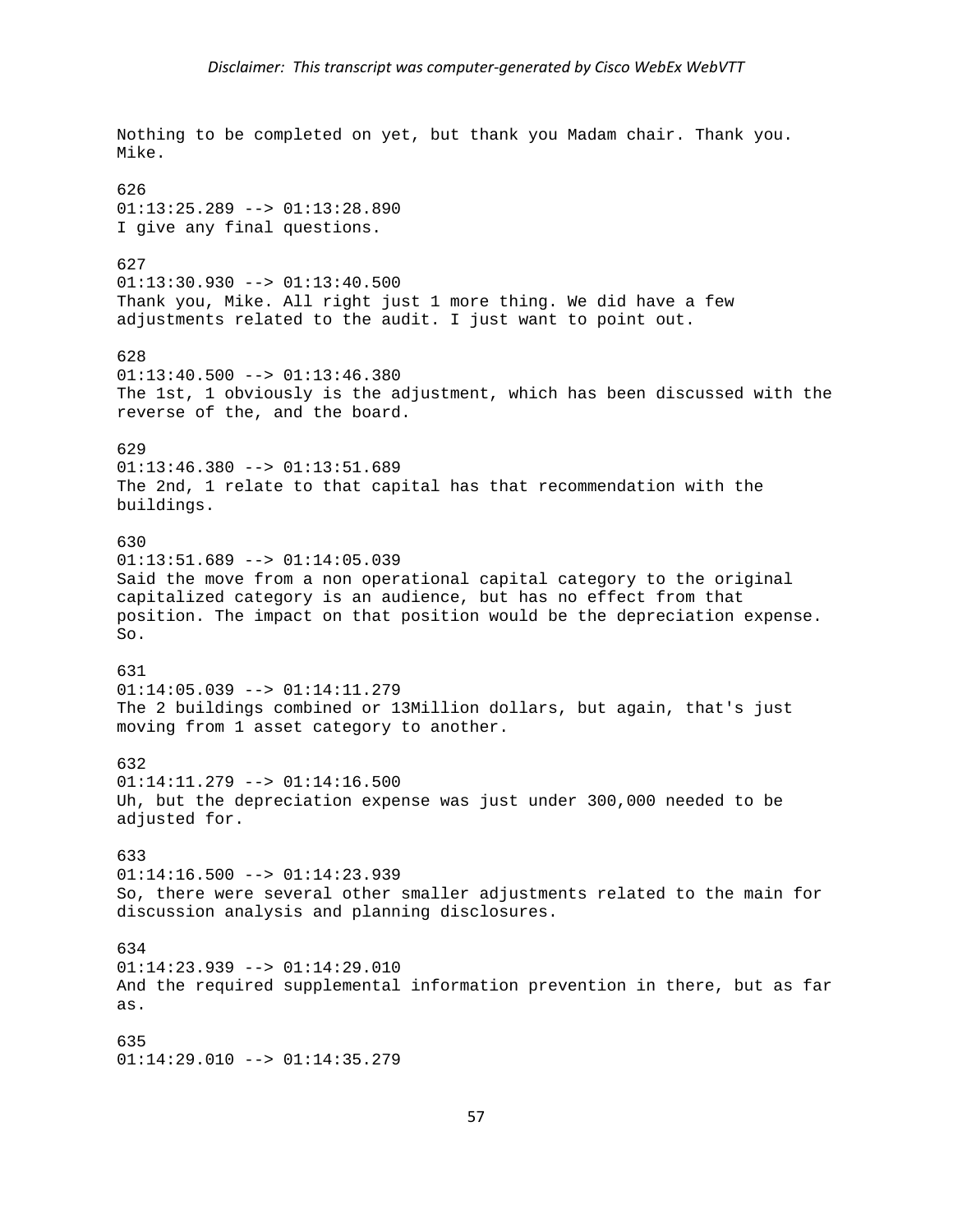Nothing to be completed on yet, but thank you Madam chair. Thank you. Mike.

626
01:13:25.289 --> 01:13:28.890
I give any final questions.

627
01:13:30.930 --> 01:13:40.500
Thank you, Mike. All right just 1 more thing. We did have a few adjustments related to the audit. I just want to point out.

628
01:13:40.500 --> 01:13:46.380
The 1st, 1 obviously is the adjustment, which has been discussed with the reverse of the, and the board.

629
01:13:46.380 --> 01:13:51.689
The 2nd, 1 relate to that capital has that recommendation with the buildings.

630
01:13:51.689 --> 01:14:05.039
Said the move from a non operational capital category to the original capitalized category is an audience, but has no effect from that position. The impact on that position would be the depreciation expense. So.

631
01:14:05.039 --> 01:14:11.279
The 2 buildings combined or 13Million dollars, but again, that's just moving from 1 asset category to another.

632
01:14:11.279 --> 01:14:16.500
Uh, but the depreciation expense was just under 300,000 needed to be adjusted for.

633
01:14:16.500 --> 01:14:23.939
So, there were several other smaller adjustments related to the main for discussion analysis and planning disclosures.

634
01:14:23.939 --> 01:14:29.010
And the required supplemental information prevention in there, but as far as.

635
01:14:29.010 --> 01:14:35.279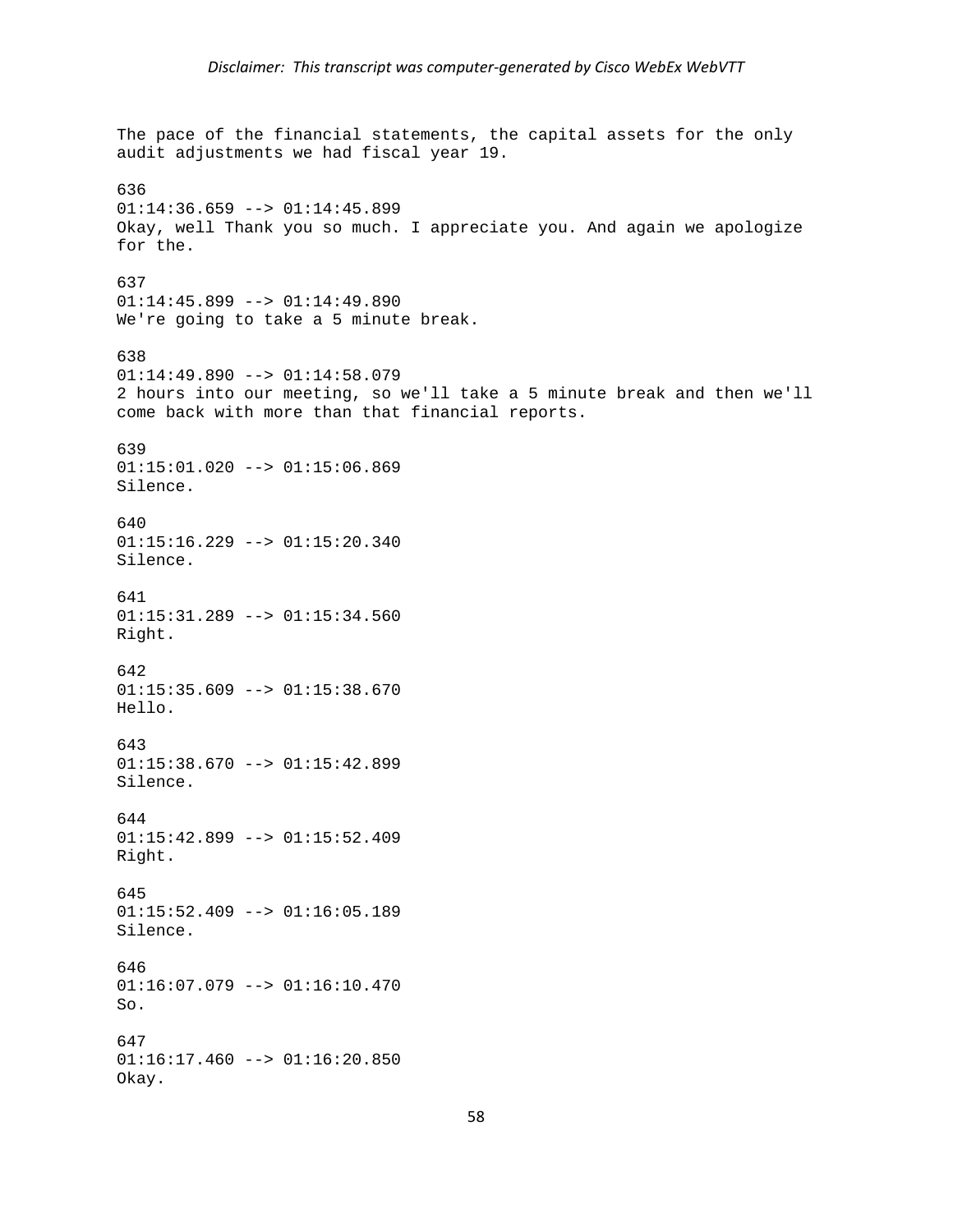The pace of the financial statements, the capital assets for the only audit adjustments we had fiscal year 19.

636
01:14:36.659 --> 01:14:45.899
Okay, well Thank you so much. I appreciate you. And again we apologize for the.

637
01:14:45.899 --> 01:14:49.890
We're going to take a 5 minute break.

638
01:14:49.890 --> 01:14:58.079
2 hours into our meeting, so we'll take a 5 minute break and then we'll come back with more than that financial reports.

639
01:15:01.020 --> 01:15:06.869
Silence.

640
01:15:16.229 --> 01:15:20.340
Silence.

641
01:15:31.289 --> 01:15:34.560
Right.

642
01:15:35.609 --> 01:15:38.670
Hello.

643
01:15:38.670 --> 01:15:42.899
Silence.

644
01:15:42.899 --> 01:15:52.409
Right.

645
01:15:52.409 --> 01:16:05.189
Silence.

646
01:16:07.079 --> 01:16:10.470
So.

647
01:16:17.460 --> 01:16:20.850
Okay.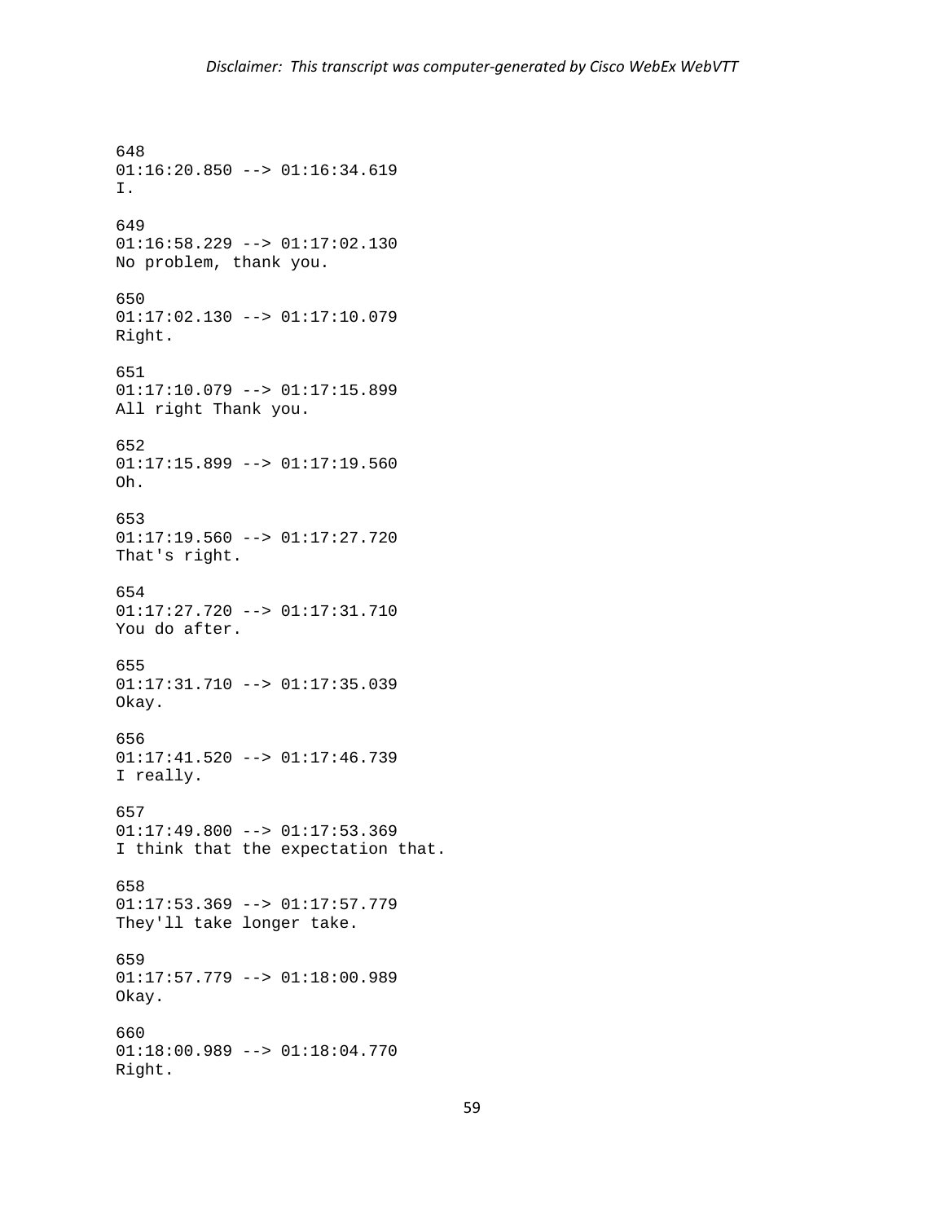648
01:16:20.850 --> 01:16:34.619
I.

649
01:16:58.229 --> 01:17:02.130
No problem, thank you.

650
01:17:02.130 --> 01:17:10.079
Right.

651
01:17:10.079 --> 01:17:15.899
All right Thank you.

652
01:17:15.899 --> 01:17:19.560
Oh.

653
01:17:19.560 --> 01:17:27.720
That's right.

654
01:17:27.720 --> 01:17:31.710
You do after.

655
01:17:31.710 --> 01:17:35.039
Okay.

656
01:17:41.520 --> 01:17:46.739
I really.

657
01:17:49.800 --> 01:17:53.369
I think that the expectation that.

658
01:17:53.369 --> 01:17:57.779
They'll take longer take.

659
01:17:57.779 --> 01:18:00.989
Okay.

660
01:18:00.989 --> 01:18:04.770
Right.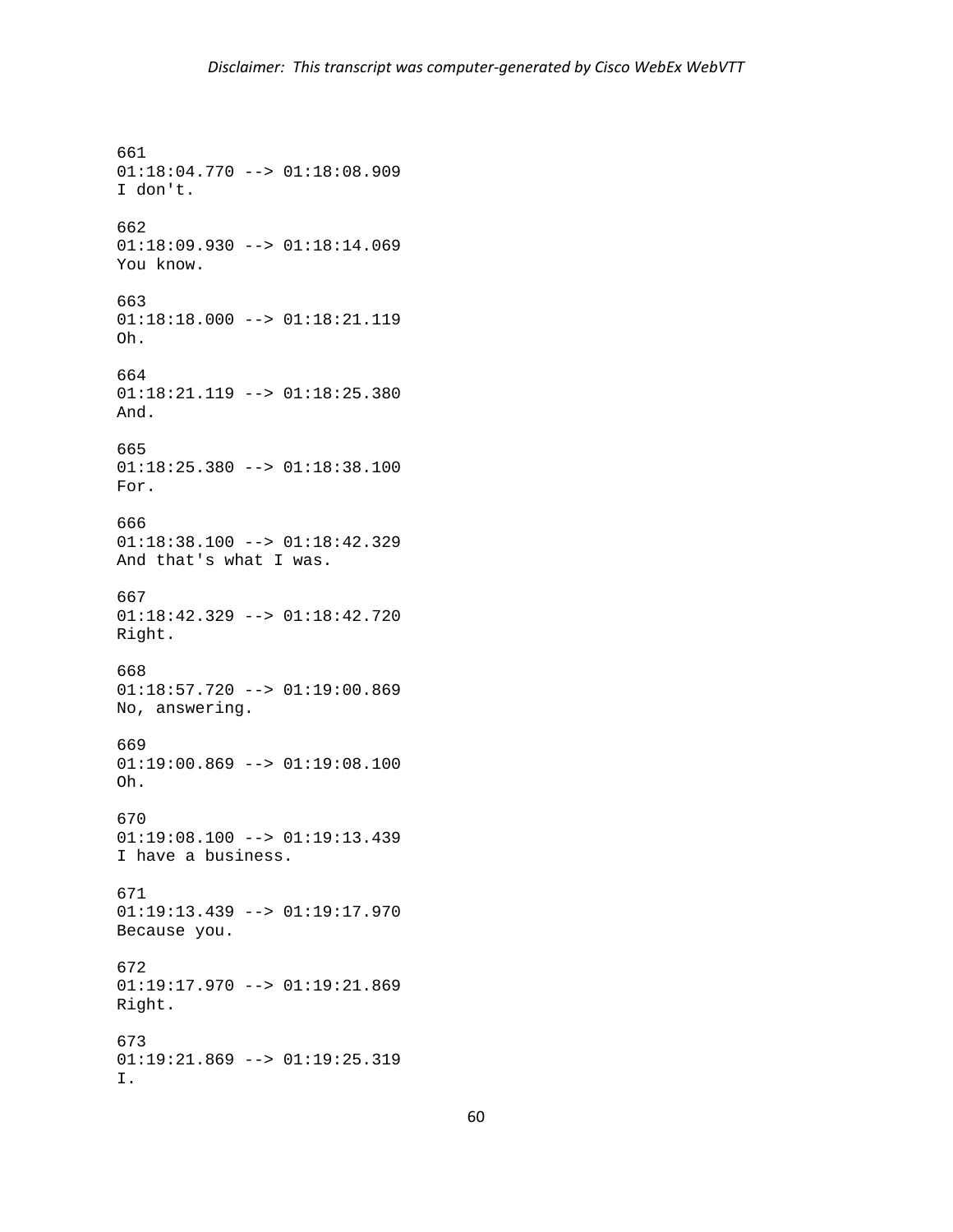661
01:18:04.770 --> 01:18:08.909
I don't.

662
01:18:09.930 --> 01:18:14.069
You know.

663
01:18:18.000 --> 01:18:21.119
Oh.

664
01:18:21.119 --> 01:18:25.380
And.

665
01:18:25.380 --> 01:18:38.100
For.

666
01:18:38.100 --> 01:18:42.329
And that's what I was.

667
01:18:42.329 --> 01:18:42.720
Right.

668
01:18:57.720 --> 01:19:00.869
No, answering.

669
01:19:00.869 --> 01:19:08.100
Oh.

670
01:19:08.100 --> 01:19:13.439
I have a business.

671
01:19:13.439 --> 01:19:17.970
Because you.

672
01:19:17.970 --> 01:19:21.869
Right.

673
01:19:21.869 --> 01:19:25.319
I.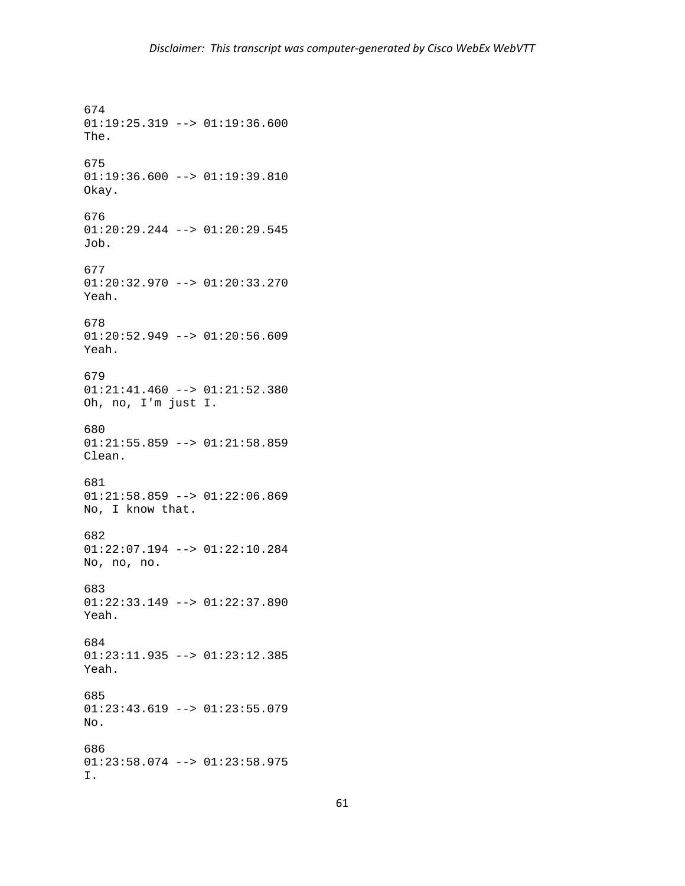*Disclaimer: This transcript was computer-generated by Cisco WebEx WebVTT*

674
01:19:25.319 --> 01:19:36.600
The.

675
01:19:36.600 --> 01:19:39.810
Okay.

676
01:20:29.244 --> 01:20:29.545
Job.

677
01:20:32.970 --> 01:20:33.270
Yeah.

678
01:20:52.949 --> 01:20:56.609
Yeah.

679
01:21:41.460 --> 01:21:52.380
Oh, no, I'm just I.

680
01:21:55.859 --> 01:21:58.859
Clean.

681
01:21:58.859 --> 01:22:06.869
No, I know that.

682
01:22:07.194 --> 01:22:10.284
No, no, no.

683
01:22:33.149 --> 01:22:37.890
Yeah.

684
01:23:11.935 --> 01:23:12.385
Yeah.

685
01:23:43.619 --> 01:23:55.079
No.

686
01:23:58.074 --> 01:23:58.975
I.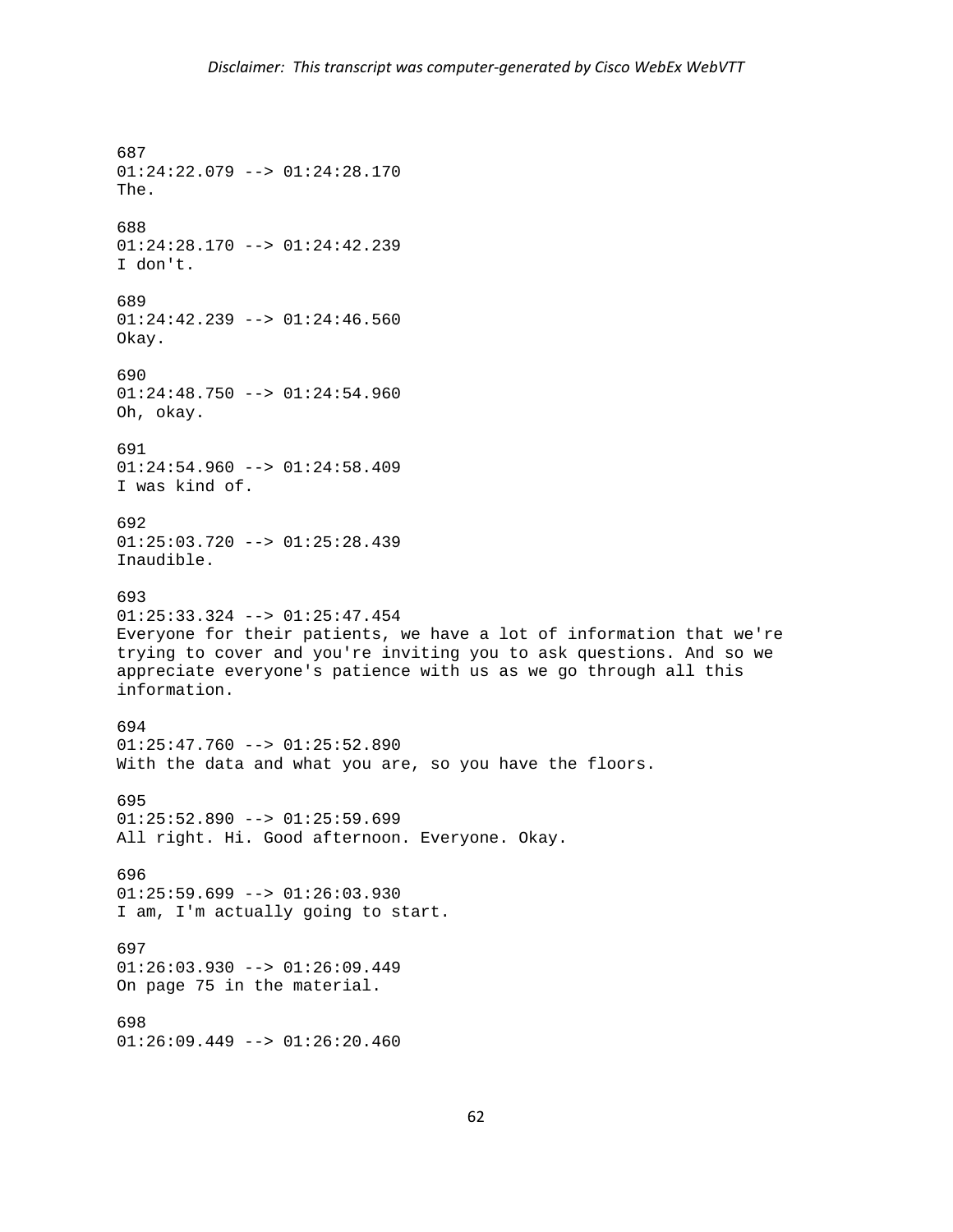*Disclaimer: This transcript was computer-generated by Cisco WebEx WebVTT*

687
01:24:22.079 --> 01:24:28.170
The.

688
01:24:28.170 --> 01:24:42.239
I don't.

689
01:24:42.239 --> 01:24:46.560
Okay.

690
01:24:48.750 --> 01:24:54.960
Oh, okay.

691
01:24:54.960 --> 01:24:58.409
I was kind of.

692
01:25:03.720 --> 01:25:28.439
Inaudible.

693
01:25:33.324 --> 01:25:47.454
Everyone for their patients, we have a lot of information that we're trying to cover and you're inviting you to ask questions. And so we appreciate everyone's patience with us as we go through all this information.

694
01:25:47.760 --> 01:25:52.890
With the data and what you are, so you have the floors.

695
01:25:52.890 --> 01:25:59.699
All right. Hi. Good afternoon. Everyone. Okay.

696
01:25:59.699 --> 01:26:03.930
I am, I'm actually going to start.

697
01:26:03.930 --> 01:26:09.449
On page 75 in the material.

698
01:26:09.449 --> 01:26:20.460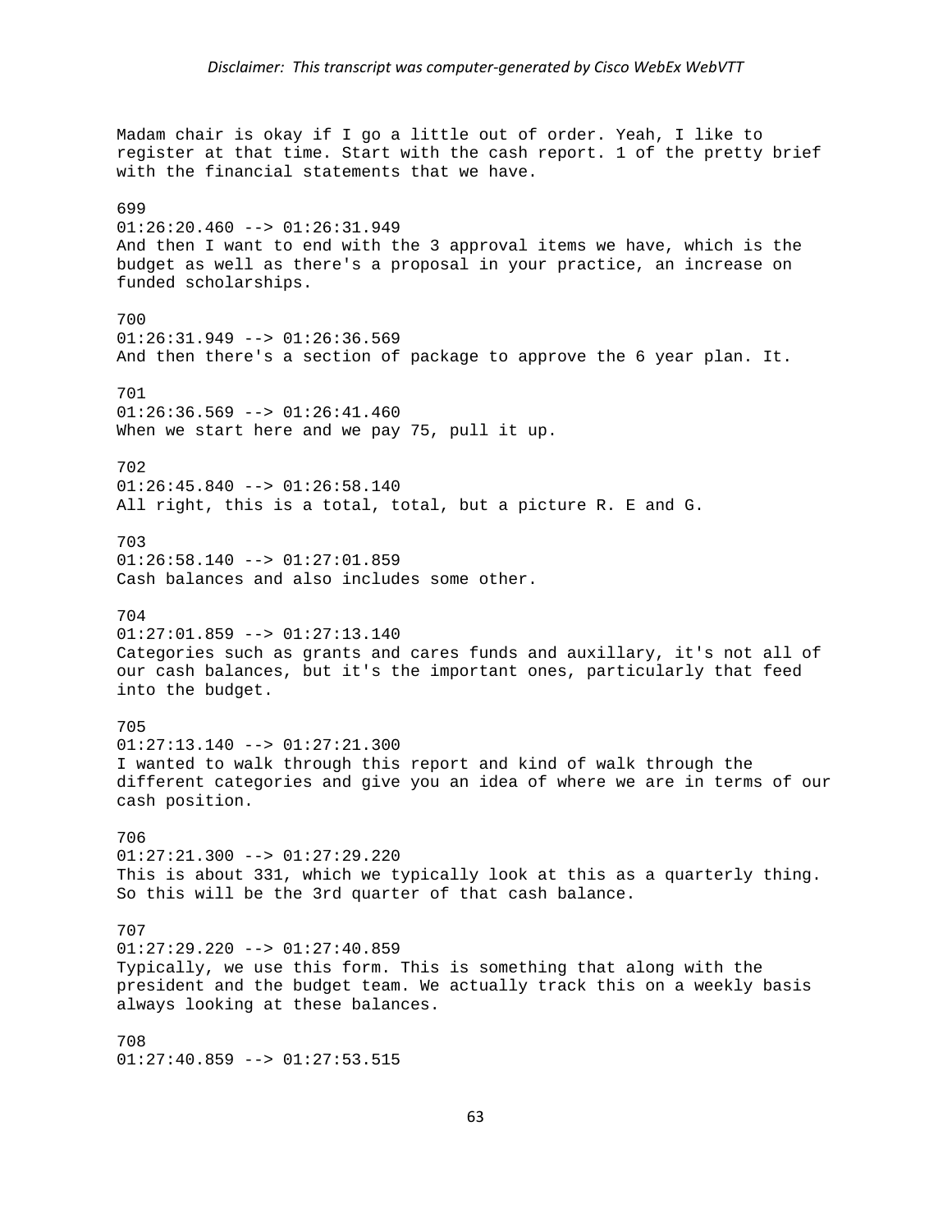Madam chair is okay if I go a little out of order. Yeah, I like to register at that time. Start with the cash report. 1 of the pretty brief with the financial statements that we have.

699
01:26:20.460 --> 01:26:31.949
And then I want to end with the 3 approval items we have, which is the budget as well as there's a proposal in your practice, an increase on funded scholarships.

700
01:26:31.949 --> 01:26:36.569
And then there's a section of package to approve the 6 year plan. It.

701
01:26:36.569 --> 01:26:41.460
When we start here and we pay 75, pull it up.

702
01:26:45.840 --> 01:26:58.140
All right, this is a total, total, but a picture R. E and G.

703
01:26:58.140 --> 01:27:01.859
Cash balances and also includes some other.

704
01:27:01.859 --> 01:27:13.140
Categories such as grants and cares funds and auxillary, it's not all of our cash balances, but it's the important ones, particularly that feed into the budget.

705
01:27:13.140 --> 01:27:21.300
I wanted to walk through this report and kind of walk through the different categories and give you an idea of where we are in terms of our cash position.

706
01:27:21.300 --> 01:27:29.220
This is about 331, which we typically look at this as a quarterly thing. So this will be the 3rd quarter of that cash balance.

707
01:27:29.220 --> 01:27:40.859
Typically, we use this form. This is something that along with the president and the budget team. We actually track this on a weekly basis always looking at these balances.

708
01:27:40.859 --> 01:27:53.515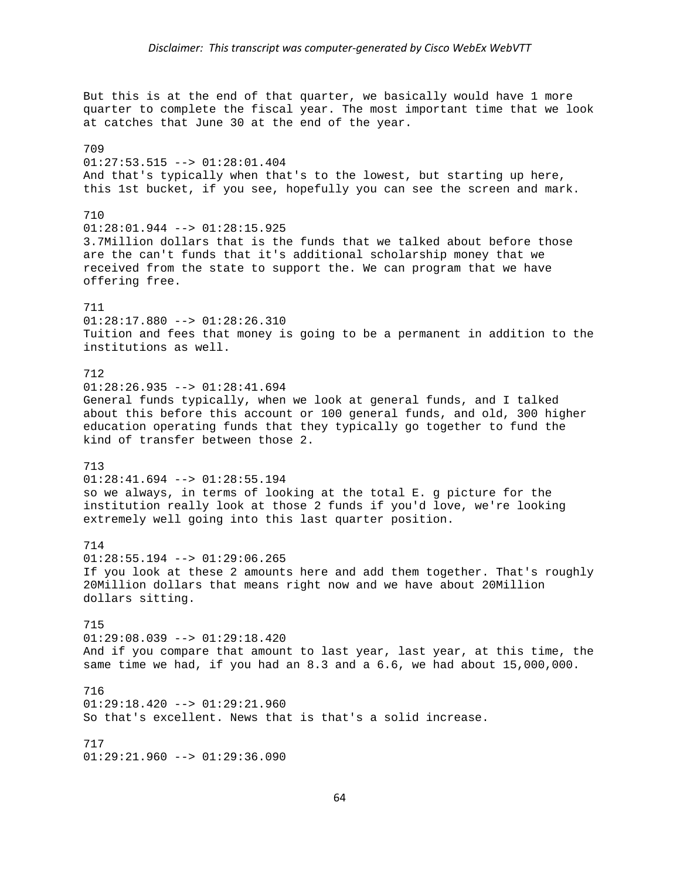But this is at the end of that quarter, we basically would have 1 more quarter to complete the fiscal year. The most important time that we look at catches that June 30 at the end of the year.

709
01:27:53.515 --> 01:28:01.404
And that's typically when that's to the lowest, but starting up here, this 1st bucket, if you see, hopefully you can see the screen and mark.

710
01:28:01.944 --> 01:28:15.925
3.7Million dollars that is the funds that we talked about before those are the can't funds that it's additional scholarship money that we received from the state to support the. We can program that we have offering free.

711
01:28:17.880 --> 01:28:26.310
Tuition and fees that money is going to be a permanent in addition to the institutions as well.

712
01:28:26.935 --> 01:28:41.694
General funds typically, when we look at general funds, and I talked about this before this account or 100 general funds, and old, 300 higher education operating funds that they typically go together to fund the kind of transfer between those 2.

713
01:28:41.694 --> 01:28:55.194
so we always, in terms of looking at the total E. g picture for the institution really look at those 2 funds if you'd love, we're looking extremely well going into this last quarter position.

714
01:28:55.194 --> 01:29:06.265
If you look at these 2 amounts here and add them together. That's roughly 20Million dollars that means right now and we have about 20Million dollars sitting.

715
01:29:08.039 --> 01:29:18.420
And if you compare that amount to last year, last year, at this time, the same time we had, if you had an 8.3 and a 6.6, we had about 15,000,000.

716
01:29:18.420 --> 01:29:21.960
So that's excellent. News that is that's a solid increase.

717
01:29:21.960 --> 01:29:36.090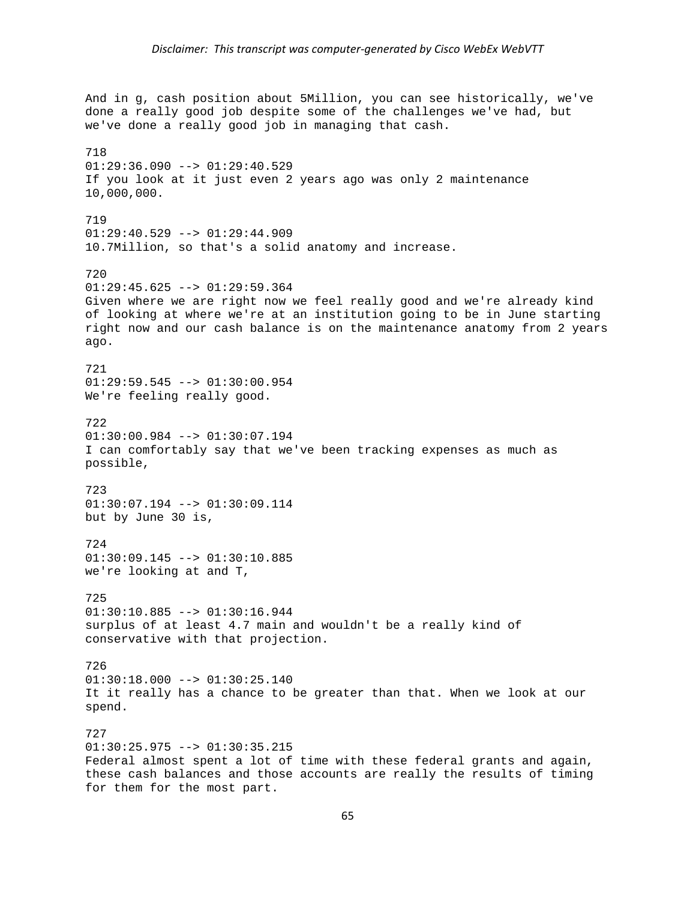*Disclaimer: This transcript was computer-generated by Cisco WebEx WebVTT*

And in g, cash position about 5Million, you can see historically, we've done a really good job despite some of the challenges we've had, but we've done a really good job in managing that cash.

718
01:29:36.090 --> 01:29:40.529
If you look at it just even 2 years ago was only 2 maintenance 10,000,000.

719
01:29:40.529 --> 01:29:44.909
10.7Million, so that's a solid anatomy and increase.

720
01:29:45.625 --> 01:29:59.364
Given where we are right now we feel really good and we're already kind of looking at where we're at an institution going to be in June starting right now and our cash balance is on the maintenance anatomy from 2 years ago.

721
01:29:59.545 --> 01:30:00.954
We're feeling really good.

722
01:30:00.984 --> 01:30:07.194
I can comfortably say that we've been tracking expenses as much as possible,

723
01:30:07.194 --> 01:30:09.114
but by June 30 is,

724
01:30:09.145 --> 01:30:10.885
we're looking at and T,

725
01:30:10.885 --> 01:30:16.944
surplus of at least 4.7 main and wouldn't be a really kind of conservative with that projection.

726
01:30:18.000 --> 01:30:25.140
It it really has a chance to be greater than that. When we look at our spend.

727
01:30:25.975 --> 01:30:35.215
Federal almost spent a lot of time with these federal grants and again, these cash balances and those accounts are really the results of timing for them for the most part.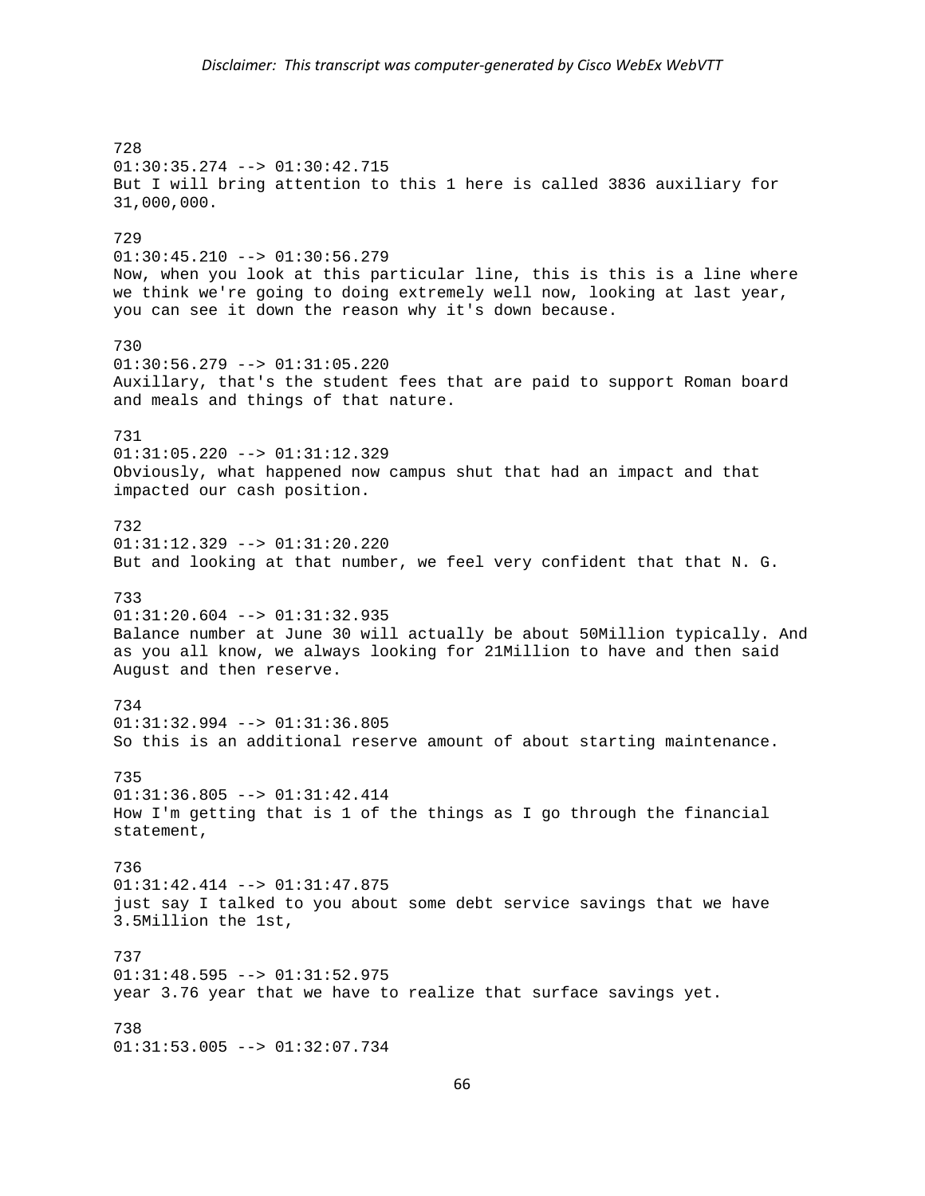728
01:30:35.274 --> 01:30:42.715
But I will bring attention to this 1 here is called 3836 auxiliary for 31,000,000.

729
01:30:45.210 --> 01:30:56.279
Now, when you look at this particular line, this is this is a line where we think we're going to doing extremely well now, looking at last year, you can see it down the reason why it's down because.

730
01:30:56.279 --> 01:31:05.220
Auxillary, that's the student fees that are paid to support Roman board and meals and things of that nature.

731
01:31:05.220 --> 01:31:12.329
Obviously, what happened now campus shut that had an impact and that impacted our cash position.

732
01:31:12.329 --> 01:31:20.220
But and looking at that number, we feel very confident that that N. G.

733
01:31:20.604 --> 01:31:32.935
Balance number at June 30 will actually be about 50Million typically. And as you all know, we always looking for 21Million to have and then said August and then reserve.

734
01:31:32.994 --> 01:31:36.805
So this is an additional reserve amount of about starting maintenance.

735
01:31:36.805 --> 01:31:42.414
How I'm getting that is 1 of the things as I go through the financial statement,

736
01:31:42.414 --> 01:31:47.875
just say I talked to you about some debt service savings that we have 3.5Million the 1st,

737
01:31:48.595 --> 01:31:52.975
year 3.76 year that we have to realize that surface savings yet.

738
01:31:53.005 --> 01:32:07.734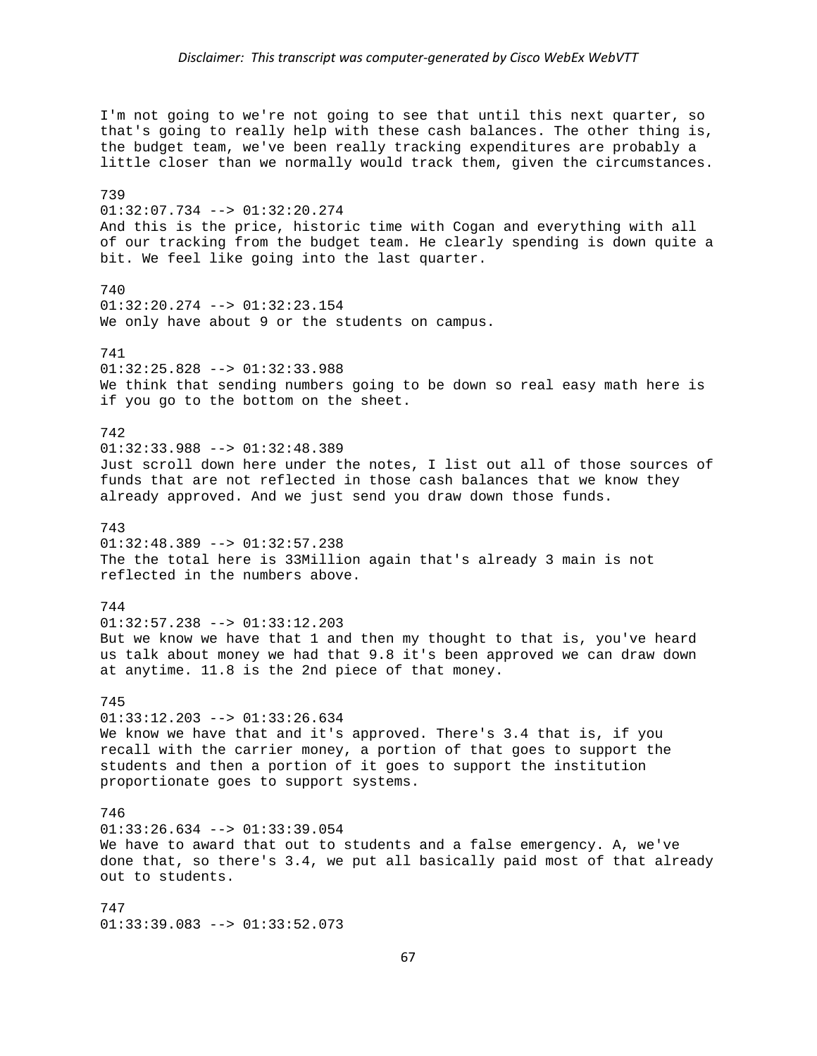I'm not going to we're not going to see that until this next quarter, so that's going to really help with these cash balances. The other thing is, the budget team, we've been really tracking expenditures are probably a little closer than we normally would track them, given the circumstances.

739
01:32:07.734 --> 01:32:20.274
And this is the price, historic time with Cogan and everything with all of our tracking from the budget team. He clearly spending is down quite a bit. We feel like going into the last quarter.

740
01:32:20.274 --> 01:32:23.154
We only have about 9 or the students on campus.

741
01:32:25.828 --> 01:32:33.988
We think that sending numbers going to be down so real easy math here is if you go to the bottom on the sheet.

742
01:32:33.988 --> 01:32:48.389
Just scroll down here under the notes, I list out all of those sources of funds that are not reflected in those cash balances that we know they already approved. And we just send you draw down those funds.

743
01:32:48.389 --> 01:32:57.238
The the total here is 33Million again that's already 3 main is not reflected in the numbers above.

744
01:32:57.238 --> 01:33:12.203
But we know we have that 1 and then my thought to that is, you've heard us talk about money we had that 9.8 it's been approved we can draw down at anytime. 11.8 is the 2nd piece of that money.

745
01:33:12.203 --> 01:33:26.634
We know we have that and it's approved. There's 3.4 that is, if you recall with the carrier money, a portion of that goes to support the students and then a portion of it goes to support the institution proportionate goes to support systems.

746
01:33:26.634 --> 01:33:39.054
We have to award that out to students and a false emergency. A, we've done that, so there's 3.4, we put all basically paid most of that already out to students.

747
01:33:39.083 --> 01:33:52.073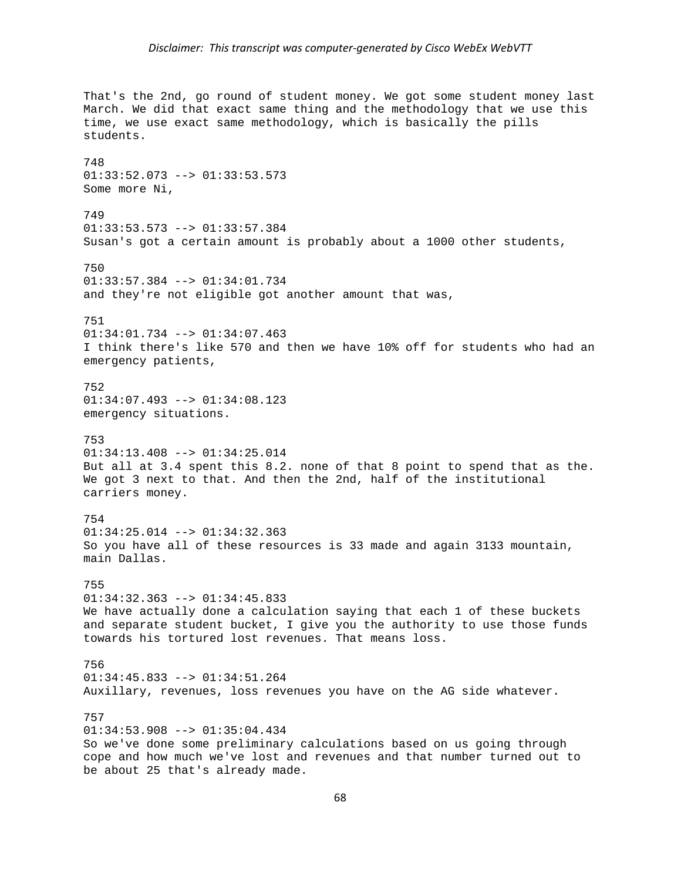*Disclaimer: This transcript was computer-generated by Cisco WebEx WebVTT*

That's the 2nd, go round of student money. We got some student money last March. We did that exact same thing and the methodology that we use this time, we use exact same methodology, which is basically the pills students.

748
01:33:52.073 --> 01:33:53.573
Some more Ni,

749
01:33:53.573 --> 01:33:57.384
Susan's got a certain amount is probably about a 1000 other students,

750
01:33:57.384 --> 01:34:01.734
and they're not eligible got another amount that was,

751
01:34:01.734 --> 01:34:07.463
I think there's like 570 and then we have 10% off for students who had an emergency patients,

752
01:34:07.493 --> 01:34:08.123
emergency situations.

753
01:34:13.408 --> 01:34:25.014
But all at 3.4 spent this 8.2. none of that 8 point to spend that as the. We got 3 next to that. And then the 2nd, half of the institutional carriers money.

754
01:34:25.014 --> 01:34:32.363
So you have all of these resources is 33 made and again 3133 mountain, main Dallas.

755
01:34:32.363 --> 01:34:45.833
We have actually done a calculation saying that each 1 of these buckets and separate student bucket, I give you the authority to use those funds towards his tortured lost revenues. That means loss.

756
01:34:45.833 --> 01:34:51.264
Auxillary, revenues, loss revenues you have on the AG side whatever.

757
01:34:53.908 --> 01:35:04.434
So we've done some preliminary calculations based on us going through cope and how much we've lost and revenues and that number turned out to be about 25 that's already made.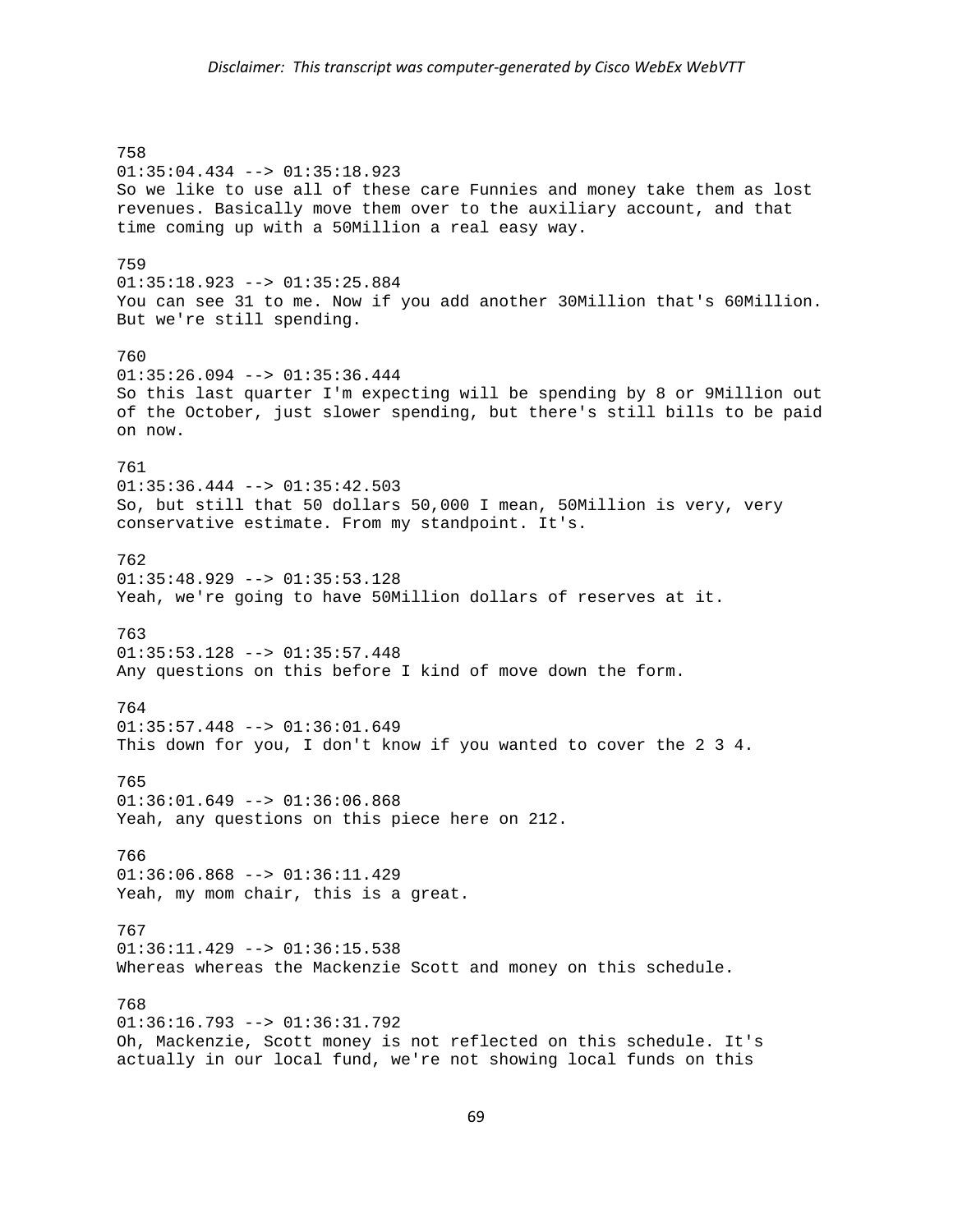758
01:35:04.434 --> 01:35:18.923
So we like to use all of these care Funnies and money take them as lost revenues. Basically move them over to the auxiliary account, and that time coming up with a 50Million a real easy way.

759
01:35:18.923 --> 01:35:25.884
You can see 31 to me. Now if you add another 30Million that's 60Million. But we're still spending.

760
01:35:26.094 --> 01:35:36.444
So this last quarter I'm expecting will be spending by 8 or 9Million out of the October, just slower spending, but there's still bills to be paid on now.

761
01:35:36.444 --> 01:35:42.503
So, but still that 50 dollars 50,000 I mean, 50Million is very, very conservative estimate. From my standpoint. It's.

762
01:35:48.929 --> 01:35:53.128
Yeah, we're going to have 50Million dollars of reserves at it.

763
01:35:53.128 --> 01:35:57.448
Any questions on this before I kind of move down the form.

764
01:35:57.448 --> 01:36:01.649
This down for you, I don't know if you wanted to cover the 2 3 4.

765
01:36:01.649 --> 01:36:06.868
Yeah, any questions on this piece here on 212.

766
01:36:06.868 --> 01:36:11.429
Yeah, my mom chair, this is a great.

767
01:36:11.429 --> 01:36:15.538
Whereas whereas the Mackenzie Scott and money on this schedule.

768
01:36:16.793 --> 01:36:31.792
Oh, Mackenzie, Scott money is not reflected on this schedule. It's actually in our local fund, we're not showing local funds on this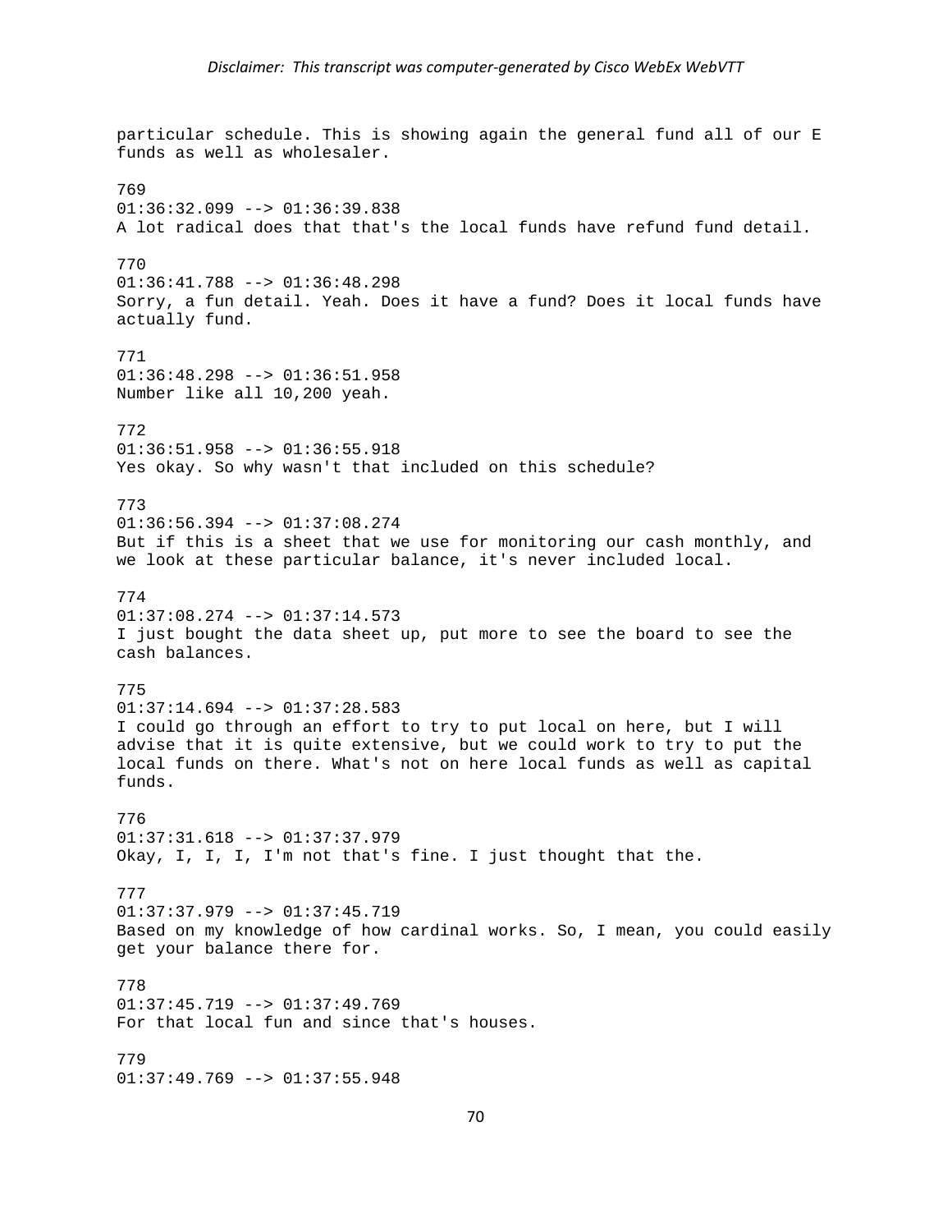particular schedule. This is showing again the general fund all of our E funds as well as wholesaler.

769
01:36:32.099 --> 01:36:39.838
A lot radical does that that's the local funds have refund fund detail.

770
01:36:41.788 --> 01:36:48.298
Sorry, a fun detail. Yeah. Does it have a fund? Does it local funds have actually fund.

771
01:36:48.298 --> 01:36:51.958
Number like all 10,200 yeah.

772
01:36:51.958 --> 01:36:55.918
Yes okay. So why wasn't that included on this schedule?

773
01:36:56.394 --> 01:37:08.274
But if this is a sheet that we use for monitoring our cash monthly, and we look at these particular balance, it's never included local.

774
01:37:08.274 --> 01:37:14.573
I just bought the data sheet up, put more to see the board to see the cash balances.

775
01:37:14.694 --> 01:37:28.583
I could go through an effort to try to put local on here, but I will advise that it is quite extensive, but we could work to try to put the local funds on there. What's not on here local funds as well as capital funds.

776
01:37:31.618 --> 01:37:37.979
Okay, I, I, I, I'm not that's fine. I just thought that the.

777
01:37:37.979 --> 01:37:45.719
Based on my knowledge of how cardinal works. So, I mean, you could easily get your balance there for.

778
01:37:45.719 --> 01:37:49.769
For that local fun and since that's houses.

779
01:37:49.769 --> 01:37:55.948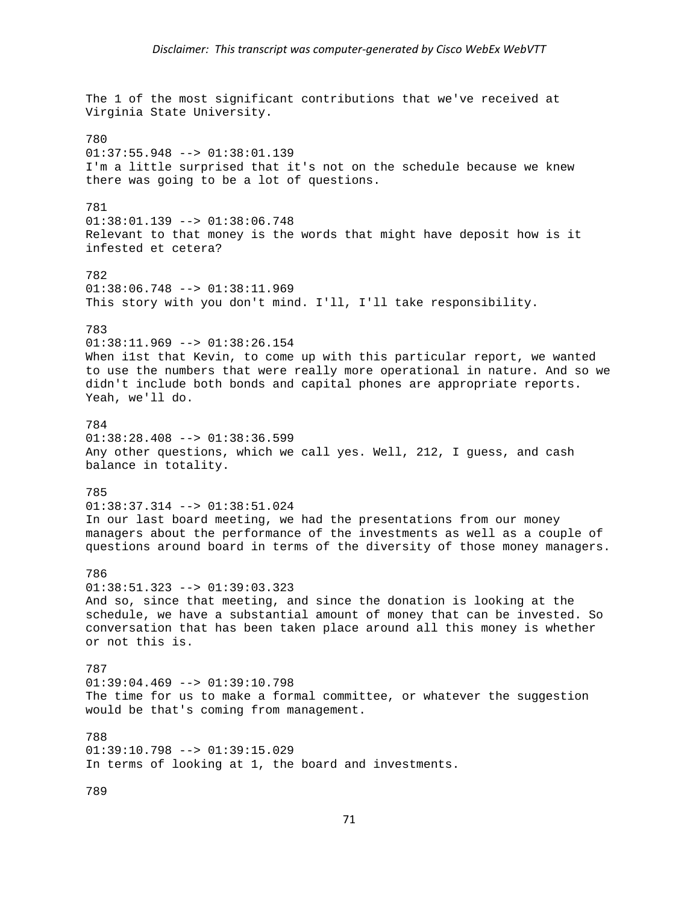The 1 of the most significant contributions that we've received at Virginia State University.

780
01:37:55.948 --> 01:38:01.139
I'm a little surprised that it's not on the schedule because we knew there was going to be a lot of questions.

781
01:38:01.139 --> 01:38:06.748
Relevant to that money is the words that might have deposit how is it infested et cetera?

782
01:38:06.748 --> 01:38:11.969
This story with you don't mind. I'll, I'll take responsibility.

783
01:38:11.969 --> 01:38:26.154
When i1st that Kevin, to come up with this particular report, we wanted to use the numbers that were really more operational in nature. And so we didn't include both bonds and capital phones are appropriate reports. Yeah, we'll do.

784
01:38:28.408 --> 01:38:36.599
Any other questions, which we call yes. Well, 212, I guess, and cash balance in totality.

785
01:38:37.314 --> 01:38:51.024
In our last board meeting, we had the presentations from our money managers about the performance of the investments as well as a couple of questions around board in terms of the diversity of those money managers.

786
01:38:51.323 --> 01:39:03.323
And so, since that meeting, and since the donation is looking at the schedule, we have a substantial amount of money that can be invested. So conversation that has been taken place around all this money is whether or not this is.

787
01:39:04.469 --> 01:39:10.798
The time for us to make a formal committee, or whatever the suggestion would be that's coming from management.

788
01:39:10.798 --> 01:39:15.029
In terms of looking at 1, the board and investments.

789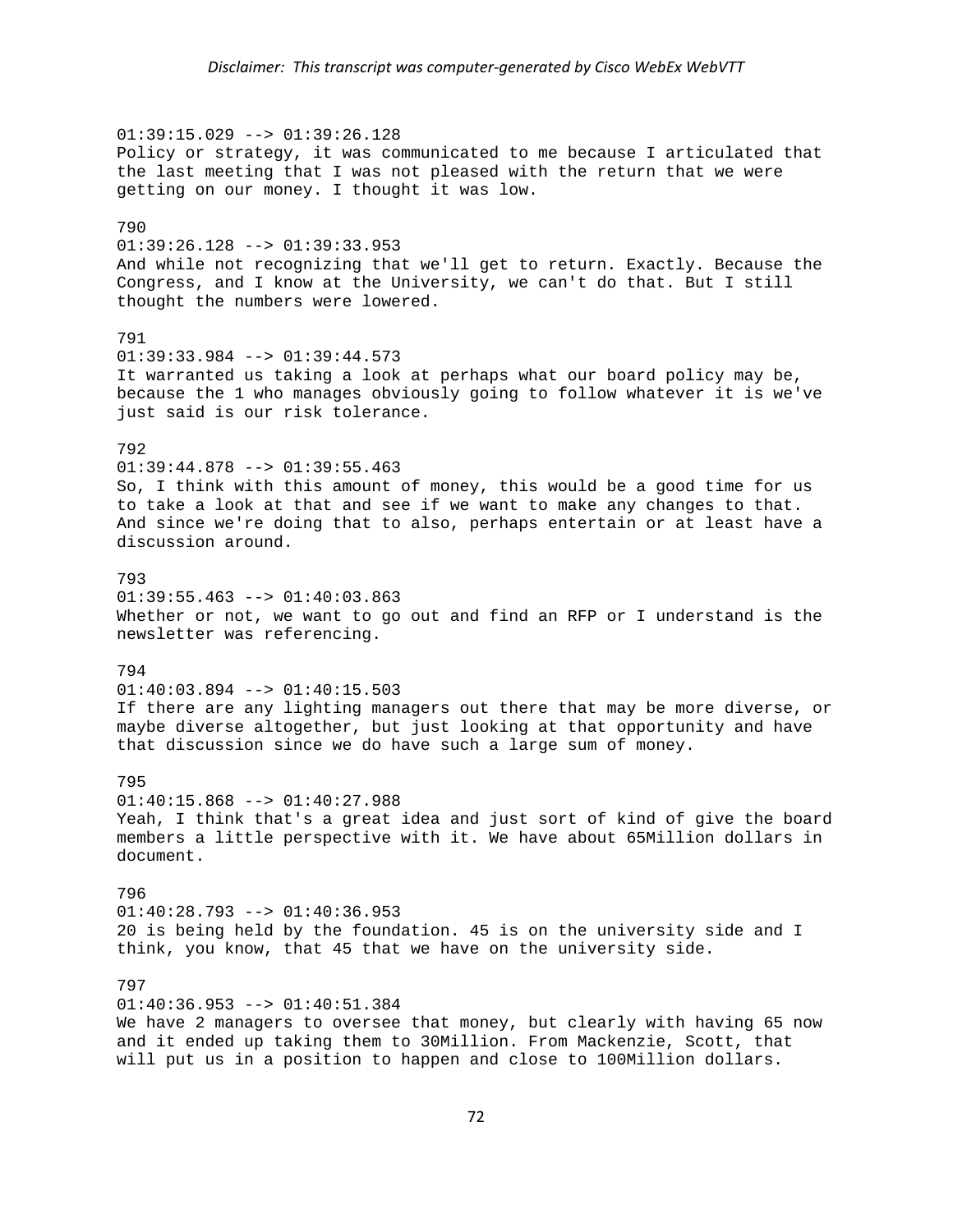*Disclaimer: This transcript was computer-generated by Cisco WebEx WebVTT*

01:39:15.029 --> 01:39:26.128
Policy or strategy, it was communicated to me because I articulated that the last meeting that I was not pleased with the return that we were getting on our money. I thought it was low.

790
01:39:26.128 --> 01:39:33.953
And while not recognizing that we'll get to return. Exactly. Because the Congress, and I know at the University, we can't do that. But I still thought the numbers were lowered.

791
01:39:33.984 --> 01:39:44.573
It warranted us taking a look at perhaps what our board policy may be, because the 1 who manages obviously going to follow whatever it is we've just said is our risk tolerance.

792
01:39:44.878 --> 01:39:55.463
So, I think with this amount of money, this would be a good time for us to take a look at that and see if we want to make any changes to that. And since we're doing that to also, perhaps entertain or at least have a discussion around.

793
01:39:55.463 --> 01:40:03.863
Whether or not, we want to go out and find an RFP or I understand is the newsletter was referencing.

794
01:40:03.894 --> 01:40:15.503
If there are any lighting managers out there that may be more diverse, or maybe diverse altogether, but just looking at that opportunity and have that discussion since we do have such a large sum of money.

795
01:40:15.868 --> 01:40:27.988
Yeah, I think that's a great idea and just sort of kind of give the board members a little perspective with it. We have about 65Million dollars in document.

796
01:40:28.793 --> 01:40:36.953
20 is being held by the foundation. 45 is on the university side and I think, you know, that 45 that we have on the university side.

797
01:40:36.953 --> 01:40:51.384
We have 2 managers to oversee that money, but clearly with having 65 now and it ended up taking them to 30Million. From Mackenzie, Scott, that will put us in a position to happen and close to 100Million dollars.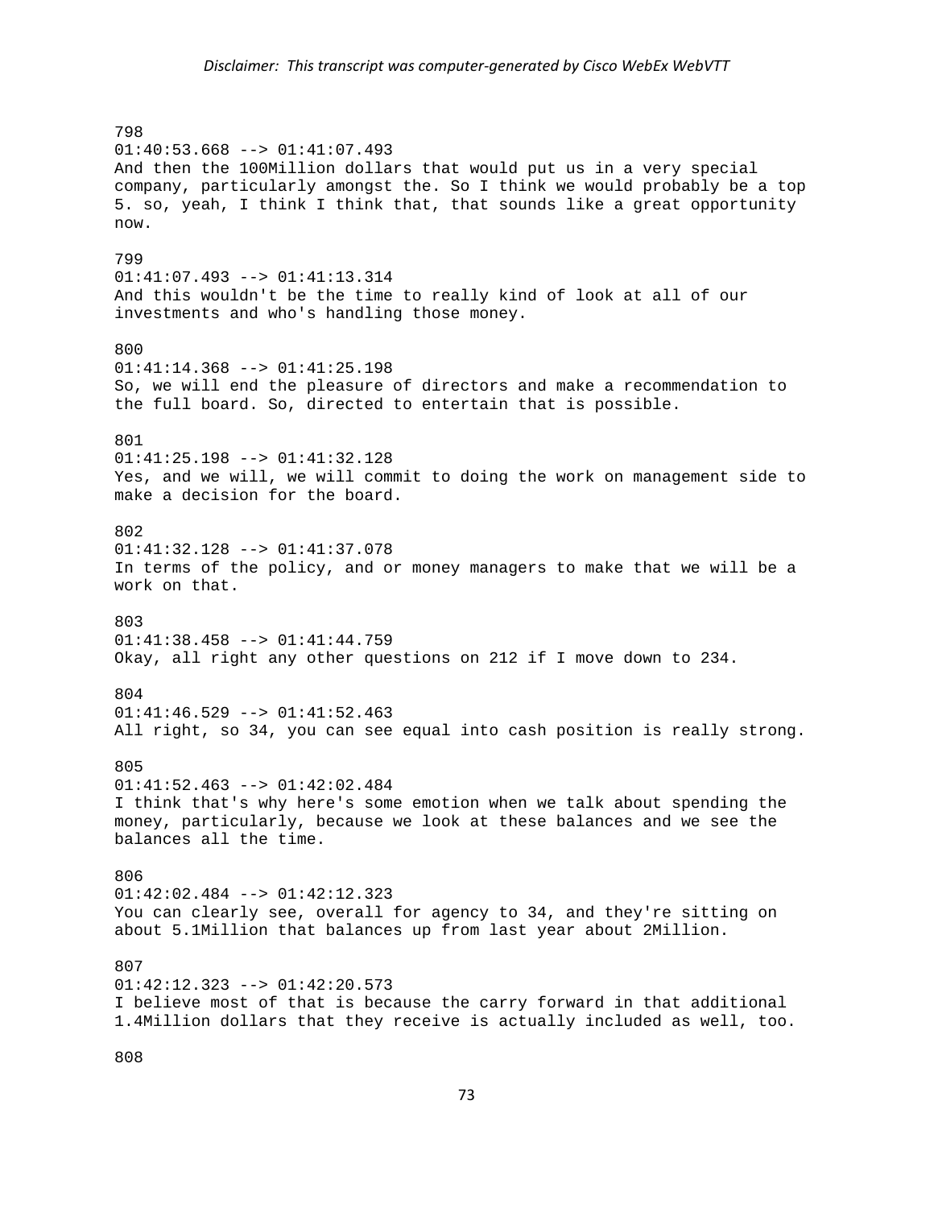798
01:40:53.668 --> 01:41:07.493
And then the 100Million dollars that would put us in a very special company, particularly amongst the. So I think we would probably be a top 5. so, yeah, I think I think that, that sounds like a great opportunity now.

799
01:41:07.493 --> 01:41:13.314
And this wouldn't be the time to really kind of look at all of our investments and who's handling those money.

800
01:41:14.368 --> 01:41:25.198
So, we will end the pleasure of directors and make a recommendation to the full board. So, directed to entertain that is possible.

801
01:41:25.198 --> 01:41:32.128
Yes, and we will, we will commit to doing the work on management side to make a decision for the board.

802
01:41:32.128 --> 01:41:37.078
In terms of the policy, and or money managers to make that we will be a work on that.

803
01:41:38.458 --> 01:41:44.759
Okay, all right any other questions on 212 if I move down to 234.

804
01:41:46.529 --> 01:41:52.463
All right, so 34, you can see equal into cash position is really strong.

805
01:41:52.463 --> 01:42:02.484
I think that's why here's some emotion when we talk about spending the money, particularly, because we look at these balances and we see the balances all the time.

806
01:42:02.484 --> 01:42:12.323
You can clearly see, overall for agency to 34, and they're sitting on about 5.1Million that balances up from last year about 2Million.

807
01:42:12.323 --> 01:42:20.573
I believe most of that is because the carry forward in that additional 1.4Million dollars that they receive is actually included as well, too.

808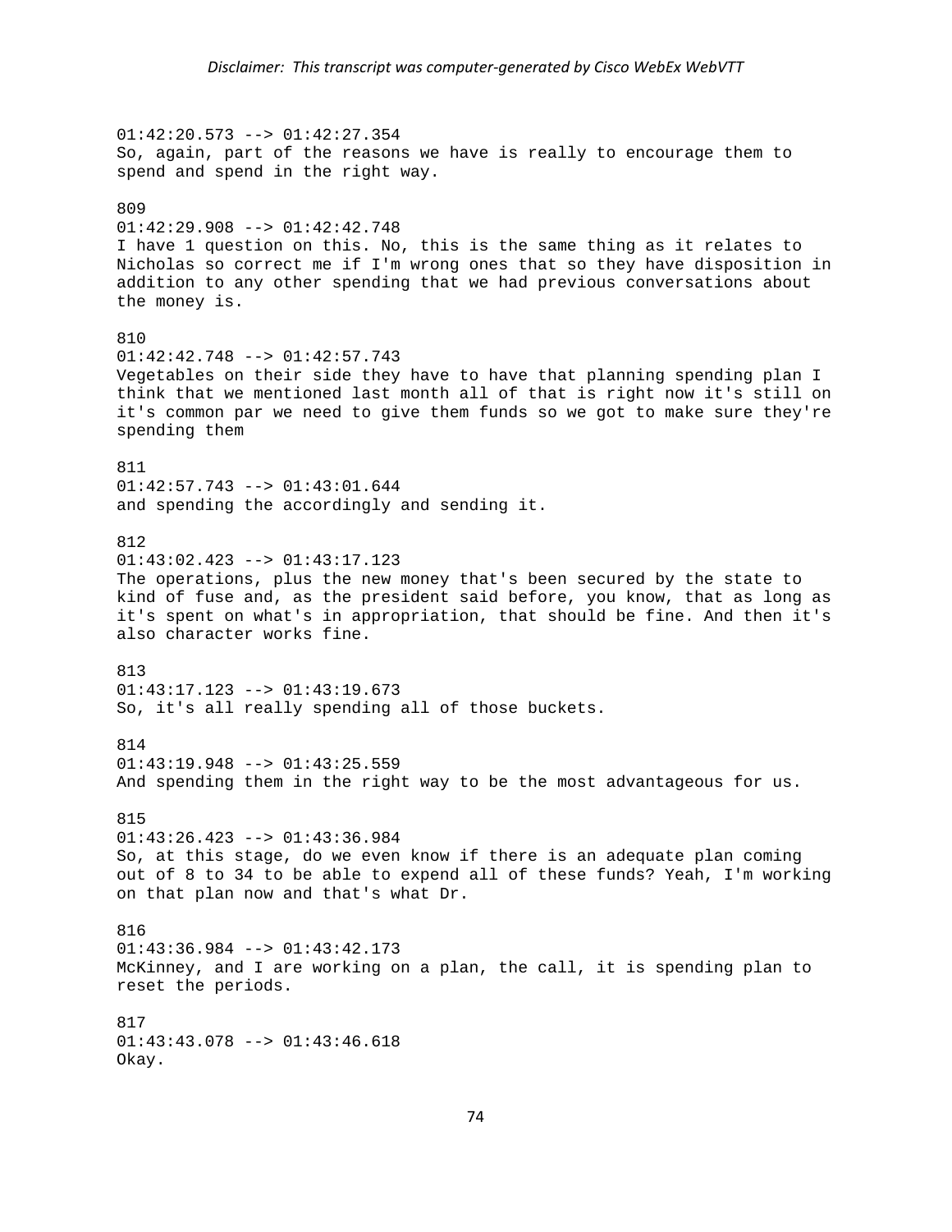01:42:20.573 --> 01:42:27.354
So, again, part of the reasons we have is really to encourage them to spend and spend in the right way.

809
01:42:29.908 --> 01:42:42.748
I have 1 question on this. No, this is the same thing as it relates to Nicholas so correct me if I'm wrong ones that so they have disposition in addition to any other spending that we had previous conversations about the money is.

810
01:42:42.748 --> 01:42:57.743
Vegetables on their side they have to have that planning spending plan I think that we mentioned last month all of that is right now it's still on it's common par we need to give them funds so we got to make sure they're spending them

811
01:42:57.743 --> 01:43:01.644
and spending the accordingly and sending it.

812
01:43:02.423 --> 01:43:17.123
The operations, plus the new money that's been secured by the state to kind of fuse and, as the president said before, you know, that as long as it's spent on what's in appropriation, that should be fine. And then it's also character works fine.

813
01:43:17.123 --> 01:43:19.673
So, it's all really spending all of those buckets.

814
01:43:19.948 --> 01:43:25.559
And spending them in the right way to be the most advantageous for us.

815
01:43:26.423 --> 01:43:36.984
So, at this stage, do we even know if there is an adequate plan coming out of 8 to 34 to be able to expend all of these funds? Yeah, I'm working on that plan now and that's what Dr.

816
01:43:36.984 --> 01:43:42.173
McKinney, and I are working on a plan, the call, it is spending plan to reset the periods.

817
01:43:43.078 --> 01:43:46.618
Okay.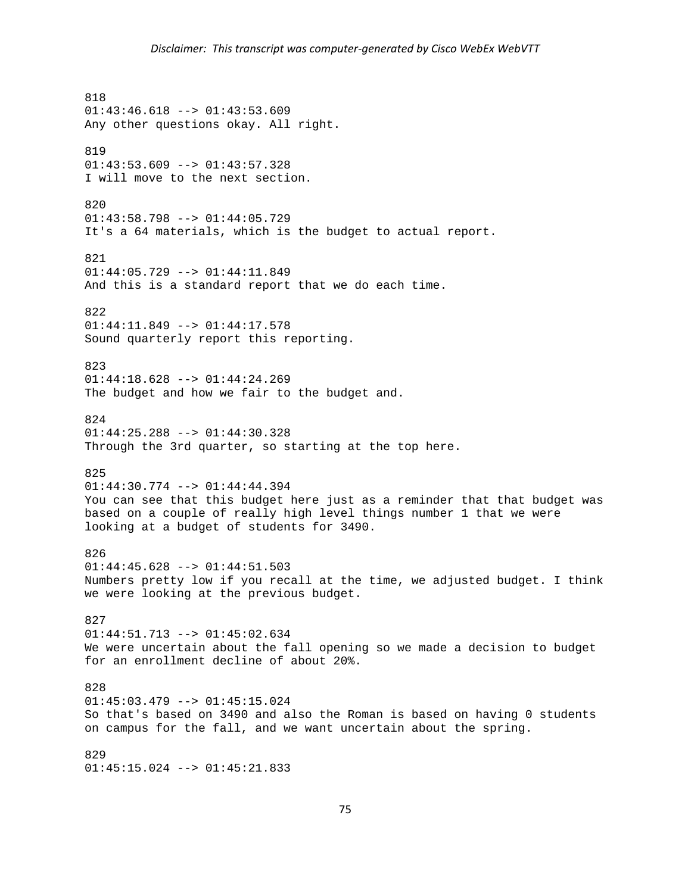818
01:43:46.618 --> 01:43:53.609
Any other questions okay. All right.

819
01:43:53.609 --> 01:43:57.328
I will move to the next section.

820
01:43:58.798 --> 01:44:05.729
It's a 64 materials, which is the budget to actual report.

821
01:44:05.729 --> 01:44:11.849
And this is a standard report that we do each time.

822
01:44:11.849 --> 01:44:17.578
Sound quarterly report this reporting.

823
01:44:18.628 --> 01:44:24.269
The budget and how we fair to the budget and.

824
01:44:25.288 --> 01:44:30.328
Through the 3rd quarter, so starting at the top here.

825
01:44:30.774 --> 01:44:44.394
You can see that this budget here just as a reminder that that budget was based on a couple of really high level things number 1 that we were looking at a budget of students for 3490.

826
01:44:45.628 --> 01:44:51.503
Numbers pretty low if you recall at the time, we adjusted budget. I think we were looking at the previous budget.

827
01:44:51.713 --> 01:45:02.634
We were uncertain about the fall opening so we made a decision to budget for an enrollment decline of about 20%.

828
01:45:03.479 --> 01:45:15.024
So that's based on 3490 and also the Roman is based on having 0 students on campus for the fall, and we want uncertain about the spring.

829
01:45:15.024 --> 01:45:21.833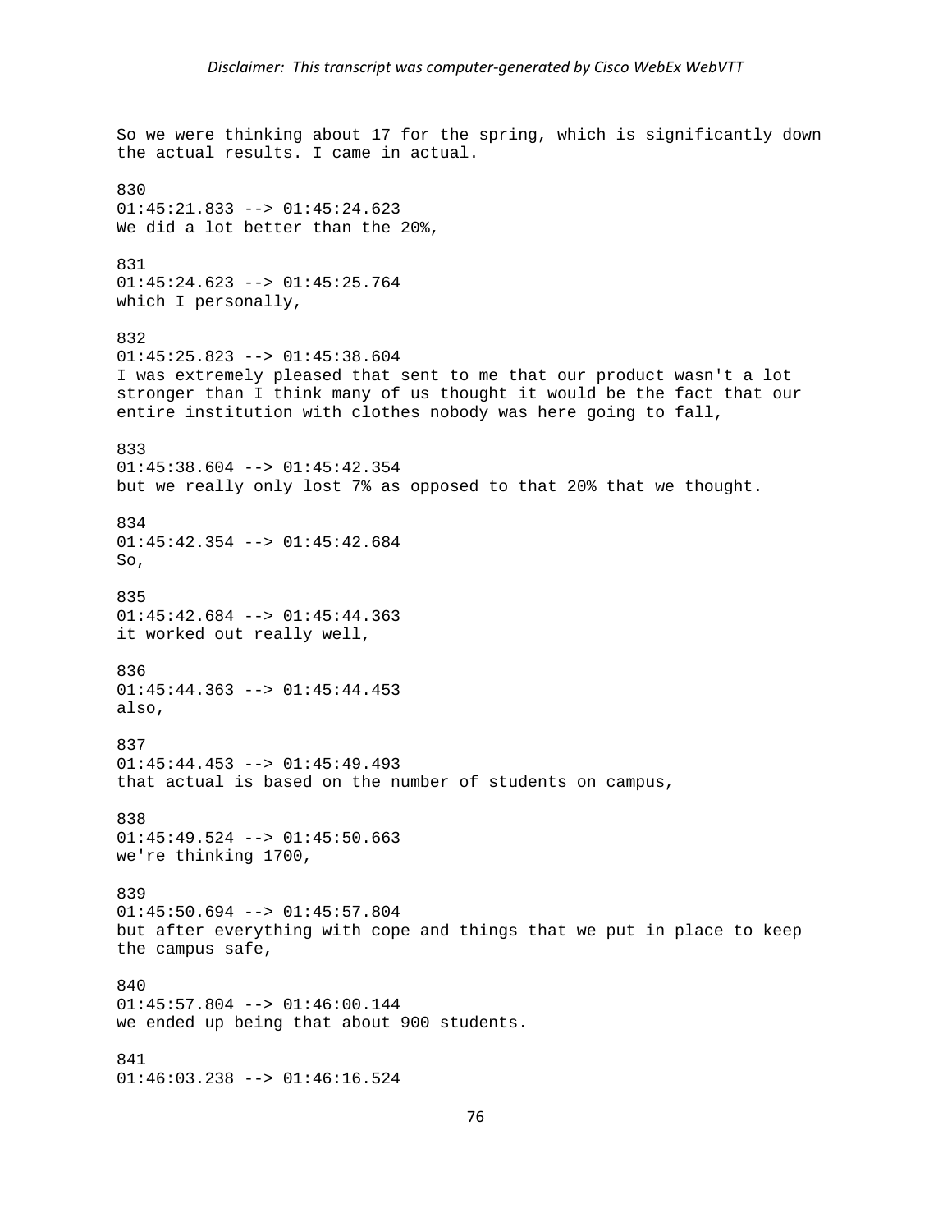So we were thinking about 17 for the spring, which is significantly down the actual results. I came in actual.

830
01:45:21.833 --> 01:45:24.623
We did a lot better than the 20%,

831
01:45:24.623 --> 01:45:25.764
which I personally,

832
01:45:25.823 --> 01:45:38.604
I was extremely pleased that sent to me that our product wasn't a lot stronger than I think many of us thought it would be the fact that our entire institution with clothes nobody was here going to fall,

833
01:45:38.604 --> 01:45:42.354
but we really only lost 7% as opposed to that 20% that we thought.

834
01:45:42.354 --> 01:45:42.684
So,

835
01:45:42.684 --> 01:45:44.363
it worked out really well,

836
01:45:44.363 --> 01:45:44.453
also,

837
01:45:44.453 --> 01:45:49.493
that actual is based on the number of students on campus,

838
01:45:49.524 --> 01:45:50.663
we're thinking 1700,

839
01:45:50.694 --> 01:45:57.804
but after everything with cope and things that we put in place to keep the campus safe,

840
01:45:57.804 --> 01:46:00.144
we ended up being that about 900 students.

841
01:46:03.238 --> 01:46:16.524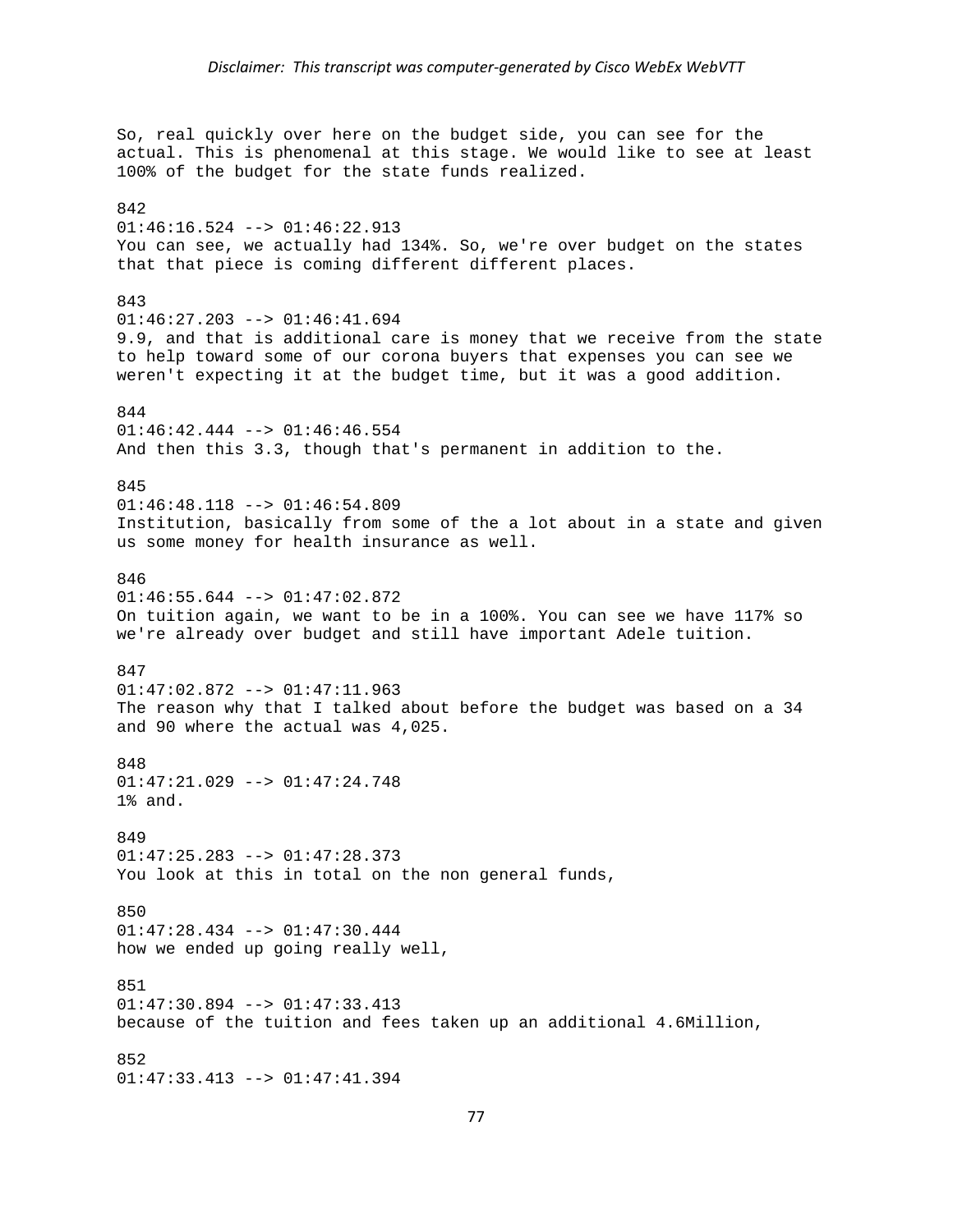*Disclaimer: This transcript was computer-generated by Cisco WebEx WebVTT*

So, real quickly over here on the budget side, you can see for the actual. This is phenomenal at this stage. We would like to see at least 100% of the budget for the state funds realized.

842
01:46:16.524 --> 01:46:22.913
You can see, we actually had 134%. So, we're over budget on the states that that piece is coming different different places.

843
01:46:27.203 --> 01:46:41.694
9.9, and that is additional care is money that we receive from the state to help toward some of our corona buyers that expenses you can see we weren't expecting it at the budget time, but it was a good addition.

844
01:46:42.444 --> 01:46:46.554
And then this 3.3, though that's permanent in addition to the.

845
01:46:48.118 --> 01:46:54.809
Institution, basically from some of the a lot about in a state and given us some money for health insurance as well.

846
01:46:55.644 --> 01:47:02.872
On tuition again, we want to be in a 100%. You can see we have 117% so we're already over budget and still have important Adele tuition.

847
01:47:02.872 --> 01:47:11.963
The reason why that I talked about before the budget was based on a 34 and 90 where the actual was 4,025.

848
01:47:21.029 --> 01:47:24.748
1% and.

849
01:47:25.283 --> 01:47:28.373
You look at this in total on the non general funds,

850
01:47:28.434 --> 01:47:30.444
how we ended up going really well,

851
01:47:30.894 --> 01:47:33.413
because of the tuition and fees taken up an additional 4.6Million,

852
01:47:33.413 --> 01:47:41.394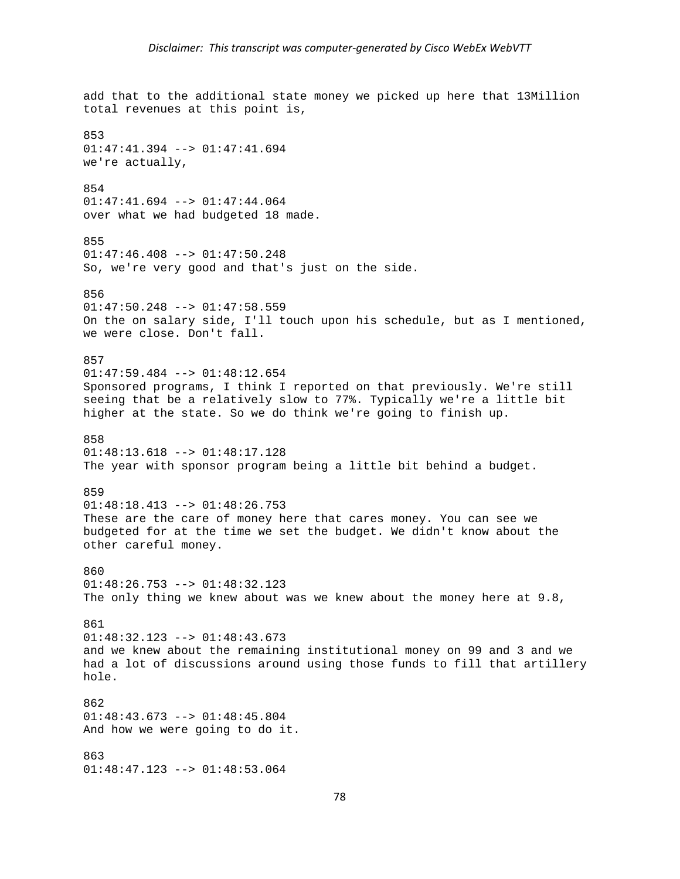add that to the additional state money we picked up here that 13Million total revenues at this point is,

853
01:47:41.394 --> 01:47:41.694
we're actually,

854
01:47:41.694 --> 01:47:44.064
over what we had budgeted 18 made.

855
01:47:46.408 --> 01:47:50.248
So, we're very good and that's just on the side.

856
01:47:50.248 --> 01:47:58.559
On the on salary side, I'll touch upon his schedule, but as I mentioned, we were close. Don't fall.

857
01:47:59.484 --> 01:48:12.654
Sponsored programs, I think I reported on that previously. We're still seeing that be a relatively slow to 77%. Typically we're a little bit higher at the state. So we do think we're going to finish up.

858
01:48:13.618 --> 01:48:17.128
The year with sponsor program being a little bit behind a budget.

859
01:48:18.413 --> 01:48:26.753
These are the care of money here that cares money. You can see we budgeted for at the time we set the budget. We didn't know about the other careful money.

860
01:48:26.753 --> 01:48:32.123
The only thing we knew about was we knew about the money here at 9.8,

861
01:48:32.123 --> 01:48:43.673
and we knew about the remaining institutional money on 99 and 3 and we had a lot of discussions around using those funds to fill that artillery hole.

862
01:48:43.673 --> 01:48:45.804
And how we were going to do it.

863
01:48:47.123 --> 01:48:53.064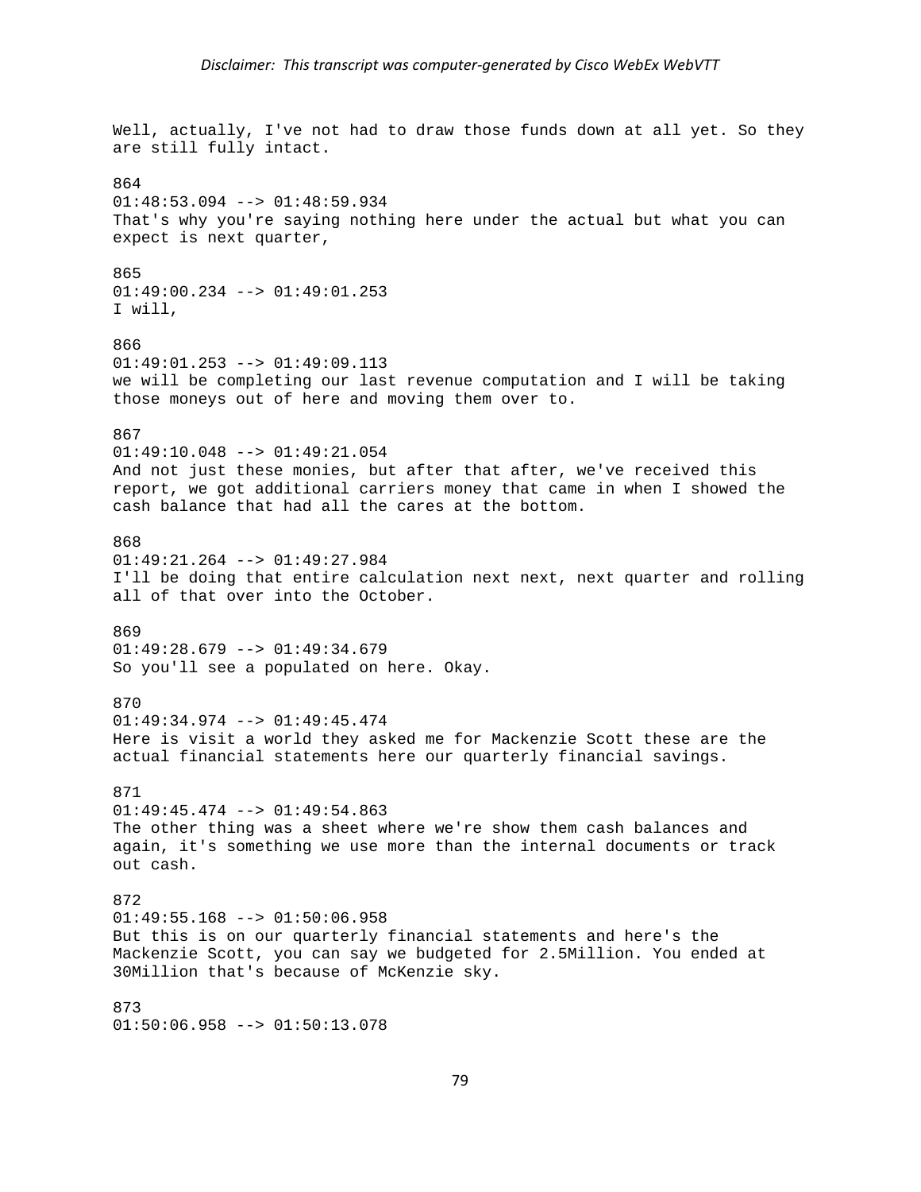Well, actually, I've not had to draw those funds down at all yet. So they are still fully intact.

864
01:48:53.094 --> 01:48:59.934
That's why you're saying nothing here under the actual but what you can expect is next quarter,

865
01:49:00.234 --> 01:49:01.253
I will,

866
01:49:01.253 --> 01:49:09.113
we will be completing our last revenue computation and I will be taking those moneys out of here and moving them over to.

867
01:49:10.048 --> 01:49:21.054
And not just these monies, but after that after, we've received this report, we got additional carriers money that came in when I showed the cash balance that had all the cares at the bottom.

868
01:49:21.264 --> 01:49:27.984
I'll be doing that entire calculation next next, next quarter and rolling all of that over into the October.

869
01:49:28.679 --> 01:49:34.679
So you'll see a populated on here. Okay.

870
01:49:34.974 --> 01:49:45.474
Here is visit a world they asked me for Mackenzie Scott these are the actual financial statements here our quarterly financial savings.

871
01:49:45.474 --> 01:49:54.863
The other thing was a sheet where we're show them cash balances and again, it's something we use more than the internal documents or track out cash.

872
01:49:55.168 --> 01:50:06.958
But this is on our quarterly financial statements and here's the Mackenzie Scott, you can say we budgeted for 2.5Million. You ended at 30Million that's because of McKenzie sky.

873
01:50:06.958 --> 01:50:13.078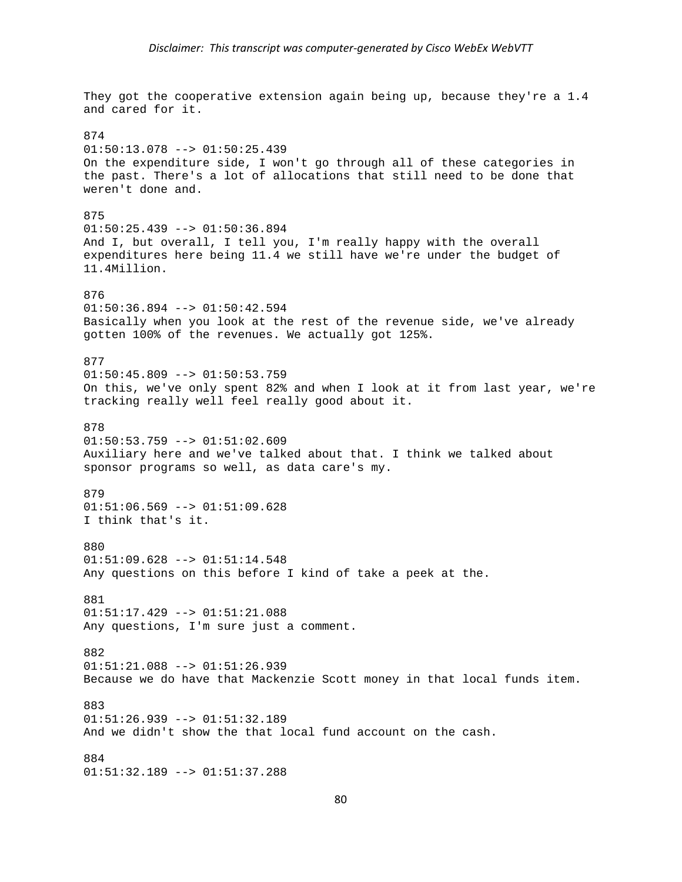They got the cooperative extension again being up, because they're a 1.4 and cared for it.

874
01:50:13.078 --> 01:50:25.439
On the expenditure side, I won't go through all of these categories in the past. There's a lot of allocations that still need to be done that weren't done and.

875
01:50:25.439 --> 01:50:36.894
And I, but overall, I tell you, I'm really happy with the overall expenditures here being 11.4 we still have we're under the budget of 11.4Million.

876
01:50:36.894 --> 01:50:42.594
Basically when you look at the rest of the revenue side, we've already gotten 100% of the revenues. We actually got 125%.

877
01:50:45.809 --> 01:50:53.759
On this, we've only spent 82% and when I look at it from last year, we're tracking really well feel really good about it.

878
01:50:53.759 --> 01:51:02.609
Auxiliary here and we've talked about that. I think we talked about sponsor programs so well, as data care's my.

879
01:51:06.569 --> 01:51:09.628
I think that's it.

880
01:51:09.628 --> 01:51:14.548
Any questions on this before I kind of take a peek at the.

881
01:51:17.429 --> 01:51:21.088
Any questions, I'm sure just a comment.

882
01:51:21.088 --> 01:51:26.939
Because we do have that Mackenzie Scott money in that local funds item.

883
01:51:26.939 --> 01:51:32.189
And we didn't show the that local fund account on the cash.

884
01:51:32.189 --> 01:51:37.288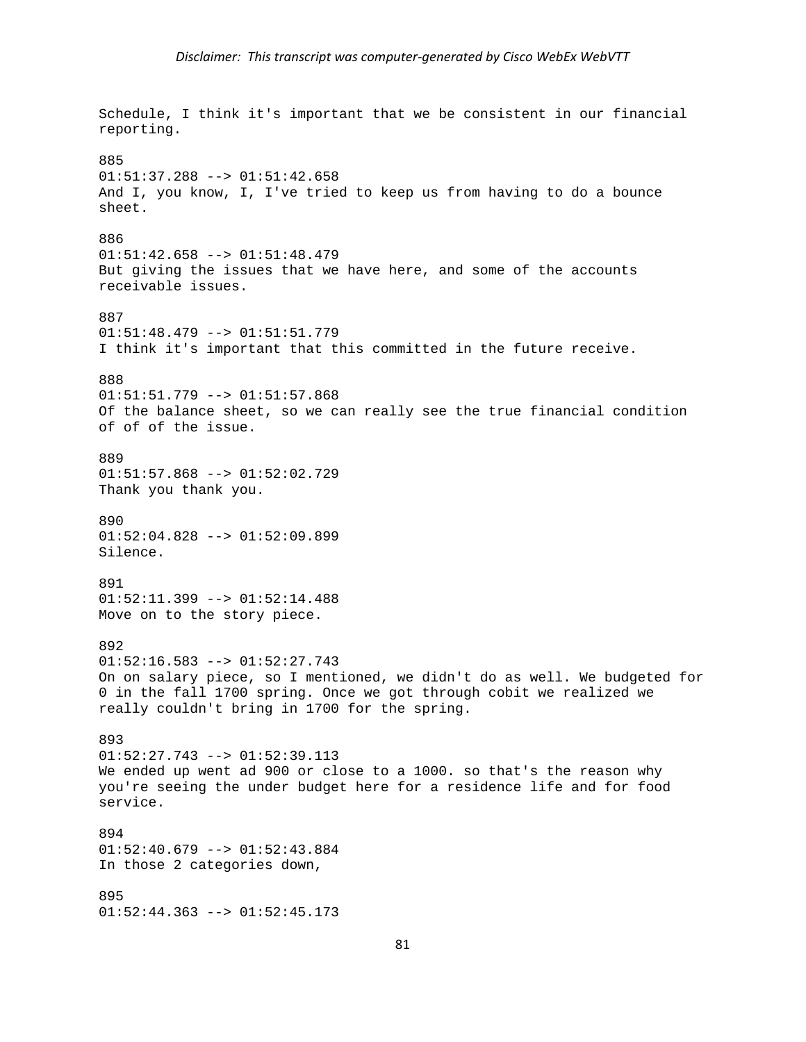Schedule, I think it's important that we be consistent in our financial reporting.

885
01:51:37.288 --> 01:51:42.658
And I, you know, I, I've tried to keep us from having to do a bounce sheet.

886
01:51:42.658 --> 01:51:48.479
But giving the issues that we have here, and some of the accounts receivable issues.

887
01:51:48.479 --> 01:51:51.779
I think it's important that this committed in the future receive.

888
01:51:51.779 --> 01:51:57.868
Of the balance sheet, so we can really see the true financial condition of of of the issue.

889
01:51:57.868 --> 01:52:02.729
Thank you thank you.

890
01:52:04.828 --> 01:52:09.899
Silence.

891
01:52:11.399 --> 01:52:14.488
Move on to the story piece.

892
01:52:16.583 --> 01:52:27.743
On on salary piece, so I mentioned, we didn't do as well. We budgeted for 0 in the fall 1700 spring. Once we got through cobit we realized we really couldn't bring in 1700 for the spring.

893
01:52:27.743 --> 01:52:39.113
We ended up went ad 900 or close to a 1000. so that's the reason why you're seeing the under budget here for a residence life and for food service.

894
01:52:40.679 --> 01:52:43.884
In those 2 categories down,

895
01:52:44.363 --> 01:52:45.173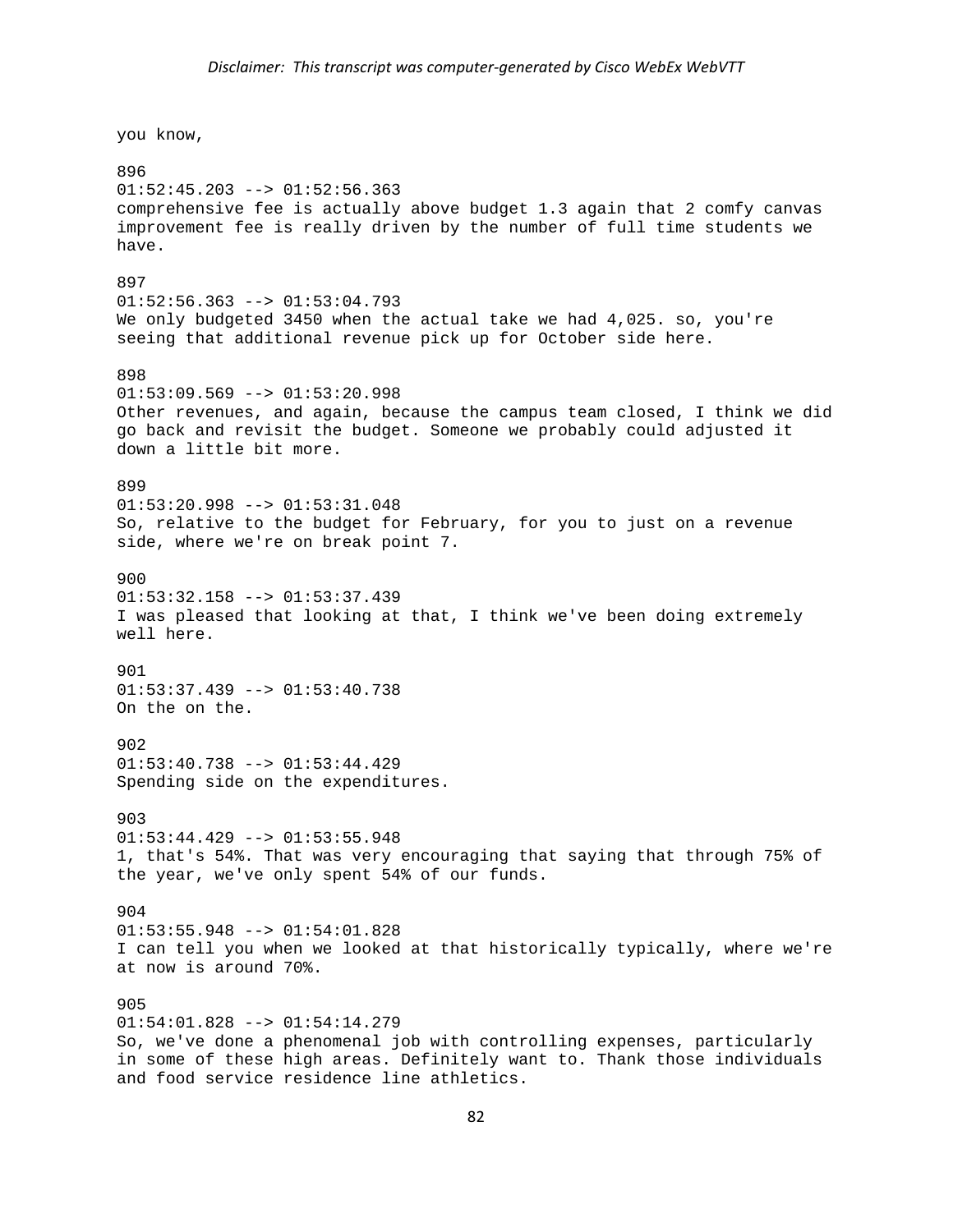you know,

896
01:52:45.203 --> 01:52:56.363
comprehensive fee is actually above budget 1.3 again that 2 comfy canvas improvement fee is really driven by the number of full time students we have.

897
01:52:56.363 --> 01:53:04.793
We only budgeted 3450 when the actual take we had 4,025. so, you're seeing that additional revenue pick up for October side here.

898
01:53:09.569 --> 01:53:20.998
Other revenues, and again, because the campus team closed, I think we did go back and revisit the budget. Someone we probably could adjusted it down a little bit more.

899
01:53:20.998 --> 01:53:31.048
So, relative to the budget for February, for you to just on a revenue side, where we're on break point 7.

900
01:53:32.158 --> 01:53:37.439
I was pleased that looking at that, I think we've been doing extremely well here.

901
01:53:37.439 --> 01:53:40.738
On the on the.

902
01:53:40.738 --> 01:53:44.429
Spending side on the expenditures.

903
01:53:44.429 --> 01:53:55.948
1, that's 54%. That was very encouraging that saying that through 75% of the year, we've only spent 54% of our funds.

904
01:53:55.948 --> 01:54:01.828
I can tell you when we looked at that historically typically, where we're at now is around 70%.

905
01:54:01.828 --> 01:54:14.279
So, we've done a phenomenal job with controlling expenses, particularly in some of these high areas. Definitely want to. Thank those individuals and food service residence line athletics.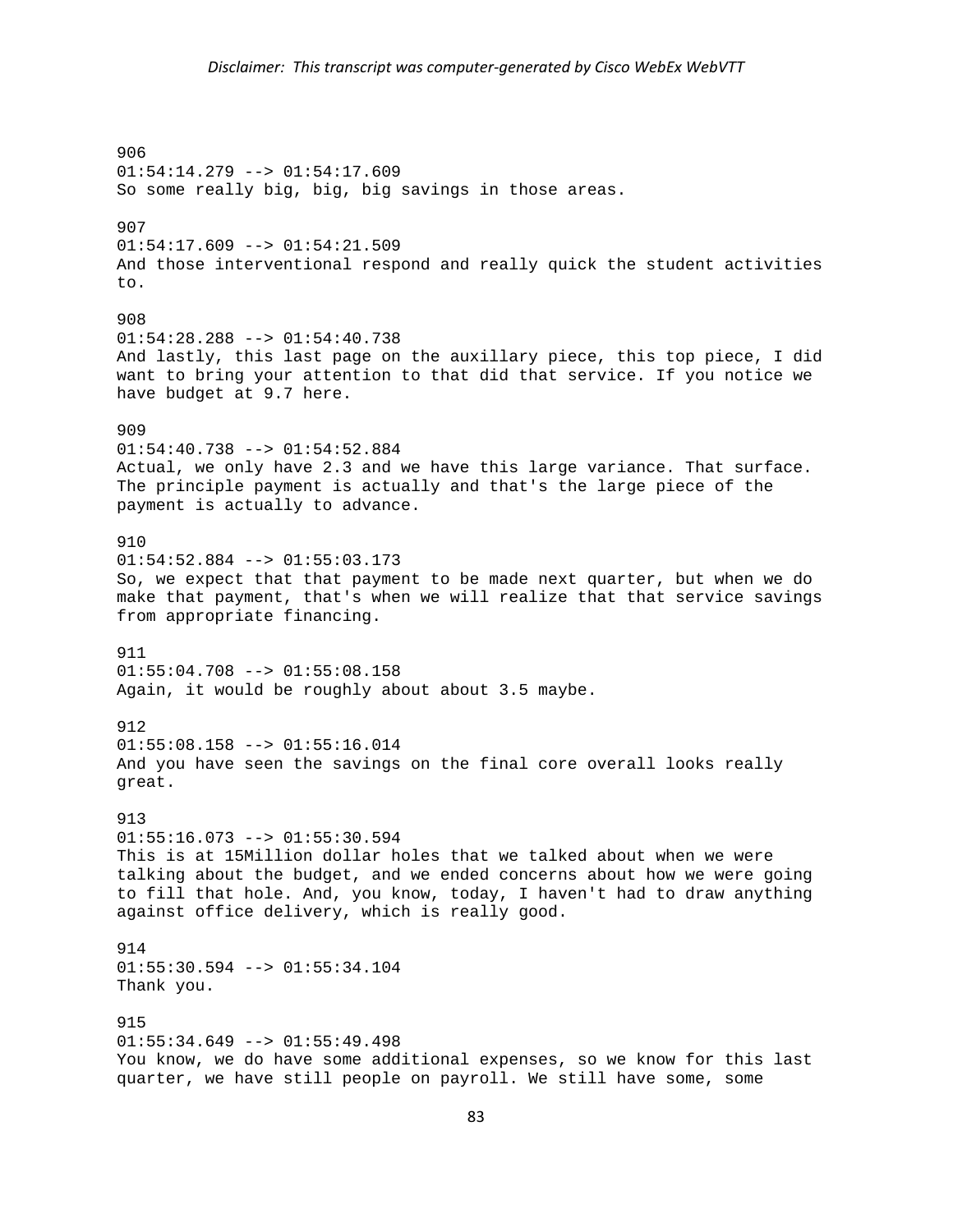906
01:54:14.279 --> 01:54:17.609
So some really big, big, big savings in those areas.

907
01:54:17.609 --> 01:54:21.509
And those interventional respond and really quick the student activities to.

908
01:54:28.288 --> 01:54:40.738
And lastly, this last page on the auxillary piece, this top piece, I did want to bring your attention to that did that service. If you notice we have budget at 9.7 here.

909
01:54:40.738 --> 01:54:52.884
Actual, we only have 2.3 and we have this large variance. That surface. The principle payment is actually and that's the large piece of the payment is actually to advance.

910
01:54:52.884 --> 01:55:03.173
So, we expect that that payment to be made next quarter, but when we do make that payment, that's when we will realize that that service savings from appropriate financing.

911
01:55:04.708 --> 01:55:08.158
Again, it would be roughly about about 3.5 maybe.

912
01:55:08.158 --> 01:55:16.014
And you have seen the savings on the final core overall looks really great.

913
01:55:16.073 --> 01:55:30.594
This is at 15Million dollar holes that we talked about when we were talking about the budget, and we ended concerns about how we were going to fill that hole. And, you know, today, I haven't had to draw anything against office delivery, which is really good.

914
01:55:30.594 --> 01:55:34.104
Thank you.

915
01:55:34.649 --> 01:55:49.498
You know, we do have some additional expenses, so we know for this last quarter, we have still people on payroll. We still have some, some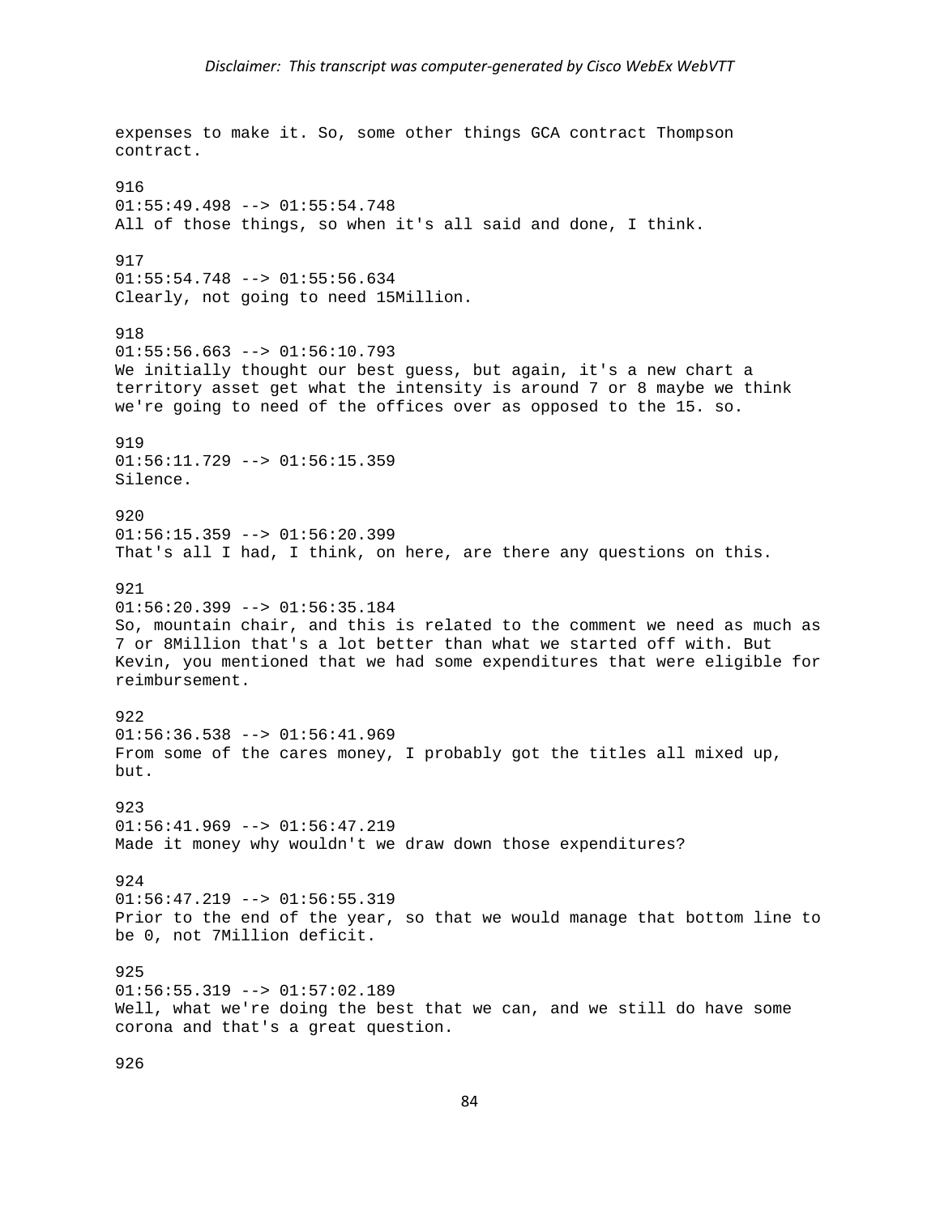expenses to make it. So, some other things GCA contract Thompson contract.

916
01:55:49.498 --> 01:55:54.748
All of those things, so when it's all said and done, I think.

917
01:55:54.748 --> 01:55:56.634
Clearly, not going to need 15Million.

918
01:55:56.663 --> 01:56:10.793
We initially thought our best guess, but again, it's a new chart a territory asset get what the intensity is around 7 or 8 maybe we think we're going to need of the offices over as opposed to the 15. so.

919
01:56:11.729 --> 01:56:15.359
Silence.

920
01:56:15.359 --> 01:56:20.399
That's all I had, I think, on here, are there any questions on this.

921
01:56:20.399 --> 01:56:35.184
So, mountain chair, and this is related to the comment we need as much as 7 or 8Million that's a lot better than what we started off with. But Kevin, you mentioned that we had some expenditures that were eligible for reimbursement.

922
01:56:36.538 --> 01:56:41.969
From some of the cares money, I probably got the titles all mixed up, but.

923
01:56:41.969 --> 01:56:47.219
Made it money why wouldn't we draw down those expenditures?

924
01:56:47.219 --> 01:56:55.319
Prior to the end of the year, so that we would manage that bottom line to be 0, not 7Million deficit.

925
01:56:55.319 --> 01:57:02.189
Well, what we're doing the best that we can, and we still do have some corona and that's a great question.

926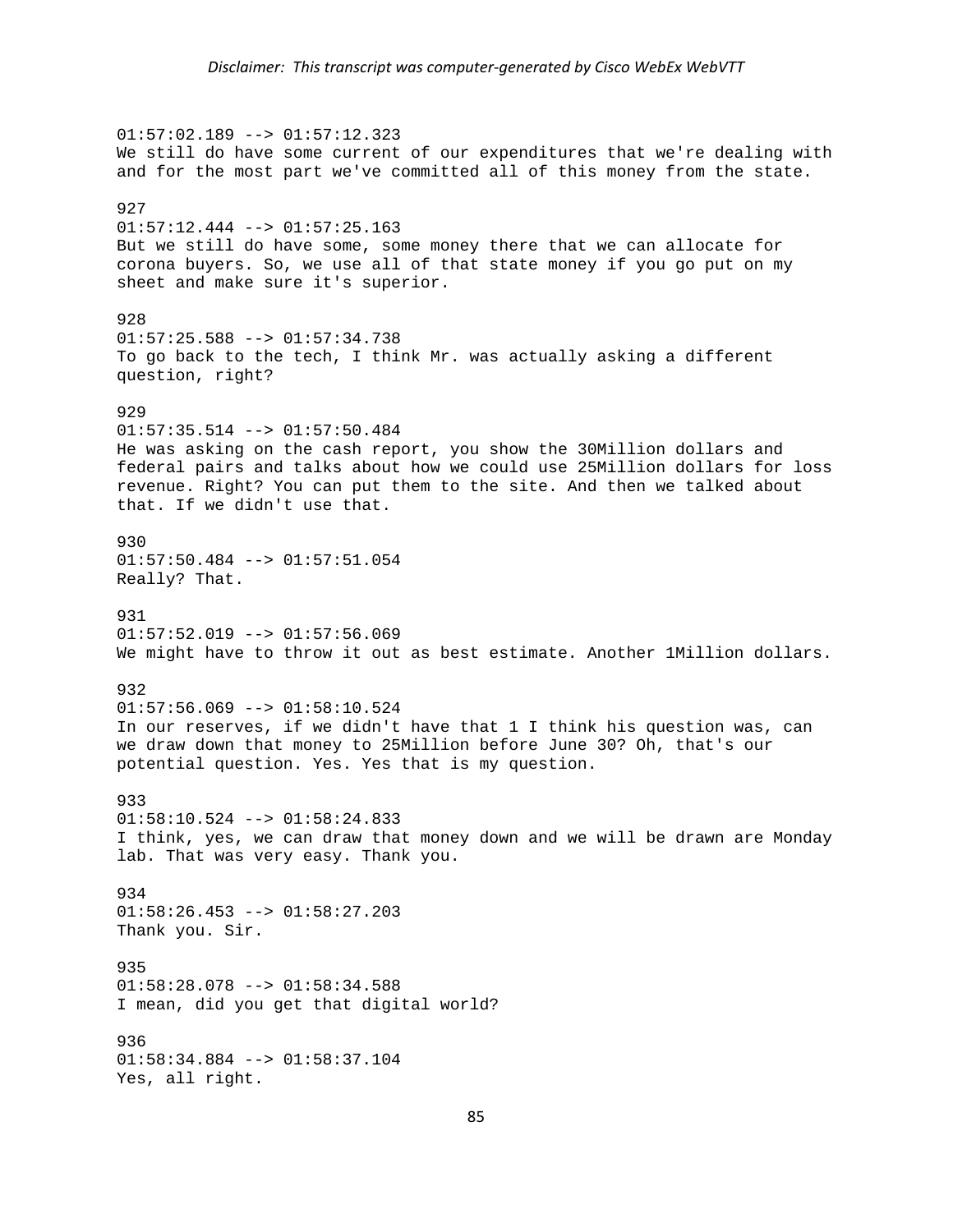01:57:02.189 --> 01:57:12.323
We still do have some current of our expenditures that we're dealing with and for the most part we've committed all of this money from the state.

927
01:57:12.444 --> 01:57:25.163
But we still do have some, some money there that we can allocate for corona buyers. So, we use all of that state money if you go put on my sheet and make sure it's superior.

928
01:57:25.588 --> 01:57:34.738
To go back to the tech, I think Mr. was actually asking a different question, right?

929
01:57:35.514 --> 01:57:50.484
He was asking on the cash report, you show the 30Million dollars and federal pairs and talks about how we could use 25Million dollars for loss revenue. Right? You can put them to the site. And then we talked about that. If we didn't use that.

930
01:57:50.484 --> 01:57:51.054
Really? That.

931
01:57:52.019 --> 01:57:56.069
We might have to throw it out as best estimate. Another 1Million dollars.

932
01:57:56.069 --> 01:58:10.524
In our reserves, if we didn't have that 1 I think his question was, can we draw down that money to 25Million before June 30? Oh, that's our potential question. Yes. Yes that is my question.

933
01:58:10.524 --> 01:58:24.833
I think, yes, we can draw that money down and we will be drawn are Monday lab. That was very easy. Thank you.

934
01:58:26.453 --> 01:58:27.203
Thank you. Sir.

935
01:58:28.078 --> 01:58:34.588
I mean, did you get that digital world?

936
01:58:34.884 --> 01:58:37.104
Yes, all right.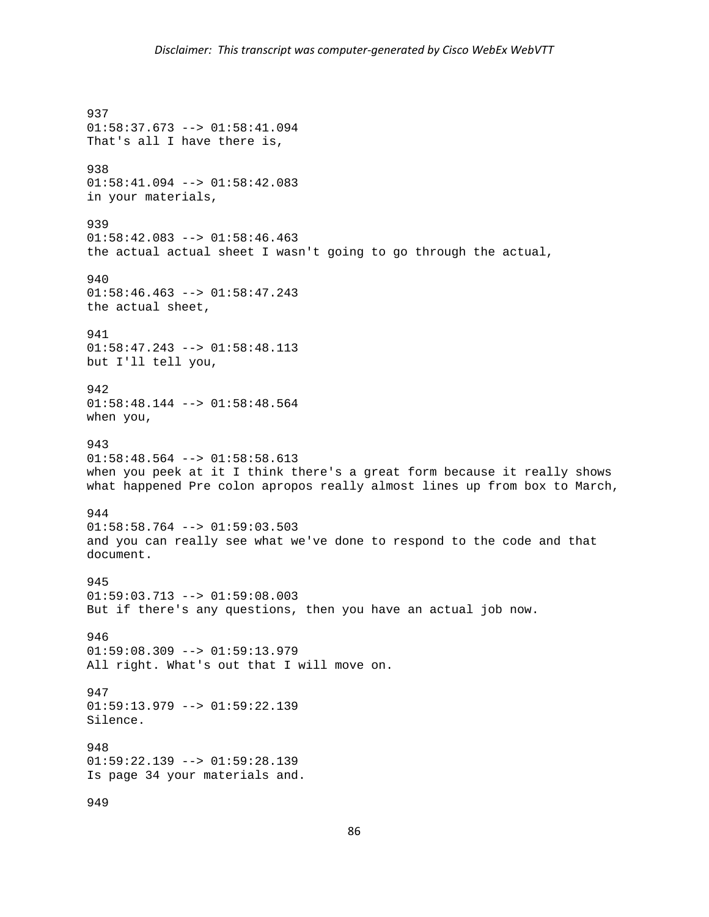937
01:58:37.673 --> 01:58:41.094
That's all I have there is,

938
01:58:41.094 --> 01:58:42.083
in your materials,

939
01:58:42.083 --> 01:58:46.463
the actual actual sheet I wasn't going to go through the actual,

940
01:58:46.463 --> 01:58:47.243
the actual sheet,

941
01:58:47.243 --> 01:58:48.113
but I'll tell you,

942
01:58:48.144 --> 01:58:48.564
when you,

943
01:58:48.564 --> 01:58:58.613
when you peek at it I think there's a great form because it really shows what happened Pre colon apropos really almost lines up from box to March,

944
01:58:58.764 --> 01:59:03.503
and you can really see what we've done to respond to the code and that document.

945
01:59:03.713 --> 01:59:08.003
But if there's any questions, then you have an actual job now.

946
01:59:08.309 --> 01:59:13.979
All right. What's out that I will move on.

947
01:59:13.979 --> 01:59:22.139
Silence.

948
01:59:22.139 --> 01:59:28.139
Is page 34 your materials and.

949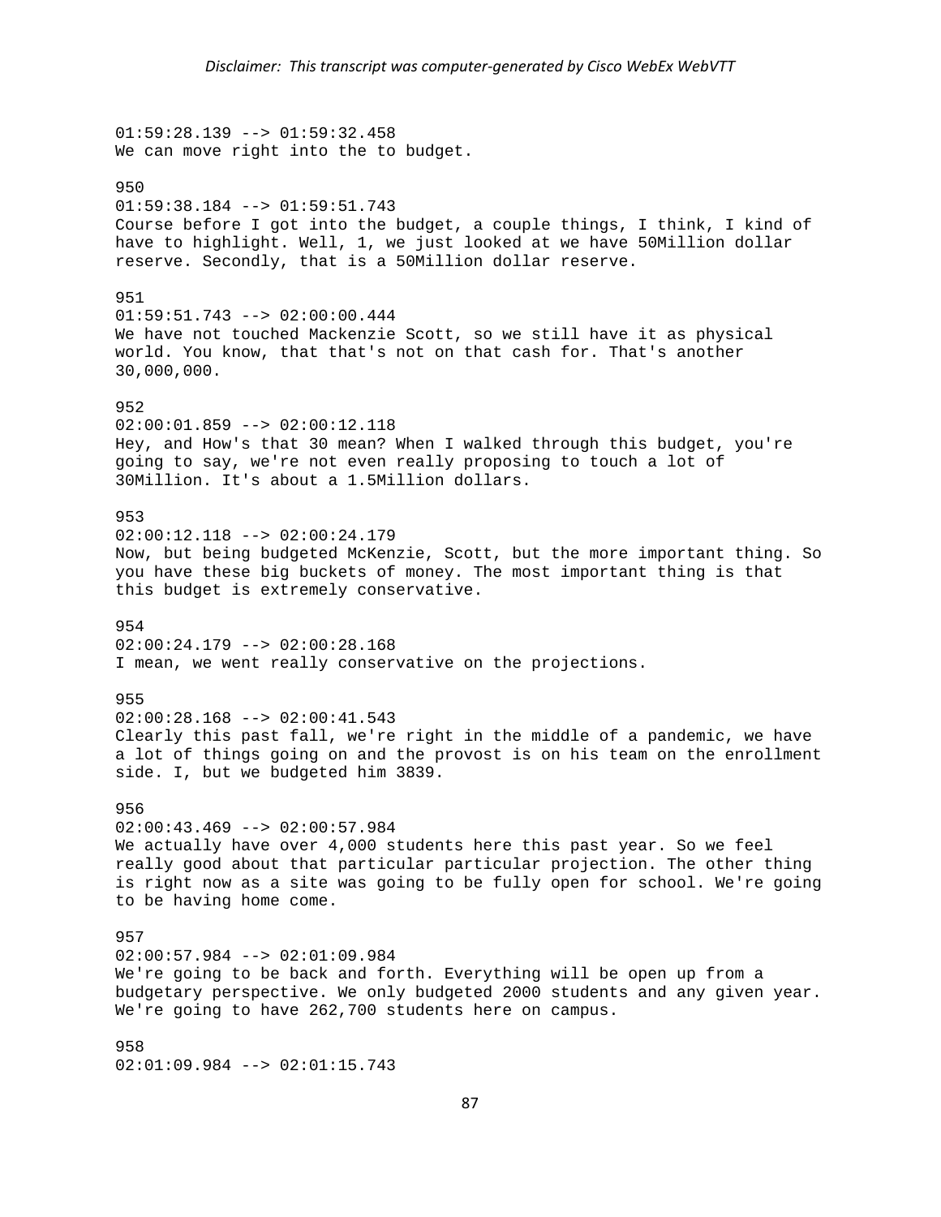01:59:28.139 --> 01:59:32.458
We can move right into the to budget.

950
01:59:38.184 --> 01:59:51.743
Course before I got into the budget, a couple things, I think, I kind of have to highlight. Well, 1, we just looked at we have 50Million dollar reserve. Secondly, that is a 50Million dollar reserve.

951
01:59:51.743 --> 02:00:00.444
We have not touched Mackenzie Scott, so we still have it as physical world. You know, that that's not on that cash for. That's another 30,000,000.

952
02:00:01.859 --> 02:00:12.118
Hey, and How's that 30 mean? When I walked through this budget, you're going to say, we're not even really proposing to touch a lot of 30Million. It's about a 1.5Million dollars.

953
02:00:12.118 --> 02:00:24.179
Now, but being budgeted McKenzie, Scott, but the more important thing. So you have these big buckets of money. The most important thing is that this budget is extremely conservative.

954
02:00:24.179 --> 02:00:28.168
I mean, we went really conservative on the projections.

955
02:00:28.168 --> 02:00:41.543
Clearly this past fall, we're right in the middle of a pandemic, we have a lot of things going on and the provost is on his team on the enrollment side. I, but we budgeted him 3839.

956
02:00:43.469 --> 02:00:57.984
We actually have over 4,000 students here this past year. So we feel really good about that particular particular projection. The other thing is right now as a site was going to be fully open for school. We're going to be having home come.

957
02:00:57.984 --> 02:01:09.984
We're going to be back and forth. Everything will be open up from a budgetary perspective. We only budgeted 2000 students and any given year. We're going to have 262,700 students here on campus.

958
02:01:09.984 --> 02:01:15.743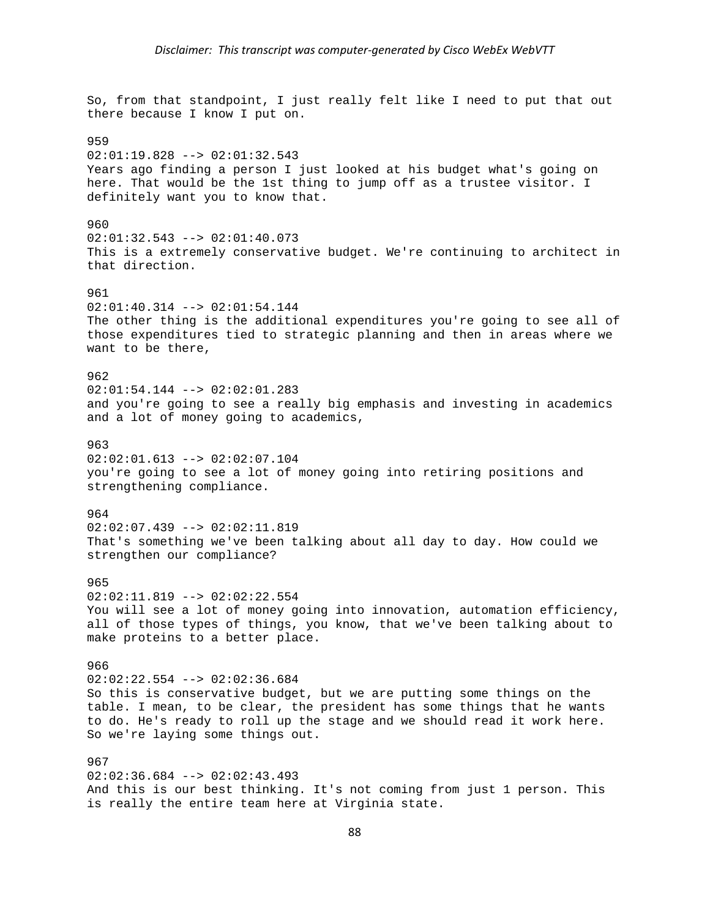So, from that standpoint, I just really felt like I need to put that out there because I know I put on.

959
02:01:19.828 --> 02:01:32.543
Years ago finding a person I just looked at his budget what's going on here. That would be the 1st thing to jump off as a trustee visitor. I definitely want you to know that.

960
02:01:32.543 --> 02:01:40.073
This is a extremely conservative budget. We're continuing to architect in that direction.

961
02:01:40.314 --> 02:01:54.144
The other thing is the additional expenditures you're going to see all of those expenditures tied to strategic planning and then in areas where we want to be there,

962
02:01:54.144 --> 02:02:01.283
and you're going to see a really big emphasis and investing in academics and a lot of money going to academics,

963
02:02:01.613 --> 02:02:07.104
you're going to see a lot of money going into retiring positions and strengthening compliance.

964
02:02:07.439 --> 02:02:11.819
That's something we've been talking about all day to day. How could we strengthen our compliance?

965
02:02:11.819 --> 02:02:22.554
You will see a lot of money going into innovation, automation efficiency, all of those types of things, you know, that we've been talking about to make proteins to a better place.

966
02:02:22.554 --> 02:02:36.684
So this is conservative budget, but we are putting some things on the table. I mean, to be clear, the president has some things that he wants to do. He's ready to roll up the stage and we should read it work here. So we're laying some things out.

967
02:02:36.684 --> 02:02:43.493
And this is our best thinking. It's not coming from just 1 person. This is really the entire team here at Virginia state.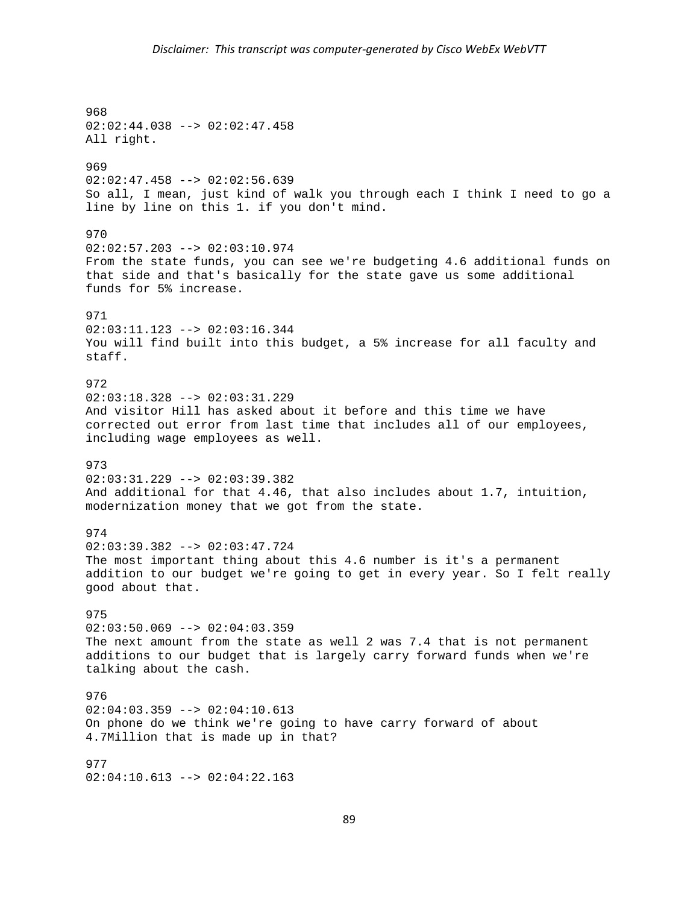968
02:02:44.038 --> 02:02:47.458
All right.

969
02:02:47.458 --> 02:02:56.639
So all, I mean, just kind of walk you through each I think I need to go a line by line on this 1. if you don't mind.

970
02:02:57.203 --> 02:03:10.974
From the state funds, you can see we're budgeting 4.6 additional funds on that side and that's basically for the state gave us some additional funds for 5% increase.

971
02:03:11.123 --> 02:03:16.344
You will find built into this budget, a 5% increase for all faculty and staff.

972
02:03:18.328 --> 02:03:31.229
And visitor Hill has asked about it before and this time we have corrected out error from last time that includes all of our employees, including wage employees as well.

973
02:03:31.229 --> 02:03:39.382
And additional for that 4.46, that also includes about 1.7, intuition, modernization money that we got from the state.

974
02:03:39.382 --> 02:03:47.724
The most important thing about this 4.6 number is it's a permanent addition to our budget we're going to get in every year. So I felt really good about that.

975
02:03:50.069 --> 02:04:03.359
The next amount from the state as well 2 was 7.4 that is not permanent additions to our budget that is largely carry forward funds when we're talking about the cash.

976
02:04:03.359 --> 02:04:10.613
On phone do we think we're going to have carry forward of about 4.7Million that is made up in that?

977
02:04:10.613 --> 02:04:22.163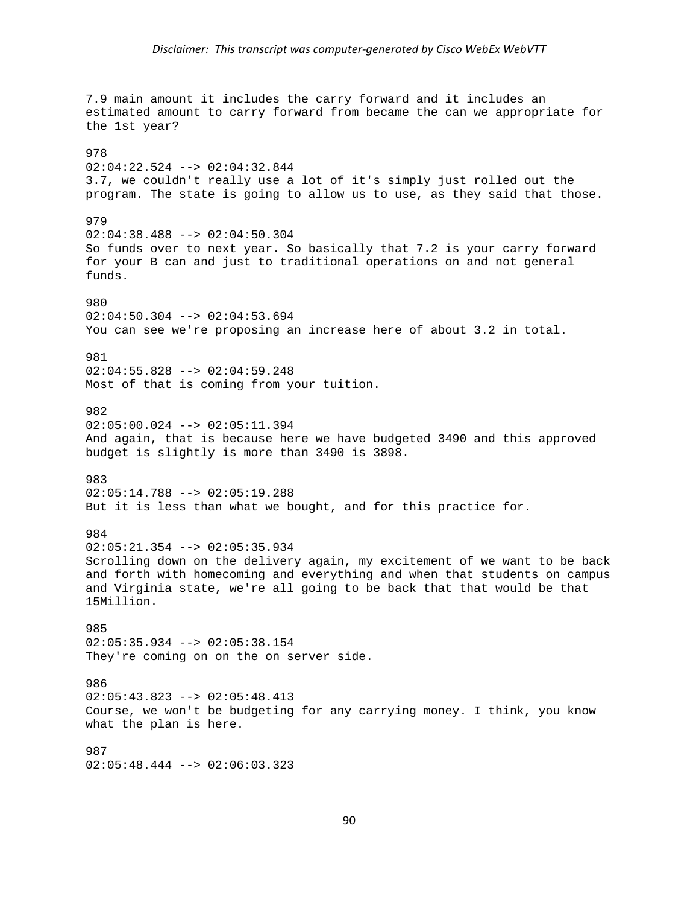7.9 main amount it includes the carry forward and it includes an estimated amount to carry forward from became the can we appropriate for the 1st year?

978
02:04:22.524 --> 02:04:32.844
3.7, we couldn't really use a lot of it's simply just rolled out the program. The state is going to allow us to use, as they said that those.

979
02:04:38.488 --> 02:04:50.304
So funds over to next year. So basically that 7.2 is your carry forward for your B can and just to traditional operations on and not general funds.

980
02:04:50.304 --> 02:04:53.694
You can see we're proposing an increase here of about 3.2 in total.

981
02:04:55.828 --> 02:04:59.248
Most of that is coming from your tuition.

982
02:05:00.024 --> 02:05:11.394
And again, that is because here we have budgeted 3490 and this approved budget is slightly is more than 3490 is 3898.

983
02:05:14.788 --> 02:05:19.288
But it is less than what we bought, and for this practice for.

984
02:05:21.354 --> 02:05:35.934
Scrolling down on the delivery again, my excitement of we want to be back and forth with homecoming and everything and when that students on campus and Virginia state, we're all going to be back that that would be that 15Million.

985
02:05:35.934 --> 02:05:38.154
They're coming on on the on server side.

986
02:05:43.823 --> 02:05:48.413
Course, we won't be budgeting for any carrying money. I think, you know what the plan is here.

987
02:05:48.444 --> 02:06:03.323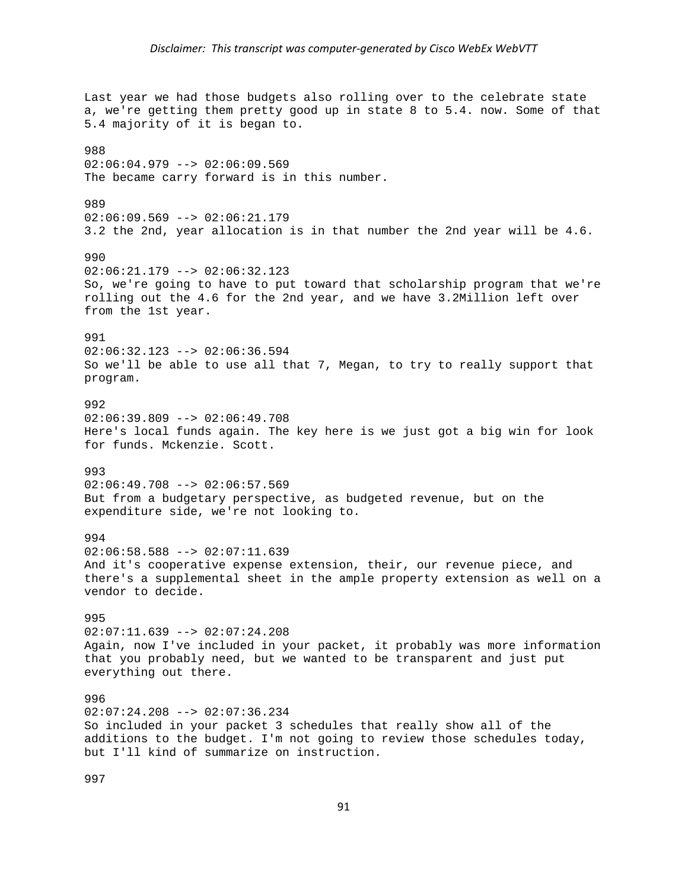Last year we had those budgets also rolling over to the celebrate state a, we're getting them pretty good up in state 8 to 5.4. now. Some of that 5.4 majority of it is began to.

988
02:06:04.979 --> 02:06:09.569
The became carry forward is in this number.

989
02:06:09.569 --> 02:06:21.179
3.2 the 2nd, year allocation is in that number the 2nd year will be 4.6.

990
02:06:21.179 --> 02:06:32.123
So, we're going to have to put toward that scholarship program that we're rolling out the 4.6 for the 2nd year, and we have 3.2Million left over from the 1st year.

991
02:06:32.123 --> 02:06:36.594
So we'll be able to use all that 7, Megan, to try to really support that program.

992
02:06:39.809 --> 02:06:49.708
Here's local funds again. The key here is we just got a big win for look for funds. Mckenzie. Scott.

993
02:06:49.708 --> 02:06:57.569
But from a budgetary perspective, as budgeted revenue, but on the expenditure side, we're not looking to.

994
02:06:58.588 --> 02:07:11.639
And it's cooperative expense extension, their, our revenue piece, and there's a supplemental sheet in the ample property extension as well on a vendor to decide.

995
02:07:11.639 --> 02:07:24.208
Again, now I've included in your packet, it probably was more information that you probably need, but we wanted to be transparent and just put everything out there.

996
02:07:24.208 --> 02:07:36.234
So included in your packet 3 schedules that really show all of the additions to the budget. I'm not going to review those schedules today, but I'll kind of summarize on instruction.

997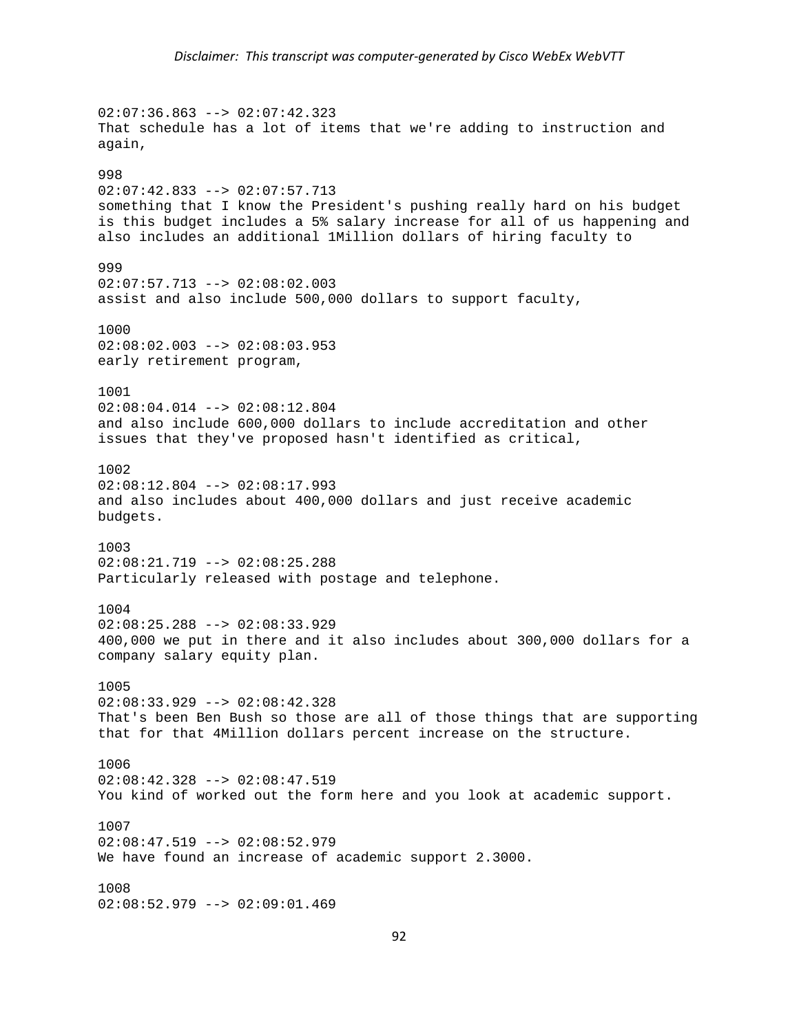*Disclaimer: This transcript was computer-generated by Cisco WebEx WebVTT*

02:07:36.863 --> 02:07:42.323
That schedule has a lot of items that we're adding to instruction and again,

998
02:07:42.833 --> 02:07:57.713
something that I know the President's pushing really hard on his budget is this budget includes a 5% salary increase for all of us happening and also includes an additional 1Million dollars of hiring faculty to

999
02:07:57.713 --> 02:08:02.003
assist and also include 500,000 dollars to support faculty,

1000
02:08:02.003 --> 02:08:03.953
early retirement program,

1001
02:08:04.014 --> 02:08:12.804
and also include 600,000 dollars to include accreditation and other issues that they've proposed hasn't identified as critical,

1002
02:08:12.804 --> 02:08:17.993
and also includes about 400,000 dollars and just receive academic budgets.

1003
02:08:21.719 --> 02:08:25.288
Particularly released with postage and telephone.

1004
02:08:25.288 --> 02:08:33.929
400,000 we put in there and it also includes about 300,000 dollars for a company salary equity plan.

1005
02:08:33.929 --> 02:08:42.328
That's been Ben Bush so those are all of those things that are supporting that for that 4Million dollars percent increase on the structure.

1006
02:08:42.328 --> 02:08:47.519
You kind of worked out the form here and you look at academic support.

1007
02:08:47.519 --> 02:08:52.979
We have found an increase of academic support 2.3000.

1008
02:08:52.979 --> 02:09:01.469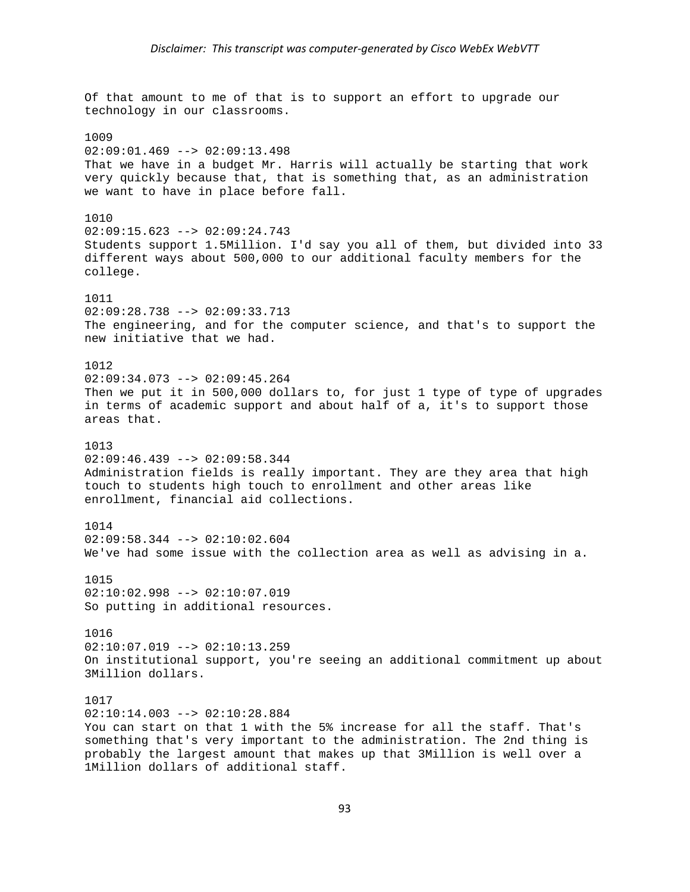Of that amount to me of that is to support an effort to upgrade our technology in our classrooms.

1009
02:09:01.469 --> 02:09:13.498
That we have in a budget Mr. Harris will actually be starting that work very quickly because that, that is something that, as an administration we want to have in place before fall.

1010
02:09:15.623 --> 02:09:24.743
Students support 1.5Million. I'd say you all of them, but divided into 33 different ways about 500,000 to our additional faculty members for the college.

1011
02:09:28.738 --> 02:09:33.713
The engineering, and for the computer science, and that's to support the new initiative that we had.

1012
02:09:34.073 --> 02:09:45.264
Then we put it in 500,000 dollars to, for just 1 type of type of upgrades in terms of academic support and about half of a, it's to support those areas that.

1013
02:09:46.439 --> 02:09:58.344
Administration fields is really important. They are they area that high touch to students high touch to enrollment and other areas like enrollment, financial aid collections.

1014
02:09:58.344 --> 02:10:02.604
We've had some issue with the collection area as well as advising in a.

1015
02:10:02.998 --> 02:10:07.019
So putting in additional resources.

1016
02:10:07.019 --> 02:10:13.259
On institutional support, you're seeing an additional commitment up about 3Million dollars.

1017
02:10:14.003 --> 02:10:28.884
You can start on that 1 with the 5% increase for all the staff. That's something that's very important to the administration. The 2nd thing is probably the largest amount that makes up that 3Million is well over a 1Million dollars of additional staff.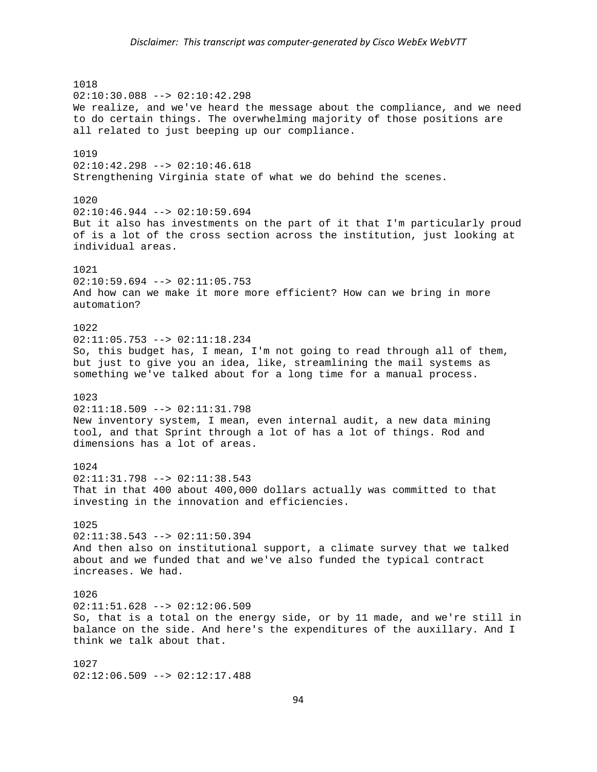1018
02:10:30.088 --> 02:10:42.298
We realize, and we've heard the message about the compliance, and we need to do certain things. The overwhelming majority of those positions are all related to just beeping up our compliance.

1019
02:10:42.298 --> 02:10:46.618
Strengthening Virginia state of what we do behind the scenes.

1020
02:10:46.944 --> 02:10:59.694
But it also has investments on the part of it that I'm particularly proud of is a lot of the cross section across the institution, just looking at individual areas.

1021
02:10:59.694 --> 02:11:05.753
And how can we make it more more efficient? How can we bring in more automation?

1022
02:11:05.753 --> 02:11:18.234
So, this budget has, I mean, I'm not going to read through all of them, but just to give you an idea, like, streamlining the mail systems as something we've talked about for a long time for a manual process.

1023
02:11:18.509 --> 02:11:31.798
New inventory system, I mean, even internal audit, a new data mining tool, and that Sprint through a lot of has a lot of things. Rod and dimensions has a lot of areas.

1024
02:11:31.798 --> 02:11:38.543
That in that 400 about 400,000 dollars actually was committed to that investing in the innovation and efficiencies.

1025
02:11:38.543 --> 02:11:50.394
And then also on institutional support, a climate survey that we talked about and we funded that and we've also funded the typical contract increases. We had.

1026
02:11:51.628 --> 02:12:06.509
So, that is a total on the energy side, or by 11 made, and we're still in balance on the side. And here's the expenditures of the auxillary. And I think we talk about that.

1027
02:12:06.509 --> 02:12:17.488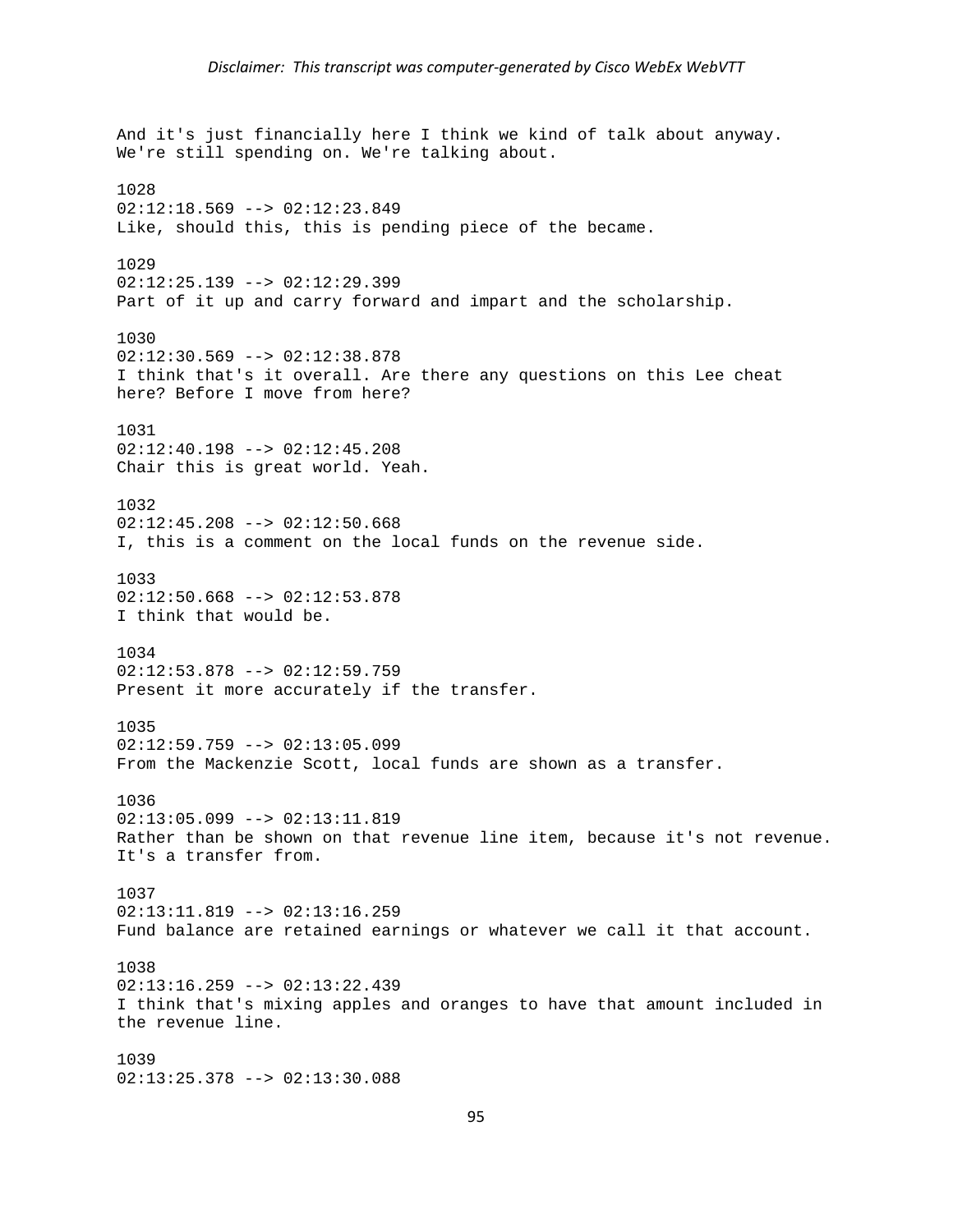And it's just financially here I think we kind of talk about anyway. We're still spending on. We're talking about.

1028
02:12:18.569 --> 02:12:23.849
Like, should this, this is pending piece of the became.

1029
02:12:25.139 --> 02:12:29.399
Part of it up and carry forward and impart and the scholarship.

1030
02:12:30.569 --> 02:12:38.878
I think that's it overall. Are there any questions on this Lee cheat here? Before I move from here?

1031
02:12:40.198 --> 02:12:45.208
Chair this is great world. Yeah.

1032
02:12:45.208 --> 02:12:50.668
I, this is a comment on the local funds on the revenue side.

1033
02:12:50.668 --> 02:12:53.878
I think that would be.

1034
02:12:53.878 --> 02:12:59.759
Present it more accurately if the transfer.

1035
02:12:59.759 --> 02:13:05.099
From the Mackenzie Scott, local funds are shown as a transfer.

1036
02:13:05.099 --> 02:13:11.819
Rather than be shown on that revenue line item, because it's not revenue. It's a transfer from.

1037
02:13:11.819 --> 02:13:16.259
Fund balance are retained earnings or whatever we call it that account.

1038
02:13:16.259 --> 02:13:22.439
I think that's mixing apples and oranges to have that amount included in the revenue line.

1039
02:13:25.378 --> 02:13:30.088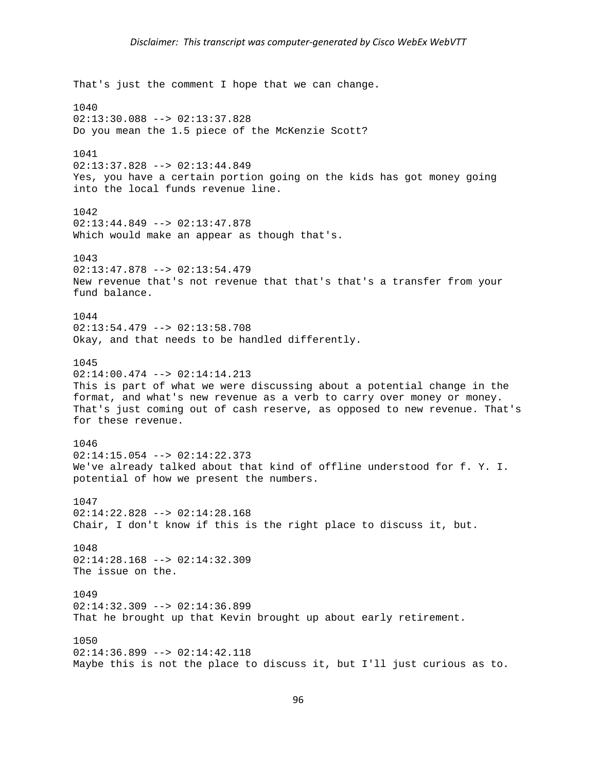That's just the comment I hope that we can change.

1040
02:13:30.088 --> 02:13:37.828
Do you mean the 1.5 piece of the McKenzie Scott?

1041
02:13:37.828 --> 02:13:44.849
Yes, you have a certain portion going on the kids has got money going into the local funds revenue line.

1042
02:13:44.849 --> 02:13:47.878
Which would make an appear as though that's.

1043
02:13:47.878 --> 02:13:54.479
New revenue that's not revenue that that's that's a transfer from your fund balance.

1044
02:13:54.479 --> 02:13:58.708
Okay, and that needs to be handled differently.

1045
02:14:00.474 --> 02:14:14.213
This is part of what we were discussing about a potential change in the format, and what's new revenue as a verb to carry over money or money. That's just coming out of cash reserve, as opposed to new revenue. That's for these revenue.

1046
02:14:15.054 --> 02:14:22.373
We've already talked about that kind of offline understood for f. Y. I. potential of how we present the numbers.

1047
02:14:22.828 --> 02:14:28.168
Chair, I don't know if this is the right place to discuss it, but.

1048
02:14:28.168 --> 02:14:32.309
The issue on the.

1049
02:14:32.309 --> 02:14:36.899
That he brought up that Kevin brought up about early retirement.

1050
02:14:36.899 --> 02:14:42.118
Maybe this is not the place to discuss it, but I'll just curious as to.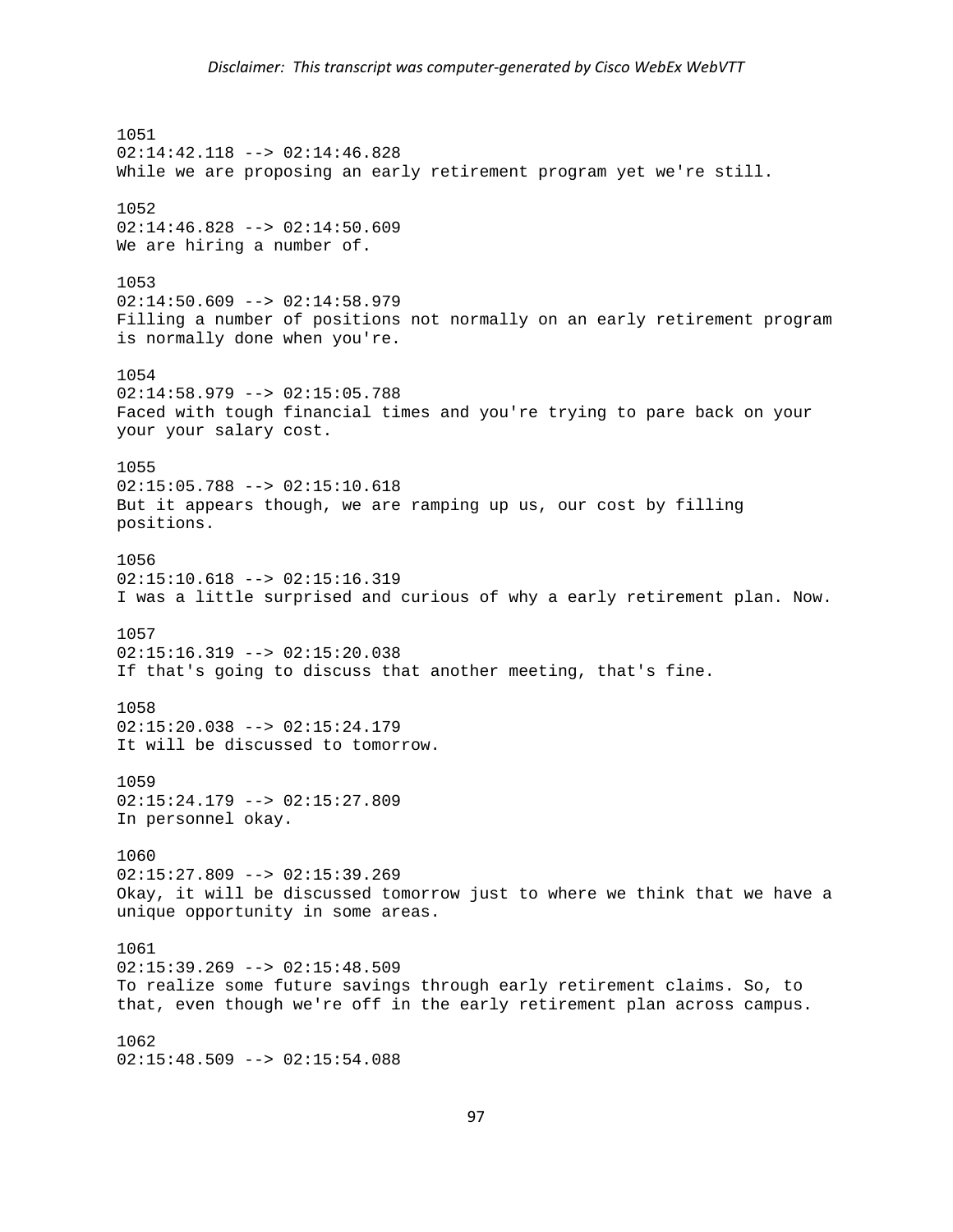1051
02:14:42.118 --> 02:14:46.828
While we are proposing an early retirement program yet we're still.

1052
02:14:46.828 --> 02:14:50.609
We are hiring a number of.

1053
02:14:50.609 --> 02:14:58.979
Filling a number of positions not normally on an early retirement program is normally done when you're.

1054
02:14:58.979 --> 02:15:05.788
Faced with tough financial times and you're trying to pare back on your your your salary cost.

1055
02:15:05.788 --> 02:15:10.618
But it appears though, we are ramping up us, our cost by filling positions.

1056
02:15:10.618 --> 02:15:16.319
I was a little surprised and curious of why a early retirement plan. Now.

1057
02:15:16.319 --> 02:15:20.038
If that's going to discuss that another meeting, that's fine.

1058
02:15:20.038 --> 02:15:24.179
It will be discussed to tomorrow.

1059
02:15:24.179 --> 02:15:27.809
In personnel okay.

1060
02:15:27.809 --> 02:15:39.269
Okay, it will be discussed tomorrow just to where we think that we have a unique opportunity in some areas.

1061
02:15:39.269 --> 02:15:48.509
To realize some future savings through early retirement claims. So, to that, even though we're off in the early retirement plan across campus.

1062
02:15:48.509 --> 02:15:54.088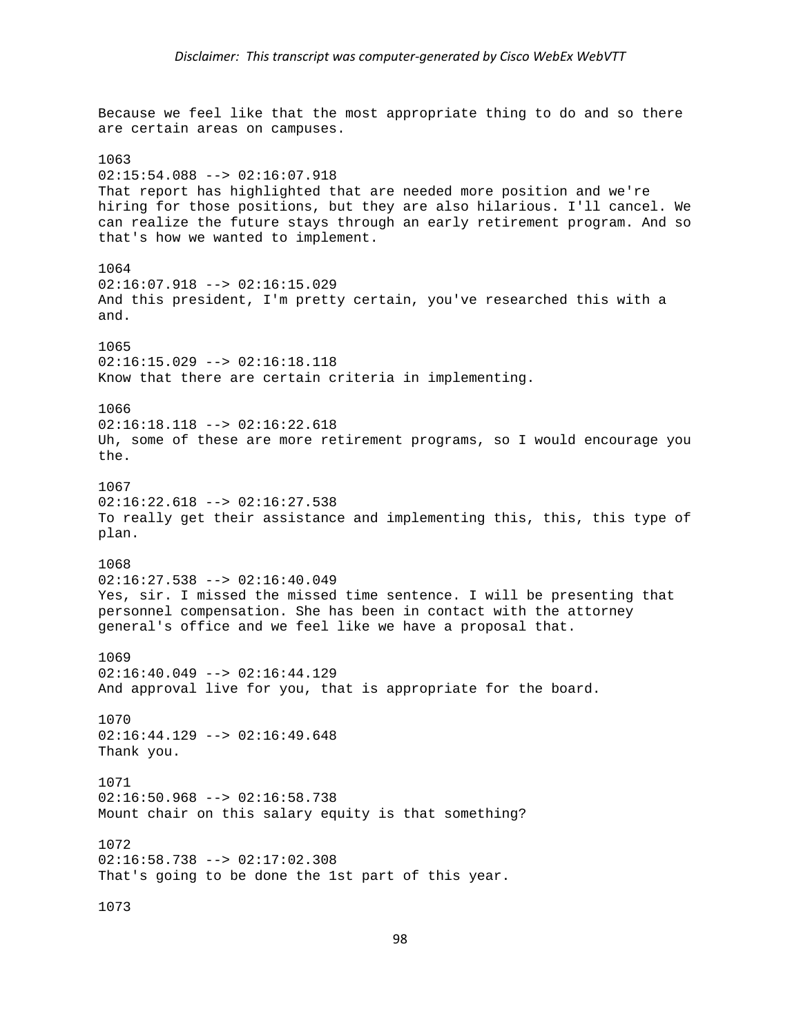Because we feel like that the most appropriate thing to do and so there are certain areas on campuses.

1063
02:15:54.088 --> 02:16:07.918
That report has highlighted that are needed more position and we're hiring for those positions, but they are also hilarious. I'll cancel. We can realize the future stays through an early retirement program. And so that's how we wanted to implement.

1064
02:16:07.918 --> 02:16:15.029
And this president, I'm pretty certain, you've researched this with a and.

1065
02:16:15.029 --> 02:16:18.118
Know that there are certain criteria in implementing.

1066
02:16:18.118 --> 02:16:22.618
Uh, some of these are more retirement programs, so I would encourage you the.

1067
02:16:22.618 --> 02:16:27.538
To really get their assistance and implementing this, this, this type of plan.

1068
02:16:27.538 --> 02:16:40.049
Yes, sir. I missed the missed time sentence. I will be presenting that personnel compensation. She has been in contact with the attorney general's office and we feel like we have a proposal that.

1069
02:16:40.049 --> 02:16:44.129
And approval live for you, that is appropriate for the board.

1070
02:16:44.129 --> 02:16:49.648
Thank you.

1071
02:16:50.968 --> 02:16:58.738
Mount chair on this salary equity is that something?

1072
02:16:58.738 --> 02:17:02.308
That's going to be done the 1st part of this year.

1073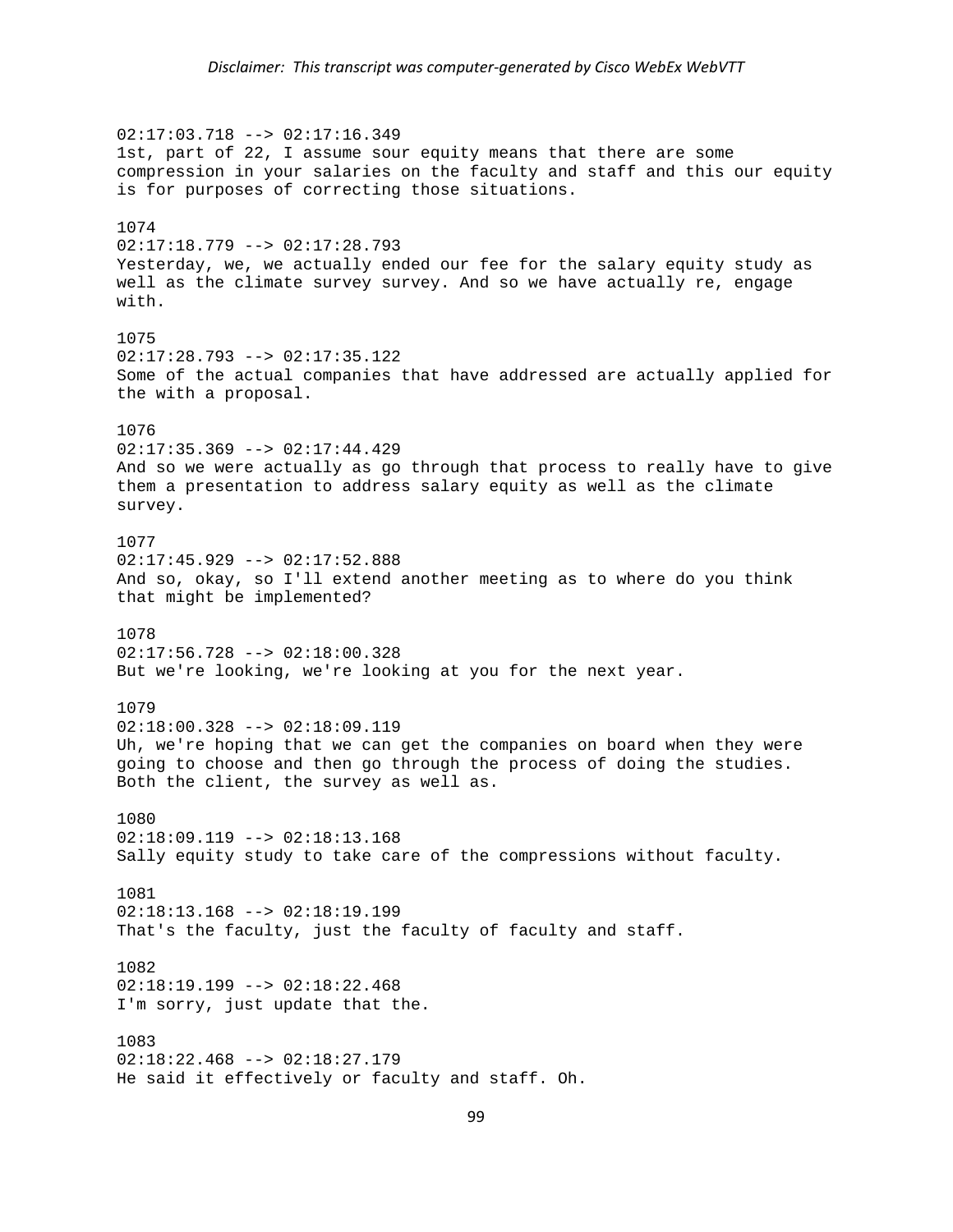*Disclaimer: This transcript was computer-generated by Cisco WebEx WebVTT*

02:17:03.718 --> 02:17:16.349
1st, part of 22, I assume sour equity means that there are some compression in your salaries on the faculty and staff and this our equity is for purposes of correcting those situations.

1074
02:17:18.779 --> 02:17:28.793
Yesterday, we, we actually ended our fee for the salary equity study as well as the climate survey survey. And so we have actually re, engage with.

1075
02:17:28.793 --> 02:17:35.122
Some of the actual companies that have addressed are actually applied for the with a proposal.

1076
02:17:35.369 --> 02:17:44.429
And so we were actually as go through that process to really have to give them a presentation to address salary equity as well as the climate survey.

1077
02:17:45.929 --> 02:17:52.888
And so, okay, so I'll extend another meeting as to where do you think that might be implemented?

1078
02:17:56.728 --> 02:18:00.328
But we're looking, we're looking at you for the next year.

1079
02:18:00.328 --> 02:18:09.119
Uh, we're hoping that we can get the companies on board when they were going to choose and then go through the process of doing the studies. Both the client, the survey as well as.

1080
02:18:09.119 --> 02:18:13.168
Sally equity study to take care of the compressions without faculty.

1081
02:18:13.168 --> 02:18:19.199
That's the faculty, just the faculty of faculty and staff.

1082
02:18:19.199 --> 02:18:22.468
I'm sorry, just update that the.

1083
02:18:22.468 --> 02:18:27.179
He said it effectively or faculty and staff. Oh.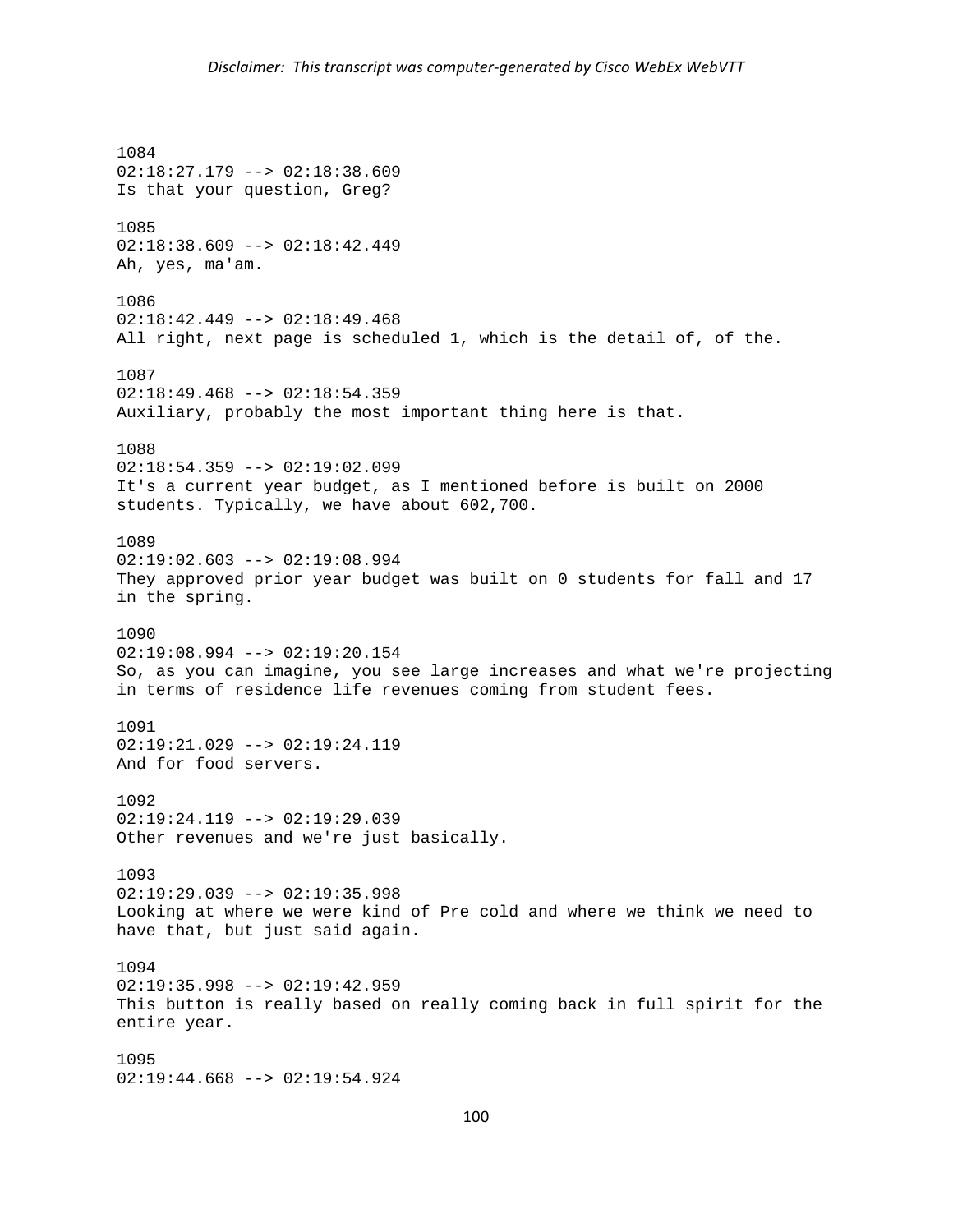1084
02:18:27.179 --> 02:18:38.609
Is that your question, Greg?

1085
02:18:38.609 --> 02:18:42.449
Ah, yes, ma'am.

1086
02:18:42.449 --> 02:18:49.468
All right, next page is scheduled 1, which is the detail of, of the.

1087
02:18:49.468 --> 02:18:54.359
Auxiliary, probably the most important thing here is that.

1088
02:18:54.359 --> 02:19:02.099
It's a current year budget, as I mentioned before is built on 2000 students. Typically, we have about 602,700.

1089
02:19:02.603 --> 02:19:08.994
They approved prior year budget was built on 0 students for fall and 17 in the spring.

1090
02:19:08.994 --> 02:19:20.154
So, as you can imagine, you see large increases and what we're projecting in terms of residence life revenues coming from student fees.

1091
02:19:21.029 --> 02:19:24.119
And for food servers.

1092
02:19:24.119 --> 02:19:29.039
Other revenues and we're just basically.

1093
02:19:29.039 --> 02:19:35.998
Looking at where we were kind of Pre cold and where we think we need to have that, but just said again.

1094
02:19:35.998 --> 02:19:42.959
This button is really based on really coming back in full spirit for the entire year.

1095
02:19:44.668 --> 02:19:54.924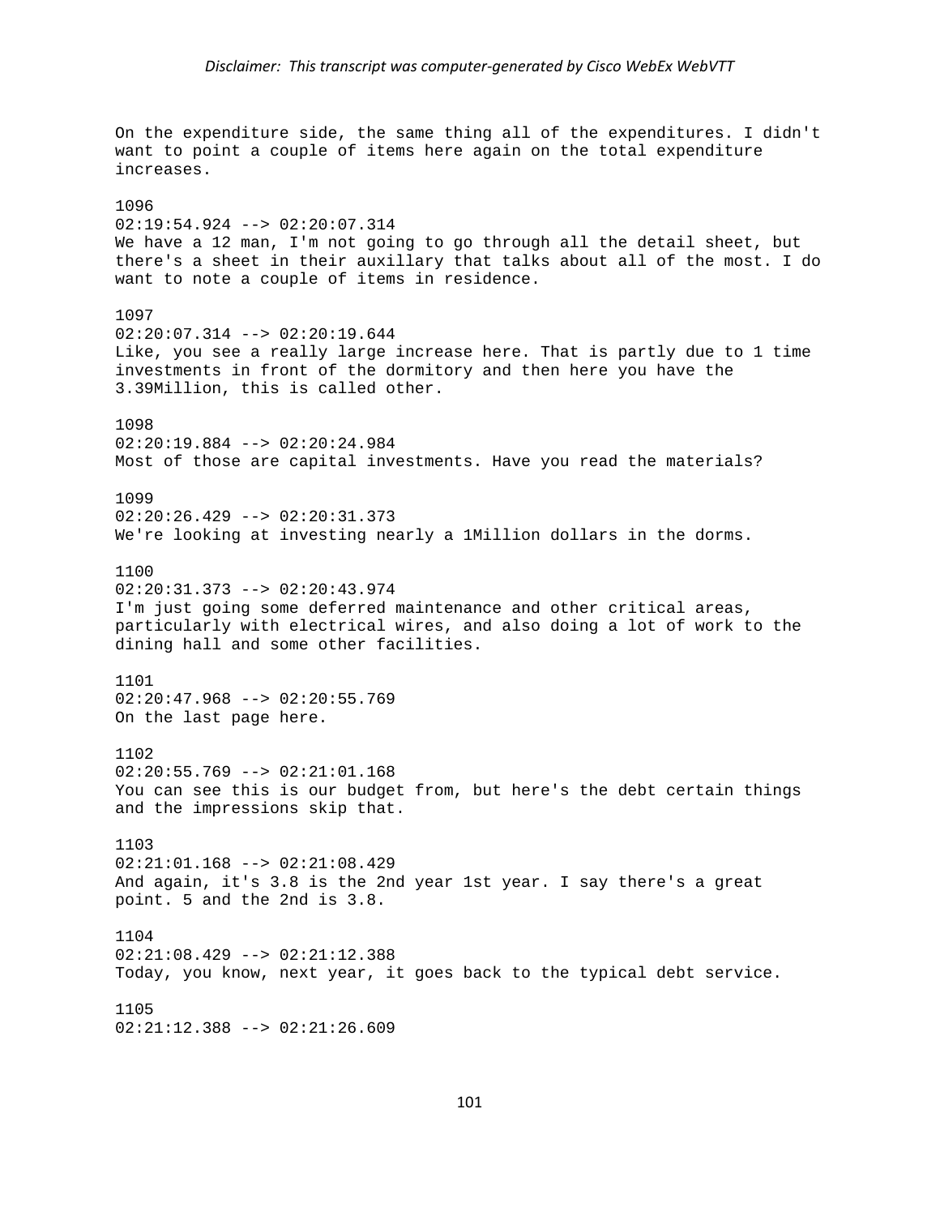On the expenditure side, the same thing all of the expenditures. I didn't want to point a couple of items here again on the total expenditure increases.

1096
02:19:54.924 --> 02:20:07.314
We have a 12 man, I'm not going to go through all the detail sheet, but there's a sheet in their auxillary that talks about all of the most. I do want to note a couple of items in residence.

1097
02:20:07.314 --> 02:20:19.644
Like, you see a really large increase here. That is partly due to 1 time investments in front of the dormitory and then here you have the 3.39Million, this is called other.

1098
02:20:19.884 --> 02:20:24.984
Most of those are capital investments. Have you read the materials?

1099
02:20:26.429 --> 02:20:31.373
We're looking at investing nearly a 1Million dollars in the dorms.

1100
02:20:31.373 --> 02:20:43.974
I'm just going some deferred maintenance and other critical areas, particularly with electrical wires, and also doing a lot of work to the dining hall and some other facilities.

1101
02:20:47.968 --> 02:20:55.769
On the last page here.

1102
02:20:55.769 --> 02:21:01.168
You can see this is our budget from, but here's the debt certain things and the impressions skip that.

1103
02:21:01.168 --> 02:21:08.429
And again, it's 3.8 is the 2nd year 1st year. I say there's a great point. 5 and the 2nd is 3.8.

1104
02:21:08.429 --> 02:21:12.388
Today, you know, next year, it goes back to the typical debt service.

1105
02:21:12.388 --> 02:21:26.609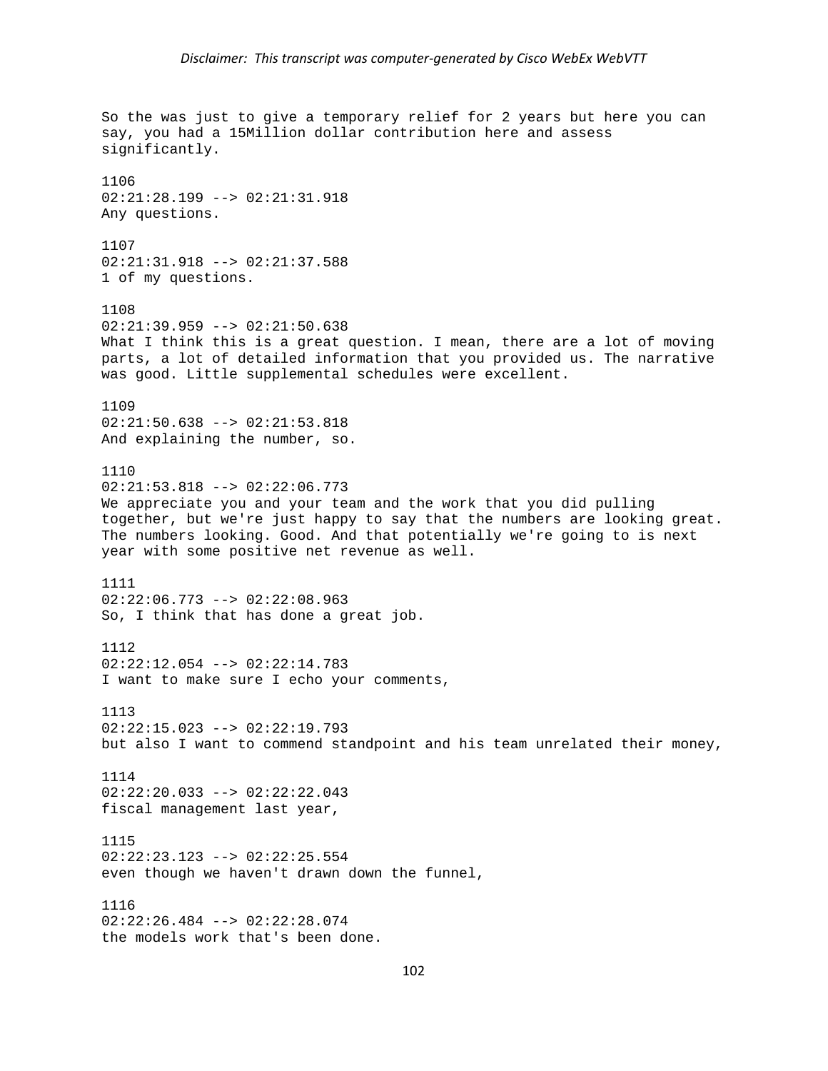*Disclaimer: This transcript was computer-generated by Cisco WebEx WebVTT*

So the was just to give a temporary relief for 2 years but here you can say, you had a 15Million dollar contribution here and assess significantly.

1106
02:21:28.199 --> 02:21:31.918
Any questions.

1107
02:21:31.918 --> 02:21:37.588
1 of my questions.

1108
02:21:39.959 --> 02:21:50.638
What I think this is a great question. I mean, there are a lot of moving parts, a lot of detailed information that you provided us. The narrative was good. Little supplemental schedules were excellent.

1109
02:21:50.638 --> 02:21:53.818
And explaining the number, so.

1110
02:21:53.818 --> 02:22:06.773
We appreciate you and your team and the work that you did pulling together, but we're just happy to say that the numbers are looking great. The numbers looking. Good. And that potentially we're going to is next year with some positive net revenue as well.

1111
02:22:06.773 --> 02:22:08.963
So, I think that has done a great job.

1112
02:22:12.054 --> 02:22:14.783
I want to make sure I echo your comments,

1113
02:22:15.023 --> 02:22:19.793
but also I want to commend standpoint and his team unrelated their money,

1114
02:22:20.033 --> 02:22:22.043
fiscal management last year,

1115
02:22:23.123 --> 02:22:25.554
even though we haven't drawn down the funnel,

1116
02:22:26.484 --> 02:22:28.074
the models work that's been done.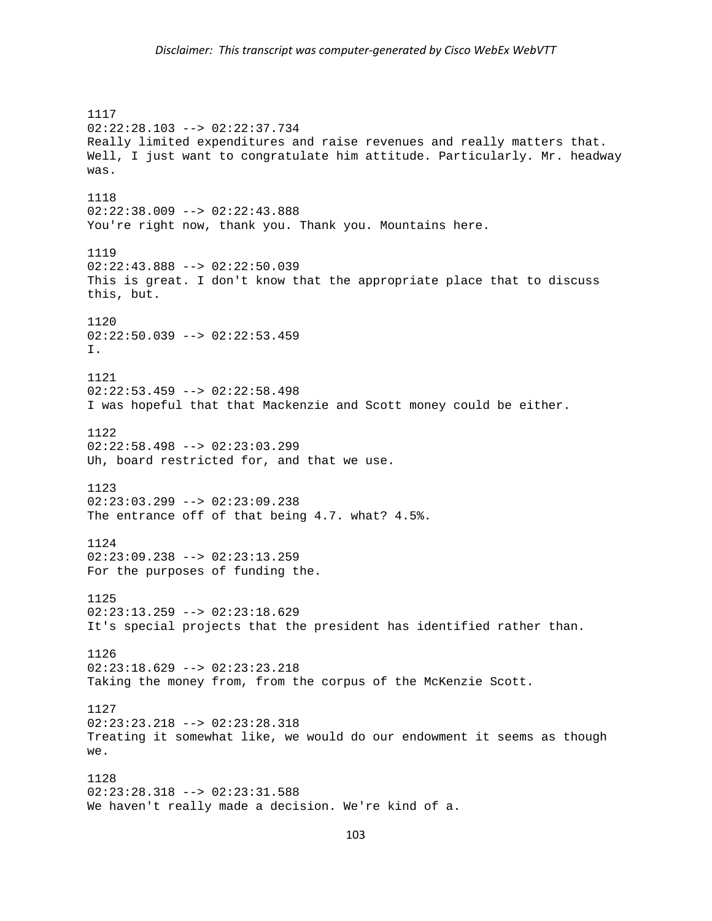1117
02:22:28.103 --> 02:22:37.734
Really limited expenditures and raise revenues and really matters that. Well, I just want to congratulate him attitude. Particularly. Mr. headway was.

1118
02:22:38.009 --> 02:22:43.888
You're right now, thank you. Thank you. Mountains here.

1119
02:22:43.888 --> 02:22:50.039
This is great. I don't know that the appropriate place that to discuss this, but.

1120
02:22:50.039 --> 02:22:53.459
I.

1121
02:22:53.459 --> 02:22:58.498
I was hopeful that that Mackenzie and Scott money could be either.

1122
02:22:58.498 --> 02:23:03.299
Uh, board restricted for, and that we use.

1123
02:23:03.299 --> 02:23:09.238
The entrance off of that being 4.7. what? 4.5%.

1124
02:23:09.238 --> 02:23:13.259
For the purposes of funding the.

1125
02:23:13.259 --> 02:23:18.629
It's special projects that the president has identified rather than.

1126
02:23:18.629 --> 02:23:23.218
Taking the money from, from the corpus of the McKenzie Scott.

1127
02:23:23.218 --> 02:23:28.318
Treating it somewhat like, we would do our endowment it seems as though we.

1128
02:23:28.318 --> 02:23:31.588
We haven't really made a decision. We're kind of a.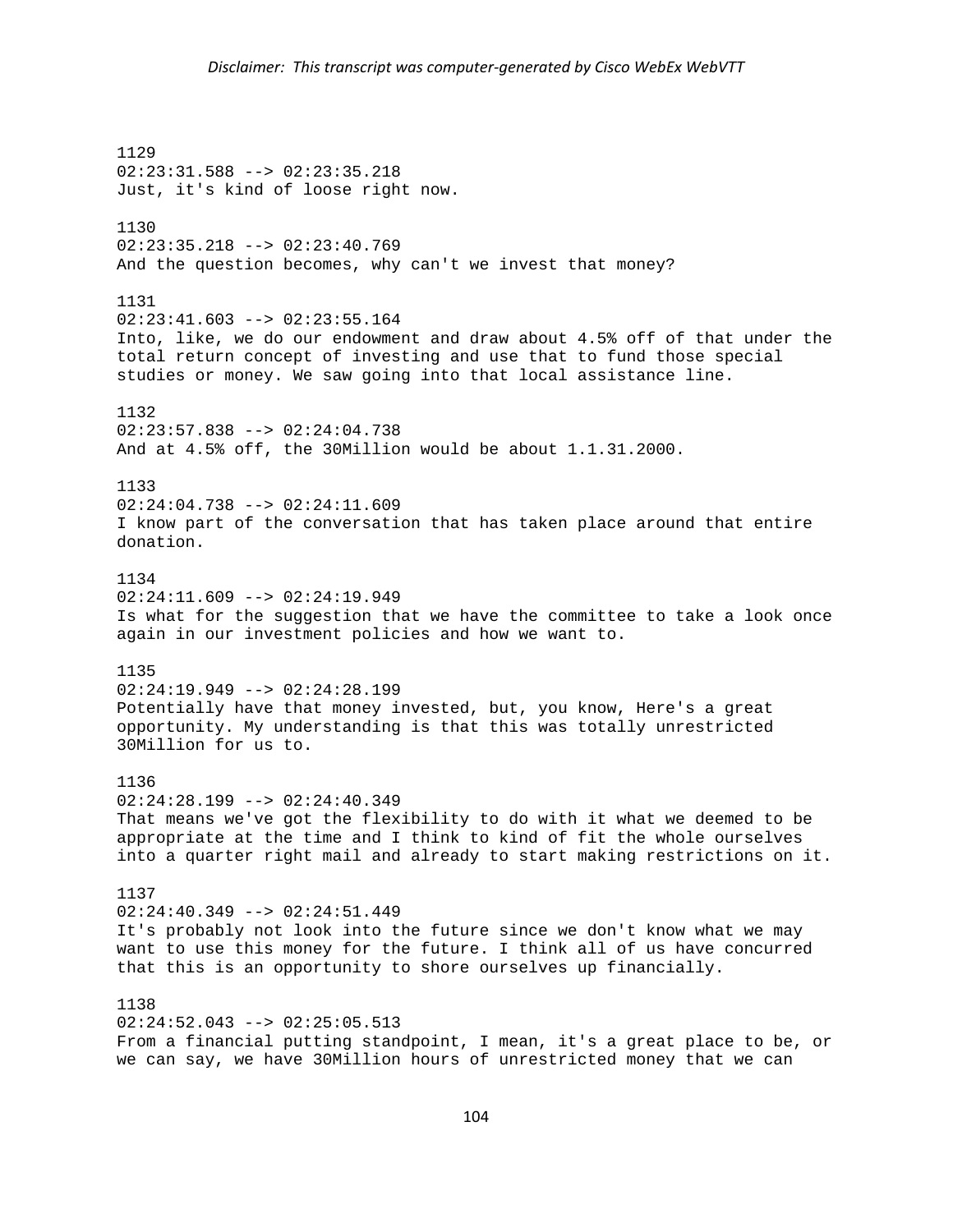1129
02:23:31.588 --> 02:23:35.218
Just, it's kind of loose right now.

1130
02:23:35.218 --> 02:23:40.769
And the question becomes, why can't we invest that money?

1131
02:23:41.603 --> 02:23:55.164
Into, like, we do our endowment and draw about 4.5% off of that under the total return concept of investing and use that to fund those special studies or money. We saw going into that local assistance line.

1132
02:23:57.838 --> 02:24:04.738
And at 4.5% off, the 30Million would be about 1.1.31.2000.

1133
02:24:04.738 --> 02:24:11.609
I know part of the conversation that has taken place around that entire donation.

1134
02:24:11.609 --> 02:24:19.949
Is what for the suggestion that we have the committee to take a look once again in our investment policies and how we want to.

1135
02:24:19.949 --> 02:24:28.199
Potentially have that money invested, but, you know, Here's a great opportunity. My understanding is that this was totally unrestricted 30Million for us to.

1136
02:24:28.199 --> 02:24:40.349
That means we've got the flexibility to do with it what we deemed to be appropriate at the time and I think to kind of fit the whole ourselves into a quarter right mail and already to start making restrictions on it.

1137
02:24:40.349 --> 02:24:51.449
It's probably not look into the future since we don't know what we may want to use this money for the future. I think all of us have concurred that this is an opportunity to shore ourselves up financially.

1138
02:24:52.043 --> 02:25:05.513
From a financial putting standpoint, I mean, it's a great place to be, or we can say, we have 30Million hours of unrestricted money that we can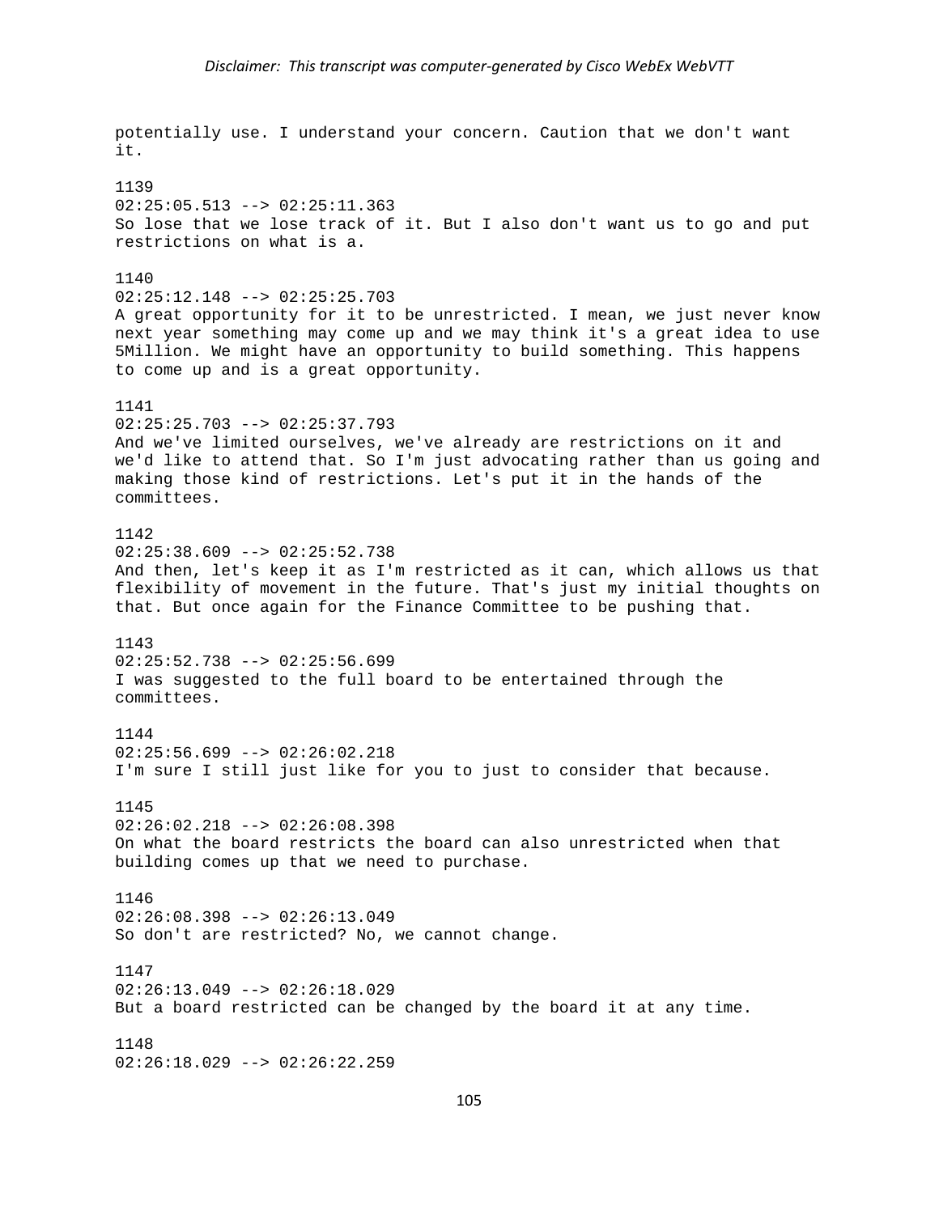potentially use. I understand your concern. Caution that we don't want it.

1139
02:25:05.513 --> 02:25:11.363
So lose that we lose track of it. But I also don't want us to go and put restrictions on what is a.

1140
02:25:12.148 --> 02:25:25.703
A great opportunity for it to be unrestricted. I mean, we just never know next year something may come up and we may think it's a great idea to use 5Million. We might have an opportunity to build something. This happens to come up and is a great opportunity.

1141
02:25:25.703 --> 02:25:37.793
And we've limited ourselves, we've already are restrictions on it and we'd like to attend that. So I'm just advocating rather than us going and making those kind of restrictions. Let's put it in the hands of the committees.

1142
02:25:38.609 --> 02:25:52.738
And then, let's keep it as I'm restricted as it can, which allows us that flexibility of movement in the future. That's just my initial thoughts on that. But once again for the Finance Committee to be pushing that.

1143
02:25:52.738 --> 02:25:56.699
I was suggested to the full board to be entertained through the committees.

1144
02:25:56.699 --> 02:26:02.218
I'm sure I still just like for you to just to consider that because.

1145
02:26:02.218 --> 02:26:08.398
On what the board restricts the board can also unrestricted when that building comes up that we need to purchase.

1146
02:26:08.398 --> 02:26:13.049
So don't are restricted? No, we cannot change.

1147
02:26:13.049 --> 02:26:18.029
But a board restricted can be changed by the board it at any time.

1148
02:26:18.029 --> 02:26:22.259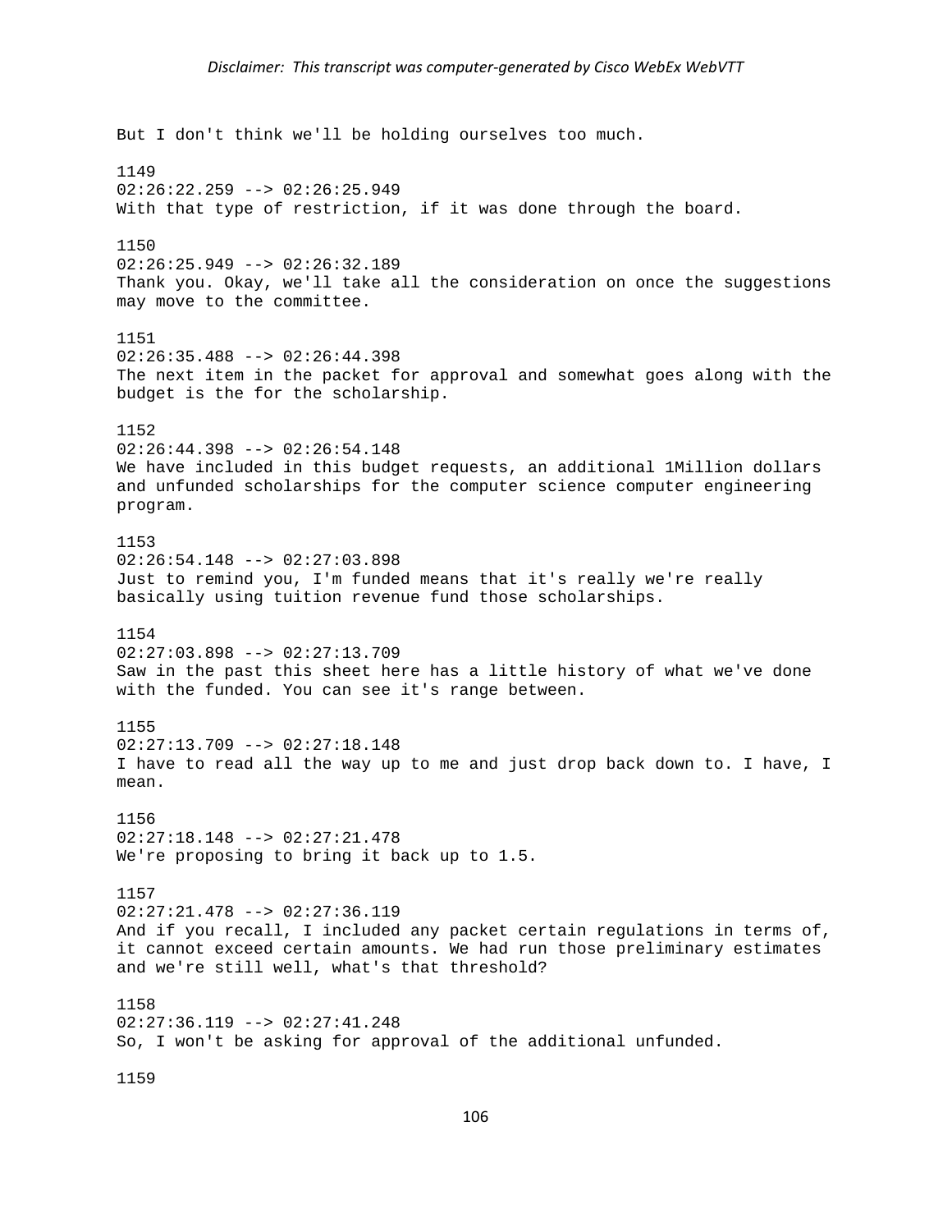*Disclaimer: This transcript was computer-generated by Cisco WebEx WebVTT*

But I don't think we'll be holding ourselves too much.

1149
02:26:22.259 --> 02:26:25.949
With that type of restriction, if it was done through the board.

1150
02:26:25.949 --> 02:26:32.189
Thank you. Okay, we'll take all the consideration on once the suggestions may move to the committee.

1151
02:26:35.488 --> 02:26:44.398
The next item in the packet for approval and somewhat goes along with the budget is the for the scholarship.

1152
02:26:44.398 --> 02:26:54.148
We have included in this budget requests, an additional 1Million dollars and unfunded scholarships for the computer science computer engineering program.

1153
02:26:54.148 --> 02:27:03.898
Just to remind you, I'm funded means that it's really we're really basically using tuition revenue fund those scholarships.

1154
02:27:03.898 --> 02:27:13.709
Saw in the past this sheet here has a little history of what we've done with the funded. You can see it's range between.

1155
02:27:13.709 --> 02:27:18.148
I have to read all the way up to me and just drop back down to. I have, I mean.

1156
02:27:18.148 --> 02:27:21.478
We're proposing to bring it back up to 1.5.

1157
02:27:21.478 --> 02:27:36.119
And if you recall, I included any packet certain regulations in terms of, it cannot exceed certain amounts. We had run those preliminary estimates and we're still well, what's that threshold?

1158
02:27:36.119 --> 02:27:41.248
So, I won't be asking for approval of the additional unfunded.

1159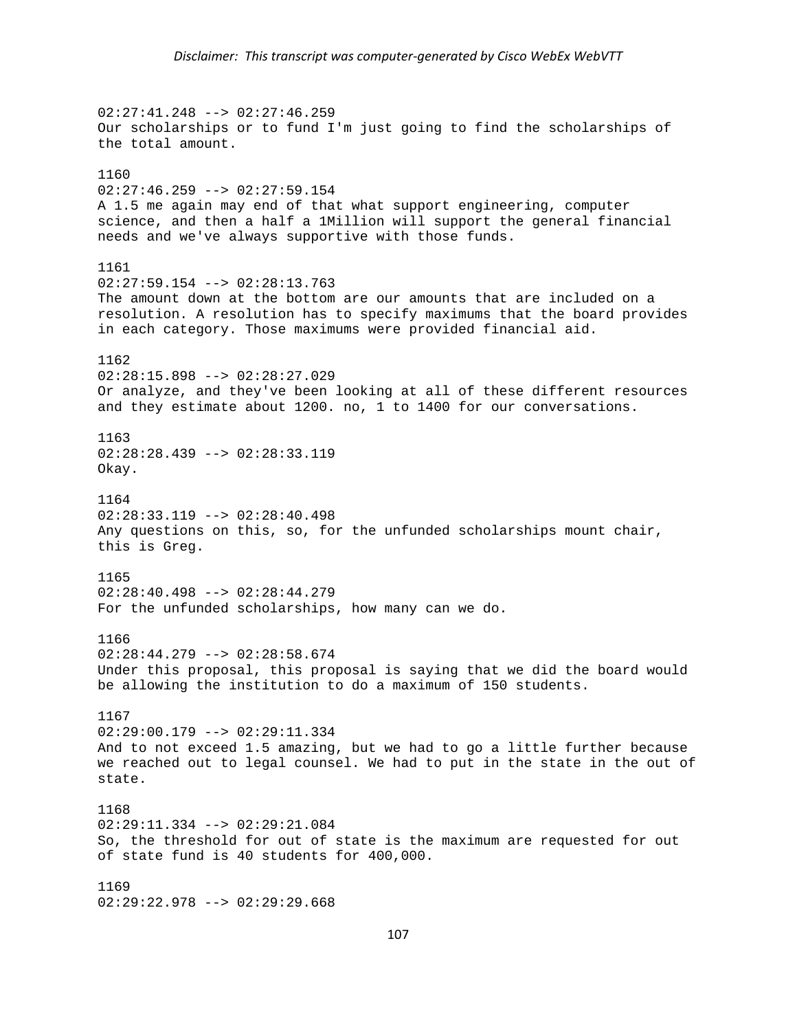02:27:41.248 --> 02:27:46.259
Our scholarships or to fund I'm just going to find the scholarships of the total amount.

1160
02:27:46.259 --> 02:27:59.154
A 1.5 me again may end of that what support engineering, computer science, and then a half a 1Million will support the general financial needs and we've always supportive with those funds.

1161
02:27:59.154 --> 02:28:13.763
The amount down at the bottom are our amounts that are included on a resolution. A resolution has to specify maximums that the board provides in each category. Those maximums were provided financial aid.

1162
02:28:15.898 --> 02:28:27.029
Or analyze, and they've been looking at all of these different resources and they estimate about 1200. no, 1 to 1400 for our conversations.

1163
02:28:28.439 --> 02:28:33.119
Okay.

1164
02:28:33.119 --> 02:28:40.498
Any questions on this, so, for the unfunded scholarships mount chair, this is Greg.

1165
02:28:40.498 --> 02:28:44.279
For the unfunded scholarships, how many can we do.

1166
02:28:44.279 --> 02:28:58.674
Under this proposal, this proposal is saying that we did the board would be allowing the institution to do a maximum of 150 students.

1167
02:29:00.179 --> 02:29:11.334
And to not exceed 1.5 amazing, but we had to go a little further because we reached out to legal counsel. We had to put in the state in the out of state.

1168
02:29:11.334 --> 02:29:21.084
So, the threshold for out of state is the maximum are requested for out of state fund is 40 students for 400,000.

1169
02:29:22.978 --> 02:29:29.668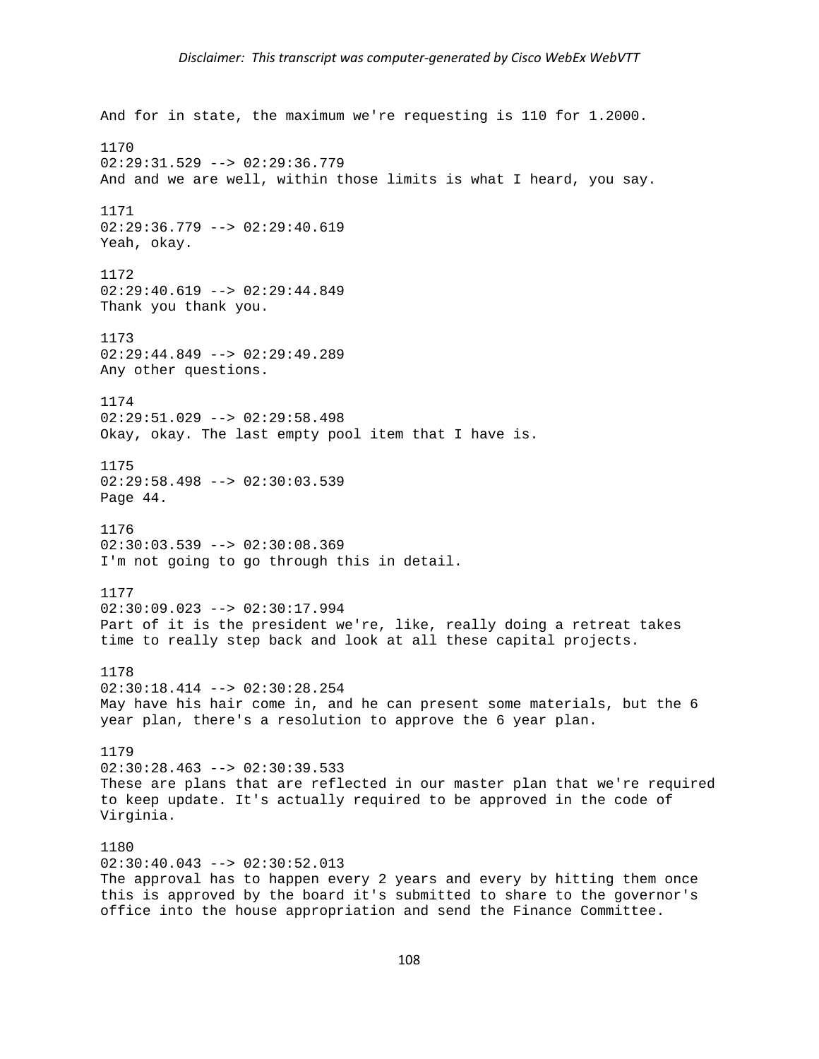And for in state, the maximum we're requesting is 110 for 1.2000.

1170
02:29:31.529 --> 02:29:36.779
And and we are well, within those limits is what I heard, you say.

1171
02:29:36.779 --> 02:29:40.619
Yeah, okay.

1172
02:29:40.619 --> 02:29:44.849
Thank you thank you.

1173
02:29:44.849 --> 02:29:49.289
Any other questions.

1174
02:29:51.029 --> 02:29:58.498
Okay, okay. The last empty pool item that I have is.

1175
02:29:58.498 --> 02:30:03.539
Page 44.

1176
02:30:03.539 --> 02:30:08.369
I'm not going to go through this in detail.

1177
02:30:09.023 --> 02:30:17.994
Part of it is the president we're, like, really doing a retreat takes time to really step back and look at all these capital projects.

1178
02:30:18.414 --> 02:30:28.254
May have his hair come in, and he can present some materials, but the 6 year plan, there's a resolution to approve the 6 year plan.

1179
02:30:28.463 --> 02:30:39.533
These are plans that are reflected in our master plan that we're required to keep update. It's actually required to be approved in the code of Virginia.

1180
02:30:40.043 --> 02:30:52.013
The approval has to happen every 2 years and every by hitting them once this is approved by the board it's submitted to share to the governor's office into the house appropriation and send the Finance Committee.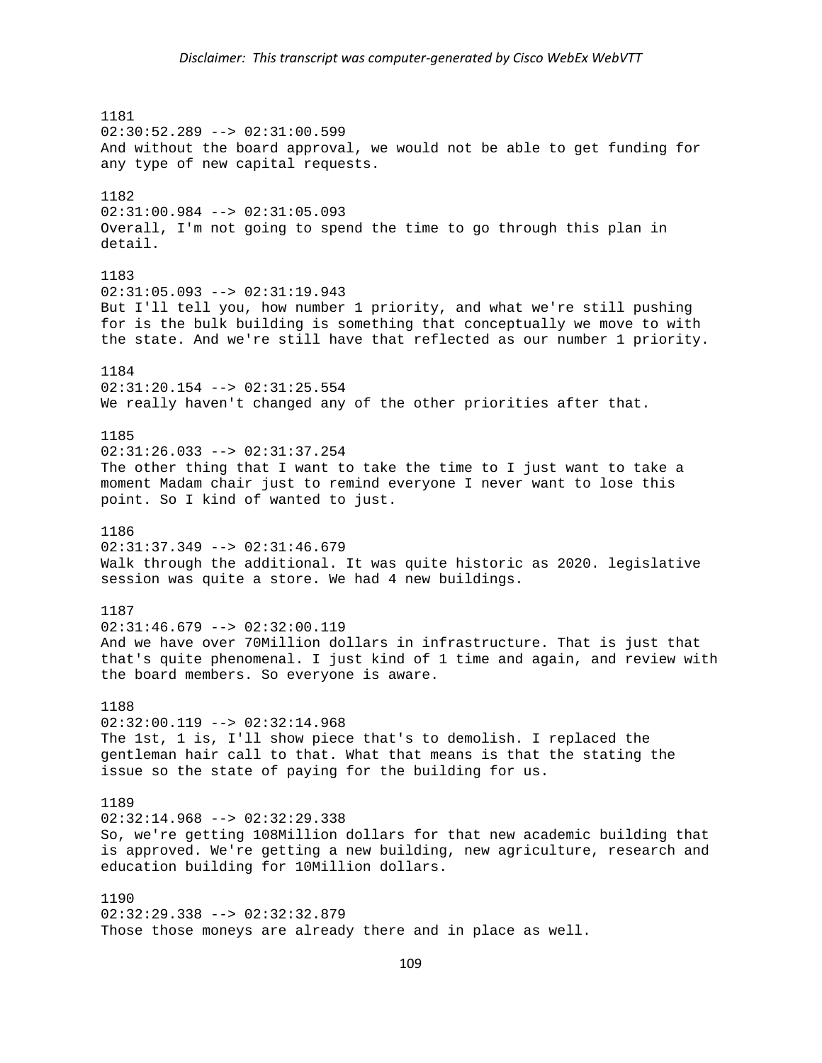1181
02:30:52.289 --> 02:31:00.599
And without the board approval, we would not be able to get funding for any type of new capital requests.

1182
02:31:00.984 --> 02:31:05.093
Overall, I'm not going to spend the time to go through this plan in detail.

1183
02:31:05.093 --> 02:31:19.943
But I'll tell you, how number 1 priority, and what we're still pushing for is the bulk building is something that conceptually we move to with the state. And we're still have that reflected as our number 1 priority.

1184
02:31:20.154 --> 02:31:25.554
We really haven't changed any of the other priorities after that.

1185
02:31:26.033 --> 02:31:37.254
The other thing that I want to take the time to I just want to take a moment Madam chair just to remind everyone I never want to lose this point. So I kind of wanted to just.

1186
02:31:37.349 --> 02:31:46.679
Walk through the additional. It was quite historic as 2020. legislative session was quite a store. We had 4 new buildings.

1187
02:31:46.679 --> 02:32:00.119
And we have over 70Million dollars in infrastructure. That is just that that's quite phenomenal. I just kind of 1 time and again, and review with the board members. So everyone is aware.

1188
02:32:00.119 --> 02:32:14.968
The 1st, 1 is, I'll show piece that's to demolish. I replaced the gentleman hair call to that. What that means is that the stating the issue so the state of paying for the building for us.

1189
02:32:14.968 --> 02:32:29.338
So, we're getting 108Million dollars for that new academic building that is approved. We're getting a new building, new agriculture, research and education building for 10Million dollars.

1190
02:32:29.338 --> 02:32:32.879
Those those moneys are already there and in place as well.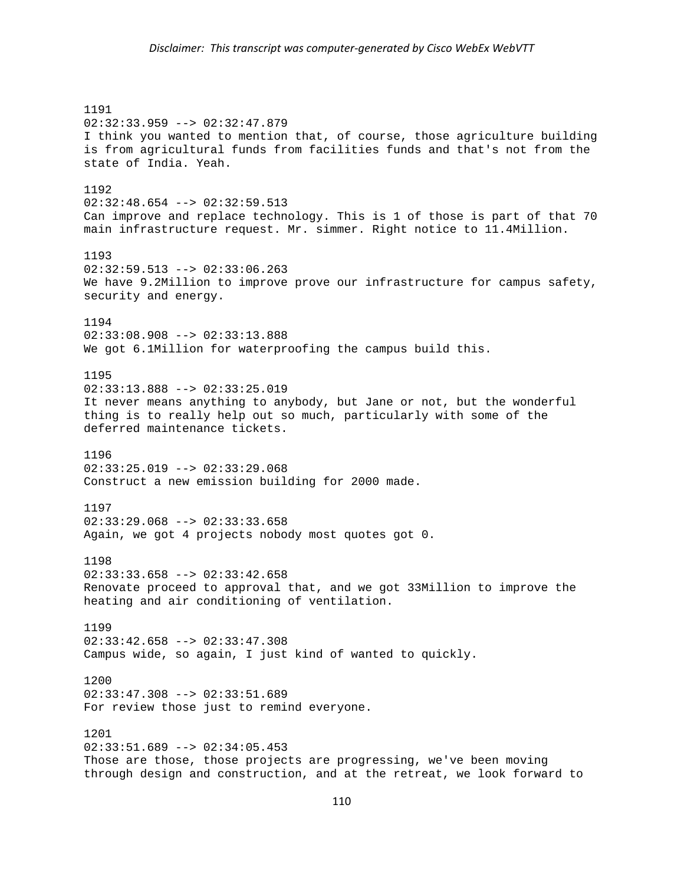*Disclaimer: This transcript was computer-generated by Cisco WebEx WebVTT*

1191
02:32:33.959 --> 02:32:47.879
I think you wanted to mention that, of course, those agriculture building is from agricultural funds from facilities funds and that's not from the state of India. Yeah.

1192
02:32:48.654 --> 02:32:59.513
Can improve and replace technology. This is 1 of those is part of that 70 main infrastructure request. Mr. simmer. Right notice to 11.4Million.

1193
02:32:59.513 --> 02:33:06.263
We have 9.2Million to improve prove our infrastructure for campus safety, security and energy.

1194
02:33:08.908 --> 02:33:13.888
We got 6.1Million for waterproofing the campus build this.

1195
02:33:13.888 --> 02:33:25.019
It never means anything to anybody, but Jane or not, but the wonderful thing is to really help out so much, particularly with some of the deferred maintenance tickets.

1196
02:33:25.019 --> 02:33:29.068
Construct a new emission building for 2000 made.

1197
02:33:29.068 --> 02:33:33.658
Again, we got 4 projects nobody most quotes got 0.

1198
02:33:33.658 --> 02:33:42.658
Renovate proceed to approval that, and we got 33Million to improve the heating and air conditioning of ventilation.

1199
02:33:42.658 --> 02:33:47.308
Campus wide, so again, I just kind of wanted to quickly.

1200
02:33:47.308 --> 02:33:51.689
For review those just to remind everyone.

1201
02:33:51.689 --> 02:34:05.453
Those are those, those projects are progressing, we've been moving through design and construction, and at the retreat, we look forward to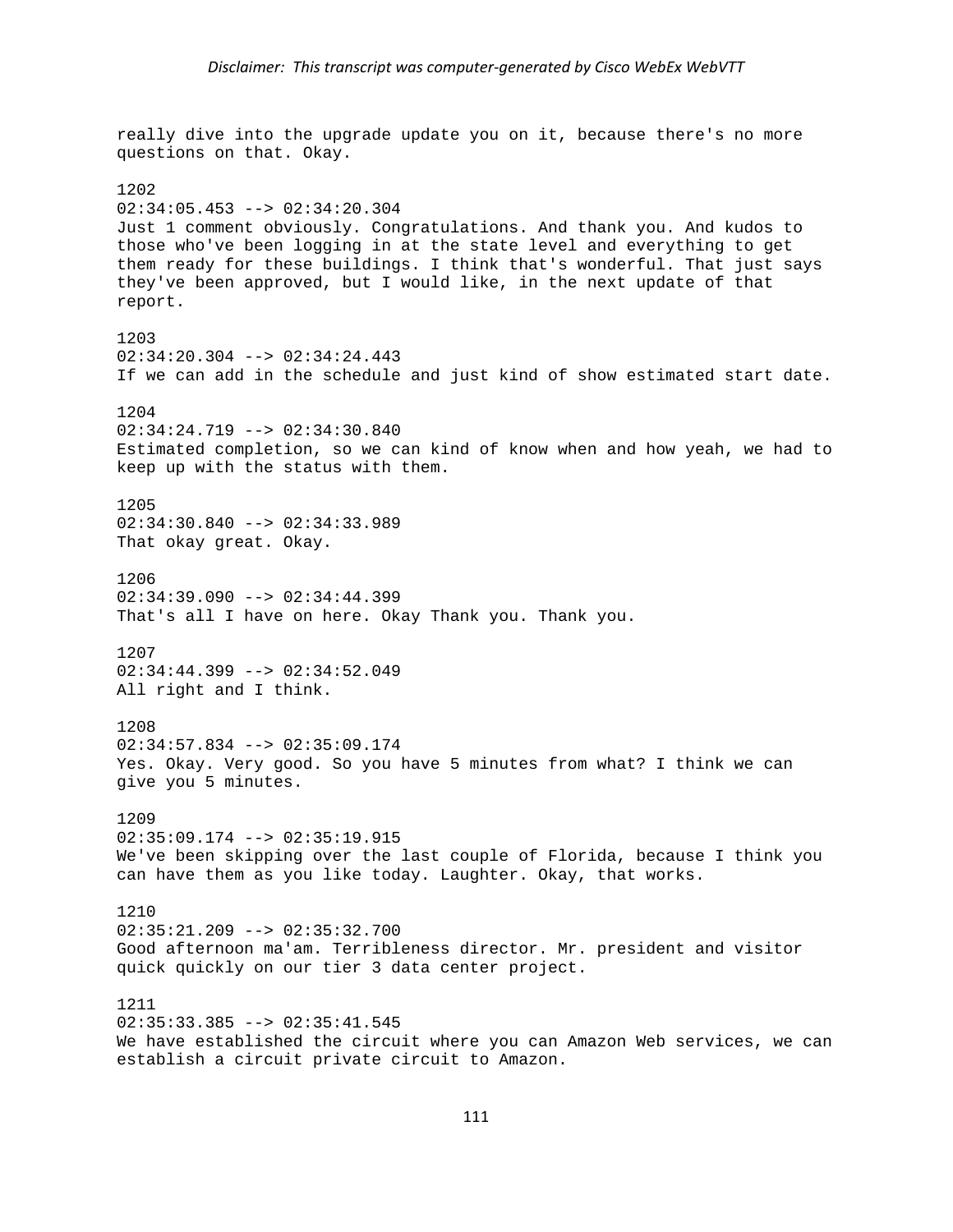really dive into the upgrade update you on it, because there's no more questions on that. Okay.

1202
02:34:05.453 --> 02:34:20.304
Just 1 comment obviously. Congratulations. And thank you. And kudos to those who've been logging in at the state level and everything to get them ready for these buildings. I think that's wonderful. That just says they've been approved, but I would like, in the next update of that report.

1203
02:34:20.304 --> 02:34:24.443
If we can add in the schedule and just kind of show estimated start date.

1204
02:34:24.719 --> 02:34:30.840
Estimated completion, so we can kind of know when and how yeah, we had to keep up with the status with them.

1205
02:34:30.840 --> 02:34:33.989
That okay great. Okay.

1206
02:34:39.090 --> 02:34:44.399
That's all I have on here. Okay Thank you. Thank you.

1207
02:34:44.399 --> 02:34:52.049
All right and I think.

1208
02:34:57.834 --> 02:35:09.174
Yes. Okay. Very good. So you have 5 minutes from what? I think we can give you 5 minutes.

1209
02:35:09.174 --> 02:35:19.915
We've been skipping over the last couple of Florida, because I think you can have them as you like today. Laughter. Okay, that works.

1210
02:35:21.209 --> 02:35:32.700
Good afternoon ma'am. Terribleness director. Mr. president and visitor quick quickly on our tier 3 data center project.

1211
02:35:33.385 --> 02:35:41.545
We have established the circuit where you can Amazon Web services, we can establish a circuit private circuit to Amazon.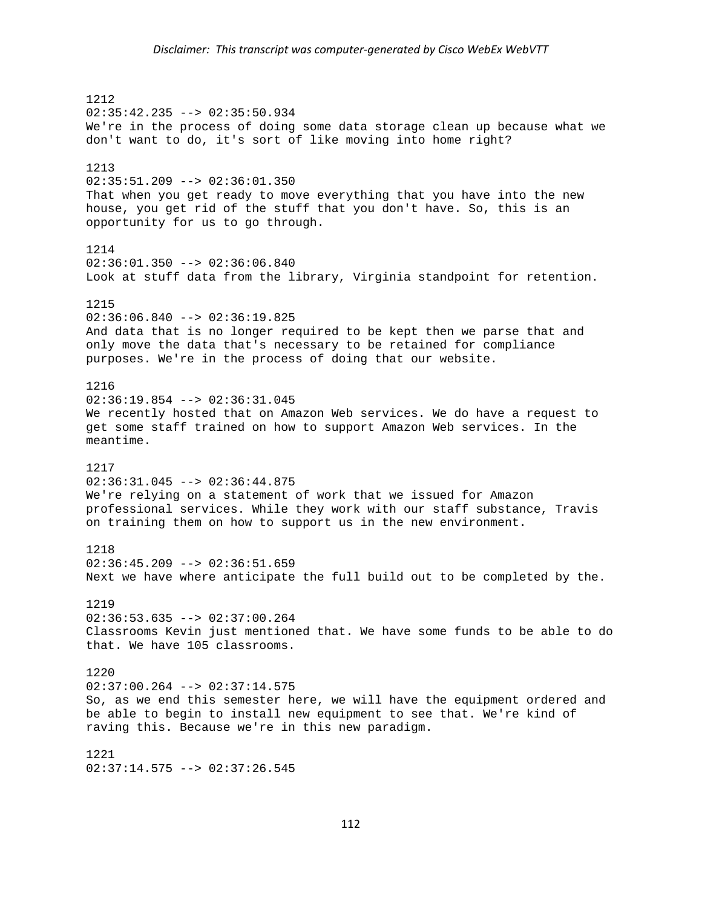*Disclaimer: This transcript was computer-generated by Cisco WebEx WebVTT*

1212
02:35:42.235 --> 02:35:50.934
We're in the process of doing some data storage clean up because what we don't want to do, it's sort of like moving into home right?

1213
02:35:51.209 --> 02:36:01.350
That when you get ready to move everything that you have into the new house, you get rid of the stuff that you don't have. So, this is an opportunity for us to go through.

1214
02:36:01.350 --> 02:36:06.840
Look at stuff data from the library, Virginia standpoint for retention.

1215
02:36:06.840 --> 02:36:19.825
And data that is no longer required to be kept then we parse that and only move the data that's necessary to be retained for compliance purposes. We're in the process of doing that our website.

1216
02:36:19.854 --> 02:36:31.045
We recently hosted that on Amazon Web services. We do have a request to get some staff trained on how to support Amazon Web services. In the meantime.

1217
02:36:31.045 --> 02:36:44.875
We're relying on a statement of work that we issued for Amazon professional services. While they work with our staff substance, Travis on training them on how to support us in the new environment.

1218
02:36:45.209 --> 02:36:51.659
Next we have where anticipate the full build out to be completed by the.

1219
02:36:53.635 --> 02:37:00.264
Classrooms Kevin just mentioned that. We have some funds to be able to do that. We have 105 classrooms.

1220
02:37:00.264 --> 02:37:14.575
So, as we end this semester here, we will have the equipment ordered and be able to begin to install new equipment to see that. We're kind of raving this. Because we're in this new paradigm.

1221
02:37:14.575 --> 02:37:26.545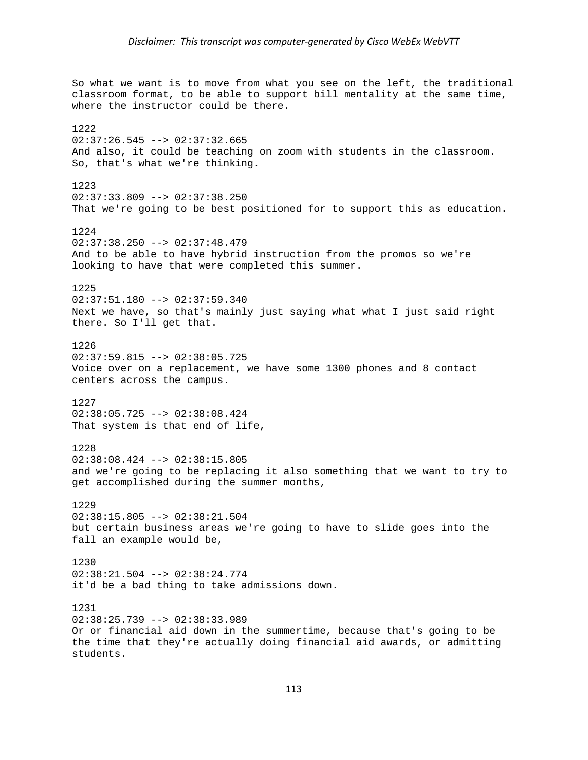So what we want is to move from what you see on the left, the traditional classroom format, to be able to support bill mentality at the same time, where the instructor could be there.

1222
02:37:26.545 --> 02:37:32.665
And also, it could be teaching on zoom with students in the classroom. So, that's what we're thinking.

1223
02:37:33.809 --> 02:37:38.250
That we're going to be best positioned for to support this as education.

1224
02:37:38.250 --> 02:37:48.479
And to be able to have hybrid instruction from the promos so we're looking to have that were completed this summer.

1225
02:37:51.180 --> 02:37:59.340
Next we have, so that's mainly just saying what what I just said right there. So I'll get that.

1226
02:37:59.815 --> 02:38:05.725
Voice over on a replacement, we have some 1300 phones and 8 contact centers across the campus.

1227
02:38:05.725 --> 02:38:08.424
That system is that end of life,

1228
02:38:08.424 --> 02:38:15.805
and we're going to be replacing it also something that we want to try to get accomplished during the summer months,

1229
02:38:15.805 --> 02:38:21.504
but certain business areas we're going to have to slide goes into the fall an example would be,

1230
02:38:21.504 --> 02:38:24.774
it'd be a bad thing to take admissions down.

1231
02:38:25.739 --> 02:38:33.989
Or or financial aid down in the summertime, because that's going to be the time that they're actually doing financial aid awards, or admitting students.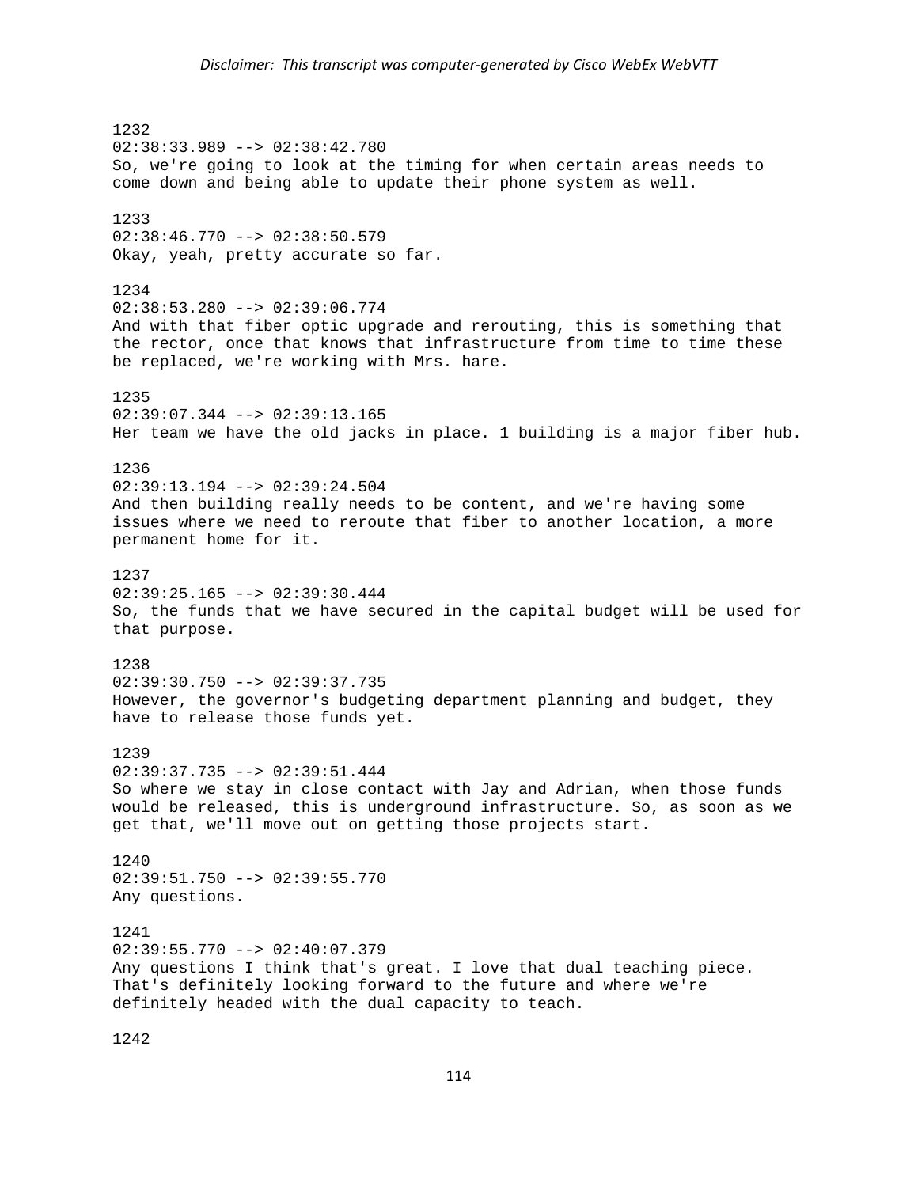1232
02:38:33.989 --> 02:38:42.780
So, we're going to look at the timing for when certain areas needs to come down and being able to update their phone system as well.

1233
02:38:46.770 --> 02:38:50.579
Okay, yeah, pretty accurate so far.

1234
02:38:53.280 --> 02:39:06.774
And with that fiber optic upgrade and rerouting, this is something that the rector, once that knows that infrastructure from time to time these be replaced, we're working with Mrs. hare.

1235
02:39:07.344 --> 02:39:13.165
Her team we have the old jacks in place. 1 building is a major fiber hub.

1236
02:39:13.194 --> 02:39:24.504
And then building really needs to be content, and we're having some issues where we need to reroute that fiber to another location, a more permanent home for it.

1237
02:39:25.165 --> 02:39:30.444
So, the funds that we have secured in the capital budget will be used for that purpose.

1238
02:39:30.750 --> 02:39:37.735
However, the governor's budgeting department planning and budget, they have to release those funds yet.

1239
02:39:37.735 --> 02:39:51.444
So where we stay in close contact with Jay and Adrian, when those funds would be released, this is underground infrastructure. So, as soon as we get that, we'll move out on getting those projects start.

1240
02:39:51.750 --> 02:39:55.770
Any questions.

1241
02:39:55.770 --> 02:40:07.379
Any questions I think that's great. I love that dual teaching piece. That's definitely looking forward to the future and where we're definitely headed with the dual capacity to teach.

1242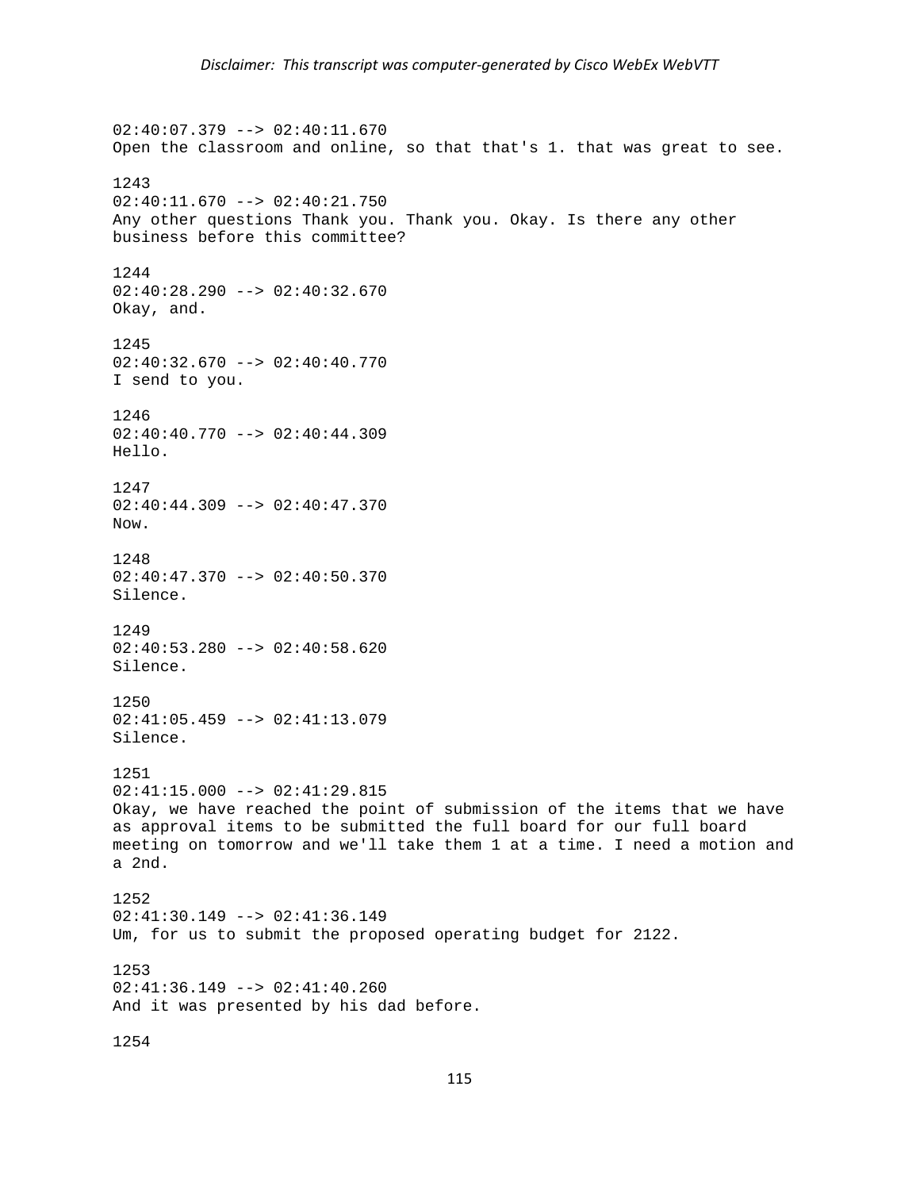*Disclaimer: This transcript was computer-generated by Cisco WebEx WebVTT*

02:40:07.379 --> 02:40:11.670
Open the classroom and online, so that that's 1. that was great to see.

1243
02:40:11.670 --> 02:40:21.750
Any other questions Thank you. Thank you. Okay. Is there any other business before this committee?

1244
02:40:28.290 --> 02:40:32.670
Okay, and.

1245
02:40:32.670 --> 02:40:40.770
I send to you.

1246
02:40:40.770 --> 02:40:44.309
Hello.

1247
02:40:44.309 --> 02:40:47.370
Now.

1248
02:40:47.370 --> 02:40:50.370
Silence.

1249
02:40:53.280 --> 02:40:58.620
Silence.

1250
02:41:05.459 --> 02:41:13.079
Silence.

1251
02:41:15.000 --> 02:41:29.815
Okay, we have reached the point of submission of the items that we have as approval items to be submitted the full board for our full board meeting on tomorrow and we'll take them 1 at a time. I need a motion and a 2nd.

1252
02:41:30.149 --> 02:41:36.149
Um, for us to submit the proposed operating budget for 2122.

1253
02:41:36.149 --> 02:41:40.260
And it was presented by his dad before.

1254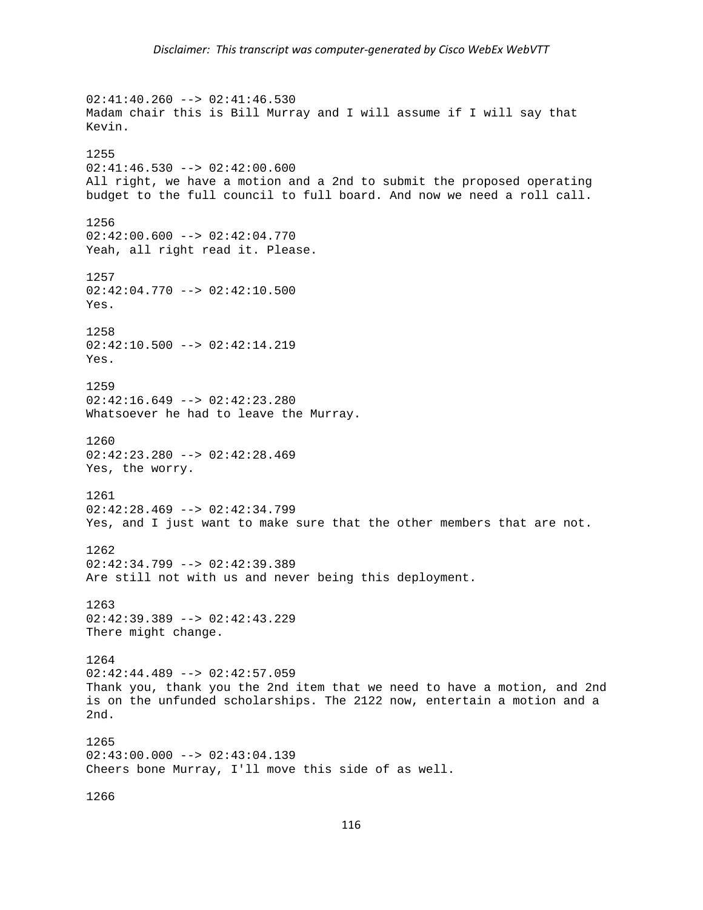02:41:40.260 --> 02:41:46.530
Madam chair this is Bill Murray and I will assume if I will say that Kevin.

1255
02:41:46.530 --> 02:42:00.600
All right, we have a motion and a 2nd to submit the proposed operating budget to the full council to full board. And now we need a roll call.

1256
02:42:00.600 --> 02:42:04.770
Yeah, all right read it. Please.

1257
02:42:04.770 --> 02:42:10.500
Yes.

1258
02:42:10.500 --> 02:42:14.219
Yes.

1259
02:42:16.649 --> 02:42:23.280
Whatsoever he had to leave the Murray.

1260
02:42:23.280 --> 02:42:28.469
Yes, the worry.

1261
02:42:28.469 --> 02:42:34.799
Yes, and I just want to make sure that the other members that are not.

1262
02:42:34.799 --> 02:42:39.389
Are still not with us and never being this deployment.

1263
02:42:39.389 --> 02:42:43.229
There might change.

1264
02:42:44.489 --> 02:42:57.059
Thank you, thank you the 2nd item that we need to have a motion, and 2nd is on the unfunded scholarships. The 2122 now, entertain a motion and a 2nd.

1265
02:43:00.000 --> 02:43:04.139
Cheers bone Murray, I'll move this side of as well.

1266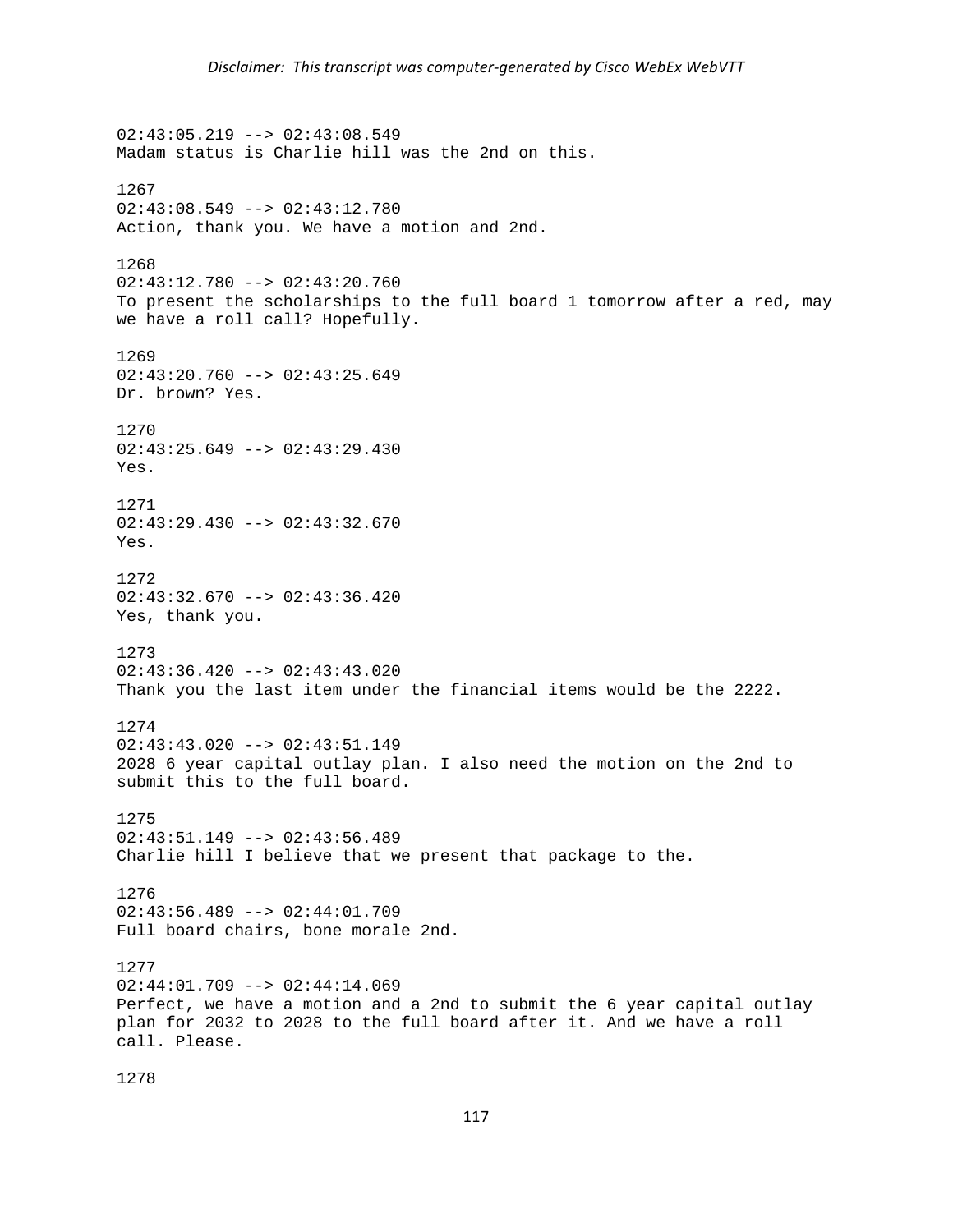*Disclaimer: This transcript was computer-generated by Cisco WebEx WebVTT*

02:43:05.219 --> 02:43:08.549
Madam status is Charlie hill was the 2nd on this.

1267
02:43:08.549 --> 02:43:12.780
Action, thank you. We have a motion and 2nd.

1268
02:43:12.780 --> 02:43:20.760
To present the scholarships to the full board 1 tomorrow after a red, may we have a roll call? Hopefully.

1269
02:43:20.760 --> 02:43:25.649
Dr. brown? Yes.

1270
02:43:25.649 --> 02:43:29.430
Yes.

1271
02:43:29.430 --> 02:43:32.670
Yes.

1272
02:43:32.670 --> 02:43:36.420
Yes, thank you.

1273
02:43:36.420 --> 02:43:43.020
Thank you the last item under the financial items would be the 2222.

1274
02:43:43.020 --> 02:43:51.149
2028 6 year capital outlay plan. I also need the motion on the 2nd to submit this to the full board.

1275
02:43:51.149 --> 02:43:56.489
Charlie hill I believe that we present that package to the.

1276
02:43:56.489 --> 02:44:01.709
Full board chairs, bone morale 2nd.

1277
02:44:01.709 --> 02:44:14.069
Perfect, we have a motion and a 2nd to submit the 6 year capital outlay plan for 2032 to 2028 to the full board after it. And we have a roll call. Please.

1278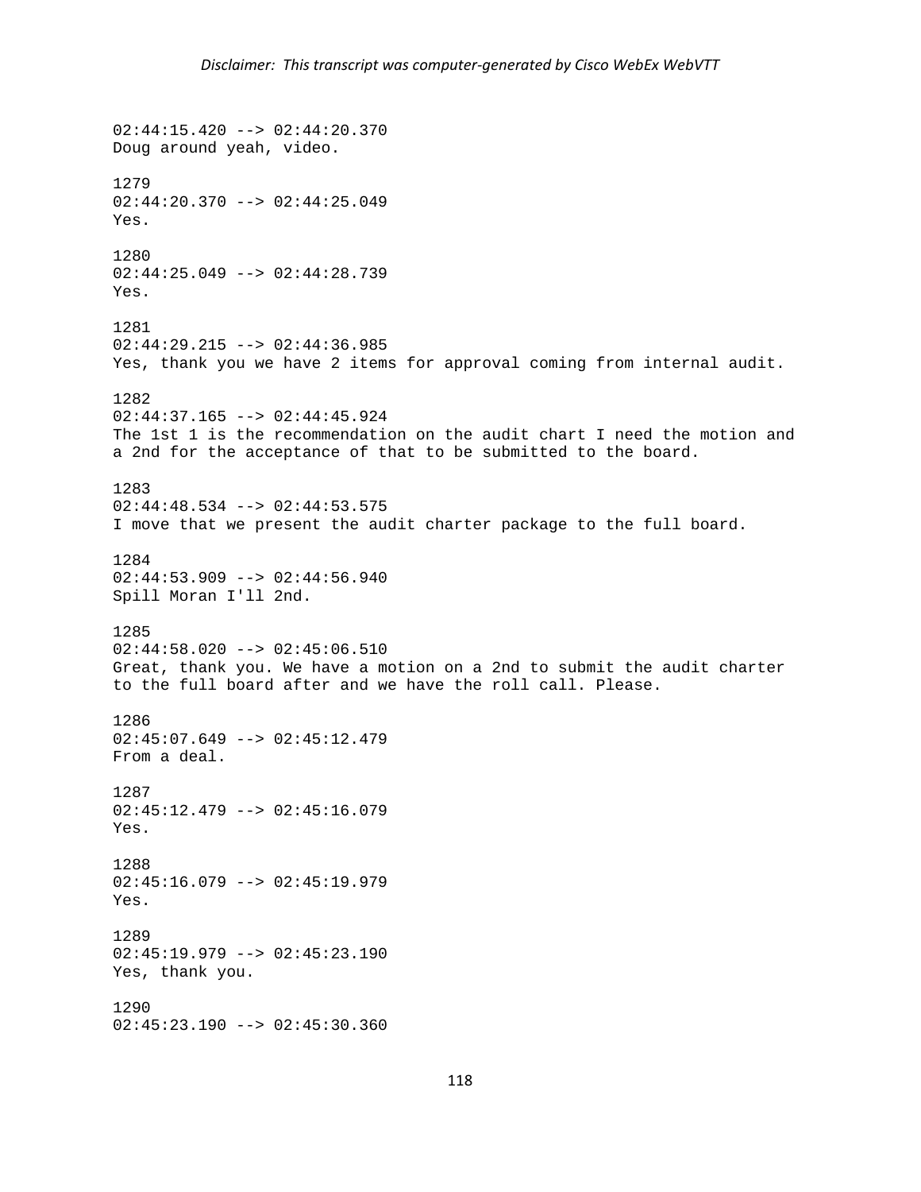02:44:15.420 --> 02:44:20.370
Doug around yeah, video.

1279
02:44:20.370 --> 02:44:25.049
Yes.

1280
02:44:25.049 --> 02:44:28.739
Yes.

1281
02:44:29.215 --> 02:44:36.985
Yes, thank you we have 2 items for approval coming from internal audit.

1282
02:44:37.165 --> 02:44:45.924
The 1st 1 is the recommendation on the audit chart I need the motion and a 2nd for the acceptance of that to be submitted to the board.

1283
02:44:48.534 --> 02:44:53.575
I move that we present the audit charter package to the full board.

1284
02:44:53.909 --> 02:44:56.940
Spill Moran I'll 2nd.

1285
02:44:58.020 --> 02:45:06.510
Great, thank you. We have a motion on a 2nd to submit the audit charter to the full board after and we have the roll call. Please.

1286
02:45:07.649 --> 02:45:12.479
From a deal.

1287
02:45:12.479 --> 02:45:16.079
Yes.

1288
02:45:16.079 --> 02:45:19.979
Yes.

1289
02:45:19.979 --> 02:45:23.190
Yes, thank you.

1290
02:45:23.190 --> 02:45:30.360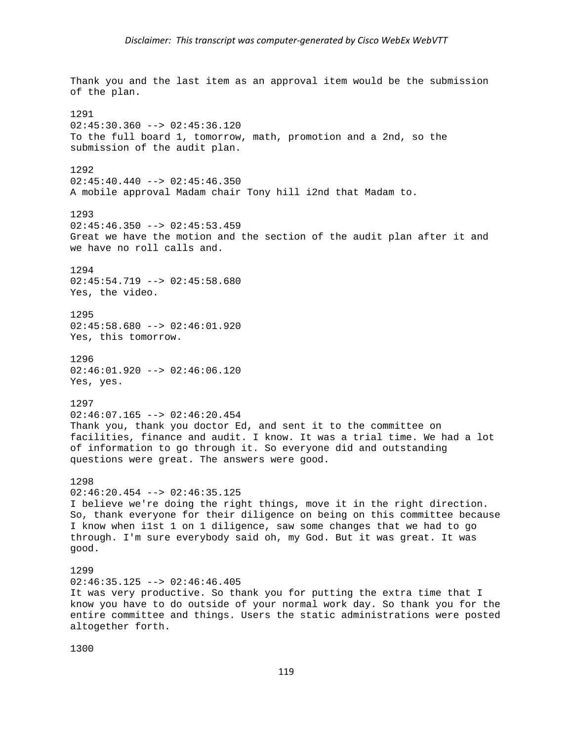Thank you and the last item as an approval item would be the submission of the plan.

1291
02:45:30.360 --> 02:45:36.120
To the full board 1, tomorrow, math, promotion and a 2nd, so the submission of the audit plan.

1292
02:45:40.440 --> 02:45:46.350
A mobile approval Madam chair Tony hill i2nd that Madam to.

1293
02:45:46.350 --> 02:45:53.459
Great we have the motion and the section of the audit plan after it and we have no roll calls and.

1294
02:45:54.719 --> 02:45:58.680
Yes, the video.

1295
02:45:58.680 --> 02:46:01.920
Yes, this tomorrow.

1296
02:46:01.920 --> 02:46:06.120
Yes, yes.

1297
02:46:07.165 --> 02:46:20.454
Thank you, thank you doctor Ed, and sent it to the committee on facilities, finance and audit. I know. It was a trial time. We had a lot of information to go through it. So everyone did and outstanding questions were great. The answers were good.

1298
02:46:20.454 --> 02:46:35.125
I believe we're doing the right things, move it in the right direction. So, thank everyone for their diligence on being on this committee because I know when i1st 1 on 1 diligence, saw some changes that we had to go through. I'm sure everybody said oh, my God. But it was great. It was good.

1299
02:46:35.125 --> 02:46:46.405
It was very productive. So thank you for putting the extra time that I know you have to do outside of your normal work day. So thank you for the entire committee and things. Users the static administrations were posted altogether forth.

1300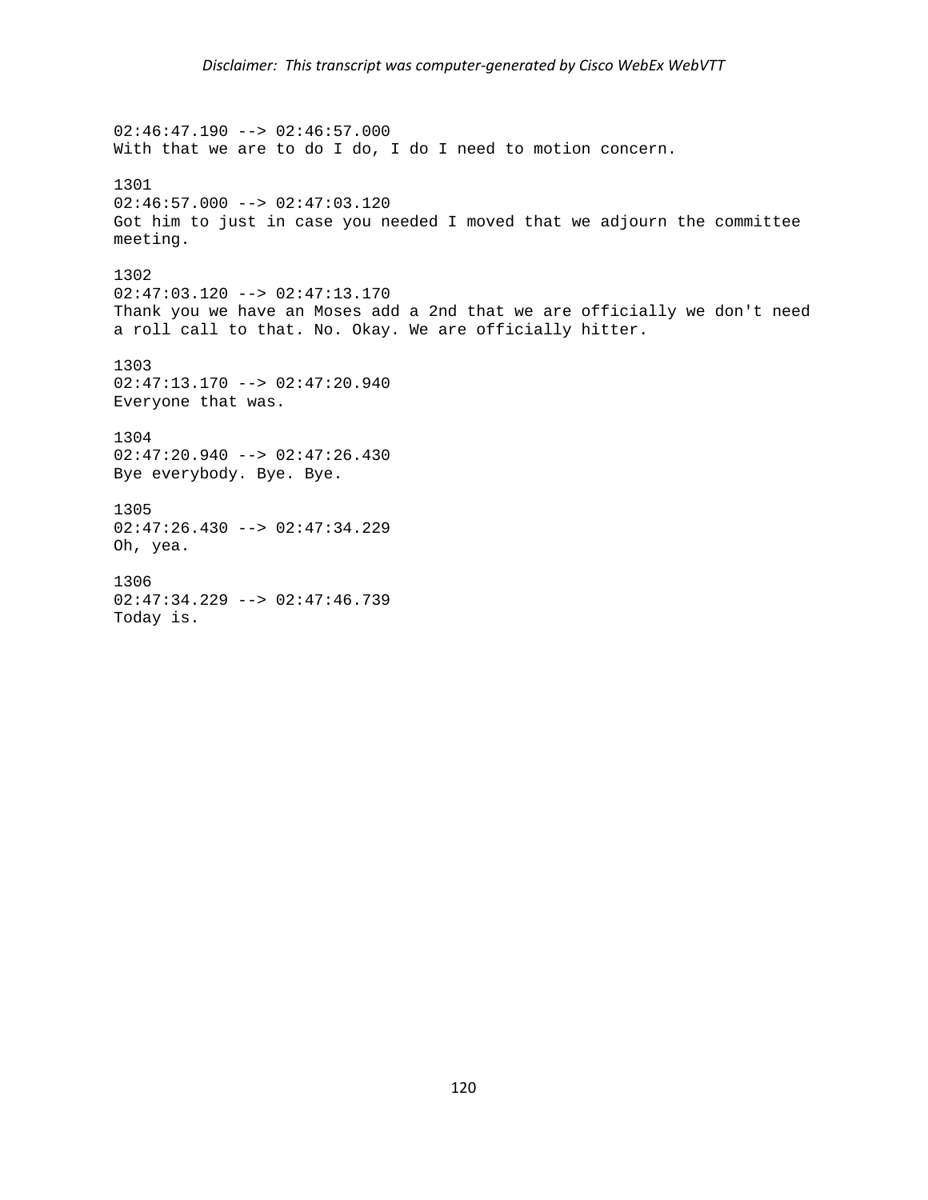02:46:47.190 --> 02:46:57.000
With that we are to do I do, I do I need to motion concern.

1301
02:46:57.000 --> 02:47:03.120
Got him to just in case you needed I moved that we adjourn the committee meeting.

1302
02:47:03.120 --> 02:47:13.170
Thank you we have an Moses add a 2nd that we are officially we don't need a roll call to that. No. Okay. We are officially hitter.

1303
02:47:13.170 --> 02:47:20.940
Everyone that was.

1304
02:47:20.940 --> 02:47:26.430
Bye everybody. Bye. Bye.

1305
02:47:26.430 --> 02:47:34.229
Oh, yea.

1306
02:47:34.229 --> 02:47:46.739
Today is.